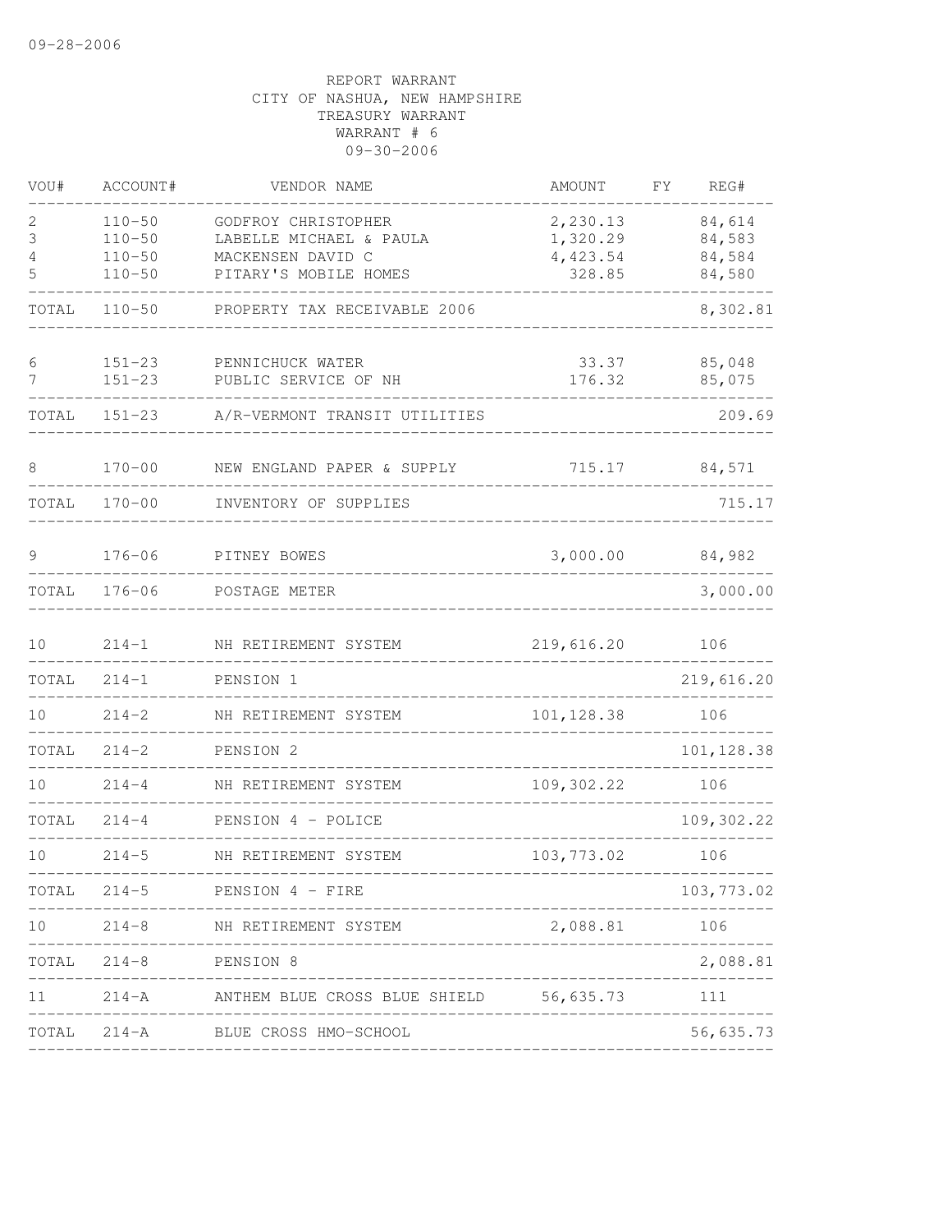09-28-2006

REPORT WARRANT
CITY OF NASHUA, NEW HAMPSHIRE
TREASURY WARRANT
WARRANT # 6
09-30-2006

| VOU# | ACCOUNT# | VENDOR NAME | AMOUNT | FY | REG# |
|---|---|---|---|---|---|
| 2 | 110-50 | GODFROY CHRISTOPHER | 2,230.13 | | 84,614 |
| 3 | 110-50 | LABELLE MICHAEL & PAULA | 1,320.29 | | 84,583 |
| 4 | 110-50 | MACKENSEN DAVID C | 4,423.54 | | 84,584 |
| 5 | 110-50 | PITARY'S MOBILE HOMES | 328.85 | | 84,580 |
| TOTAL | 110-50 | PROPERTY TAX RECEIVABLE 2006 | | | 8,302.81 |
| 6 | 151-23 | PENNICHUCK WATER | 33.37 | | 85,048 |
| 7 | 151-23 | PUBLIC SERVICE OF NH | 176.32 | | 85,075 |
| TOTAL | 151-23 | A/R-VERMONT TRANSIT UTILITIES | | | 209.69 |
| 8 | 170-00 | NEW ENGLAND PAPER & SUPPLY | 715.17 | | 84,571 |
| TOTAL | 170-00 | INVENTORY OF SUPPLIES | | | 715.17 |
| 9 | 176-06 | PITNEY BOWES | 3,000.00 | | 84,982 |
| TOTAL | 176-06 | POSTAGE METER | | | 3,000.00 |
| 10 | 214-1 | NH RETIREMENT SYSTEM | 219,616.20 | | 106 |
| TOTAL | 214-1 | PENSION 1 | | | 219,616.20 |
| 10 | 214-2 | NH RETIREMENT SYSTEM | 101,128.38 | | 106 |
| TOTAL | 214-2 | PENSION 2 | | | 101,128.38 |
| 10 | 214-4 | NH RETIREMENT SYSTEM | 109,302.22 | | 106 |
| TOTAL | 214-4 | PENSION 4 - POLICE | | | 109,302.22 |
| 10 | 214-5 | NH RETIREMENT SYSTEM | 103,773.02 | | 106 |
| TOTAL | 214-5 | PENSION 4 - FIRE | | | 103,773.02 |
| 10 | 214-8 | NH RETIREMENT SYSTEM | 2,088.81 | | 106 |
| TOTAL | 214-8 | PENSION 8 | | | 2,088.81 |
| 11 | 214-A | ANTHEM BLUE CROSS BLUE SHIELD | 56,635.73 | | 111 |
| TOTAL | 214-A | BLUE CROSS HMO-SCHOOL | | | 56,635.73 |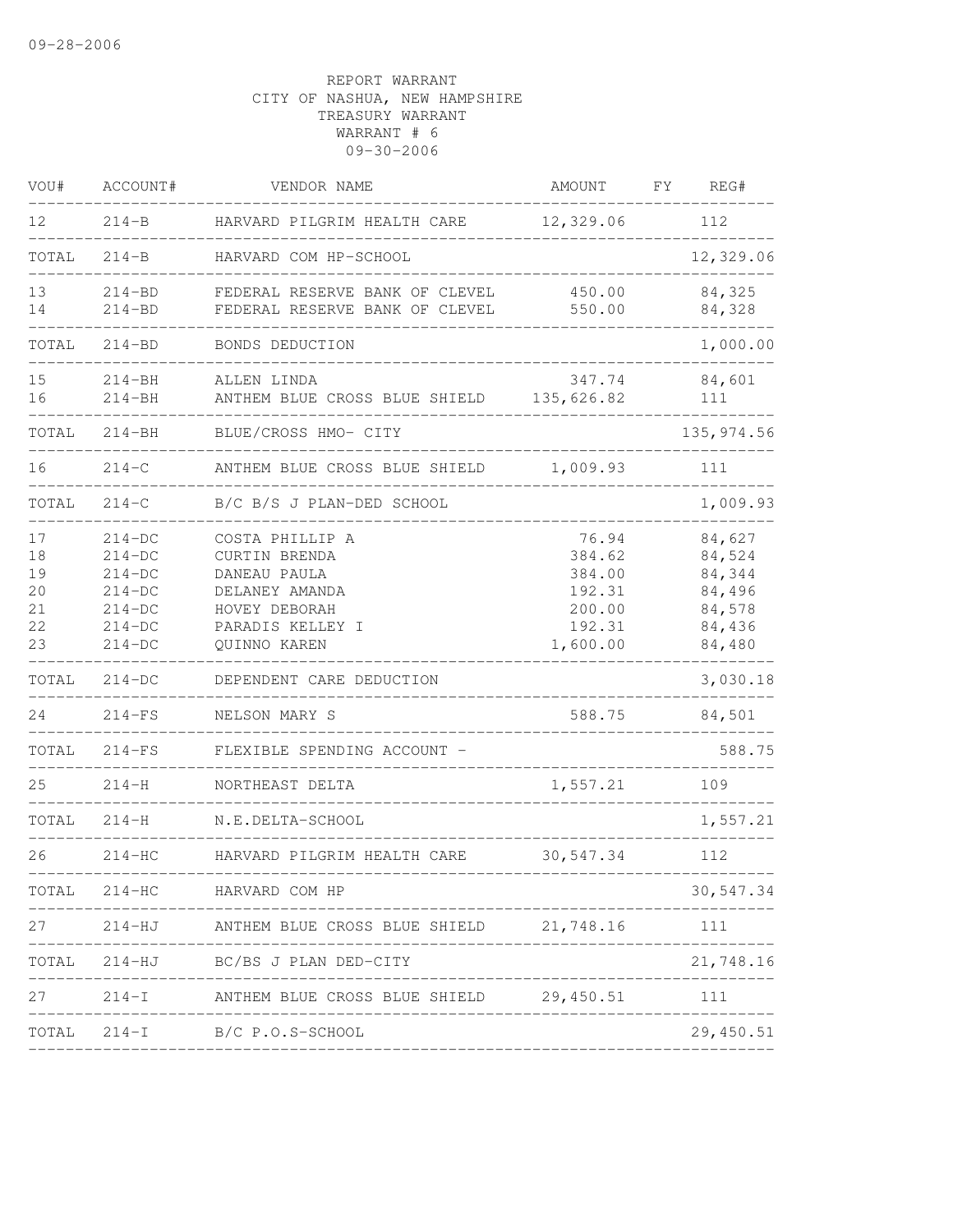09-28-2006

REPORT WARRANT
CITY OF NASHUA, NEW HAMPSHIRE
TREASURY WARRANT
WARRANT # 6
09-30-2006

| VOU# | ACCOUNT# | VENDOR NAME | AMOUNT | FY | REG# |
|---|---|---|---|---|---|
| 12 | 214-B | HARVARD PILGRIM HEALTH CARE | 12,329.06 | | 112 |
| TOTAL | 214-B | HARVARD COM HP-SCHOOL | | | 12,329.06 |
| 13 | 214-BD | FEDERAL RESERVE BANK OF CLEVEL | 450.00 | | 84,325 |
| 14 | 214-BD | FEDERAL RESERVE BANK OF CLEVEL | 550.00 | | 84,328 |
| TOTAL | 214-BD | BONDS DEDUCTION | | | 1,000.00 |
| 15 | 214-BH | ALLEN LINDA | 347.74 | | 84,601 |
| 16 | 214-BH | ANTHEM BLUE CROSS BLUE SHIELD | 135,626.82 | | 111 |
| TOTAL | 214-BH | BLUE/CROSS HMO- CITY | | | 135,974.56 |
| 16 | 214-C | ANTHEM BLUE CROSS BLUE SHIELD | 1,009.93 | | 111 |
| TOTAL | 214-C | B/C B/S J PLAN-DED SCHOOL | | | 1,009.93 |
| 17 | 214-DC | COSTA PHILLIP A | 76.94 | | 84,627 |
| 18 | 214-DC | CURTIN BRENDA | 384.62 | | 84,524 |
| 19 | 214-DC | DANEAU PAULA | 384.00 | | 84,344 |
| 20 | 214-DC | DELANEY AMANDA | 192.31 | | 84,496 |
| 21 | 214-DC | HOVEY DEBORAH | 200.00 | | 84,578 |
| 22 | 214-DC | PARADIS KELLEY I | 192.31 | | 84,436 |
| 23 | 214-DC | QUINNO KAREN | 1,600.00 | | 84,480 |
| TOTAL | 214-DC | DEPENDENT CARE DEDUCTION | | | 3,030.18 |
| 24 | 214-FS | NELSON MARY S | 588.75 | | 84,501 |
| TOTAL | 214-FS | FLEXIBLE SPENDING ACCOUNT - | | | 588.75 |
| 25 | 214-H | NORTHEAST DELTA | 1,557.21 | | 109 |
| TOTAL | 214-H | N.E.DELTA-SCHOOL | | | 1,557.21 |
| 26 | 214-HC | HARVARD PILGRIM HEALTH CARE | 30,547.34 | | 112 |
| TOTAL | 214-HC | HARVARD COM HP | | | 30,547.34 |
| 27 | 214-HJ | ANTHEM BLUE CROSS BLUE SHIELD | 21,748.16 | | 111 |
| TOTAL | 214-HJ | BC/BS J PLAN DED-CITY | | | 21,748.16 |
| 27 | 214-I | ANTHEM BLUE CROSS BLUE SHIELD | 29,450.51 | | 111 |
| TOTAL | 214-I | B/C P.O.S-SCHOOL | | | 29,450.51 |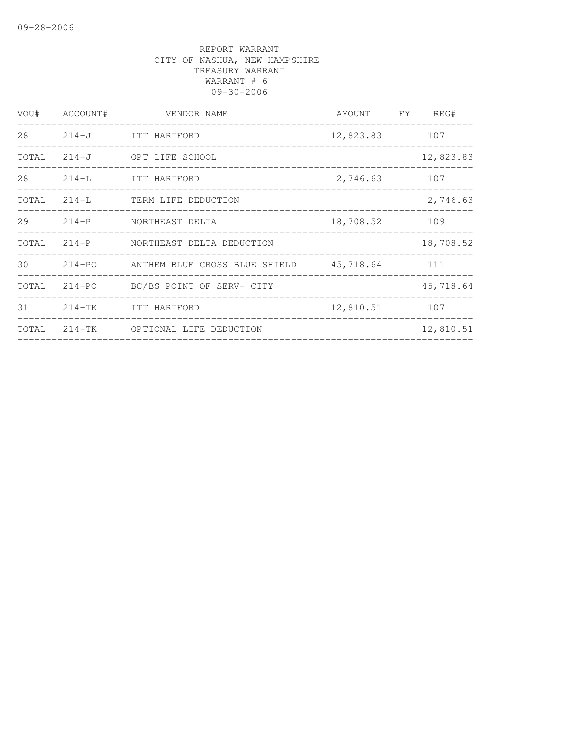09-28-2006

REPORT WARRANT
CITY OF NASHUA, NEW HAMPSHIRE
TREASURY WARRANT
WARRANT # 6
09-30-2006

| VOU# | ACCOUNT# | VENDOR NAME | AMOUNT | FY | REG# |
|---|---|---|---|---|---|
| 28 | 214-J | ITT HARTFORD | 12,823.83 | | 107 |
| TOTAL | 214-J | OPT LIFE SCHOOL | | | 12,823.83 |
| 28 | 214-L | ITT HARTFORD | 2,746.63 | | 107 |
| TOTAL | 214-L | TERM LIFE DEDUCTION | | | 2,746.63 |
| 29 | 214-P | NORTHEAST DELTA | 18,708.52 | | 109 |
| TOTAL | 214-P | NORTHEAST DELTA DEDUCTION | | | 18,708.52 |
| 30 | 214-PO | ANTHEM BLUE CROSS BLUE SHIELD | 45,718.64 | | 111 |
| TOTAL | 214-PO | BC/BS POINT OF SERV- CITY | | | 45,718.64 |
| 31 | 214-TK | ITT HARTFORD | 12,810.51 | | 107 |
| TOTAL | 214-TK | OPTIONAL LIFE DEDUCTION | | | 12,810.51 |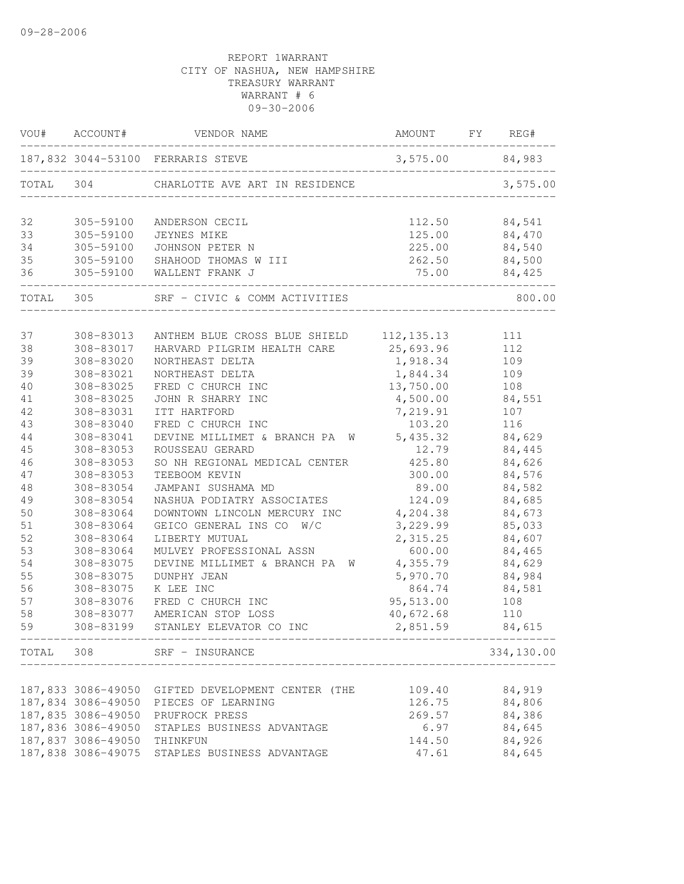09-28-2006

REPORT 1WARRANT
CITY OF NASHUA, NEW HAMPSHIRE
TREASURY WARRANT
WARRANT # 6
09-30-2006

| VOU# | ACCOUNT# | VENDOR NAME | AMOUNT | FY | REG# |
|---|---|---|---|---|---|
| 187,832 | 3044-53100 | FERRARIS STEVE | 3,575.00 | | 84,983 |
| TOTAL | 304 | CHARLOTTE AVE ART IN RESIDENCE | | | 3,575.00 |
| 32 | 305-59100 | ANDERSON CECIL | 112.50 | | 84,541 |
| 33 | 305-59100 | JEYNES MIKE | 125.00 | | 84,470 |
| 34 | 305-59100 | JOHNSON PETER N | 225.00 | | 84,540 |
| 35 | 305-59100 | SHAHOOD THOMAS W III | 262.50 | | 84,500 |
| 36 | 305-59100 | WALLENT FRANK J | 75.00 | | 84,425 |
| TOTAL | 305 | SRF - CIVIC & COMM ACTIVITIES | | | 800.00 |
| 37 | 308-83013 | ANTHEM BLUE CROSS BLUE SHIELD | 112,135.13 | | 111 |
| 38 | 308-83017 | HARVARD PILGRIM HEALTH CARE | 25,693.96 | | 112 |
| 39 | 308-83020 | NORTHEAST DELTA | 1,918.34 | | 109 |
| 39 | 308-83021 | NORTHEAST DELTA | 1,844.34 | | 109 |
| 40 | 308-83025 | FRED C CHURCH INC | 13,750.00 | | 108 |
| 41 | 308-83025 | JOHN R SHARRY INC | 4,500.00 | | 84,551 |
| 42 | 308-83031 | ITT HARTFORD | 7,219.91 | | 107 |
| 43 | 308-83040 | FRED C CHURCH INC | 103.20 | | 116 |
| 44 | 308-83041 | DEVINE MILLIMET & BRANCH PA W | 5,435.32 | | 84,629 |
| 45 | 308-83053 | ROUSSEAU GERARD | 12.79 | | 84,445 |
| 46 | 308-83053 | SO NH REGIONAL MEDICAL CENTER | 425.80 | | 84,626 |
| 47 | 308-83053 | TEEBOOM KEVIN | 300.00 | | 84,576 |
| 48 | 308-83054 | JAMPANI SUSHAMA MD | 89.00 | | 84,582 |
| 49 | 308-83054 | NASHUA PODIATRY ASSOCIATES | 124.09 | | 84,685 |
| 50 | 308-83064 | DOWNTOWN LINCOLN MERCURY INC | 4,204.38 | | 84,673 |
| 51 | 308-83064 | GEICO GENERAL INS CO W/C | 3,229.99 | | 85,033 |
| 52 | 308-83064 | LIBERTY MUTUAL | 2,315.25 | | 84,607 |
| 53 | 308-83064 | MULVEY PROFESSIONAL ASSN | 600.00 | | 84,465 |
| 54 | 308-83075 | DEVINE MILLIMET & BRANCH PA W | 4,355.79 | | 84,629 |
| 55 | 308-83075 | DUNPHY JEAN | 5,970.70 | | 84,984 |
| 56 | 308-83075 | K LEE INC | 864.74 | | 84,581 |
| 57 | 308-83076 | FRED C CHURCH INC | 95,513.00 | | 108 |
| 58 | 308-83077 | AMERICAN STOP LOSS | 40,672.68 | | 110 |
| 59 | 308-83199 | STANLEY ELEVATOR CO INC | 2,851.59 | | 84,615 |
| TOTAL | 308 | SRF - INSURANCE | | | 334,130.00 |
| 187,833 | 3086-49050 | GIFTED DEVELOPMENT CENTER (THE | 109.40 | | 84,919 |
| 187,834 | 3086-49050 | PIECES OF LEARNING | 126.75 | | 84,806 |
| 187,835 | 3086-49050 | PRUFROCK PRESS | 269.57 | | 84,386 |
| 187,836 | 3086-49050 | STAPLES BUSINESS ADVANTAGE | 6.97 | | 84,645 |
| 187,837 | 3086-49050 | THINKFUN | 144.50 | | 84,926 |
| 187,838 | 3086-49075 | STAPLES BUSINESS ADVANTAGE | 47.61 | | 84,645 |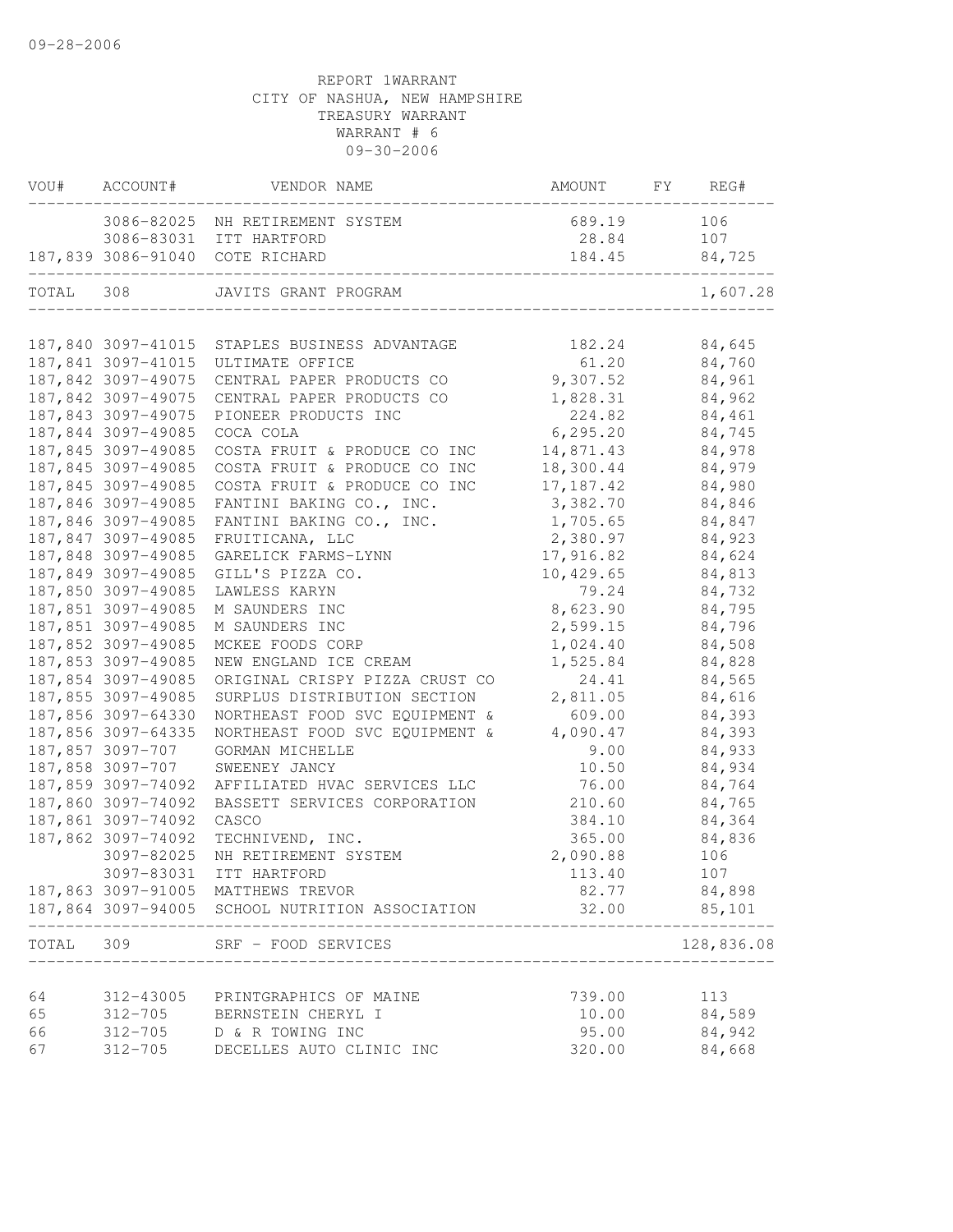09-28-2006

REPORT 1WARRANT
CITY OF NASHUA, NEW HAMPSHIRE
TREASURY WARRANT
WARRANT # 6
09-30-2006

| VOU# | ACCOUNT# | VENDOR NAME | AMOUNT | FY | REG# |
|---|---|---|---|---|---|
| | 3086-82025 | NH RETIREMENT SYSTEM | 689.19 | | 106 |
| | 3086-83031 | ITT HARTFORD | 28.84 | | 107 |
| 187,839 | 3086-91040 | COTE RICHARD | 184.45 | | 84,725 |
| TOTAL | 308 | JAVITS GRANT PROGRAM | | | 1,607.28 |
| 187,840 | 3097-41015 | STAPLES BUSINESS ADVANTAGE | 182.24 | | 84,645 |
| 187,841 | 3097-41015 | ULTIMATE OFFICE | 61.20 | | 84,760 |
| 187,842 | 3097-49075 | CENTRAL PAPER PRODUCTS CO | 9,307.52 | | 84,961 |
| 187,842 | 3097-49075 | CENTRAL PAPER PRODUCTS CO | 1,828.31 | | 84,962 |
| 187,843 | 3097-49075 | PIONEER PRODUCTS INC | 224.82 | | 84,461 |
| 187,844 | 3097-49085 | COCA COLA | 6,295.20 | | 84,745 |
| 187,845 | 3097-49085 | COSTA FRUIT & PRODUCE CO INC | 14,871.43 | | 84,978 |
| 187,845 | 3097-49085 | COSTA FRUIT & PRODUCE CO INC | 18,300.44 | | 84,979 |
| 187,845 | 3097-49085 | COSTA FRUIT & PRODUCE CO INC | 17,187.42 | | 84,980 |
| 187,846 | 3097-49085 | FANTINI BAKING CO., INC. | 3,382.70 | | 84,846 |
| 187,846 | 3097-49085 | FANTINI BAKING CO., INC. | 1,705.65 | | 84,847 |
| 187,847 | 3097-49085 | FRUITICANA, LLC | 2,380.97 | | 84,923 |
| 187,848 | 3097-49085 | GARELICK FARMS-LYNN | 17,916.82 | | 84,624 |
| 187,849 | 3097-49085 | GILL'S PIZZA CO. | 10,429.65 | | 84,813 |
| 187,850 | 3097-49085 | LAWLESS KARYN | 79.24 | | 84,732 |
| 187,851 | 3097-49085 | M SAUNDERS INC | 8,623.90 | | 84,795 |
| 187,851 | 3097-49085 | M SAUNDERS INC | 2,599.15 | | 84,796 |
| 187,852 | 3097-49085 | MCKEE FOODS CORP | 1,024.40 | | 84,508 |
| 187,853 | 3097-49085 | NEW ENGLAND ICE CREAM | 1,525.84 | | 84,828 |
| 187,854 | 3097-49085 | ORIGINAL CRISPY PIZZA CRUST CO | 24.41 | | 84,565 |
| 187,855 | 3097-49085 | SURPLUS DISTRIBUTION SECTION | 2,811.05 | | 84,616 |
| 187,856 | 3097-64330 | NORTHEAST FOOD SVC EQUIPMENT & | 609.00 | | 84,393 |
| 187,856 | 3097-64335 | NORTHEAST FOOD SVC EQUIPMENT & | 4,090.47 | | 84,393 |
| 187,857 | 3097-707 | GORMAN MICHELLE | 9.00 | | 84,933 |
| 187,858 | 3097-707 | SWEENEY JANCY | 10.50 | | 84,934 |
| 187,859 | 3097-74092 | AFFILIATED HVAC SERVICES LLC | 76.00 | | 84,764 |
| 187,860 | 3097-74092 | BASSETT SERVICES CORPORATION | 210.60 | | 84,765 |
| 187,861 | 3097-74092 | CASCO | 384.10 | | 84,364 |
| 187,862 | 3097-74092 | TECHNIVEND, INC. | 365.00 | | 84,836 |
| | 3097-82025 | NH RETIREMENT SYSTEM | 2,090.88 | | 106 |
| | 3097-83031 | ITT HARTFORD | 113.40 | | 107 |
| 187,863 | 3097-91005 | MATTHEWS TREVOR | 82.77 | | 84,898 |
| 187,864 | 3097-94005 | SCHOOL NUTRITION ASSOCIATION | 32.00 | | 85,101 |
| TOTAL | 309 | SRF - FOOD SERVICES | | | 128,836.08 |
| 64 | 312-43005 | PRINTGRAPHICS OF MAINE | 739.00 | | 113 |
| 65 | 312-705 | BERNSTEIN CHERYL I | 10.00 | | 84,589 |
| 66 | 312-705 | D & R TOWING INC | 95.00 | | 84,942 |
| 67 | 312-705 | DECELLES AUTO CLINIC INC | 320.00 | | 84,668 |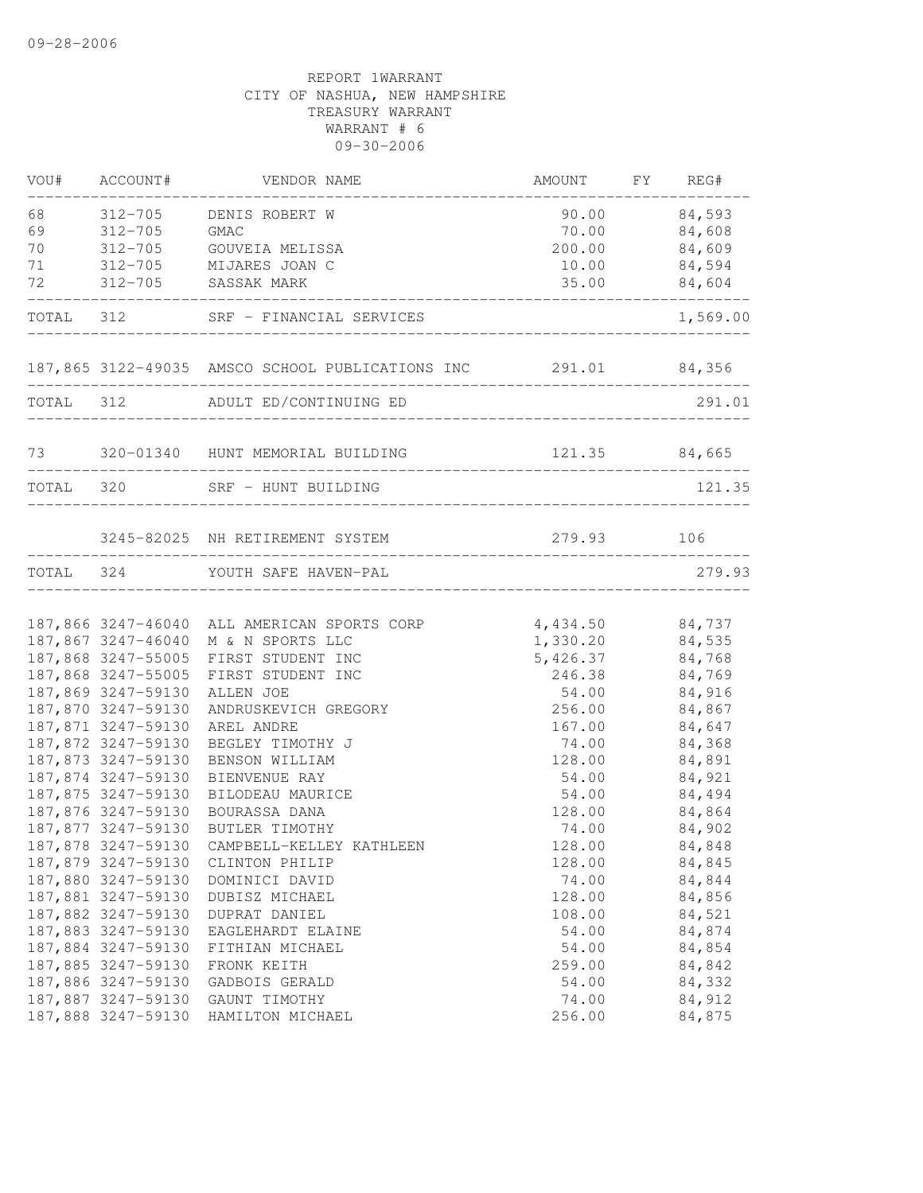09-28-2006

REPORT 1WARRANT
CITY OF NASHUA, NEW HAMPSHIRE
TREASURY WARRANT
WARRANT # 6
09-30-2006

| VOU# | ACCOUNT# | VENDOR NAME | AMOUNT | FY | REG# |
|---|---|---|---|---|---|
| 68 | 312-705 | DENIS ROBERT W | 90.00 | | 84,593 |
| 69 | 312-705 | GMAC | 70.00 | | 84,608 |
| 70 | 312-705 | GOUVEIA MELISSA | 200.00 | | 84,609 |
| 71 | 312-705 | MIJARES JOAN C | 10.00 | | 84,594 |
| 72 | 312-705 | SASSAK MARK | 35.00 | | 84,604 |
| TOTAL | 312 | SRF - FINANCIAL SERVICES | | | 1,569.00 |
| 187,865 | 3122-49035 | AMSCO SCHOOL PUBLICATIONS INC | 291.01 | | 84,356 |
| TOTAL | 312 | ADULT ED/CONTINUING ED | | | 291.01 |
| 73 | 320-01340 | HUNT MEMORIAL BUILDING | 121.35 | | 84,665 |
| TOTAL | 320 | SRF - HUNT BUILDING | | | 121.35 |
| | 3245-82025 | NH RETIREMENT SYSTEM | 279.93 | | 106 |
| TOTAL | 324 | YOUTH SAFE HAVEN-PAL | | | 279.93 |
| 187,866 | 3247-46040 | ALL AMERICAN SPORTS CORP | 4,434.50 | | 84,737 |
| 187,867 | 3247-46040 | M & N SPORTS LLC | 1,330.20 | | 84,535 |
| 187,868 | 3247-55005 | FIRST STUDENT INC | 5,426.37 | | 84,768 |
| 187,868 | 3247-55005 | FIRST STUDENT INC | 246.38 | | 84,769 |
| 187,869 | 3247-59130 | ALLEN JOE | 54.00 | | 84,916 |
| 187,870 | 3247-59130 | ANDRUSKEVICH GREGORY | 256.00 | | 84,867 |
| 187,871 | 3247-59130 | AREL ANDRE | 167.00 | | 84,647 |
| 187,872 | 3247-59130 | BEGLEY TIMOTHY J | 74.00 | | 84,368 |
| 187,873 | 3247-59130 | BENSON WILLIAM | 128.00 | | 84,891 |
| 187,874 | 3247-59130 | BIENVENUE RAY | 54.00 | | 84,921 |
| 187,875 | 3247-59130 | BILODEAU MAURICE | 54.00 | | 84,494 |
| 187,876 | 3247-59130 | BOURASSA DANA | 128.00 | | 84,864 |
| 187,877 | 3247-59130 | BUTLER TIMOTHY | 74.00 | | 84,902 |
| 187,878 | 3247-59130 | CAMPBELL-KELLEY KATHLEEN | 128.00 | | 84,848 |
| 187,879 | 3247-59130 | CLINTON PHILIP | 128.00 | | 84,845 |
| 187,880 | 3247-59130 | DOMINICI DAVID | 74.00 | | 84,844 |
| 187,881 | 3247-59130 | DUBISZ MICHAEL | 128.00 | | 84,856 |
| 187,882 | 3247-59130 | DUPRAT DANIEL | 108.00 | | 84,521 |
| 187,883 | 3247-59130 | EAGLEHARDT ELAINE | 54.00 | | 84,874 |
| 187,884 | 3247-59130 | FITHIAN MICHAEL | 54.00 | | 84,854 |
| 187,885 | 3247-59130 | FRONK KEITH | 259.00 | | 84,842 |
| 187,886 | 3247-59130 | GADBOIS GERALD | 54.00 | | 84,332 |
| 187,887 | 3247-59130 | GAUNT TIMOTHY | 74.00 | | 84,912 |
| 187,888 | 3247-59130 | HAMILTON MICHAEL | 256.00 | | 84,875 |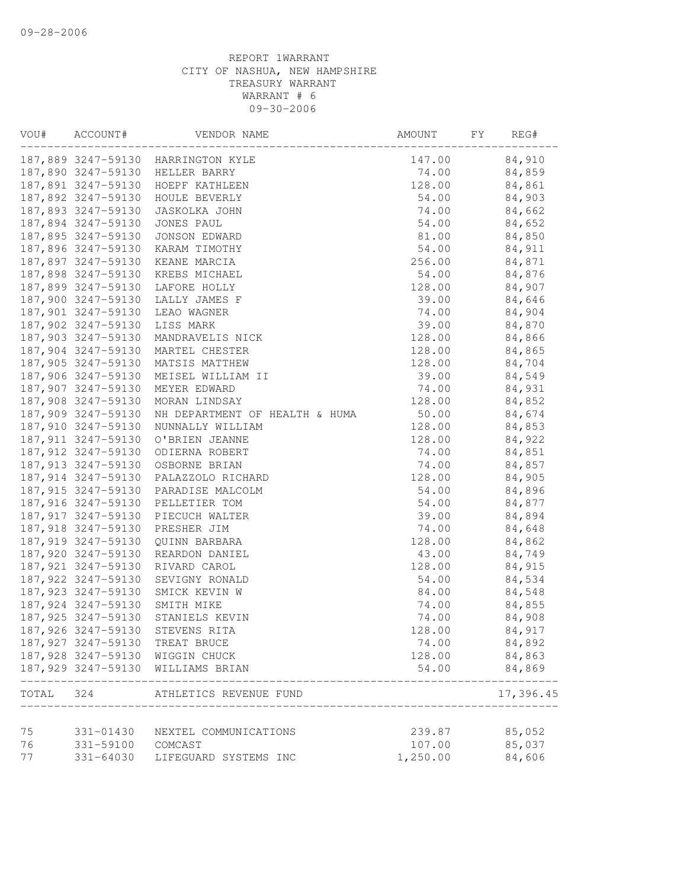REPORT 1WARRANT
CITY OF NASHUA, NEW HAMPSHIRE
TREASURY WARRANT
WARRANT # 6
09-30-2006

| VOU# | ACCOUNT# | VENDOR NAME | AMOUNT | FY | REG# |
|---|---|---|---|---|---|
| 187,889 | 3247-59130 | HARRINGTON KYLE | 147.00 | | 84,910 |
| 187,890 | 3247-59130 | HELLER BARRY | 74.00 | | 84,859 |
| 187,891 | 3247-59130 | HOEPF KATHLEEN | 128.00 | | 84,861 |
| 187,892 | 3247-59130 | HOULE BEVERLY | 54.00 | | 84,903 |
| 187,893 | 3247-59130 | JASKOLKA JOHN | 74.00 | | 84,662 |
| 187,894 | 3247-59130 | JONES PAUL | 54.00 | | 84,652 |
| 187,895 | 3247-59130 | JONSON EDWARD | 81.00 | | 84,850 |
| 187,896 | 3247-59130 | KARAM TIMOTHY | 54.00 | | 84,911 |
| 187,897 | 3247-59130 | KEANE MARCIA | 256.00 | | 84,871 |
| 187,898 | 3247-59130 | KREBS MICHAEL | 54.00 | | 84,876 |
| 187,899 | 3247-59130 | LAFORE HOLLY | 128.00 | | 84,907 |
| 187,900 | 3247-59130 | LALLY JAMES F | 39.00 | | 84,646 |
| 187,901 | 3247-59130 | LEAO WAGNER | 74.00 | | 84,904 |
| 187,902 | 3247-59130 | LISS MARK | 39.00 | | 84,870 |
| 187,903 | 3247-59130 | MANDRAVELIS NICK | 128.00 | | 84,866 |
| 187,904 | 3247-59130 | MARTEL CHESTER | 128.00 | | 84,865 |
| 187,905 | 3247-59130 | MATSIS MATTHEW | 128.00 | | 84,704 |
| 187,906 | 3247-59130 | MEISEL WILLIAM II | 39.00 | | 84,549 |
| 187,907 | 3247-59130 | MEYER EDWARD | 74.00 | | 84,931 |
| 187,908 | 3247-59130 | MORAN LINDSAY | 128.00 | | 84,852 |
| 187,909 | 3247-59130 | NH DEPARTMENT OF HEALTH & HUMA | 50.00 | | 84,674 |
| 187,910 | 3247-59130 | NUNNALLY WILLIAM | 128.00 | | 84,853 |
| 187,911 | 3247-59130 | O'BRIEN JEANNE | 128.00 | | 84,922 |
| 187,912 | 3247-59130 | ODIERNA ROBERT | 74.00 | | 84,851 |
| 187,913 | 3247-59130 | OSBORNE BRIAN | 74.00 | | 84,857 |
| 187,914 | 3247-59130 | PALAZZOLO RICHARD | 128.00 | | 84,905 |
| 187,915 | 3247-59130 | PARADISE MALCOLM | 54.00 | | 84,896 |
| 187,916 | 3247-59130 | PELLETIER TOM | 54.00 | | 84,877 |
| 187,917 | 3247-59130 | PIECUCH WALTER | 39.00 | | 84,894 |
| 187,918 | 3247-59130 | PRESHER JIM | 74.00 | | 84,648 |
| 187,919 | 3247-59130 | QUINN BARBARA | 128.00 | | 84,862 |
| 187,920 | 3247-59130 | REARDON DANIEL | 43.00 | | 84,749 |
| 187,921 | 3247-59130 | RIVARD CAROL | 128.00 | | 84,915 |
| 187,922 | 3247-59130 | SEVIGNY RONALD | 54.00 | | 84,534 |
| 187,923 | 3247-59130 | SMICK KEVIN W | 84.00 | | 84,548 |
| 187,924 | 3247-59130 | SMITH MIKE | 74.00 | | 84,855 |
| 187,925 | 3247-59130 | STANIELS KEVIN | 74.00 | | 84,908 |
| 187,926 | 3247-59130 | STEVENS RITA | 128.00 | | 84,917 |
| 187,927 | 3247-59130 | TREAT BRUCE | 74.00 | | 84,892 |
| 187,928 | 3247-59130 | WIGGIN CHUCK | 128.00 | | 84,863 |
| 187,929 | 3247-59130 | WILLIAMS BRIAN | 54.00 | | 84,869 |
| TOTAL | 324 | ATHLETICS REVENUE FUND | | | 17,396.45 |
| 75 | 331-01430 | NEXTEL COMMUNICATIONS | 239.87 | | 85,052 |
| 76 | 331-59100 | COMCAST | 107.00 | | 85,037 |
| 77 | 331-64030 | LIFEGUARD SYSTEMS INC | 1,250.00 | | 84,606 |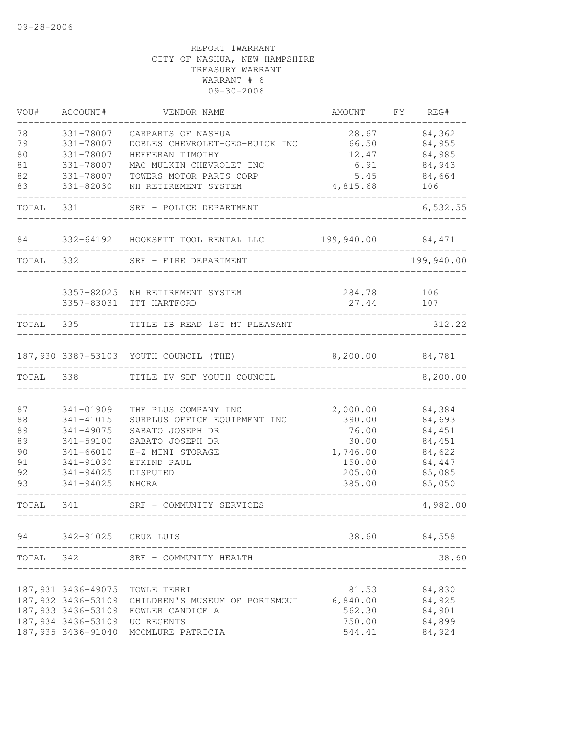09-28-2006

REPORT 1WARRANT
CITY OF NASHUA, NEW HAMPSHIRE
TREASURY WARRANT
WARRANT # 6
09-30-2006

| VOU# | ACCOUNT# | VENDOR NAME | AMOUNT | FY | REG# |
|---|---|---|---|---|---|
| 78 | 331-78007 | CARPARTS OF NASHUA | 28.67 | | 84,362 |
| 79 | 331-78007 | DOBLES CHEVROLET-GEO-BUICK INC | 66.50 | | 84,955 |
| 80 | 331-78007 | HEFFERAN TIMOTHY | 12.47 | | 84,985 |
| 81 | 331-78007 | MAC MULKIN CHEVROLET INC | 6.91 | | 84,943 |
| 82 | 331-78007 | TOWERS MOTOR PARTS CORP | 5.45 | | 84,664 |
| 83 | 331-82030 | NH RETIREMENT SYSTEM | 4,815.68 | | 106 |
| TOTAL | 331 | SRF - POLICE DEPARTMENT | | | 6,532.55 |
| 84 | 332-64192 | HOOKSETT TOOL RENTAL LLC | 199,940.00 | | 84,471 |
| TOTAL | 332 | SRF - FIRE DEPARTMENT | | | 199,940.00 |
| | 3357-82025 | NH RETIREMENT SYSTEM | 284.78 | | 106 |
| | 3357-83031 | ITT HARTFORD | 27.44 | | 107 |
| TOTAL | 335 | TITLE IB READ 1ST MT PLEASANT | | | 312.22 |
| 187,930 | 3387-53103 | YOUTH COUNCIL (THE) | 8,200.00 | | 84,781 |
| TOTAL | 338 | TITLE IV SDF YOUTH COUNCIL | | | 8,200.00 |
| 87 | 341-01909 | THE PLUS COMPANY INC | 2,000.00 | | 84,384 |
| 88 | 341-41015 | SURPLUS OFFICE EQUIPMENT INC | 390.00 | | 84,693 |
| 89 | 341-49075 | SABATO JOSEPH DR | 76.00 | | 84,451 |
| 89 | 341-59100 | SABATO JOSEPH DR | 30.00 | | 84,451 |
| 90 | 341-66010 | E-Z MINI STORAGE | 1,746.00 | | 84,622 |
| 91 | 341-91030 | ETKIND PAUL | 150.00 | | 84,447 |
| 92 | 341-94025 | DISPUTED | 205.00 | | 85,085 |
| 93 | 341-94025 | NHCRA | 385.00 | | 85,050 |
| TOTAL | 341 | SRF - COMMUNITY SERVICES | | | 4,982.00 |
| 94 | 342-91025 | CRUZ LUIS | 38.60 | | 84,558 |
| TOTAL | 342 | SRF - COMMUNITY HEALTH | | | 38.60 |
| 187,931 | 3436-49075 | TOWLE TERRI | 81.53 | | 84,830 |
| 187,932 | 3436-53109 | CHILDREN'S MUSEUM OF PORTSMOUT | 6,840.00 | | 84,925 |
| 187,933 | 3436-53109 | FOWLER CANDICE A | 562.30 | | 84,901 |
| 187,934 | 3436-53109 | UC REGENTS | 750.00 | | 84,899 |
| 187,935 | 3436-91040 | MCCMLURE PATRICIA | 544.41 | | 84,924 |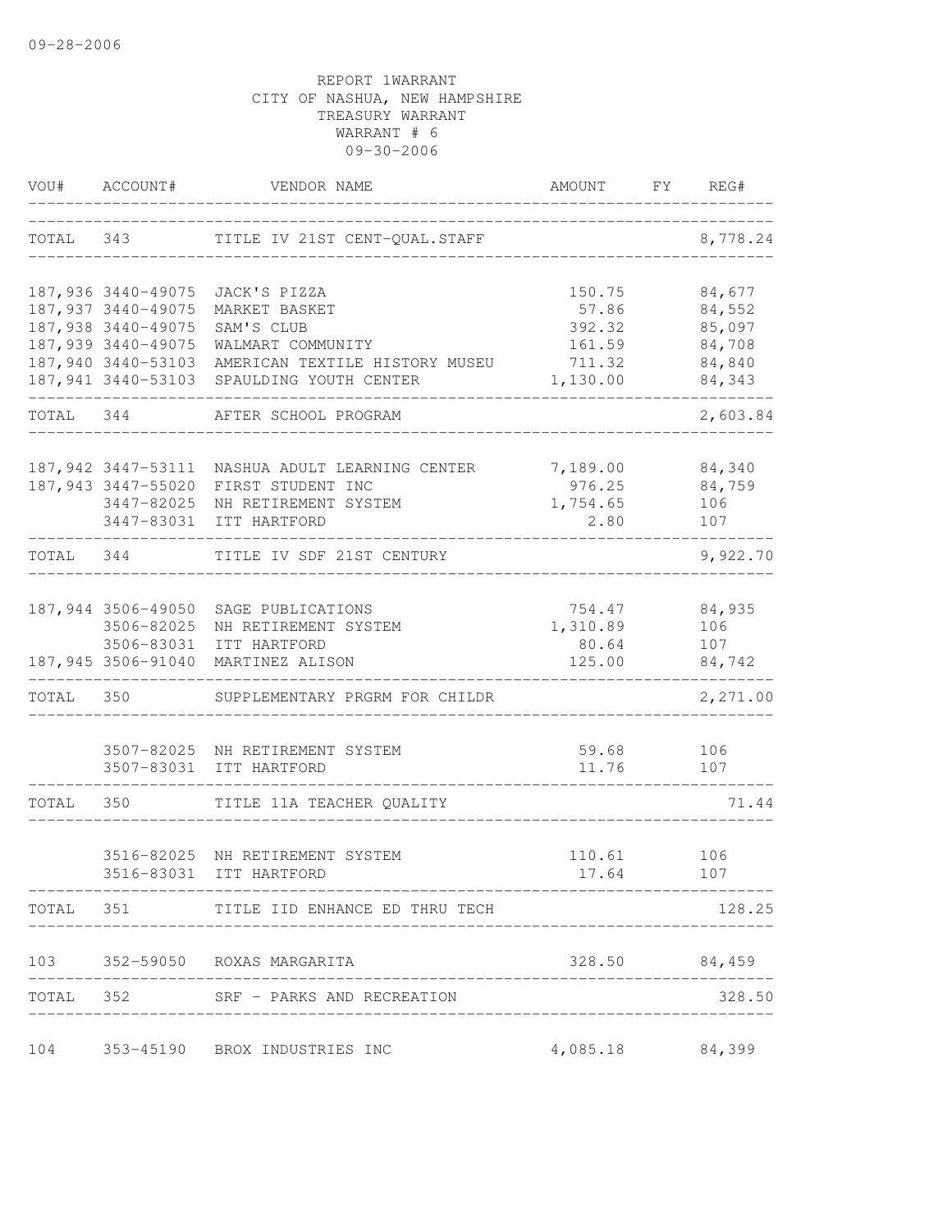09-28-2006

REPORT 1WARRANT
CITY OF NASHUA, NEW HAMPSHIRE
TREASURY WARRANT
WARRANT # 6
09-30-2006

| VOU# | ACCOUNT# | VENDOR NAME | AMOUNT | FY | REG# |
|---|---|---|---|---|---|
| TOTAL | 343 | TITLE IV 21ST CENT-QUAL.STAFF | | | 8,778.24 |
| 187,936 | 3440-49075 | JACK'S PIZZA | 150.75 | | 84,677 |
| 187,937 | 3440-49075 | MARKET BASKET | 57.86 | | 84,552 |
| 187,938 | 3440-49075 | SAM'S CLUB | 392.32 | | 85,097 |
| 187,939 | 3440-49075 | WALMART COMMUNITY | 161.59 | | 84,708 |
| 187,940 | 3440-53103 | AMERICAN TEXTILE HISTORY MUSEU | 711.32 | | 84,840 |
| 187,941 | 3440-53103 | SPAULDING YOUTH CENTER | 1,130.00 | | 84,343 |
| TOTAL | 344 | AFTER SCHOOL PROGRAM | | | 2,603.84 |
| 187,942 | 3447-53111 | NASHUA ADULT LEARNING CENTER | 7,189.00 | | 84,340 |
| 187,943 | 3447-55020 | FIRST STUDENT INC | 976.25 | | 84,759 |
| | 3447-82025 | NH RETIREMENT SYSTEM | 1,754.65 | | 106 |
| | 3447-83031 | ITT HARTFORD | 2.80 | | 107 |
| TOTAL | 344 | TITLE IV SDF 21ST CENTURY | | | 9,922.70 |
| 187,944 | 3506-49050 | SAGE PUBLICATIONS | 754.47 | | 84,935 |
| | 3506-82025 | NH RETIREMENT SYSTEM | 1,310.89 | | 106 |
| | 3506-83031 | ITT HARTFORD | 80.64 | | 107 |
| 187,945 | 3506-91040 | MARTINEZ ALISON | 125.00 | | 84,742 |
| TOTAL | 350 | SUPPLEMENTARY PRGRM FOR CHILDR | | | 2,271.00 |
| | 3507-82025 | NH RETIREMENT SYSTEM | 59.68 | | 106 |
| | 3507-83031 | ITT HARTFORD | 11.76 | | 107 |
| TOTAL | 350 | TITLE 11A TEACHER QUALITY | | | 71.44 |
| | 3516-82025 | NH RETIREMENT SYSTEM | 110.61 | | 106 |
| | 3516-83031 | ITT HARTFORD | 17.64 | | 107 |
| TOTAL | 351 | TITLE IID ENHANCE ED THRU TECH | | | 128.25 |
| 103 | 352-59050 | ROXAS MARGARITA | 328.50 | | 84,459 |
| TOTAL | 352 | SRF - PARKS AND RECREATION | | | 328.50 |
| 104 | 353-45190 | BROX INDUSTRIES INC | 4,085.18 | | 84,399 |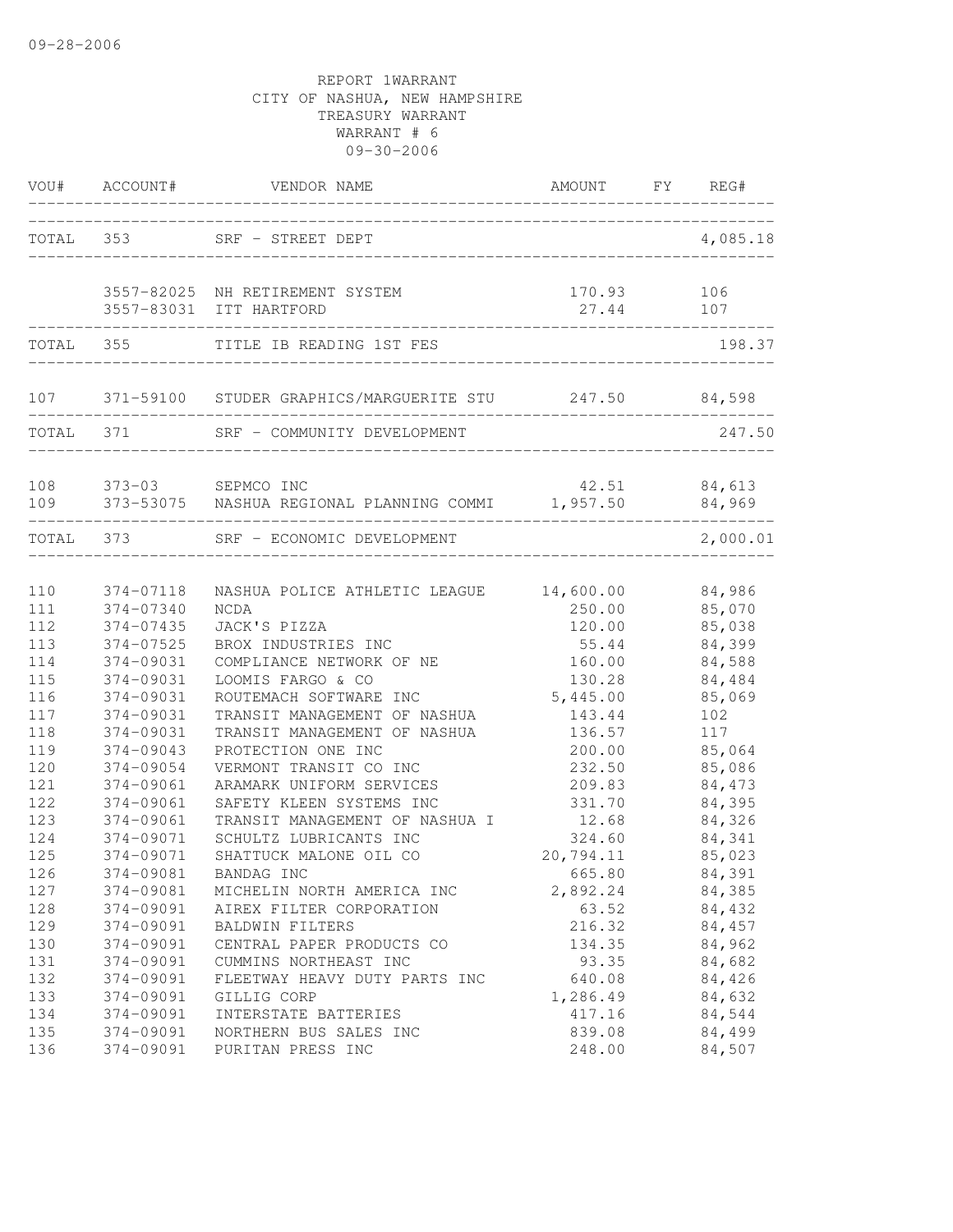09-28-2006

REPORT 1WARRANT
CITY OF NASHUA, NEW HAMPSHIRE
TREASURY WARRANT
WARRANT # 6
09-30-2006

| VOU# | ACCOUNT# | VENDOR NAME | AMOUNT | FY | REG# |
|---|---|---|---|---|---|
| TOTAL 353 | | SRF - STREET DEPT | | | 4,085.18 |
| | 3557-82025 | NH RETIREMENT SYSTEM | 170.93 | | 106 |
| | 3557-83031 | ITT HARTFORD | 27.44 | | 107 |
| TOTAL 355 | | TITLE IB READING 1ST FES | | | 198.37 |
| 107 | 371-59100 | STUDER GRAPHICS/MARGUERITE STU | 247.50 | | 84,598 |
| TOTAL 371 | | SRF - COMMUNITY DEVELOPMENT | | | 247.50 |
| 108 | 373-03 | SEPMCO INC | 42.51 | | 84,613 |
| 109 | 373-53075 | NASHUA REGIONAL PLANNING COMMI | 1,957.50 | | 84,969 |
| TOTAL 373 | | SRF - ECONOMIC DEVELOPMENT | | | 2,000.01 |
| 110 | 374-07118 | NASHUA POLICE ATHLETIC LEAGUE | 14,600.00 | | 84,986 |
| 111 | 374-07340 | NCDA | 250.00 | | 85,070 |
| 112 | 374-07435 | JACK'S PIZZA | 120.00 | | 85,038 |
| 113 | 374-07525 | BROX INDUSTRIES INC | 55.44 | | 84,399 |
| 114 | 374-09031 | COMPLIANCE NETWORK OF NE | 160.00 | | 84,588 |
| 115 | 374-09031 | LOOMIS FARGO & CO | 130.28 | | 84,484 |
| 116 | 374-09031 | ROUTEMACH SOFTWARE INC | 5,445.00 | | 85,069 |
| 117 | 374-09031 | TRANSIT MANAGEMENT OF NASHUA | 143.44 | | 102 |
| 118 | 374-09031 | TRANSIT MANAGEMENT OF NASHUA | 136.57 | | 117 |
| 119 | 374-09043 | PROTECTION ONE INC | 200.00 | | 85,064 |
| 120 | 374-09054 | VERMONT TRANSIT CO INC | 232.50 | | 85,086 |
| 121 | 374-09061 | ARAMARK UNIFORM SERVICES | 209.83 | | 84,473 |
| 122 | 374-09061 | SAFETY KLEEN SYSTEMS INC | 331.70 | | 84,395 |
| 123 | 374-09061 | TRANSIT MANAGEMENT OF NASHUA I | 12.68 | | 84,326 |
| 124 | 374-09071 | SCHULTZ LUBRICANTS INC | 324.60 | | 84,341 |
| 125 | 374-09071 | SHATTUCK MALONE OIL CO | 20,794.11 | | 85,023 |
| 126 | 374-09081 | BANDAG INC | 665.80 | | 84,391 |
| 127 | 374-09081 | MICHELIN NORTH AMERICA INC | 2,892.24 | | 84,385 |
| 128 | 374-09091 | AIREX FILTER CORPORATION | 63.52 | | 84,432 |
| 129 | 374-09091 | BALDWIN FILTERS | 216.32 | | 84,457 |
| 130 | 374-09091 | CENTRAL PAPER PRODUCTS CO | 134.35 | | 84,962 |
| 131 | 374-09091 | CUMMINS NORTHEAST INC | 93.35 | | 84,682 |
| 132 | 374-09091 | FLEETWAY HEAVY DUTY PARTS INC | 640.08 | | 84,426 |
| 133 | 374-09091 | GILLIG CORP | 1,286.49 | | 84,632 |
| 134 | 374-09091 | INTERSTATE BATTERIES | 417.16 | | 84,544 |
| 135 | 374-09091 | NORTHERN BUS SALES INC | 839.08 | | 84,499 |
| 136 | 374-09091 | PURITAN PRESS INC | 248.00 | | 84,507 |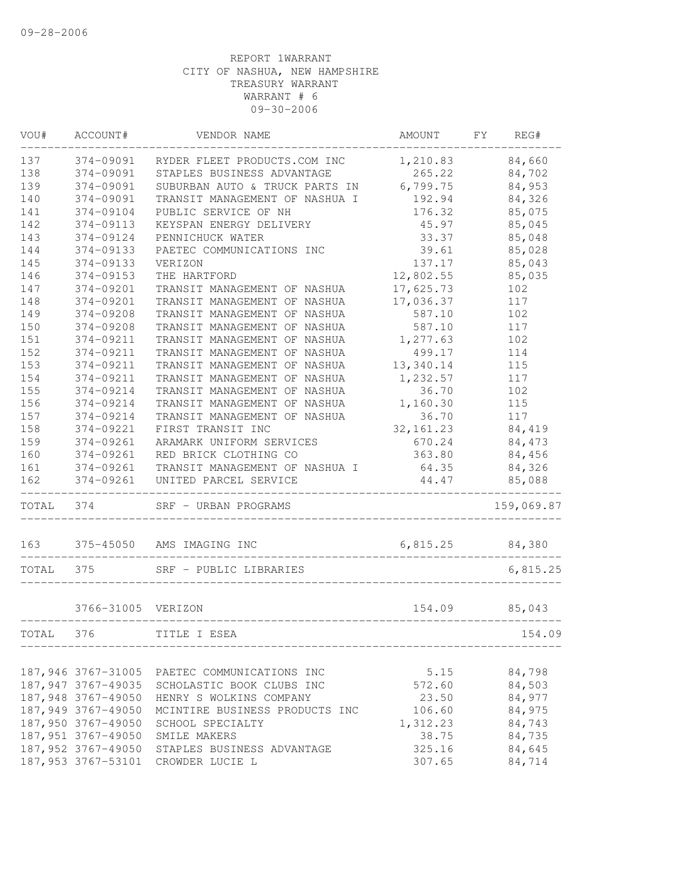09-28-2006

REPORT 1WARRANT
CITY OF NASHUA, NEW HAMPSHIRE
TREASURY WARRANT
WARRANT # 6
09-30-2006

| VOU# | ACCOUNT# | VENDOR NAME | AMOUNT | FY | REG# |
|---|---|---|---|---|---|
| 137 | 374-09091 | RYDER FLEET PRODUCTS.COM INC | 1,210.83 | | 84,660 |
| 138 | 374-09091 | STAPLES BUSINESS ADVANTAGE | 265.22 | | 84,702 |
| 139 | 374-09091 | SUBURBAN AUTO & TRUCK PARTS IN | 6,799.75 | | 84,953 |
| 140 | 374-09091 | TRANSIT MANAGEMENT OF NASHUA I | 192.94 | | 84,326 |
| 141 | 374-09104 | PUBLIC SERVICE OF NH | 176.32 | | 85,075 |
| 142 | 374-09113 | KEYSPAN ENERGY DELIVERY | 45.97 | | 85,045 |
| 143 | 374-09124 | PENNICHUCK WATER | 33.37 | | 85,048 |
| 144 | 374-09133 | PAETEC COMMUNICATIONS INC | 39.61 | | 85,028 |
| 145 | 374-09133 | VERIZON | 137.17 | | 85,043 |
| 146 | 374-09153 | THE HARTFORD | 12,802.55 | | 85,035 |
| 147 | 374-09201 | TRANSIT MANAGEMENT OF NASHUA | 17,625.73 | | 102 |
| 148 | 374-09201 | TRANSIT MANAGEMENT OF NASHUA | 17,036.37 | | 117 |
| 149 | 374-09208 | TRANSIT MANAGEMENT OF NASHUA | 587.10 | | 102 |
| 150 | 374-09208 | TRANSIT MANAGEMENT OF NASHUA | 587.10 | | 117 |
| 151 | 374-09211 | TRANSIT MANAGEMENT OF NASHUA | 1,277.63 | | 102 |
| 152 | 374-09211 | TRANSIT MANAGEMENT OF NASHUA | 499.17 | | 114 |
| 153 | 374-09211 | TRANSIT MANAGEMENT OF NASHUA | 13,340.14 | | 115 |
| 154 | 374-09211 | TRANSIT MANAGEMENT OF NASHUA | 1,232.57 | | 117 |
| 155 | 374-09214 | TRANSIT MANAGEMENT OF NASHUA | 36.70 | | 102 |
| 156 | 374-09214 | TRANSIT MANAGEMENT OF NASHUA | 1,160.30 | | 115 |
| 157 | 374-09214 | TRANSIT MANAGEMENT OF NASHUA | 36.70 | | 117 |
| 158 | 374-09221 | FIRST TRANSIT INC | 32,161.23 | | 84,419 |
| 159 | 374-09261 | ARAMARK UNIFORM SERVICES | 670.24 | | 84,473 |
| 160 | 374-09261 | RED BRICK CLOTHING CO | 363.80 | | 84,456 |
| 161 | 374-09261 | TRANSIT MANAGEMENT OF NASHUA I | 64.35 | | 84,326 |
| 162 | 374-09261 | UNITED PARCEL SERVICE | 44.47 | | 85,088 |
| TOTAL | 374 | SRF - URBAN PROGRAMS | | | 159,069.87 |
| 163 | 375-45050 | AMS IMAGING INC | 6,815.25 | | 84,380 |
| TOTAL | 375 | SRF - PUBLIC LIBRARIES | | | 6,815.25 |
| | 3766-31005 | VERIZON | 154.09 | | 85,043 |
| TOTAL | 376 | TITLE I ESEA | | | 154.09 |
| 187,946 | 3767-31005 | PAETEC COMMUNICATIONS INC | 5.15 | | 84,798 |
| 187,947 | 3767-49035 | SCHOLASTIC BOOK CLUBS INC | 572.60 | | 84,503 |
| 187,948 | 3767-49050 | HENRY S WOLKINS COMPANY | 23.50 | | 84,977 |
| 187,949 | 3767-49050 | MCINTIRE BUSINESS PRODUCTS INC | 106.60 | | 84,975 |
| 187,950 | 3767-49050 | SCHOOL SPECIALTY | 1,312.23 | | 84,743 |
| 187,951 | 3767-49050 | SMILE MAKERS | 38.75 | | 84,735 |
| 187,952 | 3767-49050 | STAPLES BUSINESS ADVANTAGE | 325.16 | | 84,645 |
| 187,953 | 3767-53101 | CROWDER LUCIE L | 307.65 | | 84,714 |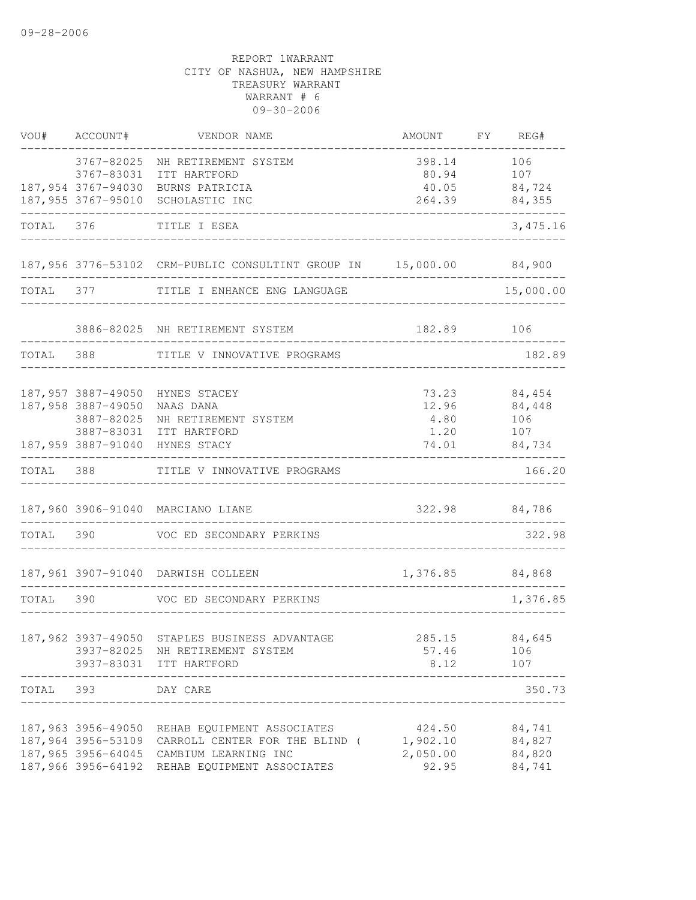09-28-2006

REPORT 1WARRANT
CITY OF NASHUA, NEW HAMPSHIRE
TREASURY WARRANT
WARRANT # 6
09-30-2006

| VOU# | ACCOUNT# | VENDOR NAME | AMOUNT | FY | REG# |
|---|---|---|---|---|---|
| | 3767-82025 | NH RETIREMENT SYSTEM | 398.14 | | 106 |
| | 3767-83031 | ITT HARTFORD | 80.94 | | 107 |
| 187,954 | 3767-94030 | BURNS PATRICIA | 40.05 | | 84,724 |
| 187,955 | 3767-95010 | SCHOLASTIC INC | 264.39 | | 84,355 |
| TOTAL | 376 | TITLE I ESEA | | | 3,475.16 |
| 187,956 | 3776-53102 | CRM-PUBLIC CONSULTINT GROUP IN | 15,000.00 | | 84,900 |
| TOTAL | 377 | TITLE I ENHANCE ENG LANGUAGE | | | 15,000.00 |
| | 3886-82025 | NH RETIREMENT SYSTEM | 182.89 | | 106 |
| TOTAL | 388 | TITLE V INNOVATIVE PROGRAMS | | | 182.89 |
| 187,957 | 3887-49050 | HYNES STACEY | 73.23 | | 84,454 |
| 187,958 | 3887-49050 | NAAS DANA | 12.96 | | 84,448 |
| | 3887-82025 | NH RETIREMENT SYSTEM | 4.80 | | 106 |
| | 3887-83031 | ITT HARTFORD | 1.20 | | 107 |
| 187,959 | 3887-91040 | HYNES STACY | 74.01 | | 84,734 |
| TOTAL | 388 | TITLE V INNOVATIVE PROGRAMS | | | 166.20 |
| 187,960 | 3906-91040 | MARCIANO LIANE | 322.98 | | 84,786 |
| TOTAL | 390 | VOC ED SECONDARY PERKINS | | | 322.98 |
| 187,961 | 3907-91040 | DARWISH COLLEEN | 1,376.85 | | 84,868 |
| TOTAL | 390 | VOC ED SECONDARY PERKINS | | | 1,376.85 |
| 187,962 | 3937-49050 | STAPLES BUSINESS ADVANTAGE | 285.15 | | 84,645 |
| | 3937-82025 | NH RETIREMENT SYSTEM | 57.46 | | 106 |
| | 3937-83031 | ITT HARTFORD | 8.12 | | 107 |
| TOTAL | 393 | DAY CARE | | | 350.73 |
| 187,963 | 3956-49050 | REHAB EQUIPMENT ASSOCIATES | 424.50 | | 84,741 |
| 187,964 | 3956-53109 | CARROLL CENTER FOR THE BLIND ( | 1,902.10 | | 84,827 |
| 187,965 | 3956-64045 | CAMBIUM LEARNING INC | 2,050.00 | | 84,820 |
| 187,966 | 3956-64192 | REHAB EQUIPMENT ASSOCIATES | 92.95 | | 84,741 |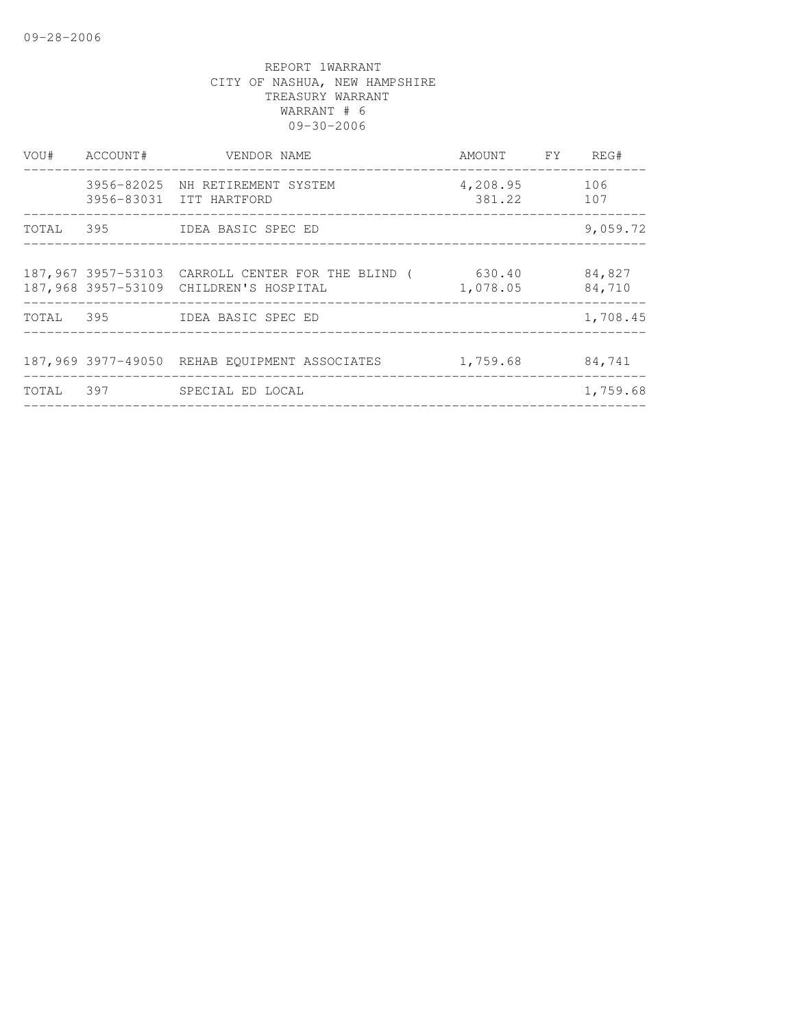09-28-2006

REPORT 1WARRANT
CITY OF NASHUA, NEW HAMPSHIRE
TREASURY WARRANT
WARRANT # 6
09-30-2006

| VOU# | ACCOUNT# | VENDOR NAME | AMOUNT | FY | REG# |
|---|---|---|---|---|---|
| | 3956-82025 | NH RETIREMENT SYSTEM | 4,208.95 | | 106 |
| | 3956-83031 | ITT HARTFORD | 381.22 | | 107 |
| TOTAL | 395 | IDEA BASIC SPEC ED | | | 9,059.72 |
| 187,967 | 3957-53103 | CARROLL CENTER FOR THE BLIND ( | 630.40 | | 84,827 |
| 187,968 | 3957-53109 | CHILDREN'S HOSPITAL | 1,078.05 | | 84,710 |
| TOTAL | 395 | IDEA BASIC SPEC ED | | | 1,708.45 |
| 187,969 | 3977-49050 | REHAB EQUIPMENT ASSOCIATES | 1,759.68 | | 84,741 |
| TOTAL | 397 | SPECIAL ED LOCAL | | | 1,759.68 |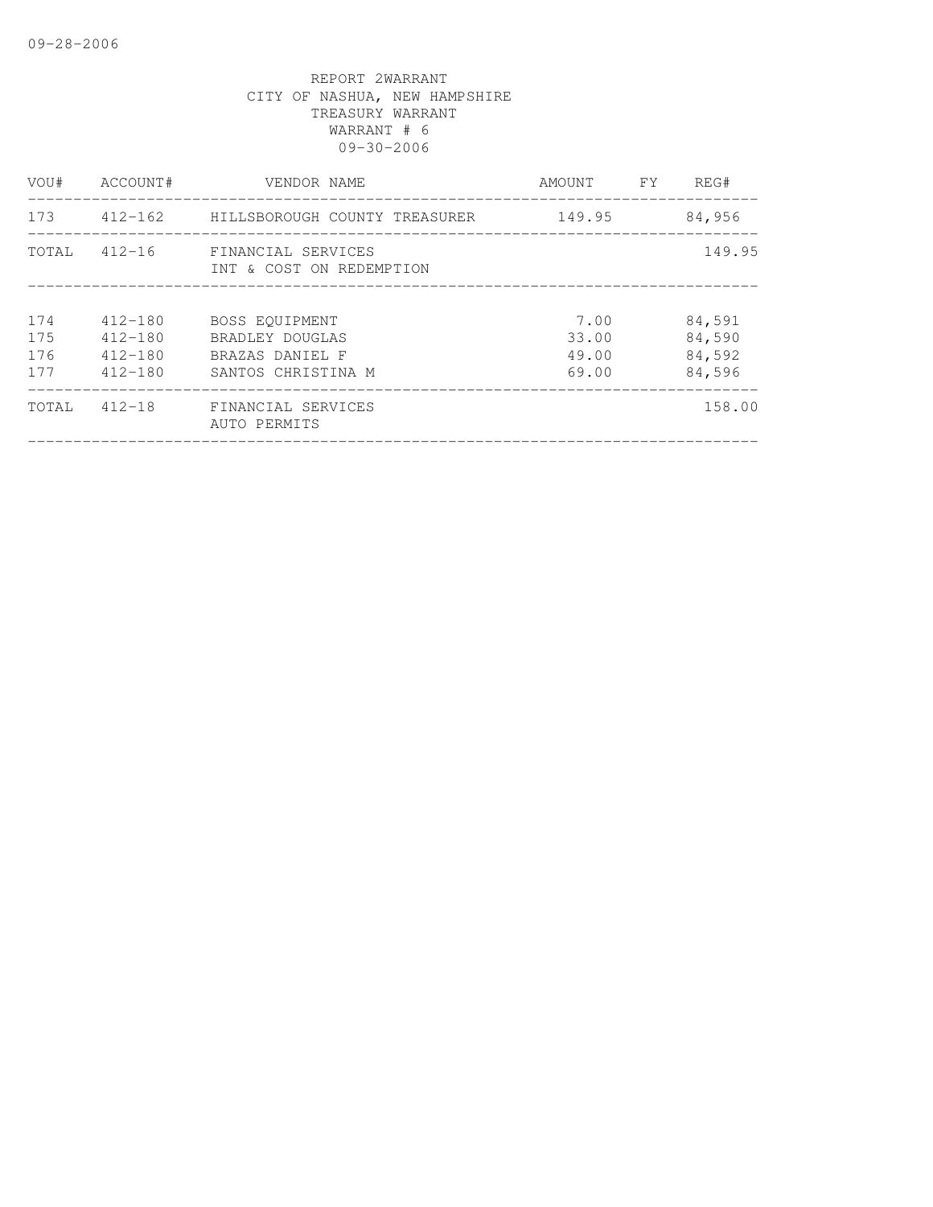REPORT 2WARRANT
CITY OF NASHUA, NEW HAMPSHIRE
TREASURY WARRANT
WARRANT # 6
09-30-2006

| VOU# | ACCOUNT# | VENDOR NAME | AMOUNT | FY | REG# |
|---|---|---|---|---|---|
| 173 | 412-162 | HILLSBOROUGH COUNTY TREASURER | 149.95 | | 84,956 |
| TOTAL | 412-16 | FINANCIAL SERVICES<br>INT & COST ON REDEMPTION | | | 149.95 |
| 174 | 412-180 | BOSS EQUIPMENT | 7.00 | | 84,591 |
| 175 | 412-180 | BRADLEY DOUGLAS | 33.00 | | 84,590 |
| 176 | 412-180 | BRAZAS DANIEL F | 49.00 | | 84,592 |
| 177 | 412-180 | SANTOS CHRISTINA M | 69.00 | | 84,596 |
| TOTAL | 412-18 | FINANCIAL SERVICES<br>AUTO PERMITS | | | 158.00 |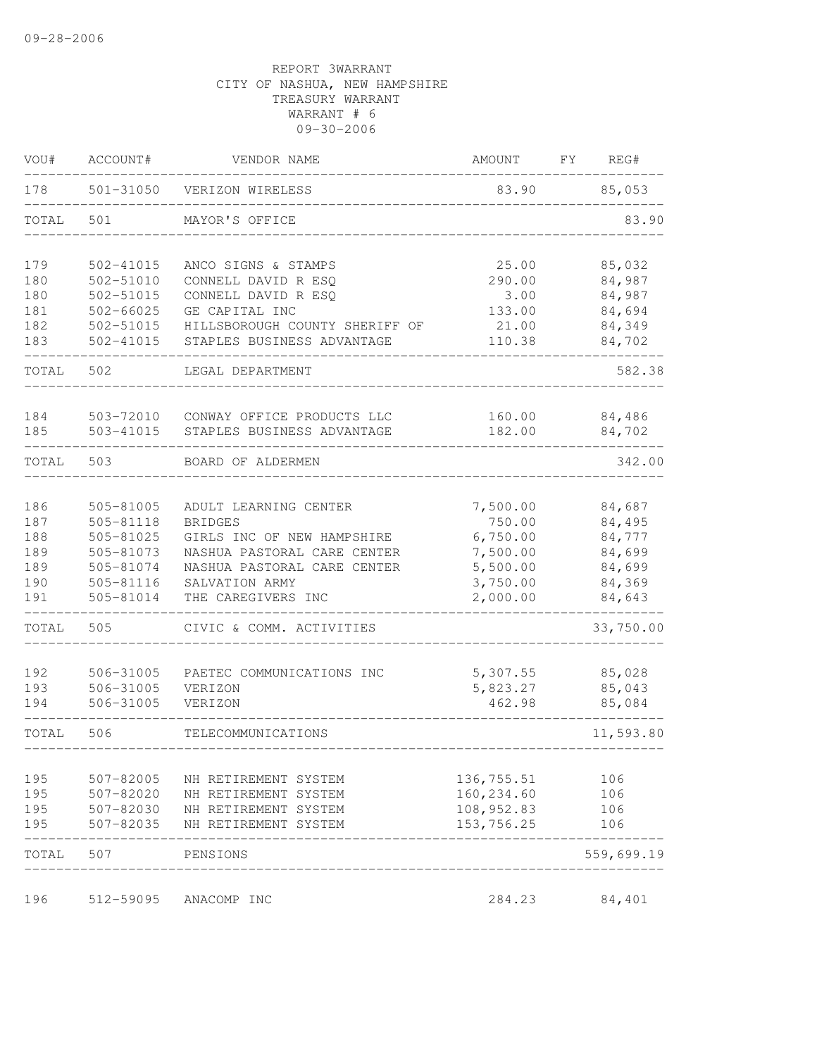09-28-2006

REPORT 3WARRANT
CITY OF NASHUA, NEW HAMPSHIRE
TREASURY WARRANT
WARRANT # 6
09-30-2006

| VOU# | ACCOUNT# | VENDOR NAME | AMOUNT | FY | REG# |
|---|---|---|---|---|---|
| 178 | 501-31050 | VERIZON WIRELESS | 83.90 | | 85,053 |
| TOTAL | 501 | MAYOR'S OFFICE | | | 83.90 |
| 179 | 502-41015 | ANCO SIGNS & STAMPS | 25.00 | | 85,032 |
| 180 | 502-51010 | CONNELL DAVID R ESQ | 290.00 | | 84,987 |
| 180 | 502-51015 | CONNELL DAVID R ESQ | 3.00 | | 84,987 |
| 181 | 502-66025 | GE CAPITAL INC | 133.00 | | 84,694 |
| 182 | 502-51015 | HILLSBOROUGH COUNTY SHERIFF OF | 21.00 | | 84,349 |
| 183 | 502-41015 | STAPLES BUSINESS ADVANTAGE | 110.38 | | 84,702 |
| TOTAL | 502 | LEGAL DEPARTMENT | | | 582.38 |
| 184 | 503-72010 | CONWAY OFFICE PRODUCTS LLC | 160.00 | | 84,486 |
| 185 | 503-41015 | STAPLES BUSINESS ADVANTAGE | 182.00 | | 84,702 |
| TOTAL | 503 | BOARD OF ALDERMEN | | | 342.00 |
| 186 | 505-81005 | ADULT LEARNING CENTER | 7,500.00 | | 84,687 |
| 187 | 505-81118 | BRIDGES | 750.00 | | 84,495 |
| 188 | 505-81025 | GIRLS INC OF NEW HAMPSHIRE | 6,750.00 | | 84,777 |
| 189 | 505-81073 | NASHUA PASTORAL CARE CENTER | 7,500.00 | | 84,699 |
| 189 | 505-81074 | NASHUA PASTORAL CARE CENTER | 5,500.00 | | 84,699 |
| 190 | 505-81116 | SALVATION ARMY | 3,750.00 | | 84,369 |
| 191 | 505-81014 | THE CAREGIVERS INC | 2,000.00 | | 84,643 |
| TOTAL | 505 | CIVIC & COMM. ACTIVITIES | | | 33,750.00 |
| 192 | 506-31005 | PAETEC COMMUNICATIONS INC | 5,307.55 | | 85,028 |
| 193 | 506-31005 | VERIZON | 5,823.27 | | 85,043 |
| 194 | 506-31005 | VERIZON | 462.98 | | 85,084 |
| TOTAL | 506 | TELECOMMUNICATIONS | | | 11,593.80 |
| 195 | 507-82005 | NH RETIREMENT SYSTEM | 136,755.51 | | 106 |
| 195 | 507-82020 | NH RETIREMENT SYSTEM | 160,234.60 | | 106 |
| 195 | 507-82030 | NH RETIREMENT SYSTEM | 108,952.83 | | 106 |
| 195 | 507-82035 | NH RETIREMENT SYSTEM | 153,756.25 | | 106 |
| TOTAL | 507 | PENSIONS | | | 559,699.19 |
| 196 | 512-59095 | ANACOMP INC | 284.23 | | 84,401 |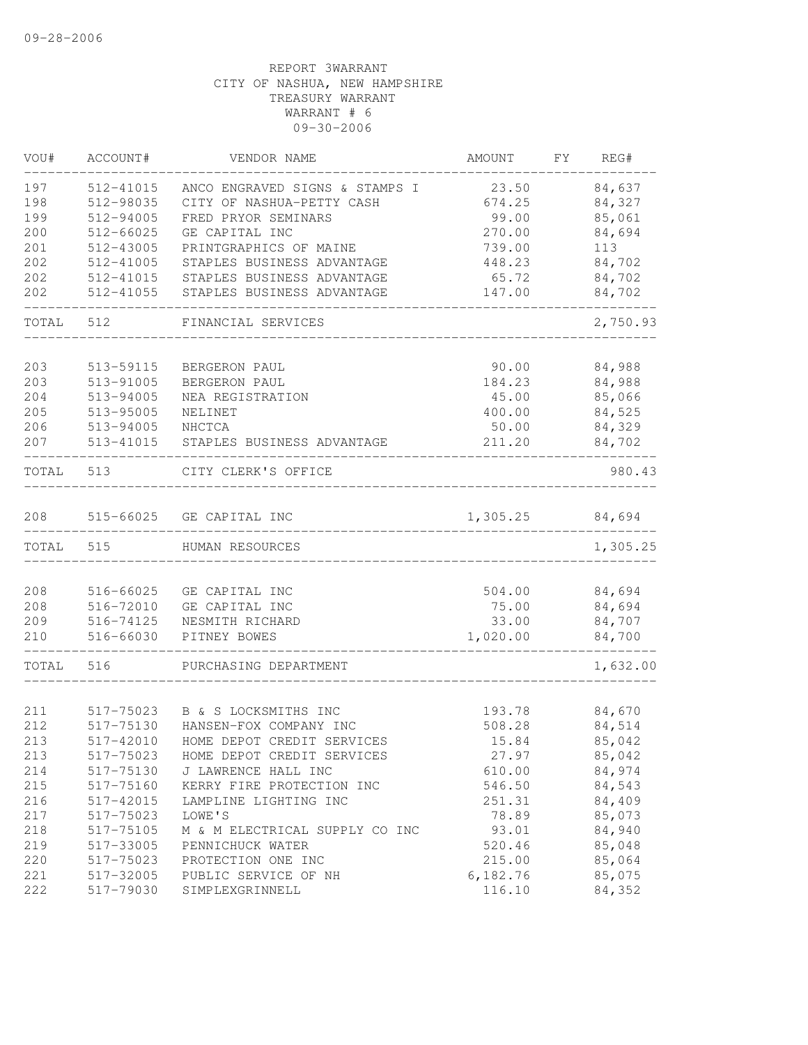09-28-2006

REPORT 3WARRANT
CITY OF NASHUA, NEW HAMPSHIRE
TREASURY WARRANT
WARRANT # 6
09-30-2006

| VOU# | ACCOUNT# | VENDOR NAME | AMOUNT | FY | REG# |
|---|---|---|---|---|---|
| 197 | 512-41015 | ANCO ENGRAVED SIGNS & STAMPS I | 23.50 | | 84,637 |
| 198 | 512-98035 | CITY OF NASHUA-PETTY CASH | 674.25 | | 84,327 |
| 199 | 512-94005 | FRED PRYOR SEMINARS | 99.00 | | 85,061 |
| 200 | 512-66025 | GE CAPITAL INC | 270.00 | | 84,694 |
| 201 | 512-43005 | PRINTGRAPHICS OF MAINE | 739.00 | | 113 |
| 202 | 512-41005 | STAPLES BUSINESS ADVANTAGE | 448.23 | | 84,702 |
| 202 | 512-41015 | STAPLES BUSINESS ADVANTAGE | 65.72 | | 84,702 |
| 202 | 512-41055 | STAPLES BUSINESS ADVANTAGE | 147.00 | | 84,702 |
| TOTAL | 512 | FINANCIAL SERVICES | | | 2,750.93 |
| 203 | 513-59115 | BERGERON PAUL | 90.00 | | 84,988 |
| 203 | 513-91005 | BERGERON PAUL | 184.23 | | 84,988 |
| 204 | 513-94005 | NEA REGISTRATION | 45.00 | | 85,066 |
| 205 | 513-95005 | NELINET | 400.00 | | 84,525 |
| 206 | 513-94005 | NHCTCA | 50.00 | | 84,329 |
| 207 | 513-41015 | STAPLES BUSINESS ADVANTAGE | 211.20 | | 84,702 |
| TOTAL | 513 | CITY CLERK'S OFFICE | | | 980.43 |
| 208 | 515-66025 | GE CAPITAL INC | 1,305.25 | | 84,694 |
| TOTAL | 515 | HUMAN RESOURCES | | | 1,305.25 |
| 208 | 516-66025 | GE CAPITAL INC | 504.00 | | 84,694 |
| 208 | 516-72010 | GE CAPITAL INC | 75.00 | | 84,694 |
| 209 | 516-74125 | NESMITH RICHARD | 33.00 | | 84,707 |
| 210 | 516-66030 | PITNEY BOWES | 1,020.00 | | 84,700 |
| TOTAL | 516 | PURCHASING DEPARTMENT | | | 1,632.00 |
| 211 | 517-75023 | B & S LOCKSMITHS INC | 193.78 | | 84,670 |
| 212 | 517-75130 | HANSEN-FOX COMPANY INC | 508.28 | | 84,514 |
| 213 | 517-42010 | HOME DEPOT CREDIT SERVICES | 15.84 | | 85,042 |
| 213 | 517-75023 | HOME DEPOT CREDIT SERVICES | 27.97 | | 85,042 |
| 214 | 517-75130 | J LAWRENCE HALL INC | 610.00 | | 84,974 |
| 215 | 517-75160 | KERRY FIRE PROTECTION INC | 546.50 | | 84,543 |
| 216 | 517-42015 | LAMPLINE LIGHTING INC | 251.31 | | 84,409 |
| 217 | 517-75023 | LOWE'S | 78.89 | | 85,073 |
| 218 | 517-75105 | M & M ELECTRICAL SUPPLY CO INC | 93.01 | | 84,940 |
| 219 | 517-33005 | PENNICHUCK WATER | 520.46 | | 85,048 |
| 220 | 517-75023 | PROTECTION ONE INC | 215.00 | | 85,064 |
| 221 | 517-32005 | PUBLIC SERVICE OF NH | 6,182.76 | | 85,075 |
| 222 | 517-79030 | SIMPLEXGRINNELL | 116.10 | | 84,352 |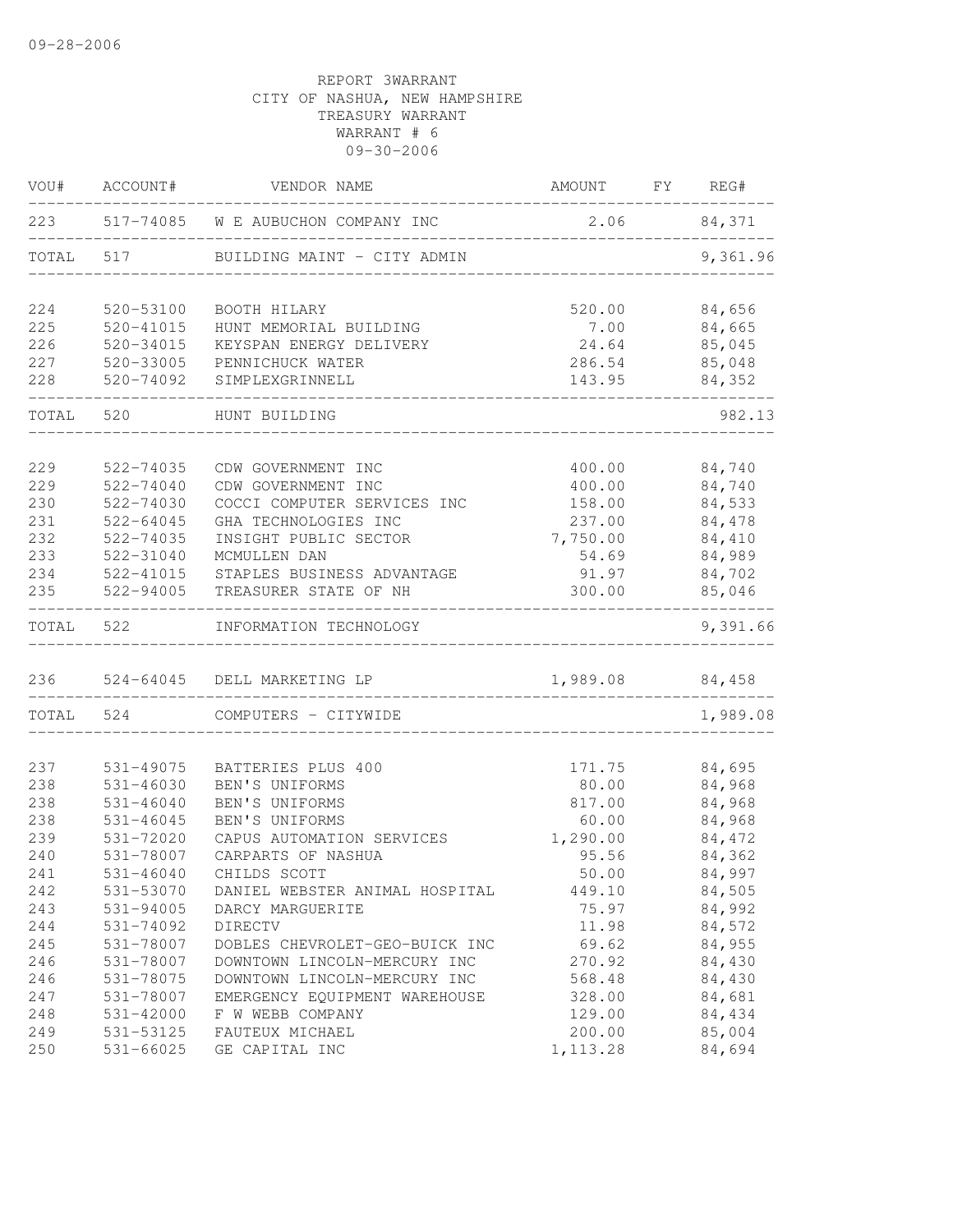REPORT 3WARRANT
CITY OF NASHUA, NEW HAMPSHIRE
TREASURY WARRANT
WARRANT # 6
09-30-2006

| VOU# | ACCOUNT# | VENDOR NAME | AMOUNT | FY | REG# |
|---|---|---|---|---|---|
| 223 | 517-74085 | W E AUBUCHON COMPANY INC | 2.06 | | 84,371 |
| TOTAL | 517 | BUILDING MAINT - CITY ADMIN | | | 9,361.96 |
| 224 | 520-53100 | BOOTH HILARY | 520.00 | | 84,656 |
| 225 | 520-41015 | HUNT MEMORIAL BUILDING | 7.00 | | 84,665 |
| 226 | 520-34015 | KEYSPAN ENERGY DELIVERY | 24.64 | | 85,045 |
| 227 | 520-33005 | PENNICHUCK WATER | 286.54 | | 85,048 |
| 228 | 520-74092 | SIMPLEXGRINNELL | 143.95 | | 84,352 |
| TOTAL | 520 | HUNT BUILDING | | | 982.13 |
| 229 | 522-74035 | CDW GOVERNMENT INC | 400.00 | | 84,740 |
| 229 | 522-74040 | CDW GOVERNMENT INC | 400.00 | | 84,740 |
| 230 | 522-74030 | COCCI COMPUTER SERVICES INC | 158.00 | | 84,533 |
| 231 | 522-64045 | GHA TECHNOLOGIES INC | 237.00 | | 84,478 |
| 232 | 522-74035 | INSIGHT PUBLIC SECTOR | 7,750.00 | | 84,410 |
| 233 | 522-31040 | MCMULLEN DAN | 54.69 | | 84,989 |
| 234 | 522-41015 | STAPLES BUSINESS ADVANTAGE | 91.97 | | 84,702 |
| 235 | 522-94005 | TREASURER STATE OF NH | 300.00 | | 85,046 |
| TOTAL | 522 | INFORMATION TECHNOLOGY | | | 9,391.66 |
| 236 | 524-64045 | DELL MARKETING LP | 1,989.08 | | 84,458 |
| TOTAL | 524 | COMPUTERS - CITYWIDE | | | 1,989.08 |
| 237 | 531-49075 | BATTERIES PLUS 400 | 171.75 | | 84,695 |
| 238 | 531-46030 | BEN'S UNIFORMS | 80.00 | | 84,968 |
| 238 | 531-46040 | BEN'S UNIFORMS | 817.00 | | 84,968 |
| 238 | 531-46045 | BEN'S UNIFORMS | 60.00 | | 84,968 |
| 239 | 531-72020 | CAPUS AUTOMATION SERVICES | 1,290.00 | | 84,472 |
| 240 | 531-78007 | CARPARTS OF NASHUA | 95.56 | | 84,362 |
| 241 | 531-46040 | CHILDS SCOTT | 50.00 | | 84,997 |
| 242 | 531-53070 | DANIEL WEBSTER ANIMAL HOSPITAL | 449.10 | | 84,505 |
| 243 | 531-94005 | DARCY MARGUERITE | 75.97 | | 84,992 |
| 244 | 531-74092 | DIRECTV | 11.98 | | 84,572 |
| 245 | 531-78007 | DOBLES CHEVROLET-GEO-BUICK INC | 69.62 | | 84,955 |
| 246 | 531-78007 | DOWNTOWN LINCOLN-MERCURY INC | 270.92 | | 84,430 |
| 246 | 531-78075 | DOWNTOWN LINCOLN-MERCURY INC | 568.48 | | 84,430 |
| 247 | 531-78007 | EMERGENCY EQUIPMENT WAREHOUSE | 328.00 | | 84,681 |
| 248 | 531-42000 | F W WEBB COMPANY | 129.00 | | 84,434 |
| 249 | 531-53125 | FAUTEUX MICHAEL | 200.00 | | 85,004 |
| 250 | 531-66025 | GE CAPITAL INC | 1,113.28 | | 84,694 |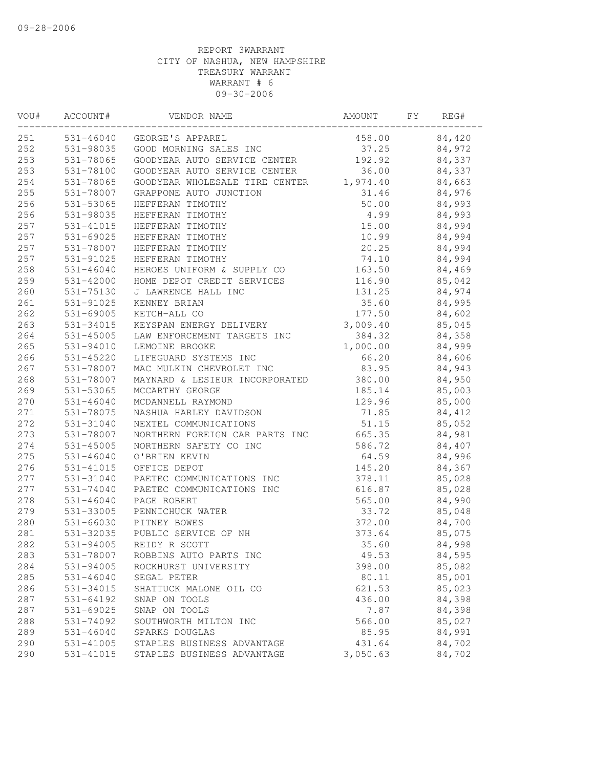09-28-2006

REPORT 3WARRANT
CITY OF NASHUA, NEW HAMPSHIRE
TREASURY WARRANT
WARRANT # 6
09-30-2006

| VOU# | ACCOUNT# | VENDOR NAME | AMOUNT | FY | REG# |
|---|---|---|---|---|---|
| 251 | 531-46040 | GEORGE'S APPAREL | 458.00 | | 84,420 |
| 252 | 531-98035 | GOOD MORNING SALES INC | 37.25 | | 84,972 |
| 253 | 531-78065 | GOODYEAR AUTO SERVICE CENTER | 192.92 | | 84,337 |
| 253 | 531-78100 | GOODYEAR AUTO SERVICE CENTER | 36.00 | | 84,337 |
| 254 | 531-78065 | GOODYEAR WHOLESALE TIRE CENTER | 1,974.40 | | 84,663 |
| 255 | 531-78007 | GRAPPONE AUTO JUNCTION | 31.46 | | 84,976 |
| 256 | 531-53065 | HEFFERAN TIMOTHY | 50.00 | | 84,993 |
| 256 | 531-98035 | HEFFERAN TIMOTHY | 4.99 | | 84,993 |
| 257 | 531-41015 | HEFFERAN TIMOTHY | 15.00 | | 84,994 |
| 257 | 531-69025 | HEFFERAN TIMOTHY | 10.99 | | 84,994 |
| 257 | 531-78007 | HEFFERAN TIMOTHY | 20.25 | | 84,994 |
| 257 | 531-91025 | HEFFERAN TIMOTHY | 74.10 | | 84,994 |
| 258 | 531-46040 | HEROES UNIFORM & SUPPLY CO | 163.50 | | 84,469 |
| 259 | 531-42000 | HOME DEPOT CREDIT SERVICES | 116.90 | | 85,042 |
| 260 | 531-75130 | J LAWRENCE HALL INC | 131.25 | | 84,974 |
| 261 | 531-91025 | KENNEY BRIAN | 35.60 | | 84,995 |
| 262 | 531-69005 | KETCH-ALL CO | 177.50 | | 84,602 |
| 263 | 531-34015 | KEYSPAN ENERGY DELIVERY | 3,009.40 | | 85,045 |
| 264 | 531-45005 | LAW ENFORCEMENT TARGETS INC | 384.32 | | 84,358 |
| 265 | 531-94010 | LEMOINE BROOKE | 1,000.00 | | 84,999 |
| 266 | 531-45220 | LIFEGUARD SYSTEMS INC | 66.20 | | 84,606 |
| 267 | 531-78007 | MAC MULKIN CHEVROLET INC | 83.95 | | 84,943 |
| 268 | 531-78007 | MAYNARD & LESIEUR INCORPORATED | 380.00 | | 84,950 |
| 269 | 531-53065 | MCCARTHY GEORGE | 185.14 | | 85,003 |
| 270 | 531-46040 | MCDANNELL RAYMOND | 129.96 | | 85,000 |
| 271 | 531-78075 | NASHUA HARLEY DAVIDSON | 71.85 | | 84,412 |
| 272 | 531-31040 | NEXTEL COMMUNICATIONS | 51.15 | | 85,052 |
| 273 | 531-78007 | NORTHERN FOREIGN CAR PARTS INC | 665.35 | | 84,981 |
| 274 | 531-45005 | NORTHERN SAFETY CO INC | 586.72 | | 84,407 |
| 275 | 531-46040 | O'BRIEN KEVIN | 64.59 | | 84,996 |
| 276 | 531-41015 | OFFICE DEPOT | 145.20 | | 84,367 |
| 277 | 531-31040 | PAETEC COMMUNICATIONS INC | 378.11 | | 85,028 |
| 277 | 531-74040 | PAETEC COMMUNICATIONS INC | 616.87 | | 85,028 |
| 278 | 531-46040 | PAGE ROBERT | 565.00 | | 84,990 |
| 279 | 531-33005 | PENNICHUCK WATER | 33.72 | | 85,048 |
| 280 | 531-66030 | PITNEY BOWES | 372.00 | | 84,700 |
| 281 | 531-32035 | PUBLIC SERVICE OF NH | 373.64 | | 85,075 |
| 282 | 531-94005 | REIDY R SCOTT | 35.60 | | 84,998 |
| 283 | 531-78007 | ROBBINS AUTO PARTS INC | 49.53 | | 84,595 |
| 284 | 531-94005 | ROCKHURST UNIVERSITY | 398.00 | | 85,082 |
| 285 | 531-46040 | SEGAL PETER | 80.11 | | 85,001 |
| 286 | 531-34015 | SHATTUCK MALONE OIL CO | 621.53 | | 85,023 |
| 287 | 531-64192 | SNAP ON TOOLS | 436.00 | | 84,398 |
| 287 | 531-69025 | SNAP ON TOOLS | 7.87 | | 84,398 |
| 288 | 531-74092 | SOUTHWORTH MILTON INC | 566.00 | | 85,027 |
| 289 | 531-46040 | SPARKS DOUGLAS | 85.95 | | 84,991 |
| 290 | 531-41005 | STAPLES BUSINESS ADVANTAGE | 431.64 | | 84,702 |
| 290 | 531-41015 | STAPLES BUSINESS ADVANTAGE | 3,050.63 | | 84,702 |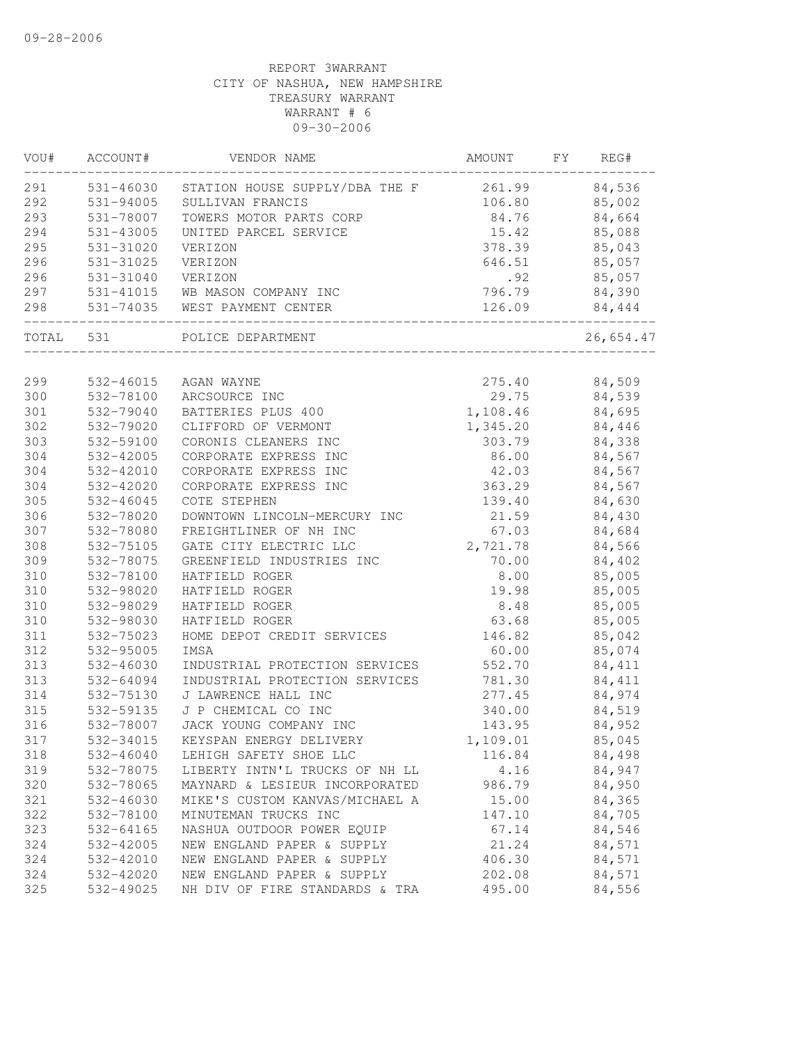09-28-2006

REPORT 3WARRANT
CITY OF NASHUA, NEW HAMPSHIRE
TREASURY WARRANT
WARRANT # 6
09-30-2006

| VOU# | ACCOUNT# | VENDOR NAME | AMOUNT | FY | REG# |
|---|---|---|---|---|---|
| 291 | 531-46030 | STATION HOUSE SUPPLY/DBA THE F | 261.99 | | 84,536 |
| 292 | 531-94005 | SULLIVAN FRANCIS | 106.80 | | 85,002 |
| 293 | 531-78007 | TOWERS MOTOR PARTS CORP | 84.76 | | 84,664 |
| 294 | 531-43005 | UNITED PARCEL SERVICE | 15.42 | | 85,088 |
| 295 | 531-31020 | VERIZON | 378.39 | | 85,043 |
| 296 | 531-31025 | VERIZON | 646.51 | | 85,057 |
| 296 | 531-31040 | VERIZON | .92 | | 85,057 |
| 297 | 531-41015 | WB MASON COMPANY INC | 796.79 | | 84,390 |
| 298 | 531-74035 | WEST PAYMENT CENTER | 126.09 | | 84,444 |
| TOTAL | 531 | POLICE DEPARTMENT | | | 26,654.47 |
| 299 | 532-46015 | AGAN WAYNE | 275.40 | | 84,509 |
| 300 | 532-78100 | ARCSOURCE INC | 29.75 | | 84,539 |
| 301 | 532-79040 | BATTERIES PLUS 400 | 1,108.46 | | 84,695 |
| 302 | 532-79020 | CLIFFORD OF VERMONT | 1,345.20 | | 84,446 |
| 303 | 532-59100 | CORONIS CLEANERS INC | 303.79 | | 84,338 |
| 304 | 532-42005 | CORPORATE EXPRESS INC | 86.00 | | 84,567 |
| 304 | 532-42010 | CORPORATE EXPRESS INC | 42.03 | | 84,567 |
| 304 | 532-42020 | CORPORATE EXPRESS INC | 363.29 | | 84,567 |
| 305 | 532-46045 | COTE STEPHEN | 139.40 | | 84,630 |
| 306 | 532-78020 | DOWNTOWN LINCOLN-MERCURY INC | 21.59 | | 84,430 |
| 307 | 532-78080 | FREIGHTLINER OF NH INC | 67.03 | | 84,684 |
| 308 | 532-75105 | GATE CITY ELECTRIC LLC | 2,721.78 | | 84,566 |
| 309 | 532-78075 | GREENFIELD INDUSTRIES INC | 70.00 | | 84,402 |
| 310 | 532-78100 | HATFIELD ROGER | 8.00 | | 85,005 |
| 310 | 532-98020 | HATFIELD ROGER | 19.98 | | 85,005 |
| 310 | 532-98029 | HATFIELD ROGER | 8.48 | | 85,005 |
| 310 | 532-98030 | HATFIELD ROGER | 63.68 | | 85,005 |
| 311 | 532-75023 | HOME DEPOT CREDIT SERVICES | 146.82 | | 85,042 |
| 312 | 532-95005 | IMSA | 60.00 | | 85,074 |
| 313 | 532-46030 | INDUSTRIAL PROTECTION SERVICES | 552.70 | | 84,411 |
| 313 | 532-64094 | INDUSTRIAL PROTECTION SERVICES | 781.30 | | 84,411 |
| 314 | 532-75130 | J LAWRENCE HALL INC | 277.45 | | 84,974 |
| 315 | 532-59135 | J P CHEMICAL CO INC | 340.00 | | 84,519 |
| 316 | 532-78007 | JACK YOUNG COMPANY INC | 143.95 | | 84,952 |
| 317 | 532-34015 | KEYSPAN ENERGY DELIVERY | 1,109.01 | | 85,045 |
| 318 | 532-46040 | LEHIGH SAFETY SHOE LLC | 116.84 | | 84,498 |
| 319 | 532-78075 | LIBERTY INTN'L TRUCKS OF NH LL | 4.16 | | 84,947 |
| 320 | 532-78065 | MAYNARD & LESIEUR INCORPORATED | 986.79 | | 84,950 |
| 321 | 532-46030 | MIKE'S CUSTOM KANVAS/MICHAEL A | 15.00 | | 84,365 |
| 322 | 532-78100 | MINUTEMAN TRUCKS INC | 147.10 | | 84,705 |
| 323 | 532-64165 | NASHUA OUTDOOR POWER EQUIP | 67.14 | | 84,546 |
| 324 | 532-42005 | NEW ENGLAND PAPER & SUPPLY | 21.24 | | 84,571 |
| 324 | 532-42010 | NEW ENGLAND PAPER & SUPPLY | 406.30 | | 84,571 |
| 324 | 532-42020 | NEW ENGLAND PAPER & SUPPLY | 202.08 | | 84,571 |
| 325 | 532-49025 | NH DIV OF FIRE STANDARDS & TRA | 495.00 | | 84,556 |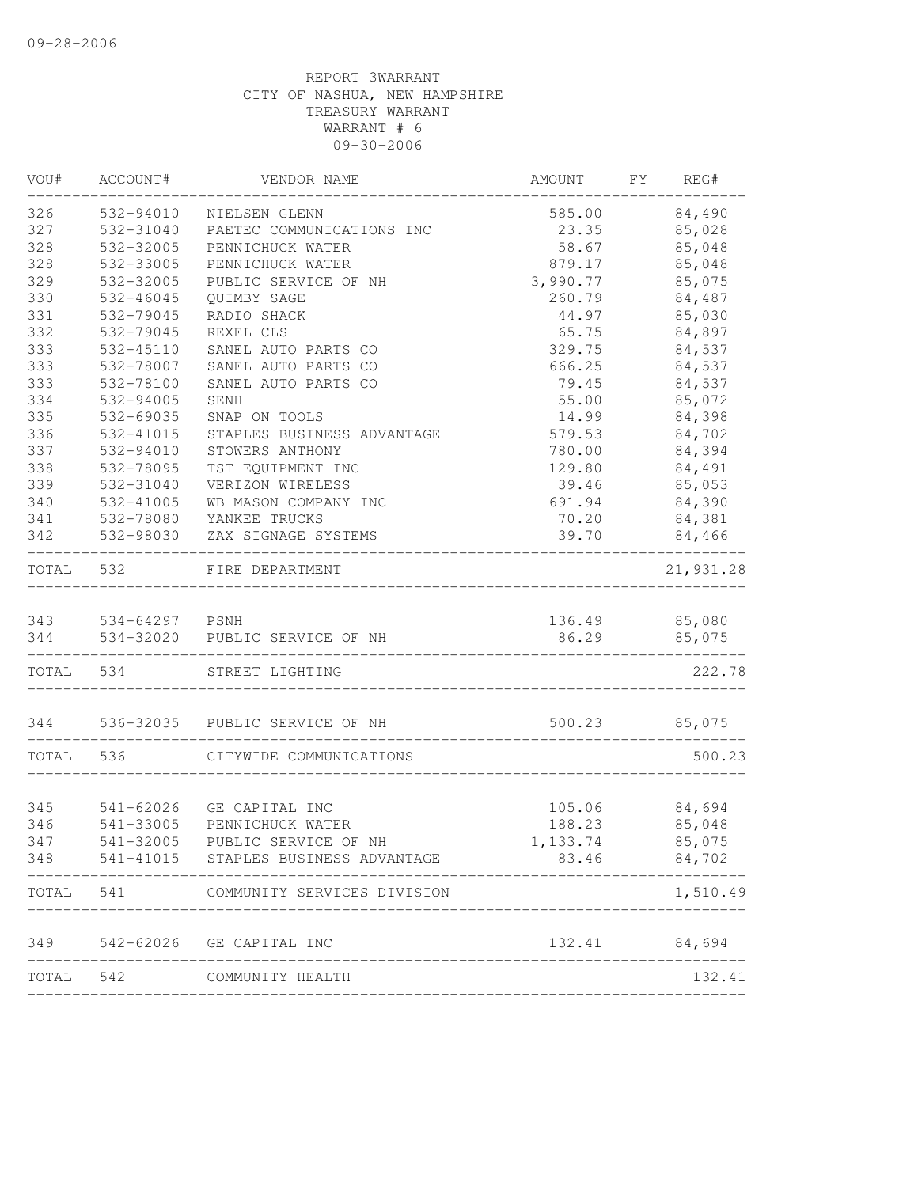REPORT 3WARRANT
CITY OF NASHUA, NEW HAMPSHIRE
TREASURY WARRANT
WARRANT # 6
09-30-2006

| VOU# | ACCOUNT# | VENDOR NAME | AMOUNT | FY | REG# |
|---|---|---|---|---|---|
| 326 | 532-94010 | NIELSEN GLENN | 585.00 | | 84,490 |
| 327 | 532-31040 | PAETEC COMMUNICATIONS INC | 23.35 | | 85,028 |
| 328 | 532-32005 | PENNICHUCK WATER | 58.67 | | 85,048 |
| 328 | 532-33005 | PENNICHUCK WATER | 879.17 | | 85,048 |
| 329 | 532-32005 | PUBLIC SERVICE OF NH | 3,990.77 | | 85,075 |
| 330 | 532-46045 | QUIMBY SAGE | 260.79 | | 84,487 |
| 331 | 532-79045 | RADIO SHACK | 44.97 | | 85,030 |
| 332 | 532-79045 | REXEL CLS | 65.75 | | 84,897 |
| 333 | 532-45110 | SANEL AUTO PARTS CO | 329.75 | | 84,537 |
| 333 | 532-78007 | SANEL AUTO PARTS CO | 666.25 | | 84,537 |
| 333 | 532-78100 | SANEL AUTO PARTS CO | 79.45 | | 84,537 |
| 334 | 532-94005 | SENH | 55.00 | | 85,072 |
| 335 | 532-69035 | SNAP ON TOOLS | 14.99 | | 84,398 |
| 336 | 532-41015 | STAPLES BUSINESS ADVANTAGE | 579.53 | | 84,702 |
| 337 | 532-94010 | STOWERS ANTHONY | 780.00 | | 84,394 |
| 338 | 532-78095 | TST EQUIPMENT INC | 129.80 | | 84,491 |
| 339 | 532-31040 | VERIZON WIRELESS | 39.46 | | 85,053 |
| 340 | 532-41005 | WB MASON COMPANY INC | 691.94 | | 84,390 |
| 341 | 532-78080 | YANKEE TRUCKS | 70.20 | | 84,381 |
| 342 | 532-98030 | ZAX SIGNAGE SYSTEMS | 39.70 | | 84,466 |
| TOTAL | 532 | FIRE DEPARTMENT | | | 21,931.28 |
| 343 | 534-64297 | PSNH | 136.49 | | 85,080 |
| 344 | 534-32020 | PUBLIC SERVICE OF NH | 86.29 | | 85,075 |
| TOTAL | 534 | STREET LIGHTING | | | 222.78 |
| 344 | 536-32035 | PUBLIC SERVICE OF NH | 500.23 | | 85,075 |
| TOTAL | 536 | CITYWIDE COMMUNICATIONS | | | 500.23 |
| 345 | 541-62026 | GE CAPITAL INC | 105.06 | | 84,694 |
| 346 | 541-33005 | PENNICHUCK WATER | 188.23 | | 85,048 |
| 347 | 541-32005 | PUBLIC SERVICE OF NH | 1,133.74 | | 85,075 |
| 348 | 541-41015 | STAPLES BUSINESS ADVANTAGE | 83.46 | | 84,702 |
| TOTAL | 541 | COMMUNITY SERVICES DIVISION | | | 1,510.49 |
| 349 | 542-62026 | GE CAPITAL INC | 132.41 | | 84,694 |
| TOTAL | 542 | COMMUNITY HEALTH | | | 132.41 |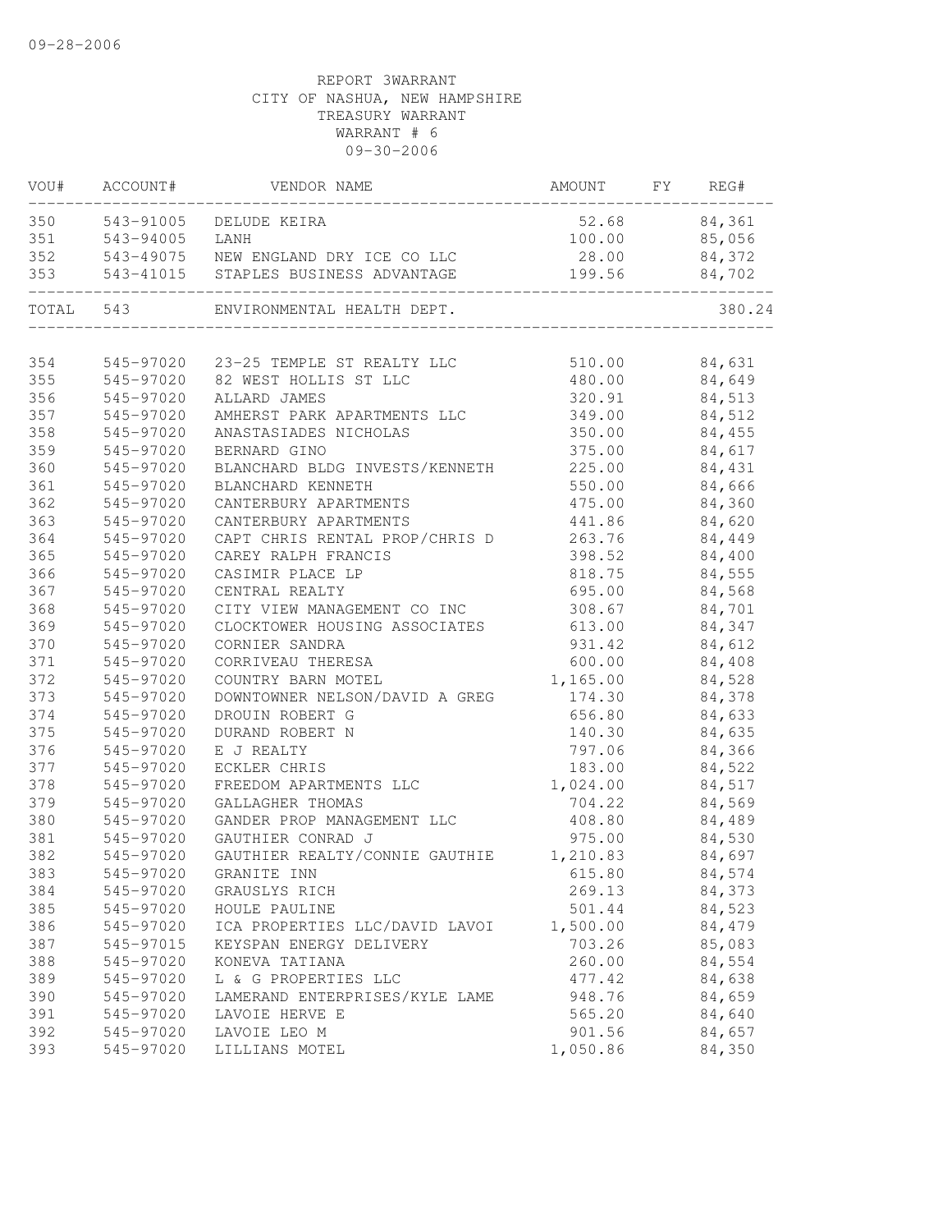REPORT 3WARRANT
CITY OF NASHUA, NEW HAMPSHIRE
TREASURY WARRANT
WARRANT # 6
09-30-2006

| VOU# | ACCOUNT# | VENDOR NAME | AMOUNT | FY | REG# |
|---|---|---|---|---|---|
| 350 | 543-91005 | DELUDE KEIRA | 52.68 | | 84,361 |
| 351 | 543-94005 | LANH | 100.00 | | 85,056 |
| 352 | 543-49075 | NEW ENGLAND DRY ICE CO LLC | 28.00 | | 84,372 |
| 353 | 543-41015 | STAPLES BUSINESS ADVANTAGE | 199.56 | | 84,702 |
| TOTAL | 543 | ENVIRONMENTAL HEALTH DEPT. | | | 380.24 |
| 354 | 545-97020 | 23-25 TEMPLE ST REALTY LLC | 510.00 | | 84,631 |
| 355 | 545-97020 | 82 WEST HOLLIS ST LLC | 480.00 | | 84,649 |
| 356 | 545-97020 | ALLARD JAMES | 320.91 | | 84,513 |
| 357 | 545-97020 | AMHERST PARK APARTMENTS LLC | 349.00 | | 84,512 |
| 358 | 545-97020 | ANASTASIADES NICHOLAS | 350.00 | | 84,455 |
| 359 | 545-97020 | BERNARD GINO | 375.00 | | 84,617 |
| 360 | 545-97020 | BLANCHARD BLDG INVESTS/KENNETH | 225.00 | | 84,431 |
| 361 | 545-97020 | BLANCHARD KENNETH | 550.00 | | 84,666 |
| 362 | 545-97020 | CANTERBURY APARTMENTS | 475.00 | | 84,360 |
| 363 | 545-97020 | CANTERBURY APARTMENTS | 441.86 | | 84,620 |
| 364 | 545-97020 | CAPT CHRIS RENTAL PROP/CHRIS D | 263.76 | | 84,449 |
| 365 | 545-97020 | CAREY RALPH FRANCIS | 398.52 | | 84,400 |
| 366 | 545-97020 | CASIMIR PLACE LP | 818.75 | | 84,555 |
| 367 | 545-97020 | CENTRAL REALTY | 695.00 | | 84,568 |
| 368 | 545-97020 | CITY VIEW MANAGEMENT CO INC | 308.67 | | 84,701 |
| 369 | 545-97020 | CLOCKTOWER HOUSING ASSOCIATES | 613.00 | | 84,347 |
| 370 | 545-97020 | CORNIER SANDRA | 931.42 | | 84,612 |
| 371 | 545-97020 | CORRIVEAU THERESA | 600.00 | | 84,408 |
| 372 | 545-97020 | COUNTRY BARN MOTEL | 1,165.00 | | 84,528 |
| 373 | 545-97020 | DOWNTOWNER NELSON/DAVID A GREG | 174.30 | | 84,378 |
| 374 | 545-97020 | DROUIN ROBERT G | 656.80 | | 84,633 |
| 375 | 545-97020 | DURAND ROBERT N | 140.30 | | 84,635 |
| 376 | 545-97020 | E J REALTY | 797.06 | | 84,366 |
| 377 | 545-97020 | ECKLER CHRIS | 183.00 | | 84,522 |
| 378 | 545-97020 | FREEDOM APARTMENTS LLC | 1,024.00 | | 84,517 |
| 379 | 545-97020 | GALLAGHER THOMAS | 704.22 | | 84,569 |
| 380 | 545-97020 | GANDER PROP MANAGEMENT LLC | 408.80 | | 84,489 |
| 381 | 545-97020 | GAUTHIER CONRAD J | 975.00 | | 84,530 |
| 382 | 545-97020 | GAUTHIER REALTY/CONNIE GAUTHIE | 1,210.83 | | 84,697 |
| 383 | 545-97020 | GRANITE INN | 615.80 | | 84,574 |
| 384 | 545-97020 | GRAUSLYS RICH | 269.13 | | 84,373 |
| 385 | 545-97020 | HOULE PAULINE | 501.44 | | 84,523 |
| 386 | 545-97020 | ICA PROPERTIES LLC/DAVID LAVOI | 1,500.00 | | 84,479 |
| 387 | 545-97015 | KEYSPAN ENERGY DELIVERY | 703.26 | | 85,083 |
| 388 | 545-97020 | KONEVA TATIANA | 260.00 | | 84,554 |
| 389 | 545-97020 | L & G PROPERTIES LLC | 477.42 | | 84,638 |
| 390 | 545-97020 | LAMERAND ENTERPRISES/KYLE LAME | 948.76 | | 84,659 |
| 391 | 545-97020 | LAVOIE HERVE E | 565.20 | | 84,640 |
| 392 | 545-97020 | LAVOIE LEO M | 901.56 | | 84,657 |
| 393 | 545-97020 | LILLIANS MOTEL | 1,050.86 | | 84,350 |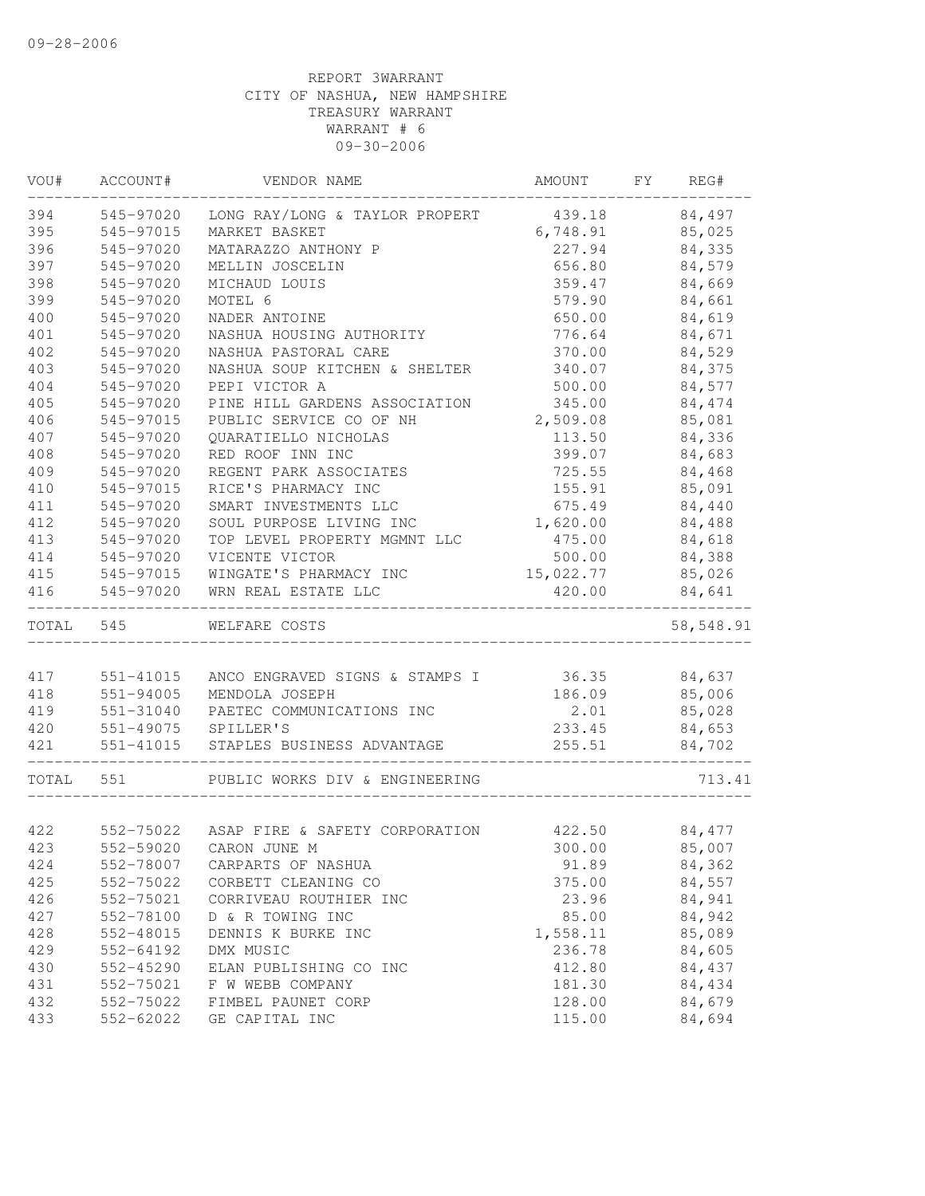09-28-2006

REPORT 3WARRANT
CITY OF NASHUA, NEW HAMPSHIRE
TREASURY WARRANT
WARRANT # 6
09-30-2006

| VOU# | ACCOUNT# | VENDOR NAME | AMOUNT | FY | REG# |
|---|---|---|---|---|---|
| 394 | 545-97020 | LONG RAY/LONG & TAYLOR PROPERT | 439.18 | | 84,497 |
| 395 | 545-97015 | MARKET BASKET | 6,748.91 | | 85,025 |
| 396 | 545-97020 | MATARAZZO ANTHONY P | 227.94 | | 84,335 |
| 397 | 545-97020 | MELLIN JOSCELIN | 656.80 | | 84,579 |
| 398 | 545-97020 | MICHAUD LOUIS | 359.47 | | 84,669 |
| 399 | 545-97020 | MOTEL 6 | 579.90 | | 84,661 |
| 400 | 545-97020 | NADER ANTOINE | 650.00 | | 84,619 |
| 401 | 545-97020 | NASHUA HOUSING AUTHORITY | 776.64 | | 84,671 |
| 402 | 545-97020 | NASHUA PASTORAL CARE | 370.00 | | 84,529 |
| 403 | 545-97020 | NASHUA SOUP KITCHEN & SHELTER | 340.07 | | 84,375 |
| 404 | 545-97020 | PEPI VICTOR A | 500.00 | | 84,577 |
| 405 | 545-97020 | PINE HILL GARDENS ASSOCIATION | 345.00 | | 84,474 |
| 406 | 545-97015 | PUBLIC SERVICE CO OF NH | 2,509.08 | | 85,081 |
| 407 | 545-97020 | QUARATIELLO NICHOLAS | 113.50 | | 84,336 |
| 408 | 545-97020 | RED ROOF INN INC | 399.07 | | 84,683 |
| 409 | 545-97020 | REGENT PARK ASSOCIATES | 725.55 | | 84,468 |
| 410 | 545-97015 | RICE'S PHARMACY INC | 155.91 | | 85,091 |
| 411 | 545-97020 | SMART INVESTMENTS LLC | 675.49 | | 84,440 |
| 412 | 545-97020 | SOUL PURPOSE LIVING INC | 1,620.00 | | 84,488 |
| 413 | 545-97020 | TOP LEVEL PROPERTY MGMNT LLC | 475.00 | | 84,618 |
| 414 | 545-97020 | VICENTE VICTOR | 500.00 | | 84,388 |
| 415 | 545-97015 | WINGATE'S PHARMACY INC | 15,022.77 | | 85,026 |
| 416 | 545-97020 | WRN REAL ESTATE LLC | 420.00 | | 84,641 |
| TOTAL | 545 | WELFARE COSTS | | | 58,548.91 |
| 417 | 551-41015 | ANCO ENGRAVED SIGNS & STAMPS I | 36.35 | | 84,637 |
| 418 | 551-94005 | MENDOLA JOSEPH | 186.09 | | 85,006 |
| 419 | 551-31040 | PAETEC COMMUNICATIONS INC | 2.01 | | 85,028 |
| 420 | 551-49075 | SPILLER'S | 233.45 | | 84,653 |
| 421 | 551-41015 | STAPLES BUSINESS ADVANTAGE | 255.51 | | 84,702 |
| TOTAL | 551 | PUBLIC WORKS DIV & ENGINEERING | | | 713.41 |
| 422 | 552-75022 | ASAP FIRE & SAFETY CORPORATION | 422.50 | | 84,477 |
| 423 | 552-59020 | CARON JUNE M | 300.00 | | 85,007 |
| 424 | 552-78007 | CARPARTS OF NASHUA | 91.89 | | 84,362 |
| 425 | 552-75022 | CORBETT CLEANING CO | 375.00 | | 84,557 |
| 426 | 552-75021 | CORRIVEAU ROUTHIER INC | 23.96 | | 84,941 |
| 427 | 552-78100 | D & R TOWING INC | 85.00 | | 84,942 |
| 428 | 552-48015 | DENNIS K BURKE INC | 1,558.11 | | 85,089 |
| 429 | 552-64192 | DMX MUSIC | 236.78 | | 84,605 |
| 430 | 552-45290 | ELAN PUBLISHING CO INC | 412.80 | | 84,437 |
| 431 | 552-75021 | F W WEBB COMPANY | 181.30 | | 84,434 |
| 432 | 552-75022 | FIMBEL PAUNET CORP | 128.00 | | 84,679 |
| 433 | 552-62022 | GE CAPITAL INC | 115.00 | | 84,694 |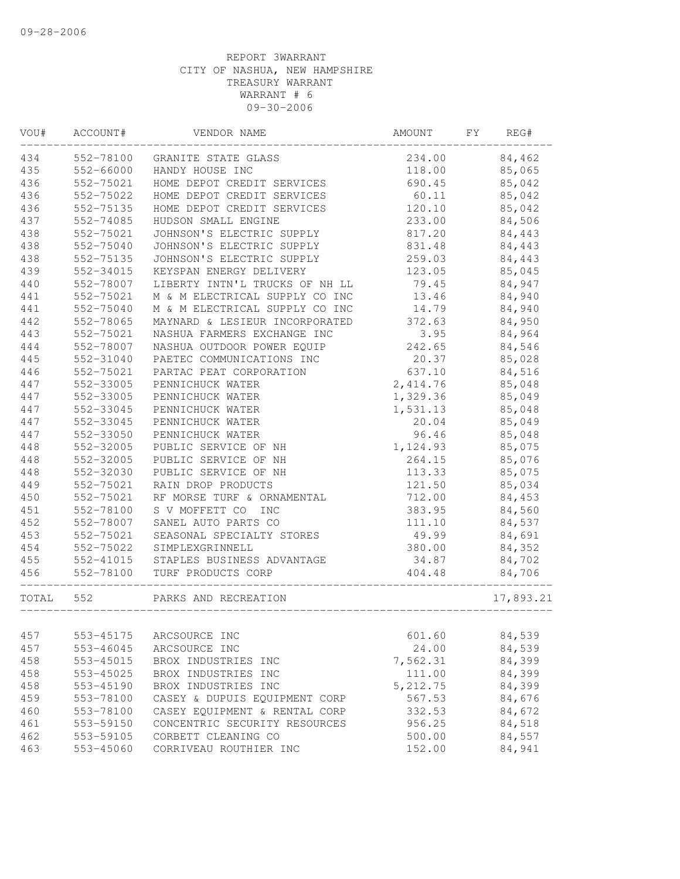09-28-2006

REPORT 3WARRANT
CITY OF NASHUA, NEW HAMPSHIRE
TREASURY WARRANT
WARRANT # 6
09-30-2006

| VOU# | ACCOUNT# | VENDOR NAME | AMOUNT | FY | REG# |
|---|---|---|---|---|---|
| 434 | 552-78100 | GRANITE STATE GLASS | 234.00 | | 84,462 |
| 435 | 552-66000 | HANDY HOUSE INC | 118.00 | | 85,065 |
| 436 | 552-75021 | HOME DEPOT CREDIT SERVICES | 690.45 | | 85,042 |
| 436 | 552-75022 | HOME DEPOT CREDIT SERVICES | 60.11 | | 85,042 |
| 436 | 552-75135 | HOME DEPOT CREDIT SERVICES | 120.10 | | 85,042 |
| 437 | 552-74085 | HUDSON SMALL ENGINE | 233.00 | | 84,506 |
| 438 | 552-75021 | JOHNSON'S ELECTRIC SUPPLY | 817.20 | | 84,443 |
| 438 | 552-75040 | JOHNSON'S ELECTRIC SUPPLY | 831.48 | | 84,443 |
| 438 | 552-75135 | JOHNSON'S ELECTRIC SUPPLY | 259.03 | | 84,443 |
| 439 | 552-34015 | KEYSPAN ENERGY DELIVERY | 123.05 | | 85,045 |
| 440 | 552-78007 | LIBERTY INTN'L TRUCKS OF NH LL | 79.45 | | 84,947 |
| 441 | 552-75021 | M & M ELECTRICAL SUPPLY CO INC | 13.46 | | 84,940 |
| 441 | 552-75040 | M & M ELECTRICAL SUPPLY CO INC | 14.79 | | 84,940 |
| 442 | 552-78065 | MAYNARD & LESIEUR INCORPORATED | 372.63 | | 84,950 |
| 443 | 552-75021 | NASHUA FARMERS EXCHANGE INC | 3.95 | | 84,964 |
| 444 | 552-78007 | NASHUA OUTDOOR POWER EQUIP | 242.65 | | 84,546 |
| 445 | 552-31040 | PAETEC COMMUNICATIONS INC | 20.37 | | 85,028 |
| 446 | 552-75021 | PARTAC PEAT CORPORATION | 637.10 | | 84,516 |
| 447 | 552-33005 | PENNICHUCK WATER | 2,414.76 | | 85,048 |
| 447 | 552-33005 | PENNICHUCK WATER | 1,329.36 | | 85,049 |
| 447 | 552-33045 | PENNICHUCK WATER | 1,531.13 | | 85,048 |
| 447 | 552-33045 | PENNICHUCK WATER | 20.04 | | 85,049 |
| 447 | 552-33050 | PENNICHUCK WATER | 96.46 | | 85,048 |
| 448 | 552-32005 | PUBLIC SERVICE OF NH | 1,124.93 | | 85,075 |
| 448 | 552-32005 | PUBLIC SERVICE OF NH | 264.15 | | 85,076 |
| 448 | 552-32030 | PUBLIC SERVICE OF NH | 113.33 | | 85,075 |
| 449 | 552-75021 | RAIN DROP PRODUCTS | 121.50 | | 85,034 |
| 450 | 552-75021 | RF MORSE TURF & ORNAMENTAL | 712.00 | | 84,453 |
| 451 | 552-78100 | S V MOFFETT CO INC | 383.95 | | 84,560 |
| 452 | 552-78007 | SANEL AUTO PARTS CO | 111.10 | | 84,537 |
| 453 | 552-75021 | SEASONAL SPECIALTY STORES | 49.99 | | 84,691 |
| 454 | 552-75022 | SIMPLEXGRINNELL | 380.00 | | 84,352 |
| 455 | 552-41015 | STAPLES BUSINESS ADVANTAGE | 34.87 | | 84,702 |
| 456 | 552-78100 | TURF PRODUCTS CORP | 404.48 | | 84,706 |
| TOTAL | 552 | PARKS AND RECREATION | | | 17,893.21 |
| 457 | 553-45175 | ARCSOURCE INC | 601.60 | | 84,539 |
| 457 | 553-46045 | ARCSOURCE INC | 24.00 | | 84,539 |
| 458 | 553-45015 | BROX INDUSTRIES INC | 7,562.31 | | 84,399 |
| 458 | 553-45025 | BROX INDUSTRIES INC | 111.00 | | 84,399 |
| 458 | 553-45190 | BROX INDUSTRIES INC | 5,212.75 | | 84,399 |
| 459 | 553-78100 | CASEY & DUPUIS EQUIPMENT CORP | 567.53 | | 84,676 |
| 460 | 553-78100 | CASEY EQUIPMENT & RENTAL CORP | 332.53 | | 84,672 |
| 461 | 553-59150 | CONCENTRIC SECURITY RESOURCES | 956.25 | | 84,518 |
| 462 | 553-59105 | CORBETT CLEANING CO | 500.00 | | 84,557 |
| 463 | 553-45060 | CORRIVEAU ROUTHIER INC | 152.00 | | 84,941 |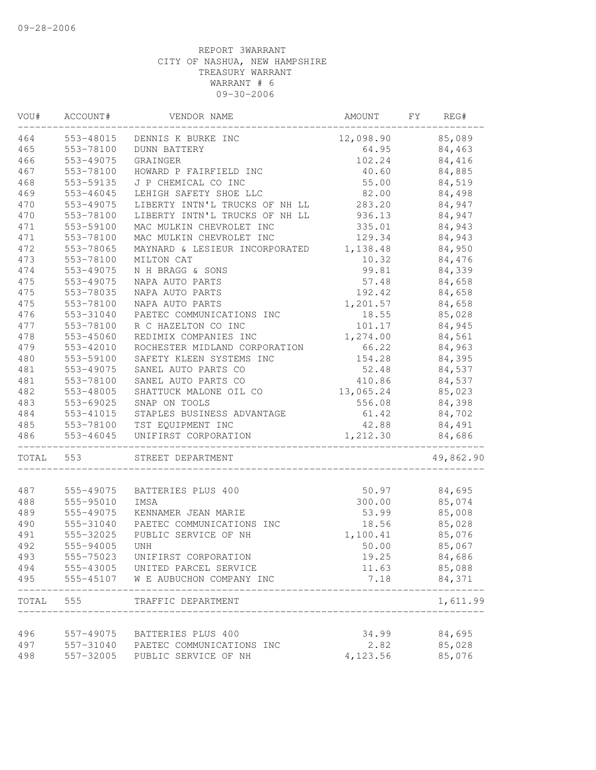09-28-2006

REPORT 3WARRANT
CITY OF NASHUA, NEW HAMPSHIRE
TREASURY WARRANT
WARRANT # 6
09-30-2006

| VOU# | ACCOUNT# | VENDOR NAME | AMOUNT | FY | REG# |
|---|---|---|---|---|---|
| 464 | 553-48015 | DENNIS K BURKE INC | 12,098.90 | | 85,089 |
| 465 | 553-78100 | DUNN BATTERY | 64.95 | | 84,463 |
| 466 | 553-49075 | GRAINGER | 102.24 | | 84,416 |
| 467 | 553-78100 | HOWARD P FAIRFIELD INC | 40.60 | | 84,885 |
| 468 | 553-59135 | J P CHEMICAL CO INC | 55.00 | | 84,519 |
| 469 | 553-46045 | LEHIGH SAFETY SHOE LLC | 82.00 | | 84,498 |
| 470 | 553-49075 | LIBERTY INTN'L TRUCKS OF NH LL | 283.20 | | 84,947 |
| 470 | 553-78100 | LIBERTY INTN'L TRUCKS OF NH LL | 936.13 | | 84,947 |
| 471 | 553-59100 | MAC MULKIN CHEVROLET INC | 335.01 | | 84,943 |
| 471 | 553-78100 | MAC MULKIN CHEVROLET INC | 129.34 | | 84,943 |
| 472 | 553-78065 | MAYNARD & LESIEUR INCORPORATED | 1,138.48 | | 84,950 |
| 473 | 553-78100 | MILTON CAT | 10.32 | | 84,476 |
| 474 | 553-49075 | N H BRAGG & SONS | 99.81 | | 84,339 |
| 475 | 553-49075 | NAPA AUTO PARTS | 57.48 | | 84,658 |
| 475 | 553-78035 | NAPA AUTO PARTS | 192.42 | | 84,658 |
| 475 | 553-78100 | NAPA AUTO PARTS | 1,201.57 | | 84,658 |
| 476 | 553-31040 | PAETEC COMMUNICATIONS INC | 18.55 | | 85,028 |
| 477 | 553-78100 | R C HAZELTON CO INC | 101.17 | | 84,945 |
| 478 | 553-45060 | REDIMIX COMPANIES INC | 1,274.00 | | 84,561 |
| 479 | 553-42010 | ROCHESTER MIDLAND CORPORATION | 66.22 | | 84,963 |
| 480 | 553-59100 | SAFETY KLEEN SYSTEMS INC | 154.28 | | 84,395 |
| 481 | 553-49075 | SANEL AUTO PARTS CO | 52.48 | | 84,537 |
| 481 | 553-78100 | SANEL AUTO PARTS CO | 410.86 | | 84,537 |
| 482 | 553-48005 | SHATTUCK MALONE OIL CO | 13,065.24 | | 85,023 |
| 483 | 553-69025 | SNAP ON TOOLS | 556.08 | | 84,398 |
| 484 | 553-41015 | STAPLES BUSINESS ADVANTAGE | 61.42 | | 84,702 |
| 485 | 553-78100 | TST EQUIPMENT INC | 42.88 | | 84,491 |
| 486 | 553-46045 | UNIFIRST CORPORATION | 1,212.30 | | 84,686 |
| TOTAL | 553 | STREET DEPARTMENT | | | 49,862.90 |
| 487 | 555-49075 | BATTERIES PLUS 400 | 50.97 | | 84,695 |
| 488 | 555-95010 | IMSA | 300.00 | | 85,074 |
| 489 | 555-49075 | KENNAMER JEAN MARIE | 53.99 | | 85,008 |
| 490 | 555-31040 | PAETEC COMMUNICATIONS INC | 18.56 | | 85,028 |
| 491 | 555-32025 | PUBLIC SERVICE OF NH | 1,100.41 | | 85,076 |
| 492 | 555-94005 | UNH | 50.00 | | 85,067 |
| 493 | 555-75023 | UNIFIRST CORPORATION | 19.25 | | 84,686 |
| 494 | 555-43005 | UNITED PARCEL SERVICE | 11.63 | | 85,088 |
| 495 | 555-45107 | W E AUBUCHON COMPANY INC | 7.18 | | 84,371 |
| TOTAL | 555 | TRAFFIC DEPARTMENT | | | 1,611.99 |
| 496 | 557-49075 | BATTERIES PLUS 400 | 34.99 | | 84,695 |
| 497 | 557-31040 | PAETEC COMMUNICATIONS INC | 2.82 | | 85,028 |
| 498 | 557-32005 | PUBLIC SERVICE OF NH | 4,123.56 | | 85,076 |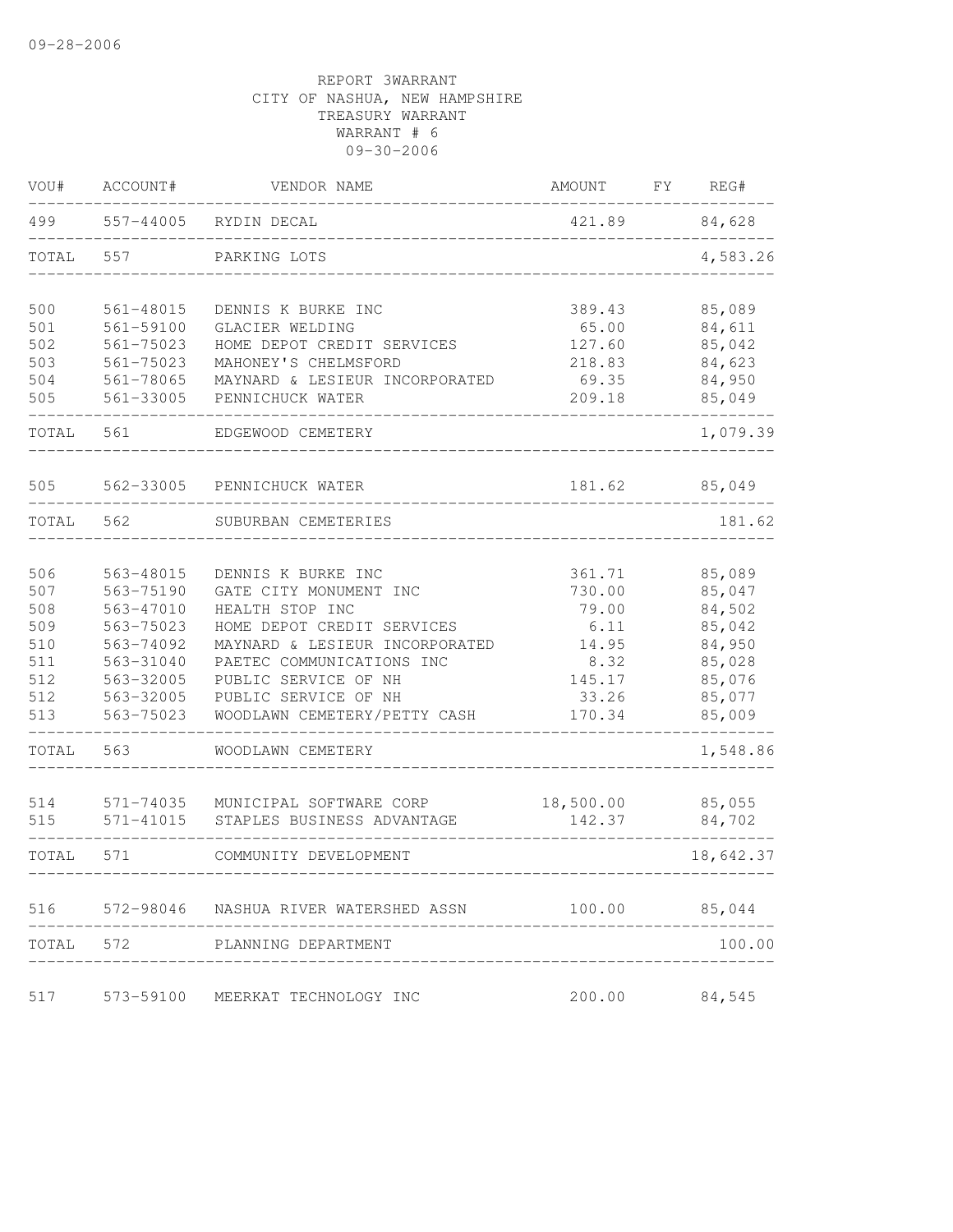09-28-2006

REPORT 3WARRANT
CITY OF NASHUA, NEW HAMPSHIRE
TREASURY WARRANT
WARRANT # 6
09-30-2006

| VOU# | ACCOUNT# | VENDOR NAME | AMOUNT | FY | REG# |
|---|---|---|---|---|---|
| 499 | 557-44005 | RYDIN DECAL | 421.89 | | 84,628 |
| TOTAL | 557 | PARKING LOTS | | | 4,583.26 |
| 500 | 561-48015 | DENNIS K BURKE INC | 389.43 | | 85,089 |
| 501 | 561-59100 | GLACIER WELDING | 65.00 | | 84,611 |
| 502 | 561-75023 | HOME DEPOT CREDIT SERVICES | 127.60 | | 85,042 |
| 503 | 561-75023 | MAHONEY'S CHELMSFORD | 218.83 | | 84,623 |
| 504 | 561-78065 | MAYNARD & LESIEUR INCORPORATED | 69.35 | | 84,950 |
| 505 | 561-33005 | PENNICHUCK WATER | 209.18 | | 85,049 |
| TOTAL | 561 | EDGEWOOD CEMETERY | | | 1,079.39 |
| 505 | 562-33005 | PENNICHUCK WATER | 181.62 | | 85,049 |
| TOTAL | 562 | SUBURBAN CEMETERIES | | | 181.62 |
| 506 | 563-48015 | DENNIS K BURKE INC | 361.71 | | 85,089 |
| 507 | 563-75190 | GATE CITY MONUMENT INC | 730.00 | | 85,047 |
| 508 | 563-47010 | HEALTH STOP INC | 79.00 | | 84,502 |
| 509 | 563-75023 | HOME DEPOT CREDIT SERVICES | 6.11 | | 85,042 |
| 510 | 563-74092 | MAYNARD & LESIEUR INCORPORATED | 14.95 | | 84,950 |
| 511 | 563-31040 | PAETEC COMMUNICATIONS INC | 8.32 | | 85,028 |
| 512 | 563-32005 | PUBLIC SERVICE OF NH | 145.17 | | 85,076 |
| 512 | 563-32005 | PUBLIC SERVICE OF NH | 33.26 | | 85,077 |
| 513 | 563-75023 | WOODLAWN CEMETERY/PETTY CASH | 170.34 | | 85,009 |
| TOTAL | 563 | WOODLAWN CEMETERY | | | 1,548.86 |
| 514 | 571-74035 | MUNICIPAL SOFTWARE CORP | 18,500.00 | | 85,055 |
| 515 | 571-41015 | STAPLES BUSINESS ADVANTAGE | 142.37 | | 84,702 |
| TOTAL | 571 | COMMUNITY DEVELOPMENT | | | 18,642.37 |
| 516 | 572-98046 | NASHUA RIVER WATERSHED ASSN | 100.00 | | 85,044 |
| TOTAL | 572 | PLANNING DEPARTMENT | | | 100.00 |
| 517 | 573-59100 | MEERKAT TECHNOLOGY INC | 200.00 | | 84,545 |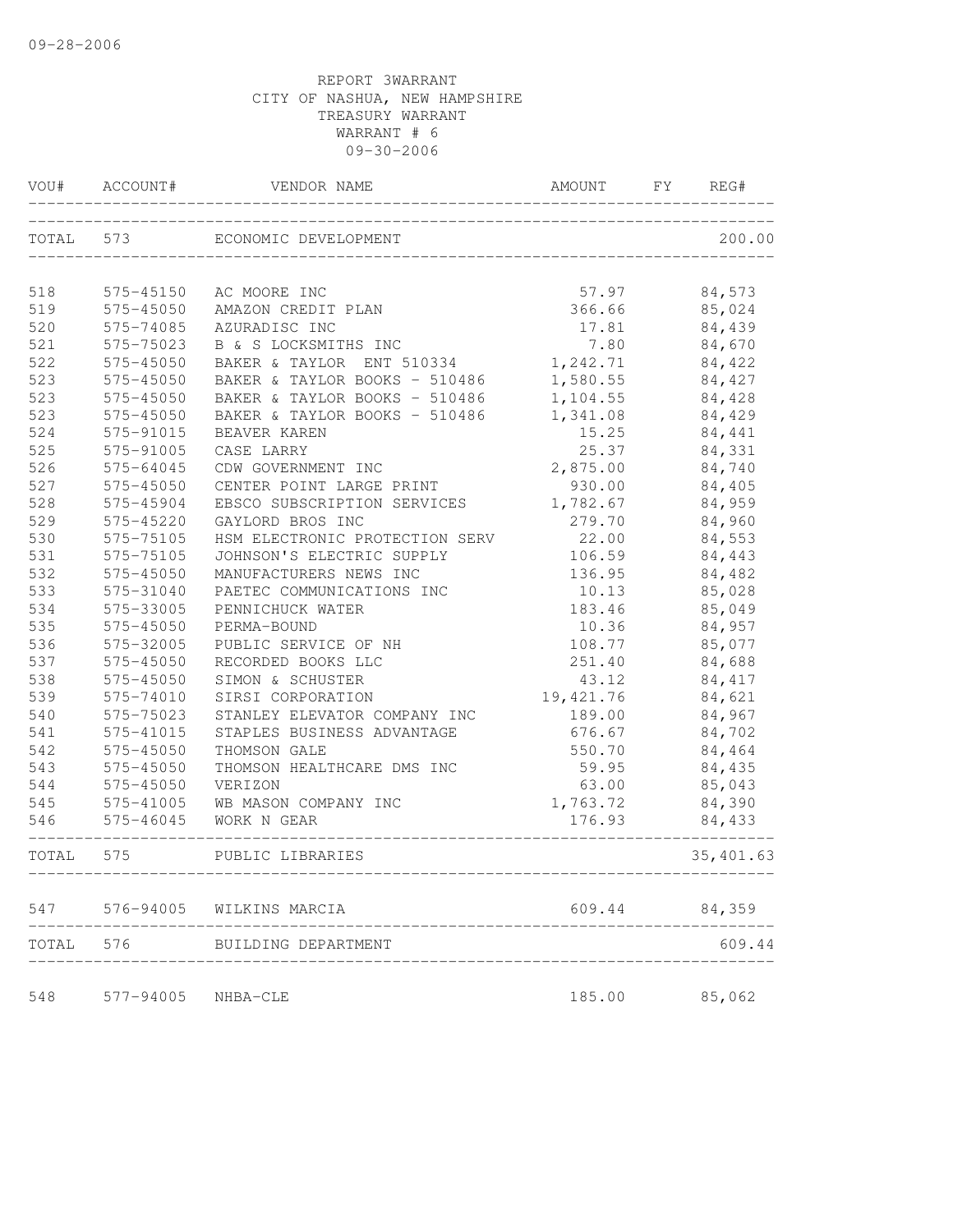09-28-2006

REPORT 3WARRANT
CITY OF NASHUA, NEW HAMPSHIRE
TREASURY WARRANT
WARRANT # 6
09-30-2006

| VOU# | ACCOUNT# | VENDOR NAME | AMOUNT | FY | REG# |
|---|---|---|---|---|---|
| TOTAL | 573 | ECONOMIC DEVELOPMENT | | | 200.00 |
| 518 | 575-45150 | AC MOORE INC | 57.97 | | 84,573 |
| 519 | 575-45050 | AMAZON CREDIT PLAN | 366.66 | | 85,024 |
| 520 | 575-74085 | AZURADISC INC | 17.81 | | 84,439 |
| 521 | 575-75023 | B & S LOCKSMITHS INC | 7.80 | | 84,670 |
| 522 | 575-45050 | BAKER & TAYLOR ENT 510334 | 1,242.71 | | 84,422 |
| 523 | 575-45050 | BAKER & TAYLOR BOOKS - 510486 | 1,580.55 | | 84,427 |
| 523 | 575-45050 | BAKER & TAYLOR BOOKS - 510486 | 1,104.55 | | 84,428 |
| 523 | 575-45050 | BAKER & TAYLOR BOOKS - 510486 | 1,341.08 | | 84,429 |
| 524 | 575-91015 | BEAVER KAREN | 15.25 | | 84,441 |
| 525 | 575-91005 | CASE LARRY | 25.37 | | 84,331 |
| 526 | 575-64045 | CDW GOVERNMENT INC | 2,875.00 | | 84,740 |
| 527 | 575-45050 | CENTER POINT LARGE PRINT | 930.00 | | 84,405 |
| 528 | 575-45904 | EBSCO SUBSCRIPTION SERVICES | 1,782.67 | | 84,959 |
| 529 | 575-45220 | GAYLORD BROS INC | 279.70 | | 84,960 |
| 530 | 575-75105 | HSM ELECTRONIC PROTECTION SERV | 22.00 | | 84,553 |
| 531 | 575-75105 | JOHNSON'S ELECTRIC SUPPLY | 106.59 | | 84,443 |
| 532 | 575-45050 | MANUFACTURERS NEWS INC | 136.95 | | 84,482 |
| 533 | 575-31040 | PAETEC COMMUNICATIONS INC | 10.13 | | 85,028 |
| 534 | 575-33005 | PENNICHUCK WATER | 183.46 | | 85,049 |
| 535 | 575-45050 | PERMA-BOUND | 10.36 | | 84,957 |
| 536 | 575-32005 | PUBLIC SERVICE OF NH | 108.77 | | 85,077 |
| 537 | 575-45050 | RECORDED BOOKS LLC | 251.40 | | 84,688 |
| 538 | 575-45050 | SIMON & SCHUSTER | 43.12 | | 84,417 |
| 539 | 575-74010 | SIRSI CORPORATION | 19,421.76 | | 84,621 |
| 540 | 575-75023 | STANLEY ELEVATOR COMPANY INC | 189.00 | | 84,967 |
| 541 | 575-41015 | STAPLES BUSINESS ADVANTAGE | 676.67 | | 84,702 |
| 542 | 575-45050 | THOMSON GALE | 550.70 | | 84,464 |
| 543 | 575-45050 | THOMSON HEALTHCARE DMS INC | 59.95 | | 84,435 |
| 544 | 575-45050 | VERIZON | 63.00 | | 85,043 |
| 545 | 575-41005 | WB MASON COMPANY INC | 1,763.72 | | 84,390 |
| 546 | 575-46045 | WORK N GEAR | 176.93 | | 84,433 |
| TOTAL | 575 | PUBLIC LIBRARIES | | | 35,401.63 |
| 547 | 576-94005 | WILKINS MARCIA | 609.44 | | 84,359 |
| TOTAL | 576 | BUILDING DEPARTMENT | | | 609.44 |
| 548 | 577-94005 | NHBA-CLE | 185.00 | | 85,062 |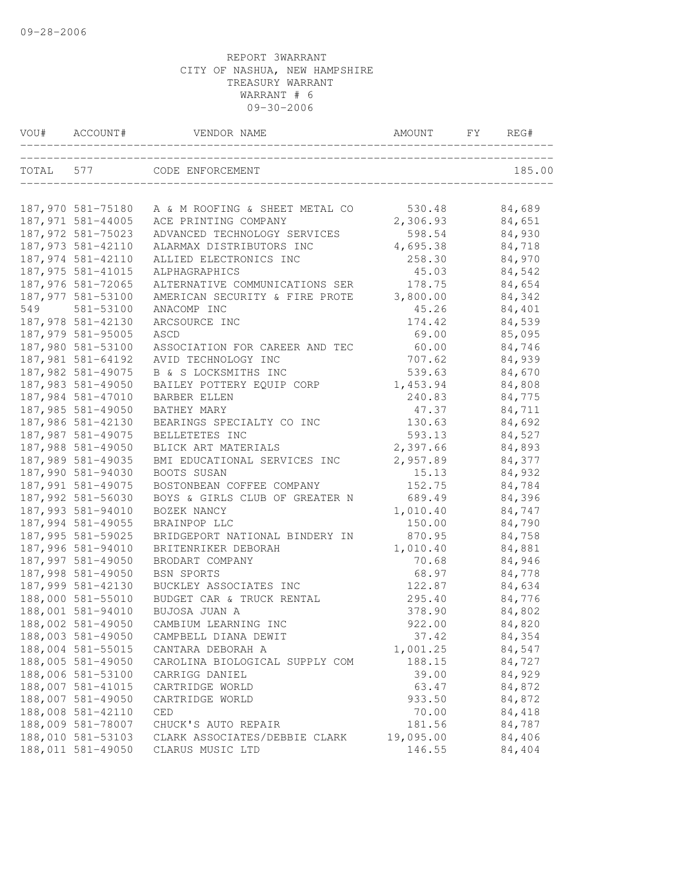09-28-2006

REPORT 3WARRANT
CITY OF NASHUA, NEW HAMPSHIRE
TREASURY WARRANT
WARRANT # 6
09-30-2006

| VOU# | ACCOUNT# | VENDOR NAME | AMOUNT | FY | REG# |
|---|---|---|---|---|---|
| TOTAL | 577 | CODE ENFORCEMENT | | | 185.00 |
| 187,970 | 581-75180 | A & M ROOFING & SHEET METAL CO | 530.48 | | 84,689 |
| 187,971 | 581-44005 | ACE PRINTING COMPANY | 2,306.93 | | 84,651 |
| 187,972 | 581-75023 | ADVANCED TECHNOLOGY SERVICES | 598.54 | | 84,930 |
| 187,973 | 581-42110 | ALARMAX DISTRIBUTORS INC | 4,695.38 | | 84,718 |
| 187,974 | 581-42110 | ALLIED ELECTRONICS INC | 258.30 | | 84,970 |
| 187,975 | 581-41015 | ALPHAGRAPHICS | 45.03 | | 84,542 |
| 187,976 | 581-72065 | ALTERNATIVE COMMUNICATIONS SER | 178.75 | | 84,654 |
| 187,977 | 581-53100 | AMERICAN SECURITY & FIRE PROTE | 3,800.00 | | 84,342 |
| 549 | 581-53100 | ANACOMP INC | 45.26 | | 84,401 |
| 187,978 | 581-42130 | ARCSOURCE INC | 174.42 | | 84,539 |
| 187,979 | 581-95005 | ASCD | 69.00 | | 85,095 |
| 187,980 | 581-53100 | ASSOCIATION FOR CAREER AND TEC | 60.00 | | 84,746 |
| 187,981 | 581-64192 | AVID TECHNOLOGY INC | 707.62 | | 84,939 |
| 187,982 | 581-49075 | B & S LOCKSMITHS INC | 539.63 | | 84,670 |
| 187,983 | 581-49050 | BAILEY POTTERY EQUIP CORP | 1,453.94 | | 84,808 |
| 187,984 | 581-47010 | BARBER ELLEN | 240.83 | | 84,775 |
| 187,985 | 581-49050 | BATHEY MARY | 47.37 | | 84,711 |
| 187,986 | 581-42130 | BEARINGS SPECIALTY CO INC | 130.63 | | 84,692 |
| 187,987 | 581-49075 | BELLETETES INC | 593.13 | | 84,527 |
| 187,988 | 581-49050 | BLICK ART MATERIALS | 2,397.66 | | 84,893 |
| 187,989 | 581-49035 | BMI EDUCATIONAL SERVICES INC | 2,957.89 | | 84,377 |
| 187,990 | 581-94030 | BOOTS SUSAN | 15.13 | | 84,932 |
| 187,991 | 581-49075 | BOSTONBEAN COFFEE COMPANY | 152.75 | | 84,784 |
| 187,992 | 581-56030 | BOYS & GIRLS CLUB OF GREATER N | 689.49 | | 84,396 |
| 187,993 | 581-94010 | BOZEK NANCY | 1,010.40 | | 84,747 |
| 187,994 | 581-49055 | BRAINPOP LLC | 150.00 | | 84,790 |
| 187,995 | 581-59025 | BRIDGEPORT NATIONAL BINDERY IN | 870.95 | | 84,758 |
| 187,996 | 581-94010 | BRITENRIKER DEBORAH | 1,010.40 | | 84,881 |
| 187,997 | 581-49050 | BRODART COMPANY | 70.68 | | 84,946 |
| 187,998 | 581-49050 | BSN SPORTS | 68.97 | | 84,778 |
| 187,999 | 581-42130 | BUCKLEY ASSOCIATES INC | 122.87 | | 84,634 |
| 188,000 | 581-55010 | BUDGET CAR & TRUCK RENTAL | 295.40 | | 84,776 |
| 188,001 | 581-94010 | BUJOSA JUAN A | 378.90 | | 84,802 |
| 188,002 | 581-49050 | CAMBIUM LEARNING INC | 922.00 | | 84,820 |
| 188,003 | 581-49050 | CAMPBELL DIANA DEWIT | 37.42 | | 84,354 |
| 188,004 | 581-55015 | CANTARA DEBORAH A | 1,001.25 | | 84,547 |
| 188,005 | 581-49050 | CAROLINA BIOLOGICAL SUPPLY COM | 188.15 | | 84,727 |
| 188,006 | 581-53100 | CARRIGG DANIEL | 39.00 | | 84,929 |
| 188,007 | 581-41015 | CARTRIDGE WORLD | 63.47 | | 84,872 |
| 188,007 | 581-49050 | CARTRIDGE WORLD | 933.50 | | 84,872 |
| 188,008 | 581-42110 | CED | 70.00 | | 84,418 |
| 188,009 | 581-78007 | CHUCK'S AUTO REPAIR | 181.56 | | 84,787 |
| 188,010 | 581-53103 | CLARK ASSOCIATES/DEBBIE CLARK | 19,095.00 | | 84,406 |
| 188,011 | 581-49050 | CLARUS MUSIC LTD | 146.55 | | 84,404 |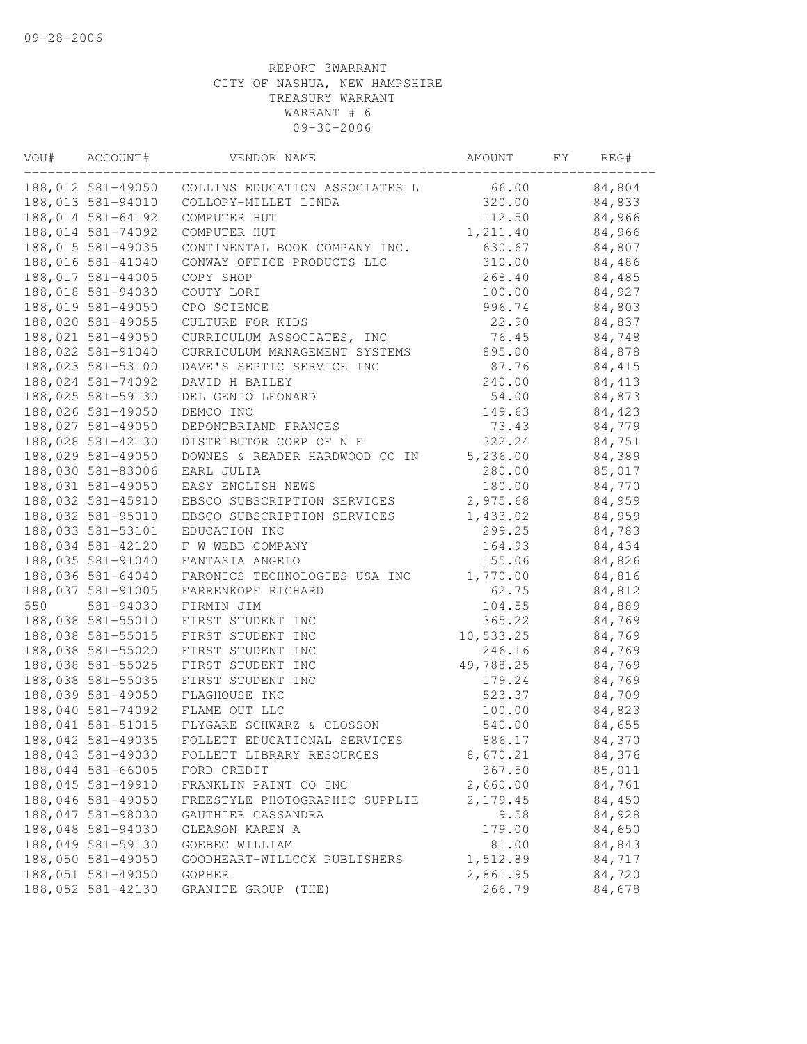09-28-2006

REPORT 3WARRANT
CITY OF NASHUA, NEW HAMPSHIRE
TREASURY WARRANT
WARRANT # 6
09-30-2006

| VOU# | ACCOUNT# | VENDOR NAME | AMOUNT | FY | REG# |
|---|---|---|---|---|---|
| 188,012 | 581-49050 | COLLINS EDUCATION ASSOCIATES L | 66.00 | | 84,804 |
| 188,013 | 581-94010 | COLLOPY-MILLET LINDA | 320.00 | | 84,833 |
| 188,014 | 581-64192 | COMPUTER HUT | 112.50 | | 84,966 |
| 188,014 | 581-74092 | COMPUTER HUT | 1,211.40 | | 84,966 |
| 188,015 | 581-49035 | CONTINENTAL BOOK COMPANY INC. | 630.67 | | 84,807 |
| 188,016 | 581-41040 | CONWAY OFFICE PRODUCTS LLC | 310.00 | | 84,486 |
| 188,017 | 581-44005 | COPY SHOP | 268.40 | | 84,485 |
| 188,018 | 581-94030 | COUTY LORI | 100.00 | | 84,927 |
| 188,019 | 581-49050 | CPO SCIENCE | 996.74 | | 84,803 |
| 188,020 | 581-49055 | CULTURE FOR KIDS | 22.90 | | 84,837 |
| 188,021 | 581-49050 | CURRICULUM ASSOCIATES, INC | 76.45 | | 84,748 |
| 188,022 | 581-91040 | CURRICULUM MANAGEMENT SYSTEMS | 895.00 | | 84,878 |
| 188,023 | 581-53100 | DAVE'S SEPTIC SERVICE INC | 87.76 | | 84,415 |
| 188,024 | 581-74092 | DAVID H BAILEY | 240.00 | | 84,413 |
| 188,025 | 581-59130 | DEL GENIO LEONARD | 54.00 | | 84,873 |
| 188,026 | 581-49050 | DEMCO INC | 149.63 | | 84,423 |
| 188,027 | 581-49050 | DEPONTBRIAND FRANCES | 73.43 | | 84,779 |
| 188,028 | 581-42130 | DISTRIBUTOR CORP OF N E | 322.24 | | 84,751 |
| 188,029 | 581-49050 | DOWNES & READER HARDWOOD CO IN | 5,236.00 | | 84,389 |
| 188,030 | 581-83006 | EARL JULIA | 280.00 | | 85,017 |
| 188,031 | 581-49050 | EASY ENGLISH NEWS | 180.00 | | 84,770 |
| 188,032 | 581-45910 | EBSCO SUBSCRIPTION SERVICES | 2,975.68 | | 84,959 |
| 188,032 | 581-95010 | EBSCO SUBSCRIPTION SERVICES | 1,433.02 | | 84,959 |
| 188,033 | 581-53101 | EDUCATION INC | 299.25 | | 84,783 |
| 188,034 | 581-42120 | F W WEBB COMPANY | 164.93 | | 84,434 |
| 188,035 | 581-91040 | FANTASIA ANGELO | 155.06 | | 84,826 |
| 188,036 | 581-64040 | FARONICS TECHNOLOGIES USA INC | 1,770.00 | | 84,816 |
| 188,037 | 581-91005 | FARRENKOPF RICHARD | 62.75 | | 84,812 |
| 550 | 581-94030 | FIRMIN JIM | 104.55 | | 84,889 |
| 188,038 | 581-55010 | FIRST STUDENT INC | 365.22 | | 84,769 |
| 188,038 | 581-55015 | FIRST STUDENT INC | 10,533.25 | | 84,769 |
| 188,038 | 581-55020 | FIRST STUDENT INC | 246.16 | | 84,769 |
| 188,038 | 581-55025 | FIRST STUDENT INC | 49,788.25 | | 84,769 |
| 188,038 | 581-55035 | FIRST STUDENT INC | 179.24 | | 84,769 |
| 188,039 | 581-49050 | FLAGHOUSE INC | 523.37 | | 84,709 |
| 188,040 | 581-74092 | FLAME OUT LLC | 100.00 | | 84,823 |
| 188,041 | 581-51015 | FLYGARE SCHWARZ & CLOSSON | 540.00 | | 84,655 |
| 188,042 | 581-49035 | FOLLETT EDUCATIONAL SERVICES | 886.17 | | 84,370 |
| 188,043 | 581-49030 | FOLLETT LIBRARY RESOURCES | 8,670.21 | | 84,376 |
| 188,044 | 581-66005 | FORD CREDIT | 367.50 | | 85,011 |
| 188,045 | 581-49910 | FRANKLIN PAINT CO INC | 2,660.00 | | 84,761 |
| 188,046 | 581-49050 | FREESTYLE PHOTOGRAPHIC SUPPLIE | 2,179.45 | | 84,450 |
| 188,047 | 581-98030 | GAUTHIER CASSANDRA | 9.58 | | 84,928 |
| 188,048 | 581-94030 | GLEASON KAREN A | 179.00 | | 84,650 |
| 188,049 | 581-59130 | GOEBEC WILLIAM | 81.00 | | 84,843 |
| 188,050 | 581-49050 | GOODHEART-WILLCOX PUBLISHERS | 1,512.89 | | 84,717 |
| 188,051 | 581-49050 | GOPHER | 2,861.95 | | 84,720 |
| 188,052 | 581-42130 | GRANITE GROUP (THE) | 266.79 | | 84,678 |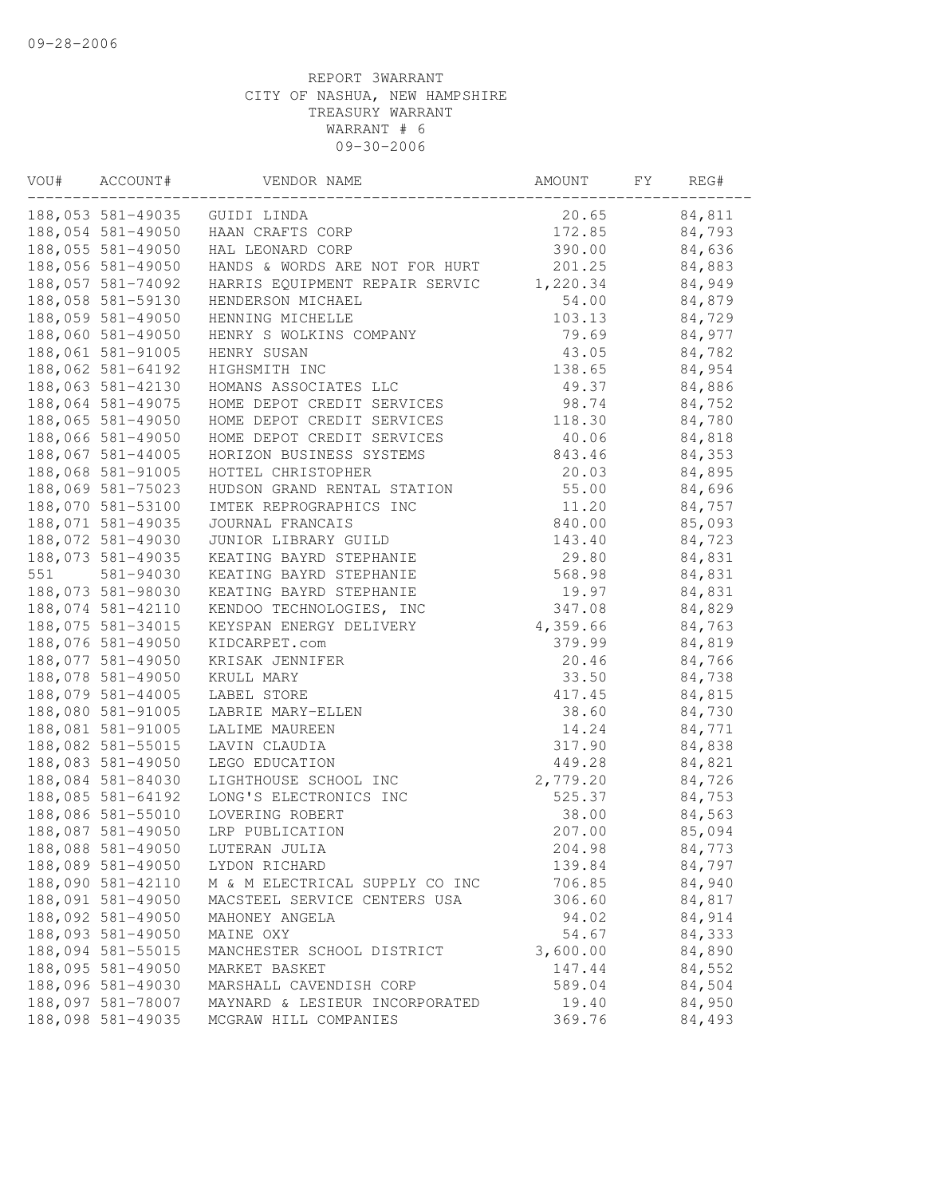09-28-2006

REPORT 3WARRANT
CITY OF NASHUA, NEW HAMPSHIRE
TREASURY WARRANT
WARRANT # 6
09-30-2006

| VOU# | ACCOUNT# | VENDOR NAME | AMOUNT | FY | REG# |
|---|---|---|---|---|---|
| 188,053 | 581-49035 | GUIDI LINDA | 20.65 | | 84,811 |
| 188,054 | 581-49050 | HAAN CRAFTS CORP | 172.85 | | 84,793 |
| 188,055 | 581-49050 | HAL LEONARD CORP | 390.00 | | 84,636 |
| 188,056 | 581-49050 | HANDS & WORDS ARE NOT FOR HURT | 201.25 | | 84,883 |
| 188,057 | 581-74092 | HARRIS EQUIPMENT REPAIR SERVIC | 1,220.34 | | 84,949 |
| 188,058 | 581-59130 | HENDERSON MICHAEL | 54.00 | | 84,879 |
| 188,059 | 581-49050 | HENNING MICHELLE | 103.13 | | 84,729 |
| 188,060 | 581-49050 | HENRY S WOLKINS COMPANY | 79.69 | | 84,977 |
| 188,061 | 581-91005 | HENRY SUSAN | 43.05 | | 84,782 |
| 188,062 | 581-64192 | HIGHSMITH INC | 138.65 | | 84,954 |
| 188,063 | 581-42130 | HOMANS ASSOCIATES LLC | 49.37 | | 84,886 |
| 188,064 | 581-49075 | HOME DEPOT CREDIT SERVICES | 98.74 | | 84,752 |
| 188,065 | 581-49050 | HOME DEPOT CREDIT SERVICES | 118.30 | | 84,780 |
| 188,066 | 581-49050 | HOME DEPOT CREDIT SERVICES | 40.06 | | 84,818 |
| 188,067 | 581-44005 | HORIZON BUSINESS SYSTEMS | 843.46 | | 84,353 |
| 188,068 | 581-91005 | HOTTEL CHRISTOPHER | 20.03 | | 84,895 |
| 188,069 | 581-75023 | HUDSON GRAND RENTAL STATION | 55.00 | | 84,696 |
| 188,070 | 581-53100 | IMTEK REPROGRAPHICS INC | 11.20 | | 84,757 |
| 188,071 | 581-49035 | JOURNAL FRANCAIS | 840.00 | | 85,093 |
| 188,072 | 581-49030 | JUNIOR LIBRARY GUILD | 143.40 | | 84,723 |
| 188,073 | 581-49035 | KEATING BAYRD STEPHANIE | 29.80 | | 84,831 |
| 551 | 581-94030 | KEATING BAYRD STEPHANIE | 568.98 | | 84,831 |
| 188,073 | 581-98030 | KEATING BAYRD STEPHANIE | 19.97 | | 84,831 |
| 188,074 | 581-42110 | KENDOO TECHNOLOGIES, INC | 347.08 | | 84,829 |
| 188,075 | 581-34015 | KEYSPAN ENERGY DELIVERY | 4,359.66 | | 84,763 |
| 188,076 | 581-49050 | KIDCARPET.com | 379.99 | | 84,819 |
| 188,077 | 581-49050 | KRISAK JENNIFER | 20.46 | | 84,766 |
| 188,078 | 581-49050 | KRULL MARY | 33.50 | | 84,738 |
| 188,079 | 581-44005 | LABEL STORE | 417.45 | | 84,815 |
| 188,080 | 581-91005 | LABRIE MARY-ELLEN | 38.60 | | 84,730 |
| 188,081 | 581-91005 | LALIME MAUREEN | 14.24 | | 84,771 |
| 188,082 | 581-55015 | LAVIN CLAUDIA | 317.90 | | 84,838 |
| 188,083 | 581-49050 | LEGO EDUCATION | 449.28 | | 84,821 |
| 188,084 | 581-84030 | LIGHTHOUSE SCHOOL INC | 2,779.20 | | 84,726 |
| 188,085 | 581-64192 | LONG'S ELECTRONICS INC | 525.37 | | 84,753 |
| 188,086 | 581-55010 | LOVERING ROBERT | 38.00 | | 84,563 |
| 188,087 | 581-49050 | LRP PUBLICATION | 207.00 | | 85,094 |
| 188,088 | 581-49050 | LUTERAN JULIA | 204.98 | | 84,773 |
| 188,089 | 581-49050 | LYDON RICHARD | 139.84 | | 84,797 |
| 188,090 | 581-42110 | M & M ELECTRICAL SUPPLY CO INC | 706.85 | | 84,940 |
| 188,091 | 581-49050 | MACSTEEL SERVICE CENTERS USA | 306.60 | | 84,817 |
| 188,092 | 581-49050 | MAHONEY ANGELA | 94.02 | | 84,914 |
| 188,093 | 581-49050 | MAINE OXY | 54.67 | | 84,333 |
| 188,094 | 581-55015 | MANCHESTER SCHOOL DISTRICT | 3,600.00 | | 84,890 |
| 188,095 | 581-49050 | MARKET BASKET | 147.44 | | 84,552 |
| 188,096 | 581-49030 | MARSHALL CAVENDISH CORP | 589.04 | | 84,504 |
| 188,097 | 581-78007 | MAYNARD & LESIEUR INCORPORATED | 19.40 | | 84,950 |
| 188,098 | 581-49035 | MCGRAW HILL COMPANIES | 369.76 | | 84,493 |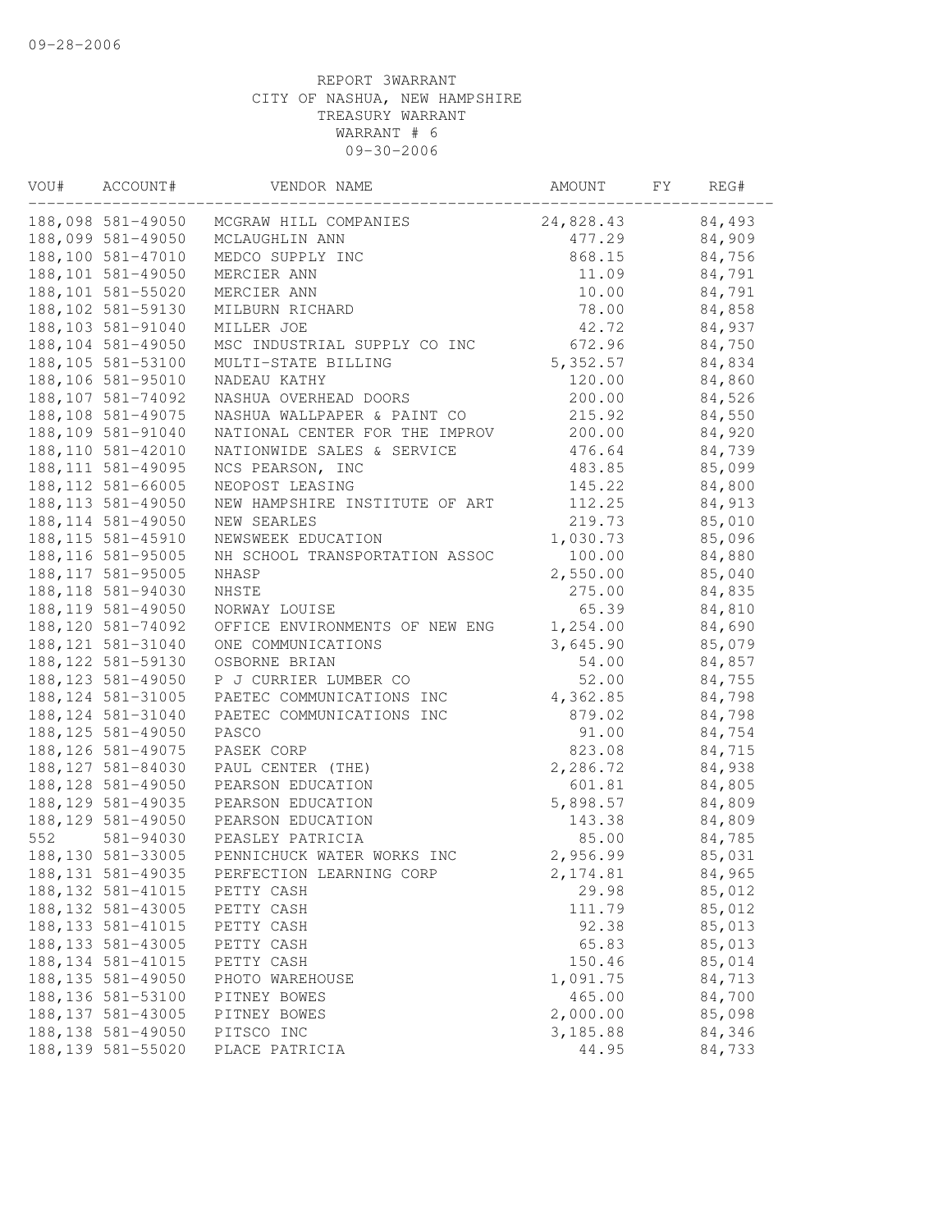REPORT 3WARRANT
CITY OF NASHUA, NEW HAMPSHIRE
TREASURY WARRANT
WARRANT # 6
09-30-2006

| VOU# | ACCOUNT# | VENDOR NAME | AMOUNT | FY | REG# |
|---|---|---|---|---|---|
| 188,098 | 581-49050 | MCGRAW HILL COMPANIES | 24,828.43 | | 84,493 |
| 188,099 | 581-49050 | MCLAUGHLIN ANN | 477.29 | | 84,909 |
| 188,100 | 581-47010 | MEDCO SUPPLY INC | 868.15 | | 84,756 |
| 188,101 | 581-49050 | MERCIER ANN | 11.09 | | 84,791 |
| 188,101 | 581-55020 | MERCIER ANN | 10.00 | | 84,791 |
| 188,102 | 581-59130 | MILBURN RICHARD | 78.00 | | 84,858 |
| 188,103 | 581-91040 | MILLER JOE | 42.72 | | 84,937 |
| 188,104 | 581-49050 | MSC INDUSTRIAL SUPPLY CO INC | 672.96 | | 84,750 |
| 188,105 | 581-53100 | MULTI-STATE BILLING | 5,352.57 | | 84,834 |
| 188,106 | 581-95010 | NADEAU KATHY | 120.00 | | 84,860 |
| 188,107 | 581-74092 | NASHUA OVERHEAD DOORS | 200.00 | | 84,526 |
| 188,108 | 581-49075 | NASHUA WALLPAPER & PAINT CO | 215.92 | | 84,550 |
| 188,109 | 581-91040 | NATIONAL CENTER FOR THE IMPROV | 200.00 | | 84,920 |
| 188,110 | 581-42010 | NATIONWIDE SALES & SERVICE | 476.64 | | 84,739 |
| 188,111 | 581-49095 | NCS PEARSON, INC | 483.85 | | 85,099 |
| 188,112 | 581-66005 | NEOPOST LEASING | 145.22 | | 84,800 |
| 188,113 | 581-49050 | NEW HAMPSHIRE INSTITUTE OF ART | 112.25 | | 84,913 |
| 188,114 | 581-49050 | NEW SEARLES | 219.73 | | 85,010 |
| 188,115 | 581-45910 | NEWSWEEK EDUCATION | 1,030.73 | | 85,096 |
| 188,116 | 581-95005 | NH SCHOOL TRANSPORTATION ASSOC | 100.00 | | 84,880 |
| 188,117 | 581-95005 | NHASP | 2,550.00 | | 85,040 |
| 188,118 | 581-94030 | NHSTE | 275.00 | | 84,835 |
| 188,119 | 581-49050 | NORWAY LOUISE | 65.39 | | 84,810 |
| 188,120 | 581-74092 | OFFICE ENVIRONMENTS OF NEW ENG | 1,254.00 | | 84,690 |
| 188,121 | 581-31040 | ONE COMMUNICATIONS | 3,645.90 | | 85,079 |
| 188,122 | 581-59130 | OSBORNE BRIAN | 54.00 | | 84,857 |
| 188,123 | 581-49050 | P J CURRIER LUMBER CO | 52.00 | | 84,755 |
| 188,124 | 581-31005 | PAETEC COMMUNICATIONS INC | 4,362.85 | | 84,798 |
| 188,124 | 581-31040 | PAETEC COMMUNICATIONS INC | 879.02 | | 84,798 |
| 188,125 | 581-49050 | PASCO | 91.00 | | 84,754 |
| 188,126 | 581-49075 | PASEK CORP | 823.08 | | 84,715 |
| 188,127 | 581-84030 | PAUL CENTER (THE) | 2,286.72 | | 84,938 |
| 188,128 | 581-49050 | PEARSON EDUCATION | 601.81 | | 84,805 |
| 188,129 | 581-49035 | PEARSON EDUCATION | 5,898.57 | | 84,809 |
| 188,129 | 581-49050 | PEARSON EDUCATION | 143.38 | | 84,809 |
| 552 | 581-94030 | PEASLEY PATRICIA | 85.00 | | 84,785 |
| 188,130 | 581-33005 | PENNICHUCK WATER WORKS INC | 2,956.99 | | 85,031 |
| 188,131 | 581-49035 | PERFECTION LEARNING CORP | 2,174.81 | | 84,965 |
| 188,132 | 581-41015 | PETTY CASH | 29.98 | | 85,012 |
| 188,132 | 581-43005 | PETTY CASH | 111.79 | | 85,012 |
| 188,133 | 581-41015 | PETTY CASH | 92.38 | | 85,013 |
| 188,133 | 581-43005 | PETTY CASH | 65.83 | | 85,013 |
| 188,134 | 581-41015 | PETTY CASH | 150.46 | | 85,014 |
| 188,135 | 581-49050 | PHOTO WAREHOUSE | 1,091.75 | | 84,713 |
| 188,136 | 581-53100 | PITNEY BOWES | 465.00 | | 84,700 |
| 188,137 | 581-43005 | PITNEY BOWES | 2,000.00 | | 85,098 |
| 188,138 | 581-49050 | PITSCO INC | 3,185.88 | | 84,346 |
| 188,139 | 581-55020 | PLACE PATRICIA | 44.95 | | 84,733 |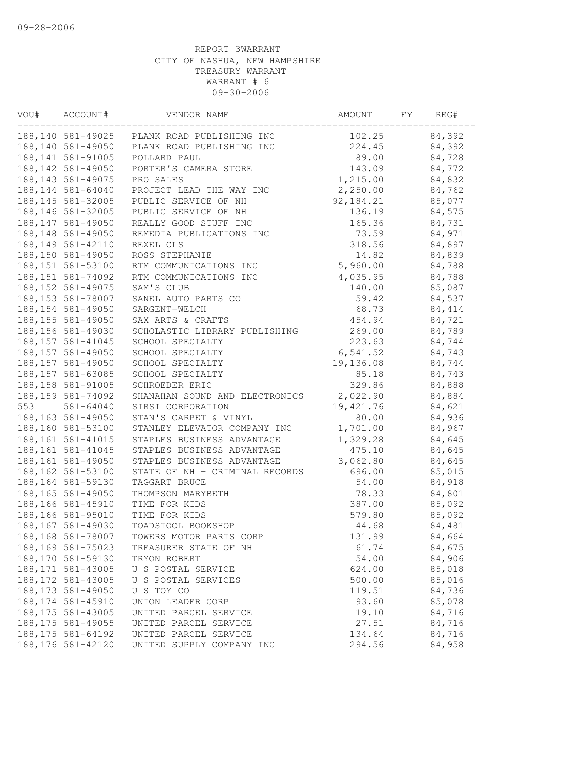09-28-2006

REPORT 3WARRANT
CITY OF NASHUA, NEW HAMPSHIRE
TREASURY WARRANT
WARRANT # 6
09-30-2006

| VOU# | ACCOUNT# | VENDOR NAME | AMOUNT | FY | REG# |
|---|---|---|---|---|---|
| 188,140 | 581-49025 | PLANK ROAD PUBLISHING INC | 102.25 | | 84,392 |
| 188,140 | 581-49050 | PLANK ROAD PUBLISHING INC | 224.45 | | 84,392 |
| 188,141 | 581-91005 | POLLARD PAUL | 89.00 | | 84,728 |
| 188,142 | 581-49050 | PORTER'S CAMERA STORE | 143.09 | | 84,772 |
| 188,143 | 581-49075 | PRO SALES | 1,215.00 | | 84,832 |
| 188,144 | 581-64040 | PROJECT LEAD THE WAY INC | 2,250.00 | | 84,762 |
| 188,145 | 581-32005 | PUBLIC SERVICE OF NH | 92,184.21 | | 85,077 |
| 188,146 | 581-32005 | PUBLIC SERVICE OF NH | 136.19 | | 84,575 |
| 188,147 | 581-49050 | REALLY GOOD STUFF INC | 165.36 | | 84,731 |
| 188,148 | 581-49050 | REMEDIA PUBLICATIONS INC | 73.59 | | 84,971 |
| 188,149 | 581-42110 | REXEL CLS | 318.56 | | 84,897 |
| 188,150 | 581-49050 | ROSS STEPHANIE | 14.82 | | 84,839 |
| 188,151 | 581-53100 | RTM COMMUNICATIONS INC | 5,960.00 | | 84,788 |
| 188,151 | 581-74092 | RTM COMMUNICATIONS INC | 4,035.95 | | 84,788 |
| 188,152 | 581-49075 | SAM'S CLUB | 140.00 | | 85,087 |
| 188,153 | 581-78007 | SANEL AUTO PARTS CO | 59.42 | | 84,537 |
| 188,154 | 581-49050 | SARGENT-WELCH | 68.73 | | 84,414 |
| 188,155 | 581-49050 | SAX ARTS & CRAFTS | 454.94 | | 84,721 |
| 188,156 | 581-49030 | SCHOLASTIC LIBRARY PUBLISHING | 269.00 | | 84,789 |
| 188,157 | 581-41045 | SCHOOL SPECIALTY | 223.63 | | 84,744 |
| 188,157 | 581-49050 | SCHOOL SPECIALTY | 6,541.52 | | 84,743 |
| 188,157 | 581-49050 | SCHOOL SPECIALTY | 19,136.08 | | 84,744 |
| 188,157 | 581-63085 | SCHOOL SPECIALTY | 85.18 | | 84,743 |
| 188,158 | 581-91005 | SCHROEDER ERIC | 329.86 | | 84,888 |
| 188,159 | 581-74092 | SHANAHAN SOUND AND ELECTRONICS | 2,022.90 | | 84,884 |
| 553 | 581-64040 | SIRSI CORPORATION | 19,421.76 | | 84,621 |
| 188,163 | 581-49050 | STAN'S CARPET & VINYL | 80.00 | | 84,936 |
| 188,160 | 581-53100 | STANLEY ELEVATOR COMPANY INC | 1,701.00 | | 84,967 |
| 188,161 | 581-41015 | STAPLES BUSINESS ADVANTAGE | 1,329.28 | | 84,645 |
| 188,161 | 581-41045 | STAPLES BUSINESS ADVANTAGE | 475.10 | | 84,645 |
| 188,161 | 581-49050 | STAPLES BUSINESS ADVANTAGE | 3,062.80 | | 84,645 |
| 188,162 | 581-53100 | STATE OF NH - CRIMINAL RECORDS | 696.00 | | 85,015 |
| 188,164 | 581-59130 | TAGGART BRUCE | 54.00 | | 84,918 |
| 188,165 | 581-49050 | THOMPSON MARYBETH | 78.33 | | 84,801 |
| 188,166 | 581-45910 | TIME FOR KIDS | 387.00 | | 85,092 |
| 188,166 | 581-95010 | TIME FOR KIDS | 579.80 | | 85,092 |
| 188,167 | 581-49030 | TOADSTOOL BOOKSHOP | 44.68 | | 84,481 |
| 188,168 | 581-78007 | TOWERS MOTOR PARTS CORP | 131.99 | | 84,664 |
| 188,169 | 581-75023 | TREASURER STATE OF NH | 61.74 | | 84,675 |
| 188,170 | 581-59130 | TRYON ROBERT | 54.00 | | 84,906 |
| 188,171 | 581-43005 | U S POSTAL SERVICE | 624.00 | | 85,018 |
| 188,172 | 581-43005 | U S POSTAL SERVICES | 500.00 | | 85,016 |
| 188,173 | 581-49050 | U S TOY CO | 119.51 | | 84,736 |
| 188,174 | 581-45910 | UNION LEADER CORP | 93.60 | | 85,078 |
| 188,175 | 581-43005 | UNITED PARCEL SERVICE | 19.10 | | 84,716 |
| 188,175 | 581-49055 | UNITED PARCEL SERVICE | 27.51 | | 84,716 |
| 188,175 | 581-64192 | UNITED PARCEL SERVICE | 134.64 | | 84,716 |
| 188,176 | 581-42120 | UNITED SUPPLY COMPANY INC | 294.56 | | 84,958 |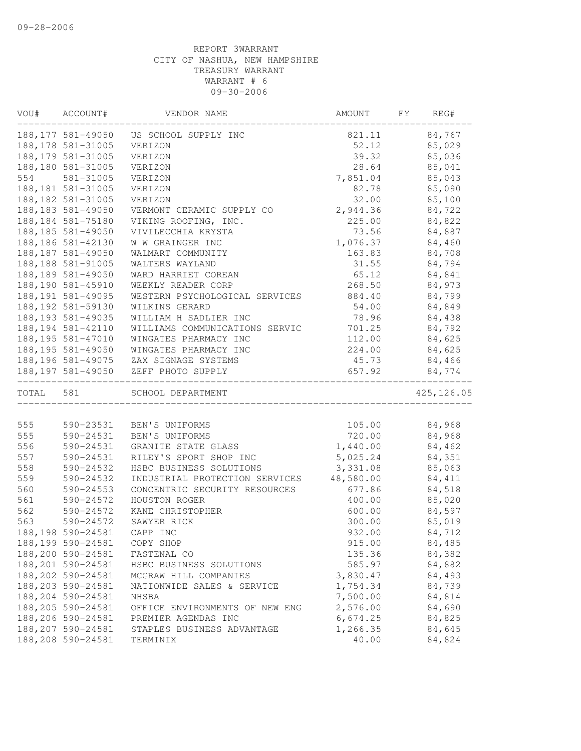09-28-2006

REPORT 3WARRANT
CITY OF NASHUA, NEW HAMPSHIRE
TREASURY WARRANT
WARRANT # 6
09-30-2006

| VOU# | ACCOUNT# | VENDOR NAME | AMOUNT | FY | REG# |
|---|---|---|---|---|---|
| 188,177 | 581-49050 | US SCHOOL SUPPLY INC | 821.11 | | 84,767 |
| 188,178 | 581-31005 | VERIZON | 52.12 | | 85,029 |
| 188,179 | 581-31005 | VERIZON | 39.32 | | 85,036 |
| 188,180 | 581-31005 | VERIZON | 28.64 | | 85,041 |
| 554 | 581-31005 | VERIZON | 7,851.04 | | 85,043 |
| 188,181 | 581-31005 | VERIZON | 82.78 | | 85,090 |
| 188,182 | 581-31005 | VERIZON | 32.00 | | 85,100 |
| 188,183 | 581-49050 | VERMONT CERAMIC SUPPLY CO | 2,944.36 | | 84,722 |
| 188,184 | 581-75180 | VIKING ROOFING, INC. | 225.00 | | 84,822 |
| 188,185 | 581-49050 | VIVILECCHIA KRYSTA | 73.56 | | 84,887 |
| 188,186 | 581-42130 | W W GRAINGER INC | 1,076.37 | | 84,460 |
| 188,187 | 581-49050 | WALMART COMMUNITY | 163.83 | | 84,708 |
| 188,188 | 581-91005 | WALTERS WAYLAND | 31.55 | | 84,794 |
| 188,189 | 581-49050 | WARD HARRIET COREAN | 65.12 | | 84,841 |
| 188,190 | 581-45910 | WEEKLY READER CORP | 268.50 | | 84,973 |
| 188,191 | 581-49095 | WESTERN PSYCHOLOGICAL SERVICES | 884.40 | | 84,799 |
| 188,192 | 581-59130 | WILKINS GERARD | 54.00 | | 84,849 |
| 188,193 | 581-49035 | WILLIAM H SADLIER INC | 78.96 | | 84,438 |
| 188,194 | 581-42110 | WILLIAMS COMMUNICATIONS SERVIC | 701.25 | | 84,792 |
| 188,195 | 581-47010 | WINGATES PHARMACY INC | 112.00 | | 84,625 |
| 188,195 | 581-49050 | WINGATES PHARMACY INC | 224.00 | | 84,625 |
| 188,196 | 581-49075 | ZAX SIGNAGE SYSTEMS | 45.73 | | 84,466 |
| 188,197 | 581-49050 | ZEFF PHOTO SUPPLY | 657.92 | | 84,774 |
| TOTAL | 581 | SCHOOL DEPARTMENT | | | 425,126.05 |
| 555 | 590-23531 | BEN'S UNIFORMS | 105.00 | | 84,968 |
| 555 | 590-24531 | BEN'S UNIFORMS | 720.00 | | 84,968 |
| 556 | 590-24531 | GRANITE STATE GLASS | 1,440.00 | | 84,462 |
| 557 | 590-24531 | RILEY'S SPORT SHOP INC | 5,025.24 | | 84,351 |
| 558 | 590-24532 | HSBC BUSINESS SOLUTIONS | 3,331.08 | | 85,063 |
| 559 | 590-24532 | INDUSTRIAL PROTECTION SERVICES | 48,580.00 | | 84,411 |
| 560 | 590-24553 | CONCENTRIC SECURITY RESOURCES | 677.86 | | 84,518 |
| 561 | 590-24572 | HOUSTON ROGER | 400.00 | | 85,020 |
| 562 | 590-24572 | KANE CHRISTOPHER | 600.00 | | 84,597 |
| 563 | 590-24572 | SAWYER RICK | 300.00 | | 85,019 |
| 188,198 | 590-24581 | CAPP INC | 932.00 | | 84,712 |
| 188,199 | 590-24581 | COPY SHOP | 915.00 | | 84,485 |
| 188,200 | 590-24581 | FASTENAL CO | 135.36 | | 84,382 |
| 188,201 | 590-24581 | HSBC BUSINESS SOLUTIONS | 585.97 | | 84,882 |
| 188,202 | 590-24581 | MCGRAW HILL COMPANIES | 3,830.47 | | 84,493 |
| 188,203 | 590-24581 | NATIONWIDE SALES & SERVICE | 1,754.34 | | 84,739 |
| 188,204 | 590-24581 | NHSBA | 7,500.00 | | 84,814 |
| 188,205 | 590-24581 | OFFICE ENVIRONMENTS OF NEW ENG | 2,576.00 | | 84,690 |
| 188,206 | 590-24581 | PREMIER AGENDAS INC | 6,674.25 | | 84,825 |
| 188,207 | 590-24581 | STAPLES BUSINESS ADVANTAGE | 1,266.35 | | 84,645 |
| 188,208 | 590-24581 | TERMINIX | 40.00 | | 84,824 |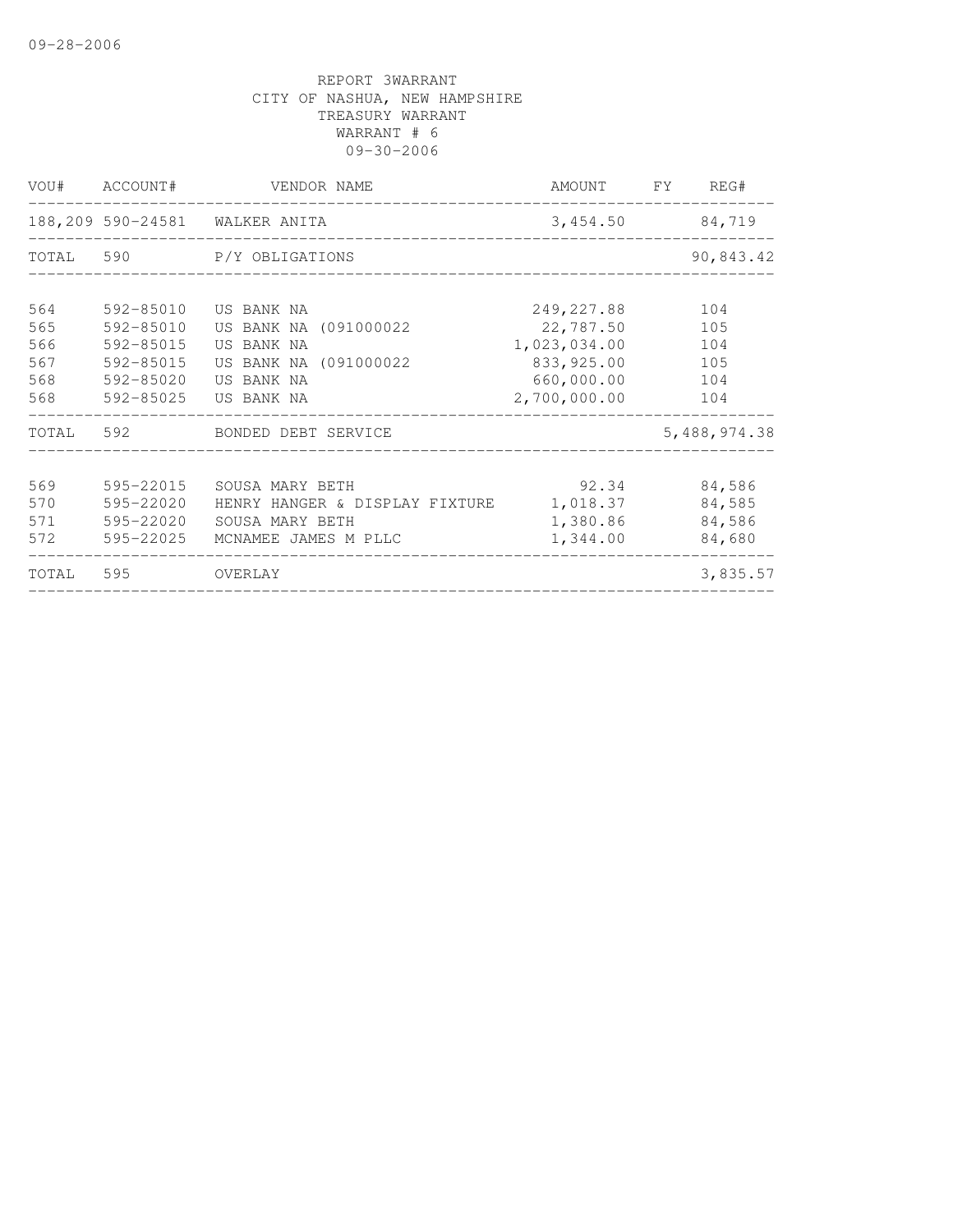09-28-2006

REPORT 3WARRANT
CITY OF NASHUA, NEW HAMPSHIRE
TREASURY WARRANT
WARRANT # 6
09-30-2006

| VOU# | ACCOUNT# | VENDOR NAME | AMOUNT | FY | REG# |
|---|---|---|---|---|---|
| 188,209 | 590-24581 | WALKER ANITA | 3,454.50 | | 84,719 |
| TOTAL | 590 | P/Y OBLIGATIONS | | | 90,843.42 |
| 564 | 592-85010 | US BANK NA | 249,227.88 | | 104 |
| 565 | 592-85010 | US BANK NA (091000022 | 22,787.50 | | 105 |
| 566 | 592-85015 | US BANK NA | 1,023,034.00 | | 104 |
| 567 | 592-85015 | US BANK NA (091000022 | 833,925.00 | | 105 |
| 568 | 592-85020 | US BANK NA | 660,000.00 | | 104 |
| 568 | 592-85025 | US BANK NA | 2,700,000.00 | | 104 |
| TOTAL | 592 | BONDED DEBT SERVICE | | | 5,488,974.38 |
| 569 | 595-22015 | SOUSA MARY BETH | 92.34 | | 84,586 |
| 570 | 595-22020 | HENRY HANGER & DISPLAY FIXTURE | 1,018.37 | | 84,585 |
| 571 | 595-22020 | SOUSA MARY BETH | 1,380.86 | | 84,586 |
| 572 | 595-22025 | MCNAMEE JAMES M PLLC | 1,344.00 | | 84,680 |
| TOTAL | 595 | OVERLAY | | | 3,835.57 |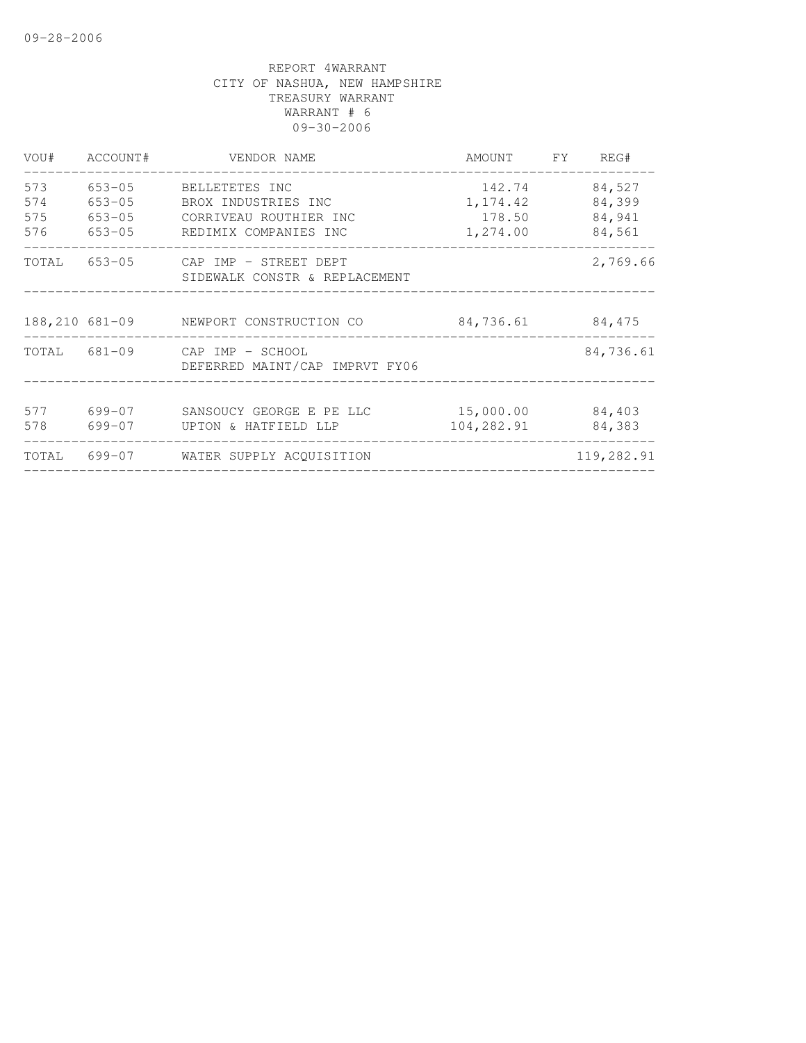REPORT 4WARRANT
CITY OF NASHUA, NEW HAMPSHIRE
TREASURY WARRANT
WARRANT # 6
09-30-2006

| VOU# | ACCOUNT# | VENDOR NAME | AMOUNT | FY | REG# |
|---|---|---|---|---|---|
| 573 | 653-05 | BELLETETES INC | 142.74 | | 84,527 |
| 574 | 653-05 | BROX INDUSTRIES INC | 1,174.42 | | 84,399 |
| 575 | 653-05 | CORRIVEAU ROUTHIER INC | 178.50 | | 84,941 |
| 576 | 653-05 | REDIMIX COMPANIES INC | 1,274.00 | | 84,561 |
| TOTAL | 653-05 | CAP IMP - STREET DEPT SIDEWALK CONSTR & REPLACEMENT | | | 2,769.66 |
| 188,210 | 681-09 | NEWPORT CONSTRUCTION CO | 84,736.61 | | 84,475 |
| TOTAL | 681-09 | CAP IMP - SCHOOL DEFERRED MAINT/CAP IMPRVT FY06 | | | 84,736.61 |
| 577 | 699-07 | SANSOUCY GEORGE E PE LLC | 15,000.00 | | 84,403 |
| 578 | 699-07 | UPTON & HATFIELD LLP | 104,282.91 | | 84,383 |
| TOTAL | 699-07 | WATER SUPPLY ACQUISITION | | | 119,282.91 |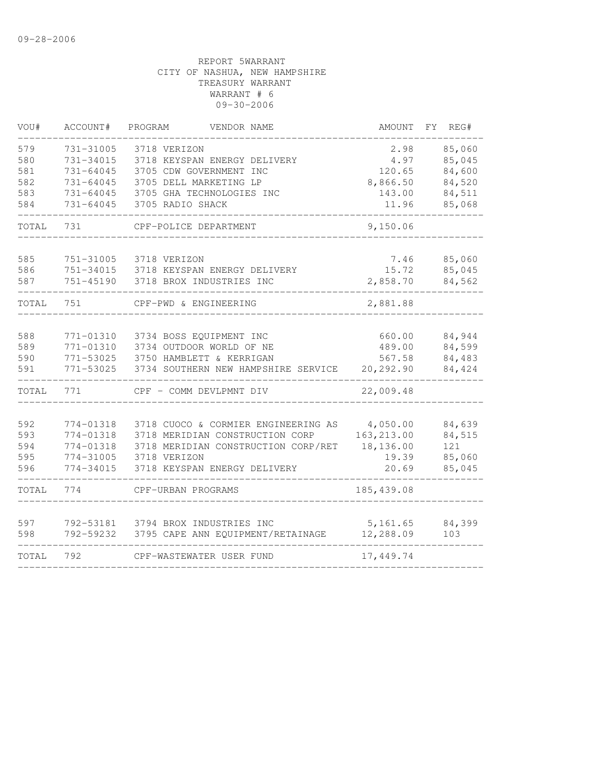09-28-2006

REPORT 5WARRANT
CITY OF NASHUA, NEW HAMPSHIRE
TREASURY WARRANT
WARRANT # 6
09-30-2006

| VOU# | ACCOUNT# | PROGRAM | VENDOR NAME | AMOUNT | FY | REG# |
|---|---|---|---|---|---|---|
| 579 | 731-31005 | 3718 | VERIZON | 2.98 | | 85,060 |
| 580 | 731-34015 | 3718 | KEYSPAN ENERGY DELIVERY | 4.97 | | 85,045 |
| 581 | 731-64045 | 3705 | CDW GOVERNMENT INC | 120.65 | | 84,600 |
| 582 | 731-64045 | 3705 | DELL MARKETING LP | 8,866.50 | | 84,520 |
| 583 | 731-64045 | 3705 | GHA TECHNOLOGIES INC | 143.00 | | 84,511 |
| 584 | 731-64045 | 3705 | RADIO SHACK | 11.96 | | 85,068 |
| TOTAL | 731 | | CPF-POLICE DEPARTMENT | 9,150.06 | | |
| 585 | 751-31005 | 3718 | VERIZON | 7.46 | | 85,060 |
| 586 | 751-34015 | 3718 | KEYSPAN ENERGY DELIVERY | 15.72 | | 85,045 |
| 587 | 751-45190 | 3718 | BROX INDUSTRIES INC | 2,858.70 | | 84,562 |
| TOTAL | 751 | | CPF-PWD & ENGINEERING | 2,881.88 | | |
| 588 | 771-01310 | 3734 | BOSS EQUIPMENT INC | 660.00 | | 84,944 |
| 589 | 771-01310 | 3734 | OUTDOOR WORLD OF NE | 489.00 | | 84,599 |
| 590 | 771-53025 | 3750 | HAMBLETT & KERRIGAN | 567.58 | | 84,483 |
| 591 | 771-53025 | 3734 | SOUTHERN NEW HAMPSHIRE SERVICE | 20,292.90 | | 84,424 |
| TOTAL | 771 | | CPF - COMM DEVLPMNT DIV | 22,009.48 | | |
| 592 | 774-01318 | 3718 | CUOCO & CORMIER ENGINEERING AS | 4,050.00 | | 84,639 |
| 593 | 774-01318 | 3718 | MERIDIAN CONSTRUCTION CORP | 163,213.00 | | 84,515 |
| 594 | 774-01318 | 3718 | MERIDIAN CONSTRUCTION CORP/RET | 18,136.00 | | 121 |
| 595 | 774-31005 | 3718 | VERIZON | 19.39 | | 85,060 |
| 596 | 774-34015 | 3718 | KEYSPAN ENERGY DELIVERY | 20.69 | | 85,045 |
| TOTAL | 774 | | CPF-URBAN PROGRAMS | 185,439.08 | | |
| 597 | 792-53181 | 3794 | BROX INDUSTRIES INC | 5,161.65 | | 84,399 |
| 598 | 792-59232 | 3795 | CAPE ANN EQUIPMENT/RETAINAGE | 12,288.09 | | 103 |
| TOTAL | 792 | | CPF-WASTEWATER USER FUND | 17,449.74 | | |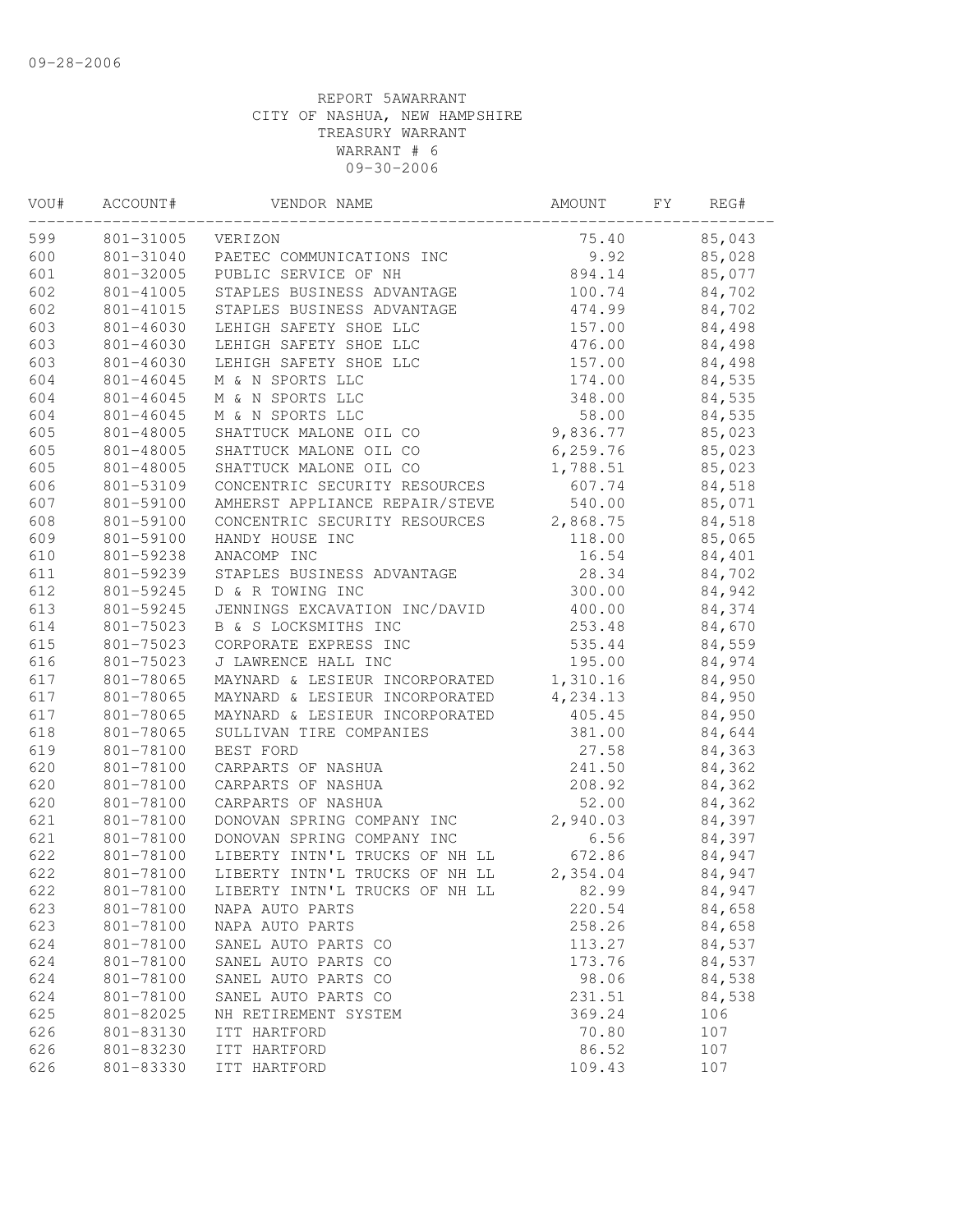09-28-2006

REPORT 5AWARRANT
CITY OF NASHUA, NEW HAMPSHIRE
TREASURY WARRANT
WARRANT # 6
09-30-2006

| VOU# | ACCOUNT# | VENDOR NAME | AMOUNT | FY | REG# |
|---|---|---|---|---|---|
| 599 | 801-31005 | VERIZON | 75.40 | | 85,043 |
| 600 | 801-31040 | PAETEC COMMUNICATIONS INC | 9.92 | | 85,028 |
| 601 | 801-32005 | PUBLIC SERVICE OF NH | 894.14 | | 85,077 |
| 602 | 801-41005 | STAPLES BUSINESS ADVANTAGE | 100.74 | | 84,702 |
| 602 | 801-41015 | STAPLES BUSINESS ADVANTAGE | 474.99 | | 84,702 |
| 603 | 801-46030 | LEHIGH SAFETY SHOE LLC | 157.00 | | 84,498 |
| 603 | 801-46030 | LEHIGH SAFETY SHOE LLC | 476.00 | | 84,498 |
| 603 | 801-46030 | LEHIGH SAFETY SHOE LLC | 157.00 | | 84,498 |
| 604 | 801-46045 | M & N SPORTS LLC | 174.00 | | 84,535 |
| 604 | 801-46045 | M & N SPORTS LLC | 348.00 | | 84,535 |
| 604 | 801-46045 | M & N SPORTS LLC | 58.00 | | 84,535 |
| 605 | 801-48005 | SHATTUCK MALONE OIL CO | 9,836.77 | | 85,023 |
| 605 | 801-48005 | SHATTUCK MALONE OIL CO | 6,259.76 | | 85,023 |
| 605 | 801-48005 | SHATTUCK MALONE OIL CO | 1,788.51 | | 85,023 |
| 606 | 801-53109 | CONCENTRIC SECURITY RESOURCES | 607.74 | | 84,518 |
| 607 | 801-59100 | AMHERST APPLIANCE REPAIR/STEVE | 540.00 | | 85,071 |
| 608 | 801-59100 | CONCENTRIC SECURITY RESOURCES | 2,868.75 | | 84,518 |
| 609 | 801-59100 | HANDY HOUSE INC | 118.00 | | 85,065 |
| 610 | 801-59238 | ANACOMP INC | 16.54 | | 84,401 |
| 611 | 801-59239 | STAPLES BUSINESS ADVANTAGE | 28.34 | | 84,702 |
| 612 | 801-59245 | D & R TOWING INC | 300.00 | | 84,942 |
| 613 | 801-59245 | JENNINGS EXCAVATION INC/DAVID | 400.00 | | 84,374 |
| 614 | 801-75023 | B & S LOCKSMITHS INC | 253.48 | | 84,670 |
| 615 | 801-75023 | CORPORATE EXPRESS INC | 535.44 | | 84,559 |
| 616 | 801-75023 | J LAWRENCE HALL INC | 195.00 | | 84,974 |
| 617 | 801-78065 | MAYNARD & LESIEUR INCORPORATED | 1,310.16 | | 84,950 |
| 617 | 801-78065 | MAYNARD & LESIEUR INCORPORATED | 4,234.13 | | 84,950 |
| 617 | 801-78065 | MAYNARD & LESIEUR INCORPORATED | 405.45 | | 84,950 |
| 618 | 801-78065 | SULLIVAN TIRE COMPANIES | 381.00 | | 84,644 |
| 619 | 801-78100 | BEST FORD | 27.58 | | 84,363 |
| 620 | 801-78100 | CARPARTS OF NASHUA | 241.50 | | 84,362 |
| 620 | 801-78100 | CARPARTS OF NASHUA | 208.92 | | 84,362 |
| 620 | 801-78100 | CARPARTS OF NASHUA | 52.00 | | 84,362 |
| 621 | 801-78100 | DONOVAN SPRING COMPANY INC | 2,940.03 | | 84,397 |
| 621 | 801-78100 | DONOVAN SPRING COMPANY INC | 6.56 | | 84,397 |
| 622 | 801-78100 | LIBERTY INTN'L TRUCKS OF NH LL | 672.86 | | 84,947 |
| 622 | 801-78100 | LIBERTY INTN'L TRUCKS OF NH LL | 2,354.04 | | 84,947 |
| 622 | 801-78100 | LIBERTY INTN'L TRUCKS OF NH LL | 82.99 | | 84,947 |
| 623 | 801-78100 | NAPA AUTO PARTS | 220.54 | | 84,658 |
| 623 | 801-78100 | NAPA AUTO PARTS | 258.26 | | 84,658 |
| 624 | 801-78100 | SANEL AUTO PARTS CO | 113.27 | | 84,537 |
| 624 | 801-78100 | SANEL AUTO PARTS CO | 173.76 | | 84,537 |
| 624 | 801-78100 | SANEL AUTO PARTS CO | 98.06 | | 84,538 |
| 624 | 801-78100 | SANEL AUTO PARTS CO | 231.51 | | 84,538 |
| 625 | 801-82025 | NH RETIREMENT SYSTEM | 369.24 | | 106 |
| 626 | 801-83130 | ITT HARTFORD | 70.80 | | 107 |
| 626 | 801-83230 | ITT HARTFORD | 86.52 | | 107 |
| 626 | 801-83330 | ITT HARTFORD | 109.43 | | 107 |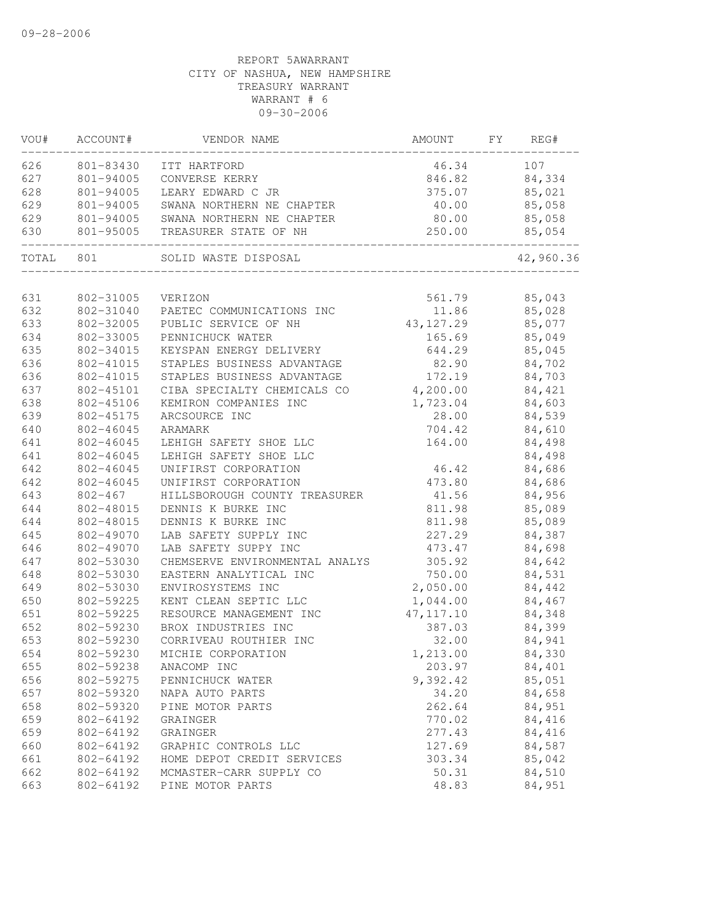09-28-2006

REPORT 5AWARRANT
CITY OF NASHUA, NEW HAMPSHIRE
TREASURY WARRANT
WARRANT # 6
09-30-2006

| VOU# | ACCOUNT# | VENDOR NAME | AMOUNT | FY | REG# |
|---|---|---|---|---|---|
| 626 | 801-83430 | ITT HARTFORD | 46.34 | | 107 |
| 627 | 801-94005 | CONVERSE KERRY | 846.82 | | 84,334 |
| 628 | 801-94005 | LEARY EDWARD C JR | 375.07 | | 85,021 |
| 629 | 801-94005 | SWANA NORTHERN NE CHAPTER | 40.00 | | 85,058 |
| 629 | 801-94005 | SWANA NORTHERN NE CHAPTER | 80.00 | | 85,058 |
| 630 | 801-95005 | TREASURER STATE OF NH | 250.00 | | 85,054 |
| TOTAL | 801 | SOLID WASTE DISPOSAL | | | 42,960.36 |
| 631 | 802-31005 | VERIZON | 561.79 | | 85,043 |
| 632 | 802-31040 | PAETEC COMMUNICATIONS INC | 11.86 | | 85,028 |
| 633 | 802-32005 | PUBLIC SERVICE OF NH | 43,127.29 | | 85,077 |
| 634 | 802-33005 | PENNICHUCK WATER | 165.69 | | 85,049 |
| 635 | 802-34015 | KEYSPAN ENERGY DELIVERY | 644.29 | | 85,045 |
| 636 | 802-41015 | STAPLES BUSINESS ADVANTAGE | 82.90 | | 84,702 |
| 636 | 802-41015 | STAPLES BUSINESS ADVANTAGE | 172.19 | | 84,703 |
| 637 | 802-45101 | CIBA SPECIALTY CHEMICALS CO | 4,200.00 | | 84,421 |
| 638 | 802-45106 | KEMIRON COMPANIES INC | 1,723.04 | | 84,603 |
| 639 | 802-45175 | ARCSOURCE INC | 28.00 | | 84,539 |
| 640 | 802-46045 | ARAMARK | 704.42 | | 84,610 |
| 641 | 802-46045 | LEHIGH SAFETY SHOE LLC | 164.00 | | 84,498 |
| 641 | 802-46045 | LEHIGH SAFETY SHOE LLC | | | 84,498 |
| 642 | 802-46045 | UNIFIRST CORPORATION | 46.42 | | 84,686 |
| 642 | 802-46045 | UNIFIRST CORPORATION | 473.80 | | 84,686 |
| 643 | 802-467 | HILLSBOROUGH COUNTY TREASURER | 41.56 | | 84,956 |
| 644 | 802-48015 | DENNIS K BURKE INC | 811.98 | | 85,089 |
| 644 | 802-48015 | DENNIS K BURKE INC | 811.98 | | 85,089 |
| 645 | 802-49070 | LAB SAFETY SUPPLY INC | 227.29 | | 84,387 |
| 646 | 802-49070 | LAB SAFETY SUPPY INC | 473.47 | | 84,698 |
| 647 | 802-53030 | CHEMSERVE ENVIRONMENTAL ANALYS | 305.92 | | 84,642 |
| 648 | 802-53030 | EASTERN ANALYTICAL INC | 750.00 | | 84,531 |
| 649 | 802-53030 | ENVIROSYSTEMS INC | 2,050.00 | | 84,442 |
| 650 | 802-59225 | KENT CLEAN SEPTIC LLC | 1,044.00 | | 84,467 |
| 651 | 802-59225 | RESOURCE MANAGEMENT INC | 47,117.10 | | 84,348 |
| 652 | 802-59230 | BROX INDUSTRIES INC | 387.03 | | 84,399 |
| 653 | 802-59230 | CORRIVEAU ROUTHIER INC | 32.00 | | 84,941 |
| 654 | 802-59230 | MICHIE CORPORATION | 1,213.00 | | 84,330 |
| 655 | 802-59238 | ANACOMP INC | 203.97 | | 84,401 |
| 656 | 802-59275 | PENNICHUCK WATER | 9,392.42 | | 85,051 |
| 657 | 802-59320 | NAPA AUTO PARTS | 34.20 | | 84,658 |
| 658 | 802-59320 | PINE MOTOR PARTS | 262.64 | | 84,951 |
| 659 | 802-64192 | GRAINGER | 770.02 | | 84,416 |
| 659 | 802-64192 | GRAINGER | 277.43 | | 84,416 |
| 660 | 802-64192 | GRAPHIC CONTROLS LLC | 127.69 | | 84,587 |
| 661 | 802-64192 | HOME DEPOT CREDIT SERVICES | 303.34 | | 85,042 |
| 662 | 802-64192 | MCMASTER-CARR SUPPLY CO | 50.31 | | 84,510 |
| 663 | 802-64192 | PINE MOTOR PARTS | 48.83 | | 84,951 |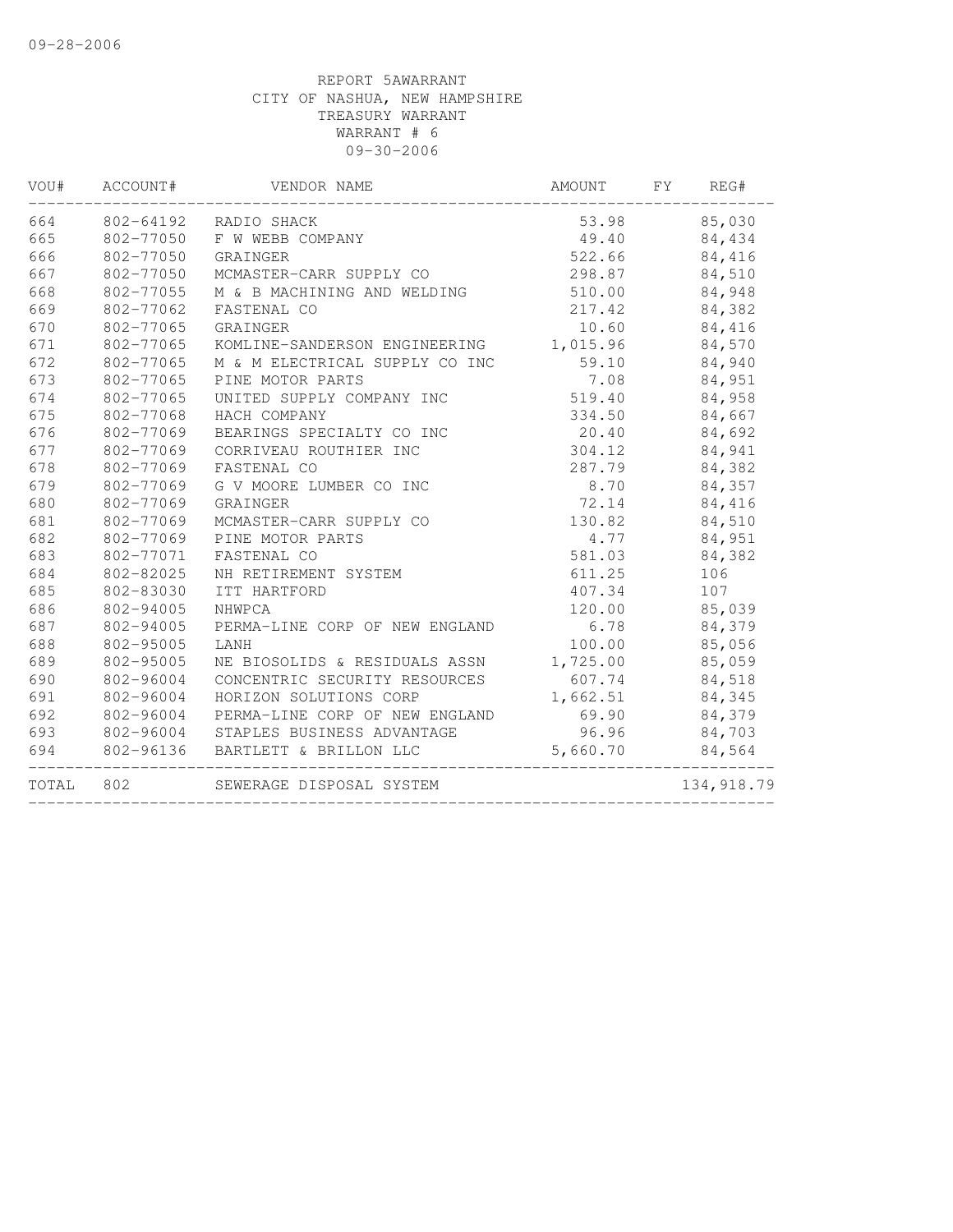09-28-2006

REPORT 5AWARRANT
CITY OF NASHUA, NEW HAMPSHIRE
TREASURY WARRANT
WARRANT # 6
09-30-2006

| VOU# | ACCOUNT# | VENDOR NAME | AMOUNT | FY | REG# |
|---|---|---|---|---|---|
| 664 | 802-64192 | RADIO SHACK | 53.98 | | 85,030 |
| 665 | 802-77050 | F W WEBB COMPANY | 49.40 | | 84,434 |
| 666 | 802-77050 | GRAINGER | 522.66 | | 84,416 |
| 667 | 802-77050 | MCMASTER-CARR SUPPLY CO | 298.87 | | 84,510 |
| 668 | 802-77055 | M & B MACHINING AND WELDING | 510.00 | | 84,948 |
| 669 | 802-77062 | FASTENAL CO | 217.42 | | 84,382 |
| 670 | 802-77065 | GRAINGER | 10.60 | | 84,416 |
| 671 | 802-77065 | KOMLINE-SANDERSON ENGINEERING | 1,015.96 | | 84,570 |
| 672 | 802-77065 | M & M ELECTRICAL SUPPLY CO INC | 59.10 | | 84,940 |
| 673 | 802-77065 | PINE MOTOR PARTS | 7.08 | | 84,951 |
| 674 | 802-77065 | UNITED SUPPLY COMPANY INC | 519.40 | | 84,958 |
| 675 | 802-77068 | HACH COMPANY | 334.50 | | 84,667 |
| 676 | 802-77069 | BEARINGS SPECIALTY CO INC | 20.40 | | 84,692 |
| 677 | 802-77069 | CORRIVEAU ROUTHIER INC | 304.12 | | 84,941 |
| 678 | 802-77069 | FASTENAL CO | 287.79 | | 84,382 |
| 679 | 802-77069 | G V MOORE LUMBER CO INC | 8.70 | | 84,357 |
| 680 | 802-77069 | GRAINGER | 72.14 | | 84,416 |
| 681 | 802-77069 | MCMASTER-CARR SUPPLY CO | 130.82 | | 84,510 |
| 682 | 802-77069 | PINE MOTOR PARTS | 4.77 | | 84,951 |
| 683 | 802-77071 | FASTENAL CO | 581.03 | | 84,382 |
| 684 | 802-82025 | NH RETIREMENT SYSTEM | 611.25 | | 106 |
| 685 | 802-83030 | ITT HARTFORD | 407.34 | | 107 |
| 686 | 802-94005 | NHWPCA | 120.00 | | 85,039 |
| 687 | 802-94005 | PERMA-LINE CORP OF NEW ENGLAND | 6.78 | | 84,379 |
| 688 | 802-95005 | LANH | 100.00 | | 85,056 |
| 689 | 802-95005 | NE BIOSOLIDS & RESIDUALS ASSN | 1,725.00 | | 85,059 |
| 690 | 802-96004 | CONCENTRIC SECURITY RESOURCES | 607.74 | | 84,518 |
| 691 | 802-96004 | HORIZON SOLUTIONS CORP | 1,662.51 | | 84,345 |
| 692 | 802-96004 | PERMA-LINE CORP OF NEW ENGLAND | 69.90 | | 84,379 |
| 693 | 802-96004 | STAPLES BUSINESS ADVANTAGE | 96.96 | | 84,703 |
| 694 | 802-96136 | BARTLETT & BRILLON LLC | 5,660.70 | | 84,564 |
| TOTAL | 802 | SEWERAGE DISPOSAL SYSTEM | | | 134,918.79 |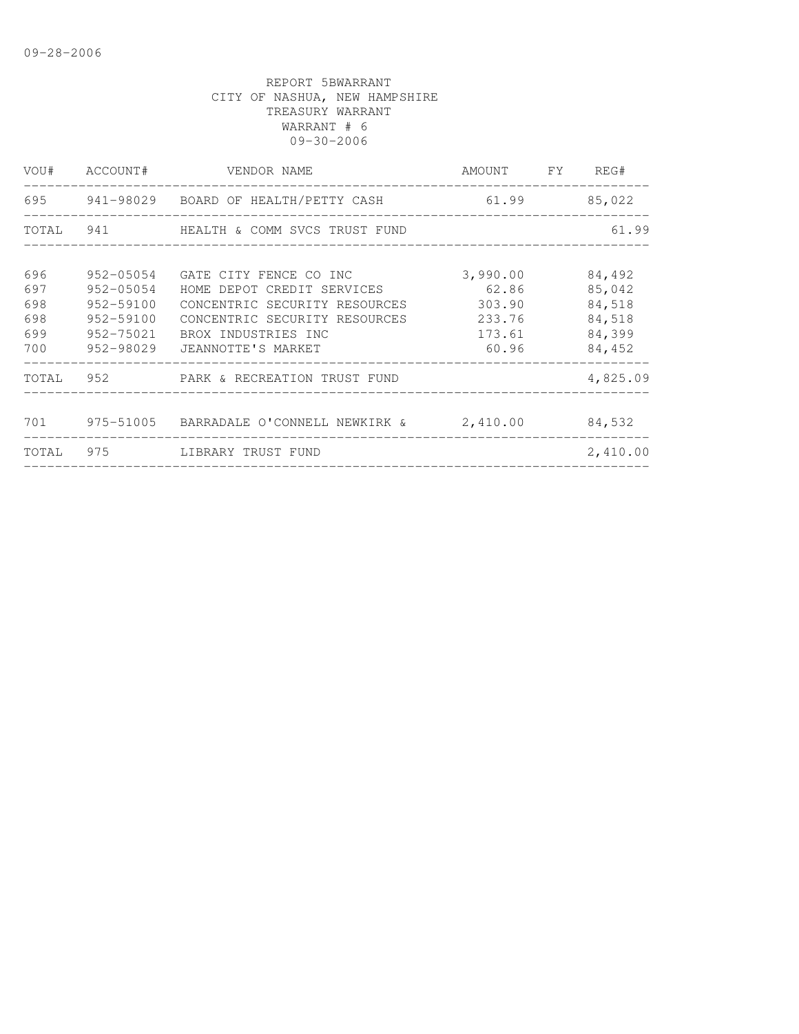09-28-2006

REPORT 5BWARRANT
CITY OF NASHUA, NEW HAMPSHIRE
TREASURY WARRANT
WARRANT # 6
09-30-2006

| VOU# | ACCOUNT# | VENDOR NAME | AMOUNT | FY | REG# |
|---|---|---|---|---|---|
| 695 | 941-98029 | BOARD OF HEALTH/PETTY CASH | 61.99 | | 85,022 |
| TOTAL | 941 | HEALTH & COMM SVCS TRUST FUND | | | 61.99 |
| 696 | 952-05054 | GATE CITY FENCE CO INC | 3,990.00 | | 84,492 |
| 697 | 952-05054 | HOME DEPOT CREDIT SERVICES | 62.86 | | 85,042 |
| 698 | 952-59100 | CONCENTRIC SECURITY RESOURCES | 303.90 | | 84,518 |
| 698 | 952-59100 | CONCENTRIC SECURITY RESOURCES | 233.76 | | 84,518 |
| 699 | 952-75021 | BROX INDUSTRIES INC | 173.61 | | 84,399 |
| 700 | 952-98029 | JEANNOTTE'S MARKET | 60.96 | | 84,452 |
| TOTAL | 952 | PARK & RECREATION TRUST FUND | | | 4,825.09 |
| 701 | 975-51005 | BARRADALE O'CONNELL NEWKIRK & | 2,410.00 | | 84,532 |
| TOTAL | 975 | LIBRARY TRUST FUND | | | 2,410.00 |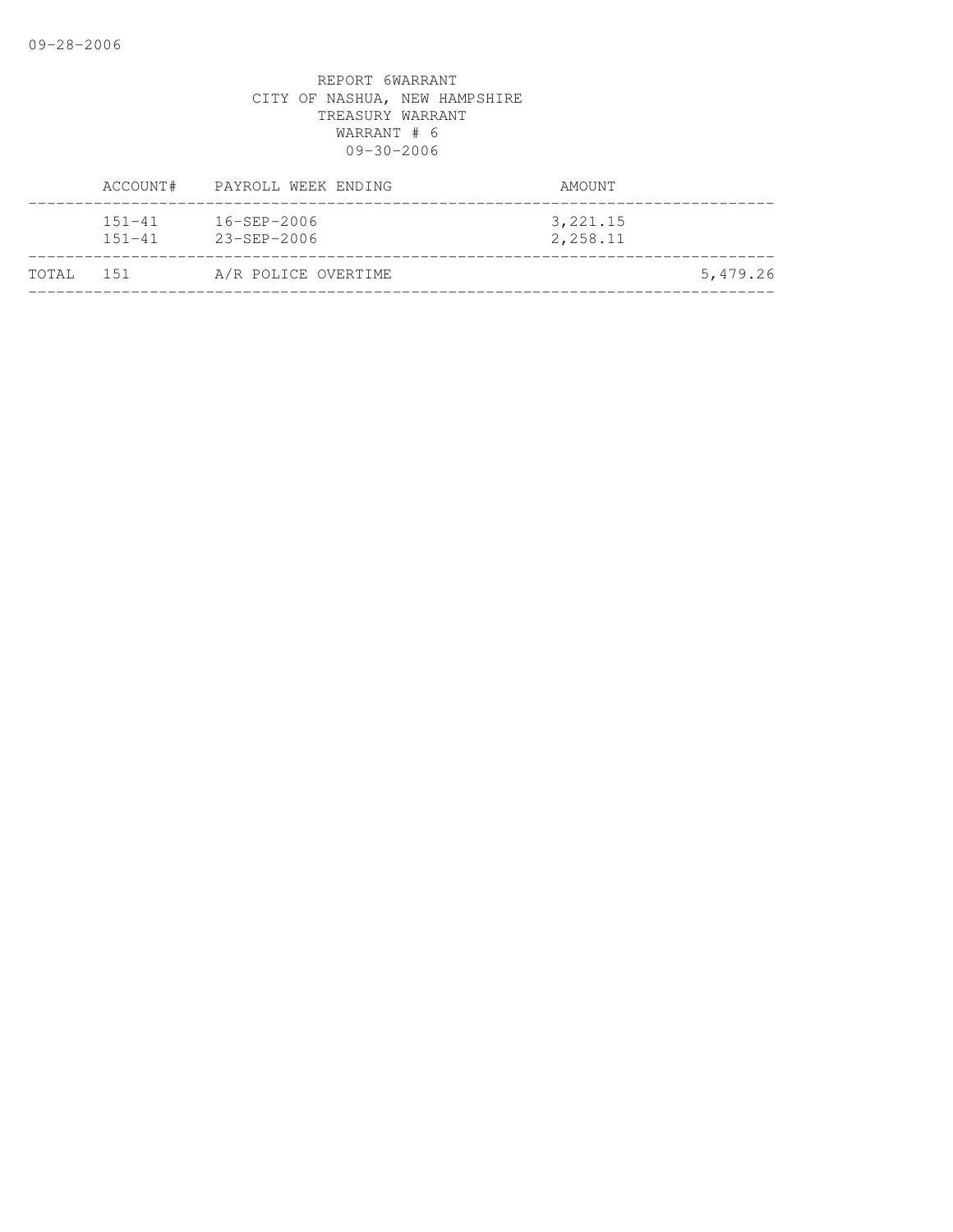09-28-2006

REPORT 6WARRANT
CITY OF NASHUA, NEW HAMPSHIRE
TREASURY WARRANT
WARRANT # 6
09-30-2006

| | ACCOUNT# | PAYROLL WEEK ENDING | AMOUNT | |
|---|---|---|---|---|
| | 151-41 | 16-SEP-2006 | 3,221.15 | |
| | 151-41 | 23-SEP-2006 | 2,258.11 | |
| TOTAL | 151 | A/R POLICE OVERTIME | | 5,479.26 |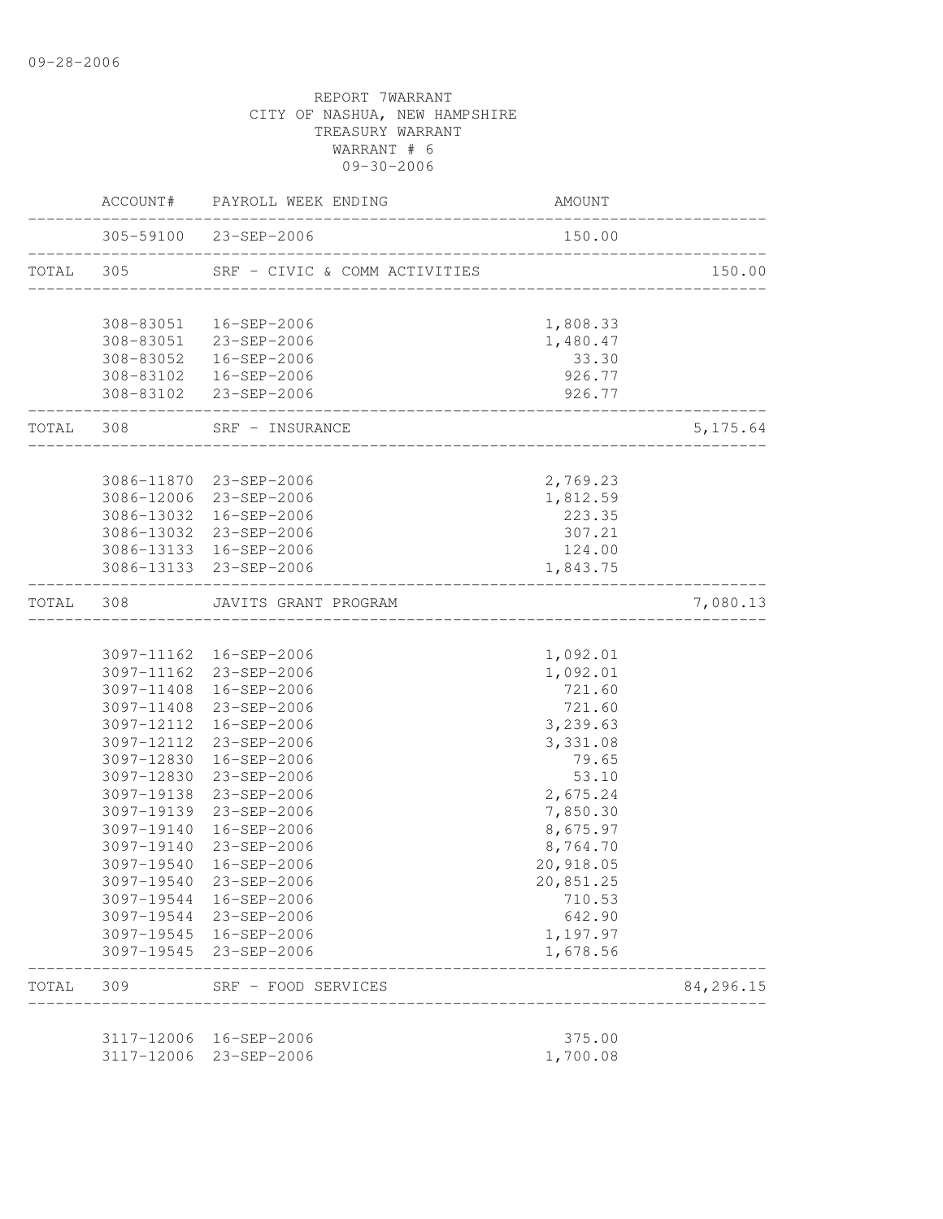09-28-2006

REPORT 7WARRANT
CITY OF NASHUA, NEW HAMPSHIRE
TREASURY WARRANT
WARRANT # 6
09-30-2006

| | ACCOUNT# | PAYROLL WEEK ENDING | AMOUNT | |
|---|---|---|---|---|
| | 305-59100 | 23-SEP-2006 | 150.00 | |
| TOTAL | 305 | SRF - CIVIC & COMM ACTIVITIES | | 150.00 |
| | 308-83051 | 16-SEP-2006 | 1,808.33 | |
| | 308-83051 | 23-SEP-2006 | 1,480.47 | |
| | 308-83052 | 16-SEP-2006 | 33.30 | |
| | 308-83102 | 16-SEP-2006 | 926.77 | |
| | 308-83102 | 23-SEP-2006 | 926.77 | |
| TOTAL | 308 | SRF - INSURANCE | | 5,175.64 |
| | 3086-11870 | 23-SEP-2006 | 2,769.23 | |
| | 3086-12006 | 23-SEP-2006 | 1,812.59 | |
| | 3086-13032 | 16-SEP-2006 | 223.35 | |
| | 3086-13032 | 23-SEP-2006 | 307.21 | |
| | 3086-13133 | 16-SEP-2006 | 124.00 | |
| | 3086-13133 | 23-SEP-2006 | 1,843.75 | |
| TOTAL | 308 | JAVITS GRANT PROGRAM | | 7,080.13 |
| | 3097-11162 | 16-SEP-2006 | 1,092.01 | |
| | 3097-11162 | 23-SEP-2006 | 1,092.01 | |
| | 3097-11408 | 16-SEP-2006 | 721.60 | |
| | 3097-11408 | 23-SEP-2006 | 721.60 | |
| | 3097-12112 | 16-SEP-2006 | 3,239.63 | |
| | 3097-12112 | 23-SEP-2006 | 3,331.08 | |
| | 3097-12830 | 16-SEP-2006 | 79.65 | |
| | 3097-12830 | 23-SEP-2006 | 53.10 | |
| | 3097-19138 | 23-SEP-2006 | 2,675.24 | |
| | 3097-19139 | 23-SEP-2006 | 7,850.30 | |
| | 3097-19140 | 16-SEP-2006 | 8,675.97 | |
| | 3097-19140 | 23-SEP-2006 | 8,764.70 | |
| | 3097-19540 | 16-SEP-2006 | 20,918.05 | |
| | 3097-19540 | 23-SEP-2006 | 20,851.25 | |
| | 3097-19544 | 16-SEP-2006 | 710.53 | |
| | 3097-19544 | 23-SEP-2006 | 642.90 | |
| | 3097-19545 | 16-SEP-2006 | 1,197.97 | |
| | 3097-19545 | 23-SEP-2006 | 1,678.56 | |
| TOTAL | 309 | SRF - FOOD SERVICES | | 84,296.15 |
| | 3117-12006 | 16-SEP-2006 | 375.00 | |
| | 3117-12006 | 23-SEP-2006 | 1,700.08 | |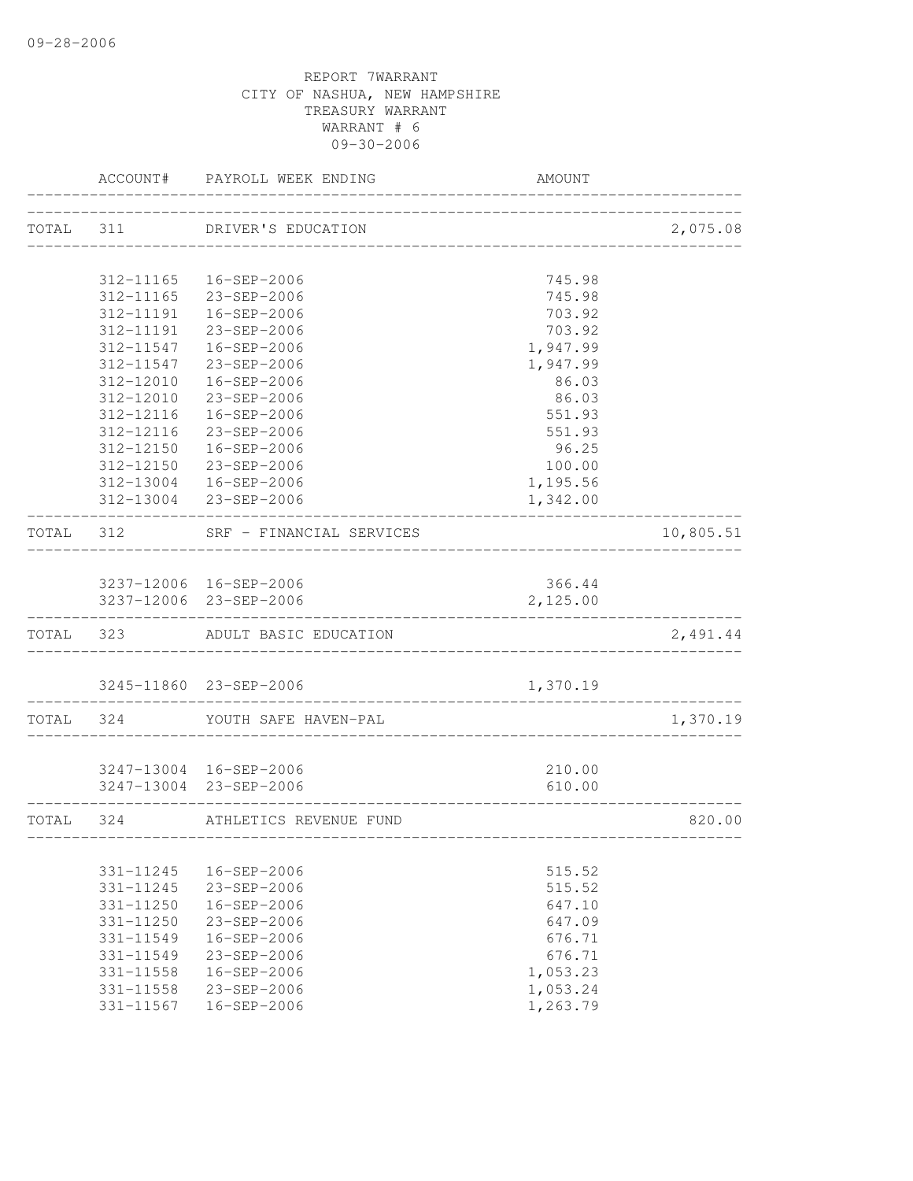09-28-2006

REPORT 7WARRANT
CITY OF NASHUA, NEW HAMPSHIRE
TREASURY WARRANT
WARRANT # 6
09-30-2006

| | ACCOUNT# | PAYROLL WEEK ENDING | AMOUNT | |
|---|---|---|---|---|
| TOTAL | 311 | DRIVER'S EDUCATION | | 2,075.08 |
| | 312-11165 | 16-SEP-2006 | 745.98 | |
| | 312-11165 | 23-SEP-2006 | 745.98 | |
| | 312-11191 | 16-SEP-2006 | 703.92 | |
| | 312-11191 | 23-SEP-2006 | 703.92 | |
| | 312-11547 | 16-SEP-2006 | 1,947.99 | |
| | 312-11547 | 23-SEP-2006 | 1,947.99 | |
| | 312-12010 | 16-SEP-2006 | 86.03 | |
| | 312-12010 | 23-SEP-2006 | 86.03 | |
| | 312-12116 | 16-SEP-2006 | 551.93 | |
| | 312-12116 | 23-SEP-2006 | 551.93 | |
| | 312-12150 | 16-SEP-2006 | 96.25 | |
| | 312-12150 | 23-SEP-2006 | 100.00 | |
| | 312-13004 | 16-SEP-2006 | 1,195.56 | |
| | 312-13004 | 23-SEP-2006 | 1,342.00 | |
| TOTAL | 312 | SRF - FINANCIAL SERVICES | | 10,805.51 |
| | 3237-12006 | 16-SEP-2006 | 366.44 | |
| | 3237-12006 | 23-SEP-2006 | 2,125.00 | |
| TOTAL | 323 | ADULT BASIC EDUCATION | | 2,491.44 |
| | 3245-11860 | 23-SEP-2006 | 1,370.19 | |
| TOTAL | 324 | YOUTH SAFE HAVEN-PAL | | 1,370.19 |
| | 3247-13004 | 16-SEP-2006 | 210.00 | |
| | 3247-13004 | 23-SEP-2006 | 610.00 | |
| TOTAL | 324 | ATHLETICS REVENUE FUND | | 820.00 |
| | 331-11245 | 16-SEP-2006 | 515.52 | |
| | 331-11245 | 23-SEP-2006 | 515.52 | |
| | 331-11250 | 16-SEP-2006 | 647.10 | |
| | 331-11250 | 23-SEP-2006 | 647.09 | |
| | 331-11549 | 16-SEP-2006 | 676.71 | |
| | 331-11549 | 23-SEP-2006 | 676.71 | |
| | 331-11558 | 16-SEP-2006 | 1,053.23 | |
| | 331-11558 | 23-SEP-2006 | 1,053.24 | |
| | 331-11567 | 16-SEP-2006 | 1,263.79 | |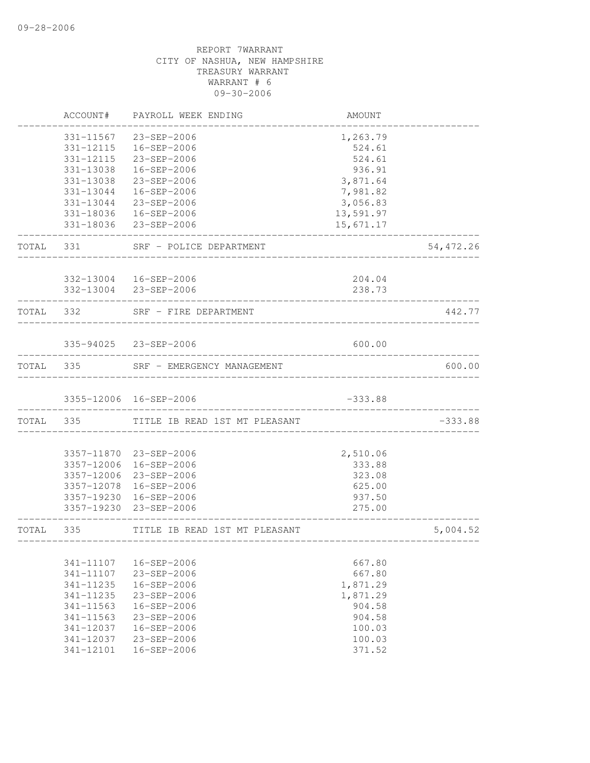09-28-2006

REPORT 7WARRANT
CITY OF NASHUA, NEW HAMPSHIRE
TREASURY WARRANT
WARRANT # 6
09-30-2006

| | ACCOUNT# | PAYROLL WEEK ENDING | AMOUNT | |
|---|---|---|---|---|
| | 331-11567 | 23-SEP-2006 | 1,263.79 | |
| | 331-12115 | 16-SEP-2006 | 524.61 | |
| | 331-12115 | 23-SEP-2006 | 524.61 | |
| | 331-13038 | 16-SEP-2006 | 936.91 | |
| | 331-13038 | 23-SEP-2006 | 3,871.64 | |
| | 331-13044 | 16-SEP-2006 | 7,981.82 | |
| | 331-13044 | 23-SEP-2006 | 3,056.83 | |
| | 331-18036 | 16-SEP-2006 | 13,591.97 | |
| | 331-18036 | 23-SEP-2006 | 15,671.17 | |
| TOTAL | 331 | SRF - POLICE DEPARTMENT | | 54,472.26 |
| | 332-13004 | 16-SEP-2006 | 204.04 | |
| | 332-13004 | 23-SEP-2006 | 238.73 | |
| TOTAL | 332 | SRF - FIRE DEPARTMENT | | 442.77 |
| | 335-94025 | 23-SEP-2006 | 600.00 | |
| TOTAL | 335 | SRF - EMERGENCY MANAGEMENT | | 600.00 |
| | 3355-12006 | 16-SEP-2006 | -333.88 | |
| TOTAL | 335 | TITLE IB READ 1ST MT PLEASANT | | -333.88 |
| | 3357-11870 | 23-SEP-2006 | 2,510.06 | |
| | 3357-12006 | 16-SEP-2006 | 333.88 | |
| | 3357-12006 | 23-SEP-2006 | 323.08 | |
| | 3357-12078 | 16-SEP-2006 | 625.00 | |
| | 3357-19230 | 16-SEP-2006 | 937.50 | |
| | 3357-19230 | 23-SEP-2006 | 275.00 | |
| TOTAL | 335 | TITLE IB READ 1ST MT PLEASANT | | 5,004.52 |
| | 341-11107 | 16-SEP-2006 | 667.80 | |
| | 341-11107 | 23-SEP-2006 | 667.80 | |
| | 341-11235 | 16-SEP-2006 | 1,871.29 | |
| | 341-11235 | 23-SEP-2006 | 1,871.29 | |
| | 341-11563 | 16-SEP-2006 | 904.58 | |
| | 341-11563 | 23-SEP-2006 | 904.58 | |
| | 341-12037 | 16-SEP-2006 | 100.03 | |
| | 341-12037 | 23-SEP-2006 | 100.03 | |
| | 341-12101 | 16-SEP-2006 | 371.52 | |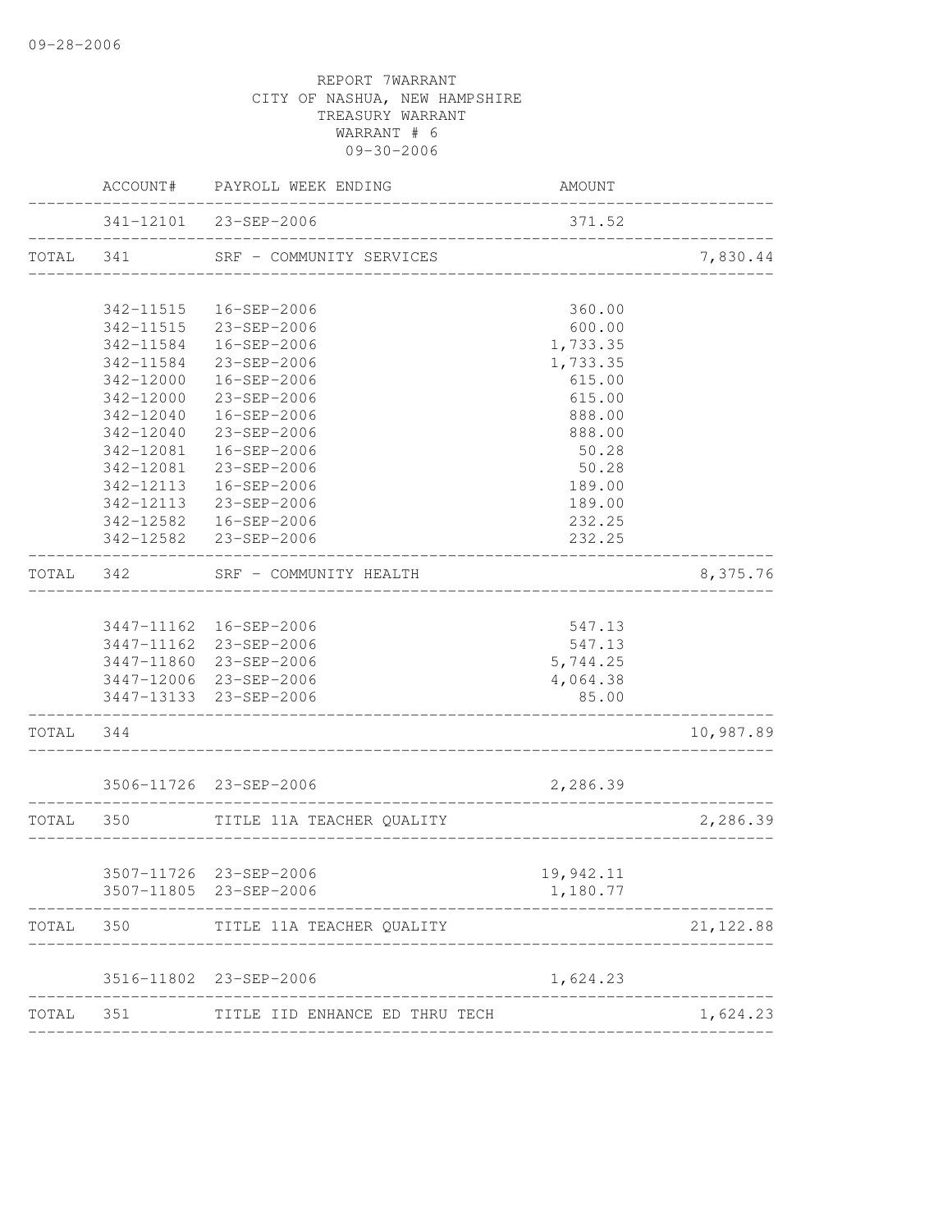09-28-2006

REPORT 7WARRANT
CITY OF NASHUA, NEW HAMPSHIRE
TREASURY WARRANT
WARRANT # 6
09-30-2006

| | ACCOUNT# | PAYROLL WEEK ENDING | AMOUNT | |
|---|---|---|---|---|
| | 341-12101 | 23-SEP-2006 | 371.52 | |
| TOTAL | 341 | SRF - COMMUNITY SERVICES | | 7,830.44 |
| | 342-11515 | 16-SEP-2006 | 360.00 | |
| | 342-11515 | 23-SEP-2006 | 600.00 | |
| | 342-11584 | 16-SEP-2006 | 1,733.35 | |
| | 342-11584 | 23-SEP-2006 | 1,733.35 | |
| | 342-12000 | 16-SEP-2006 | 615.00 | |
| | 342-12000 | 23-SEP-2006 | 615.00 | |
| | 342-12040 | 16-SEP-2006 | 888.00 | |
| | 342-12040 | 23-SEP-2006 | 888.00 | |
| | 342-12081 | 16-SEP-2006 | 50.28 | |
| | 342-12081 | 23-SEP-2006 | 50.28 | |
| | 342-12113 | 16-SEP-2006 | 189.00 | |
| | 342-12113 | 23-SEP-2006 | 189.00 | |
| | 342-12582 | 16-SEP-2006 | 232.25 | |
| | 342-12582 | 23-SEP-2006 | 232.25 | |
| TOTAL | 342 | SRF - COMMUNITY HEALTH | | 8,375.76 |
| | 3447-11162 | 16-SEP-2006 | 547.13 | |
| | 3447-11162 | 23-SEP-2006 | 547.13 | |
| | 3447-11860 | 23-SEP-2006 | 5,744.25 | |
| | 3447-12006 | 23-SEP-2006 | 4,064.38 | |
| | 3447-13133 | 23-SEP-2006 | 85.00 | |
| TOTAL | 344 | | | 10,987.89 |
| | 3506-11726 | 23-SEP-2006 | 2,286.39 | |
| TOTAL | 350 | TITLE 11A TEACHER QUALITY | | 2,286.39 |
| | 3507-11726 | 23-SEP-2006 | 19,942.11 | |
| | 3507-11805 | 23-SEP-2006 | 1,180.77 | |
| TOTAL | 350 | TITLE 11A TEACHER QUALITY | | 21,122.88 |
| | 3516-11802 | 23-SEP-2006 | 1,624.23 | |
| TOTAL | 351 | TITLE IID ENHANCE ED THRU TECH | | 1,624.23 |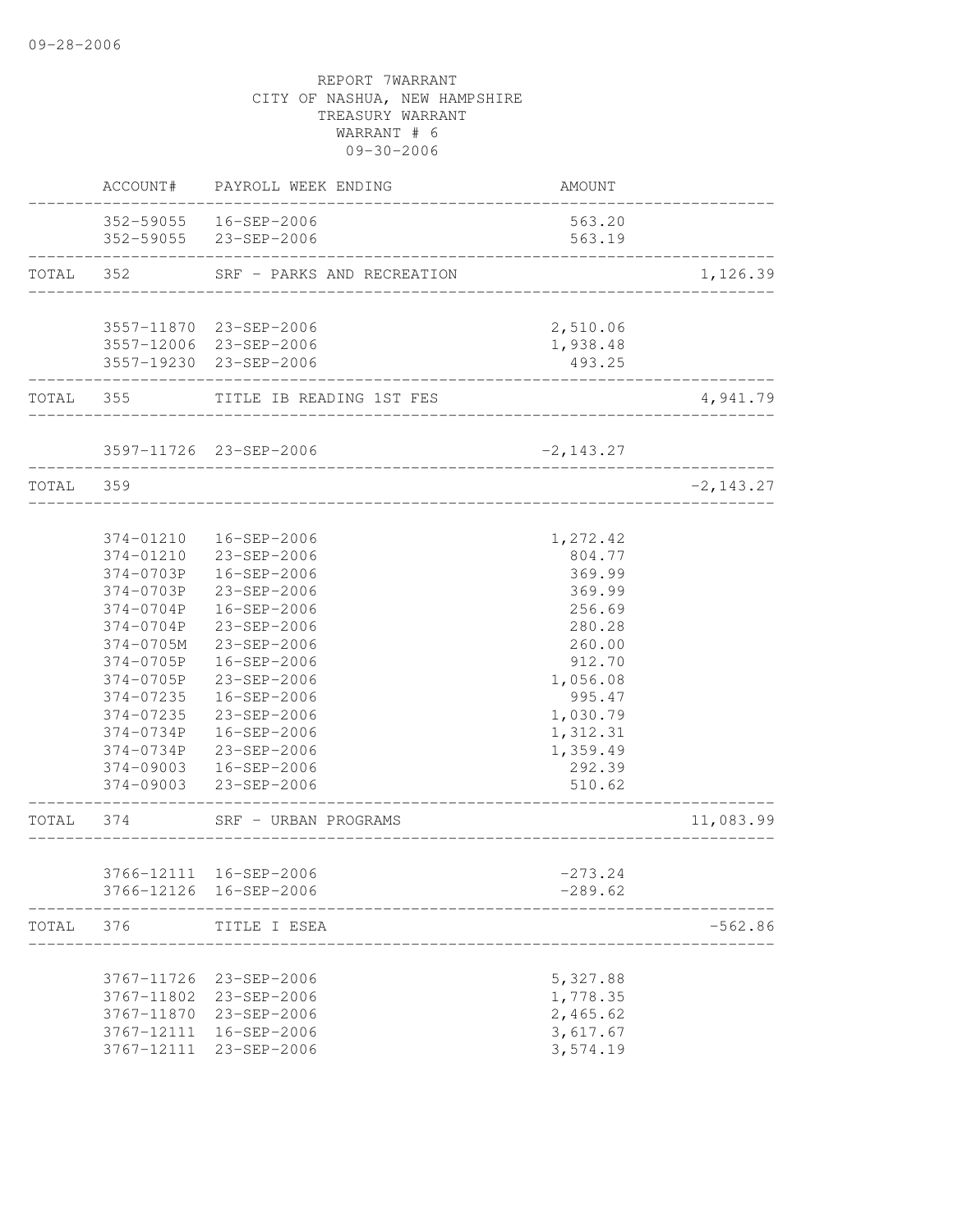09-28-2006

REPORT 7WARRANT
CITY OF NASHUA, NEW HAMPSHIRE
TREASURY WARRANT
WARRANT # 6
09-30-2006

| | ACCOUNT# | PAYROLL WEEK ENDING | AMOUNT | |
|---|---|---|---|---|
| | 352-59055 | 16-SEP-2006 | 563.20 | |
| | 352-59055 | 23-SEP-2006 | 563.19 | |
| TOTAL | 352 | SRF - PARKS AND RECREATION | | 1,126.39 |
| | 3557-11870 | 23-SEP-2006 | 2,510.06 | |
| | 3557-12006 | 23-SEP-2006 | 1,938.48 | |
| | 3557-19230 | 23-SEP-2006 | 493.25 | |
| TOTAL | 355 | TITLE IB READING 1ST FES | | 4,941.79 |
| | 3597-11726 | 23-SEP-2006 | -2,143.27 | |
| TOTAL | 359 | | | -2,143.27 |
| | 374-01210 | 16-SEP-2006 | 1,272.42 | |
| | 374-01210 | 23-SEP-2006 | 804.77 | |
| | 374-0703P | 16-SEP-2006 | 369.99 | |
| | 374-0703P | 23-SEP-2006 | 369.99 | |
| | 374-0704P | 16-SEP-2006 | 256.69 | |
| | 374-0704P | 23-SEP-2006 | 280.28 | |
| | 374-0705M | 23-SEP-2006 | 260.00 | |
| | 374-0705P | 16-SEP-2006 | 912.70 | |
| | 374-0705P | 23-SEP-2006 | 1,056.08 | |
| | 374-07235 | 16-SEP-2006 | 995.47 | |
| | 374-07235 | 23-SEP-2006 | 1,030.79 | |
| | 374-0734P | 16-SEP-2006 | 1,312.31 | |
| | 374-0734P | 23-SEP-2006 | 1,359.49 | |
| | 374-09003 | 16-SEP-2006 | 292.39 | |
| | 374-09003 | 23-SEP-2006 | 510.62 | |
| TOTAL | 374 | SRF - URBAN PROGRAMS | | 11,083.99 |
| | 3766-12111 | 16-SEP-2006 | -273.24 | |
| | 3766-12126 | 16-SEP-2006 | -289.62 | |
| TOTAL | 376 | TITLE I ESEA | | -562.86 |
| | 3767-11726 | 23-SEP-2006 | 5,327.88 | |
| | 3767-11802 | 23-SEP-2006 | 1,778.35 | |
| | 3767-11870 | 23-SEP-2006 | 2,465.62 | |
| | 3767-12111 | 16-SEP-2006 | 3,617.67 | |
| | 3767-12111 | 23-SEP-2006 | 3,574.19 | |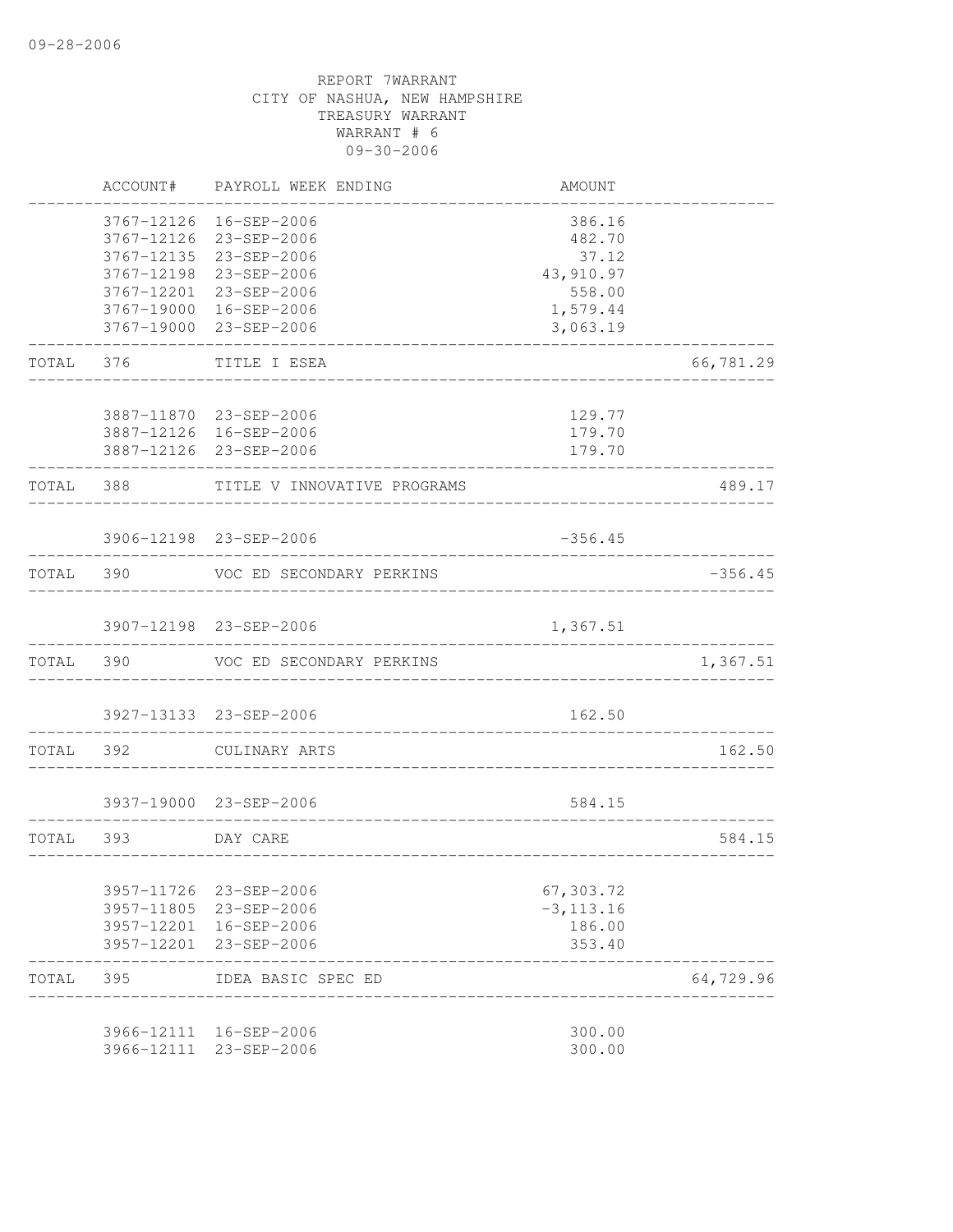09-28-2006

REPORT 7WARRANT
CITY OF NASHUA, NEW HAMPSHIRE
TREASURY WARRANT
WARRANT # 6
09-30-2006

| | ACCOUNT# | PAYROLL WEEK ENDING | AMOUNT | |
|---|---|---|---|---|
| | 3767-12126 | 16-SEP-2006 | 386.16 | |
| | 3767-12126 | 23-SEP-2006 | 482.70 | |
| | 3767-12135 | 23-SEP-2006 | 37.12 | |
| | 3767-12198 | 23-SEP-2006 | 43,910.97 | |
| | 3767-12201 | 23-SEP-2006 | 558.00 | |
| | 3767-19000 | 16-SEP-2006 | 1,579.44 | |
| | 3767-19000 | 23-SEP-2006 | 3,063.19 | |
| TOTAL | 376 | TITLE I ESEA | | 66,781.29 |
| | 3887-11870 | 23-SEP-2006 | 129.77 | |
| | 3887-12126 | 16-SEP-2006 | 179.70 | |
| | 3887-12126 | 23-SEP-2006 | 179.70 | |
| TOTAL | 388 | TITLE V INNOVATIVE PROGRAMS | | 489.17 |
| | 3906-12198 | 23-SEP-2006 | -356.45 | |
| TOTAL | 390 | VOC ED SECONDARY PERKINS | | -356.45 |
| | 3907-12198 | 23-SEP-2006 | 1,367.51 | |
| TOTAL | 390 | VOC ED SECONDARY PERKINS | | 1,367.51 |
| | 3927-13133 | 23-SEP-2006 | 162.50 | |
| TOTAL | 392 | CULINARY ARTS | | 162.50 |
| | 3937-19000 | 23-SEP-2006 | 584.15 | |
| TOTAL | 393 | DAY CARE | | 584.15 |
| | 3957-11726 | 23-SEP-2006 | 67,303.72 | |
| | 3957-11805 | 23-SEP-2006 | -3,113.16 | |
| | 3957-12201 | 16-SEP-2006 | 186.00 | |
| | 3957-12201 | 23-SEP-2006 | 353.40 | |
| TOTAL | 395 | IDEA BASIC SPEC ED | | 64,729.96 |
| | 3966-12111 | 16-SEP-2006 | 300.00 | |
| | 3966-12111 | 23-SEP-2006 | 300.00 | |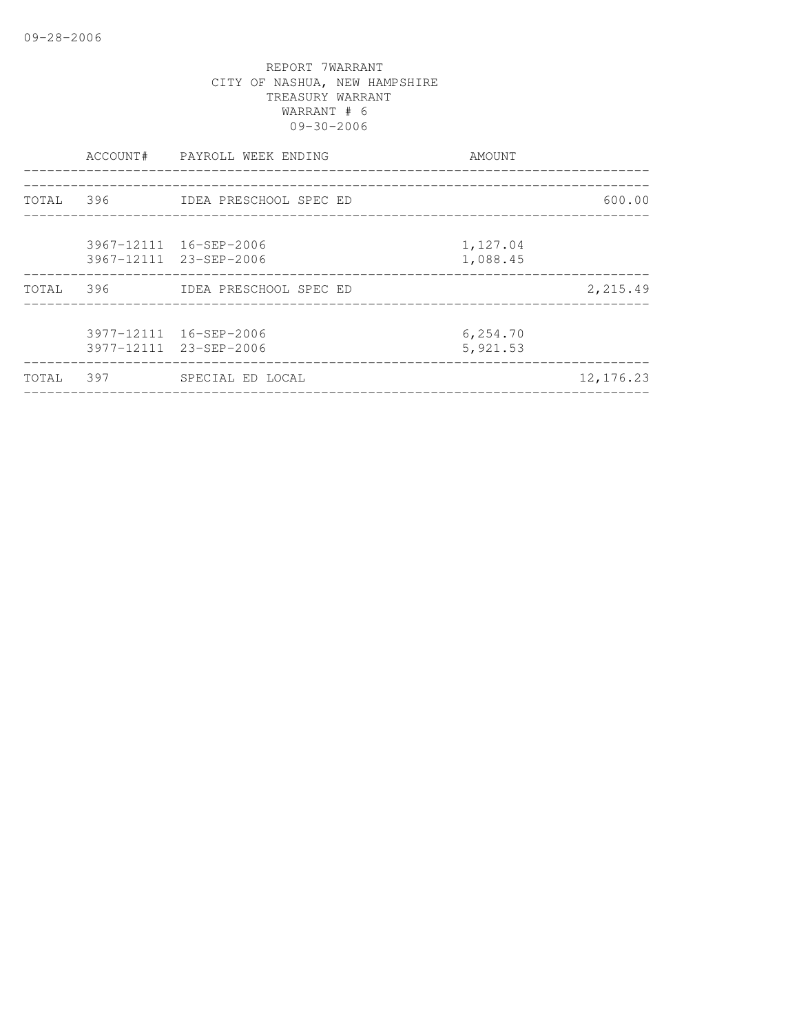09-28-2006

REPORT 7WARRANT
CITY OF NASHUA, NEW HAMPSHIRE
TREASURY WARRANT
WARRANT # 6
09-30-2006

| | ACCOUNT# | PAYROLL WEEK ENDING | AMOUNT | |
|---|---|---|---|---|
| TOTAL | 396 | IDEA PRESCHOOL SPEC ED | | 600.00 |
| | 3967-12111 | 16-SEP-2006 | 1,127.04 | |
| | 3967-12111 | 23-SEP-2006 | 1,088.45 | |
| TOTAL | 396 | IDEA PRESCHOOL SPEC ED | | 2,215.49 |
| | 3977-12111 | 16-SEP-2006 | 6,254.70 | |
| | 3977-12111 | 23-SEP-2006 | 5,921.53 | |
| TOTAL | 397 | SPECIAL ED LOCAL | | 12,176.23 |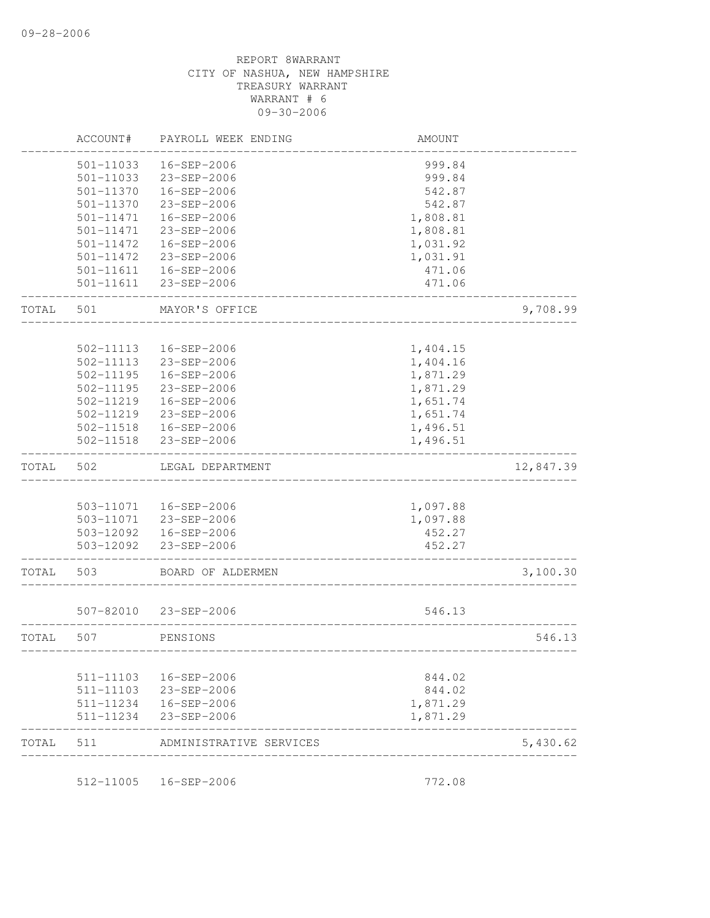REPORT 8WARRANT
CITY OF NASHUA, NEW HAMPSHIRE
TREASURY WARRANT
WARRANT # 6
09-30-2006

| | ACCOUNT# | PAYROLL WEEK ENDING | AMOUNT | |
|---|---|---|---|---|
| | 501-11033 | 16-SEP-2006 | 999.84 | |
| | 501-11033 | 23-SEP-2006 | 999.84 | |
| | 501-11370 | 16-SEP-2006 | 542.87 | |
| | 501-11370 | 23-SEP-2006 | 542.87 | |
| | 501-11471 | 16-SEP-2006 | 1,808.81 | |
| | 501-11471 | 23-SEP-2006 | 1,808.81 | |
| | 501-11472 | 16-SEP-2006 | 1,031.92 | |
| | 501-11472 | 23-SEP-2006 | 1,031.91 | |
| | 501-11611 | 16-SEP-2006 | 471.06 | |
| | 501-11611 | 23-SEP-2006 | 471.06 | |
| TOTAL | 501 | MAYOR'S OFFICE | | 9,708.99 |
| | 502-11113 | 16-SEP-2006 | 1,404.15 | |
| | 502-11113 | 23-SEP-2006 | 1,404.16 | |
| | 502-11195 | 16-SEP-2006 | 1,871.29 | |
| | 502-11195 | 23-SEP-2006 | 1,871.29 | |
| | 502-11219 | 16-SEP-2006 | 1,651.74 | |
| | 502-11219 | 23-SEP-2006 | 1,651.74 | |
| | 502-11518 | 16-SEP-2006 | 1,496.51 | |
| | 502-11518 | 23-SEP-2006 | 1,496.51 | |
| TOTAL | 502 | LEGAL DEPARTMENT | | 12,847.39 |
| | 503-11071 | 16-SEP-2006 | 1,097.88 | |
| | 503-11071 | 23-SEP-2006 | 1,097.88 | |
| | 503-12092 | 16-SEP-2006 | 452.27 | |
| | 503-12092 | 23-SEP-2006 | 452.27 | |
| TOTAL | 503 | BOARD OF ALDERMEN | | 3,100.30 |
| | 507-82010 | 23-SEP-2006 | 546.13 | |
| TOTAL | 507 | PENSIONS | | 546.13 |
| | 511-11103 | 16-SEP-2006 | 844.02 | |
| | 511-11103 | 23-SEP-2006 | 844.02 | |
| | 511-11234 | 16-SEP-2006 | 1,871.29 | |
| | 511-11234 | 23-SEP-2006 | 1,871.29 | |
| TOTAL | 511 | ADMINISTRATIVE SERVICES | | 5,430.62 |
| | 512-11005 | 16-SEP-2006 | 772.08 | |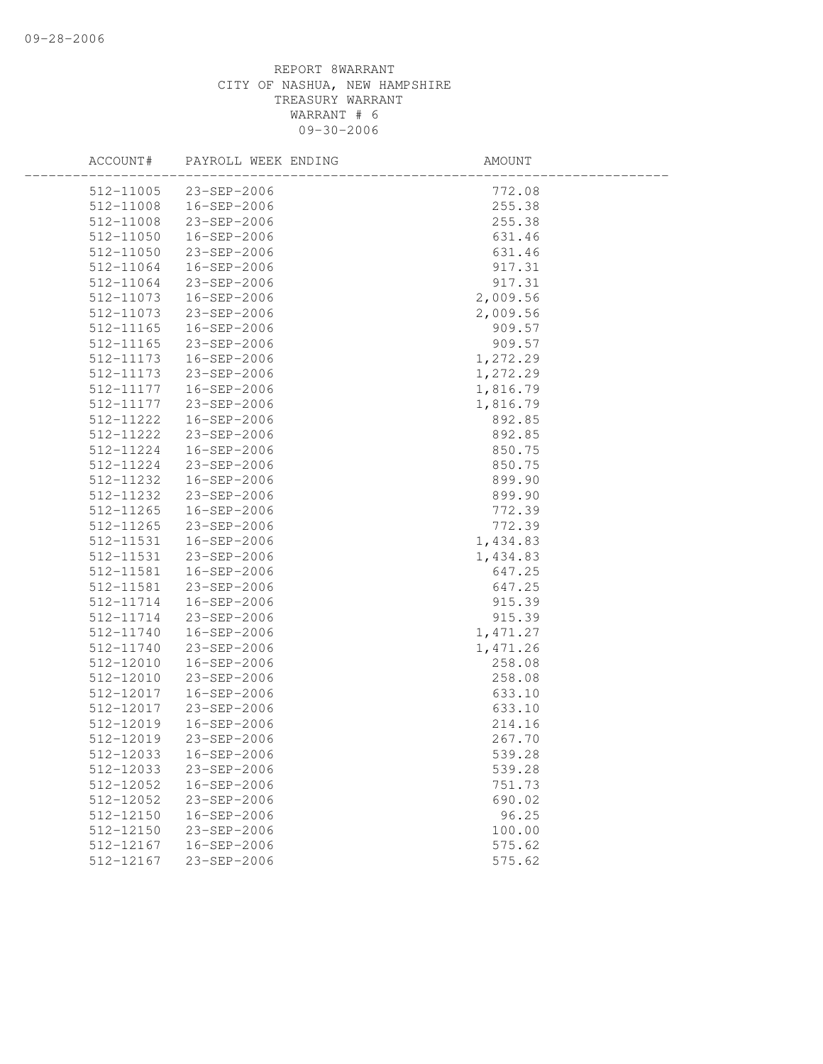REPORT 8WARRANT
CITY OF NASHUA, NEW HAMPSHIRE
TREASURY WARRANT
WARRANT # 6
09-30-2006

| ACCOUNT# | PAYROLL WEEK ENDING | AMOUNT |
|---|---|---|
| 512-11005 | 23-SEP-2006 | 772.08 |
| 512-11008 | 16-SEP-2006 | 255.38 |
| 512-11008 | 23-SEP-2006 | 255.38 |
| 512-11050 | 16-SEP-2006 | 631.46 |
| 512-11050 | 23-SEP-2006 | 631.46 |
| 512-11064 | 16-SEP-2006 | 917.31 |
| 512-11064 | 23-SEP-2006 | 917.31 |
| 512-11073 | 16-SEP-2006 | 2,009.56 |
| 512-11073 | 23-SEP-2006 | 2,009.56 |
| 512-11165 | 16-SEP-2006 | 909.57 |
| 512-11165 | 23-SEP-2006 | 909.57 |
| 512-11173 | 16-SEP-2006 | 1,272.29 |
| 512-11173 | 23-SEP-2006 | 1,272.29 |
| 512-11177 | 16-SEP-2006 | 1,816.79 |
| 512-11177 | 23-SEP-2006 | 1,816.79 |
| 512-11222 | 16-SEP-2006 | 892.85 |
| 512-11222 | 23-SEP-2006 | 892.85 |
| 512-11224 | 16-SEP-2006 | 850.75 |
| 512-11224 | 23-SEP-2006 | 850.75 |
| 512-11232 | 16-SEP-2006 | 899.90 |
| 512-11232 | 23-SEP-2006 | 899.90 |
| 512-11265 | 16-SEP-2006 | 772.39 |
| 512-11265 | 23-SEP-2006 | 772.39 |
| 512-11531 | 16-SEP-2006 | 1,434.83 |
| 512-11531 | 23-SEP-2006 | 1,434.83 |
| 512-11581 | 16-SEP-2006 | 647.25 |
| 512-11581 | 23-SEP-2006 | 647.25 |
| 512-11714 | 16-SEP-2006 | 915.39 |
| 512-11714 | 23-SEP-2006 | 915.39 |
| 512-11740 | 16-SEP-2006 | 1,471.27 |
| 512-11740 | 23-SEP-2006 | 1,471.26 |
| 512-12010 | 16-SEP-2006 | 258.08 |
| 512-12010 | 23-SEP-2006 | 258.08 |
| 512-12017 | 16-SEP-2006 | 633.10 |
| 512-12017 | 23-SEP-2006 | 633.10 |
| 512-12019 | 16-SEP-2006 | 214.16 |
| 512-12019 | 23-SEP-2006 | 267.70 |
| 512-12033 | 16-SEP-2006 | 539.28 |
| 512-12033 | 23-SEP-2006 | 539.28 |
| 512-12052 | 16-SEP-2006 | 751.73 |
| 512-12052 | 23-SEP-2006 | 690.02 |
| 512-12150 | 16-SEP-2006 | 96.25 |
| 512-12150 | 23-SEP-2006 | 100.00 |
| 512-12167 | 16-SEP-2006 | 575.62 |
| 512-12167 | 23-SEP-2006 | 575.62 |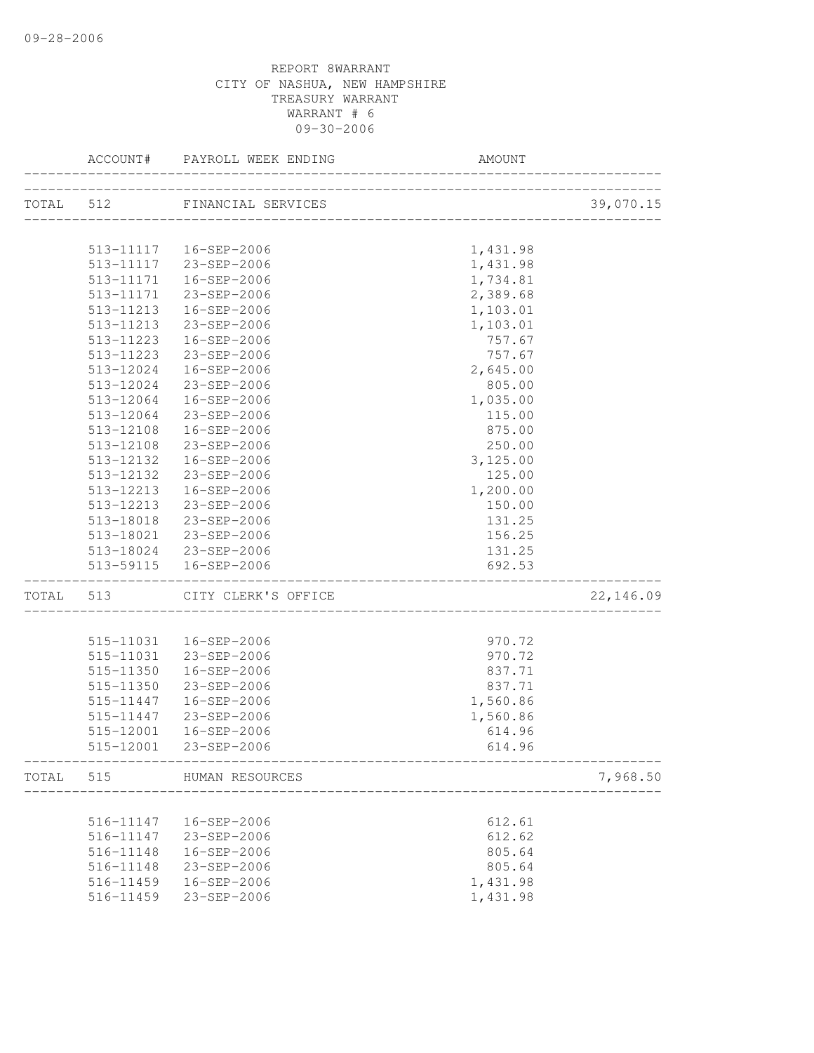REPORT 8WARRANT
CITY OF NASHUA, NEW HAMPSHIRE
TREASURY WARRANT
WARRANT # 6
09-30-2006

| | ACCOUNT# | PAYROLL WEEK ENDING | AMOUNT | |
|---|---|---|---|---|
| TOTAL | 512 | FINANCIAL SERVICES | | 39,070.15 |
| | 513-11117 | 16-SEP-2006 | 1,431.98 | |
| | 513-11117 | 23-SEP-2006 | 1,431.98 | |
| | 513-11171 | 16-SEP-2006 | 1,734.81 | |
| | 513-11171 | 23-SEP-2006 | 2,389.68 | |
| | 513-11213 | 16-SEP-2006 | 1,103.01 | |
| | 513-11213 | 23-SEP-2006 | 1,103.01 | |
| | 513-11223 | 16-SEP-2006 | 757.67 | |
| | 513-11223 | 23-SEP-2006 | 757.67 | |
| | 513-12024 | 16-SEP-2006 | 2,645.00 | |
| | 513-12024 | 23-SEP-2006 | 805.00 | |
| | 513-12064 | 16-SEP-2006 | 1,035.00 | |
| | 513-12064 | 23-SEP-2006 | 115.00 | |
| | 513-12108 | 16-SEP-2006 | 875.00 | |
| | 513-12108 | 23-SEP-2006 | 250.00 | |
| | 513-12132 | 16-SEP-2006 | 3,125.00 | |
| | 513-12132 | 23-SEP-2006 | 125.00 | |
| | 513-12213 | 16-SEP-2006 | 1,200.00 | |
| | 513-12213 | 23-SEP-2006 | 150.00 | |
| | 513-18018 | 23-SEP-2006 | 131.25 | |
| | 513-18021 | 23-SEP-2006 | 156.25 | |
| | 513-18024 | 23-SEP-2006 | 131.25 | |
| | 513-59115 | 16-SEP-2006 | 692.53 | |
| TOTAL | 513 | CITY CLERK'S OFFICE | | 22,146.09 |
| | 515-11031 | 16-SEP-2006 | 970.72 | |
| | 515-11031 | 23-SEP-2006 | 970.72 | |
| | 515-11350 | 16-SEP-2006 | 837.71 | |
| | 515-11350 | 23-SEP-2006 | 837.71 | |
| | 515-11447 | 16-SEP-2006 | 1,560.86 | |
| | 515-11447 | 23-SEP-2006 | 1,560.86 | |
| | 515-12001 | 16-SEP-2006 | 614.96 | |
| | 515-12001 | 23-SEP-2006 | 614.96 | |
| TOTAL | 515 | HUMAN RESOURCES | | 7,968.50 |
| | 516-11147 | 16-SEP-2006 | 612.61 | |
| | 516-11147 | 23-SEP-2006 | 612.62 | |
| | 516-11148 | 16-SEP-2006 | 805.64 | |
| | 516-11148 | 23-SEP-2006 | 805.64 | |
| | 516-11459 | 16-SEP-2006 | 1,431.98 | |
| | 516-11459 | 23-SEP-2006 | 1,431.98 | |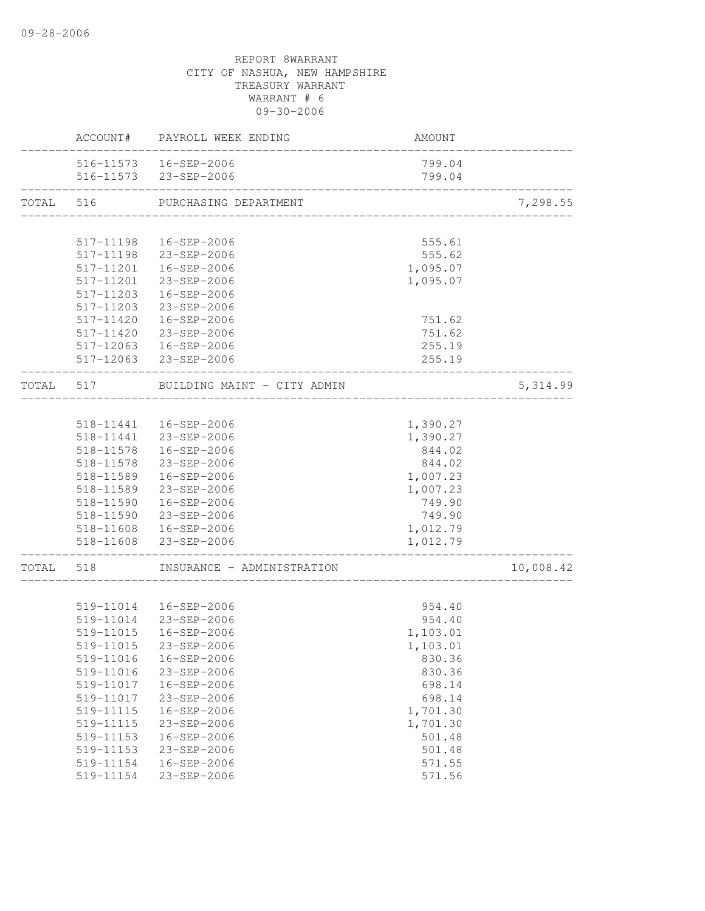09-28-2006

REPORT 8WARRANT
CITY OF NASHUA, NEW HAMPSHIRE
TREASURY WARRANT
WARRANT # 6
09-30-2006

| | ACCOUNT# | PAYROLL WEEK ENDING | AMOUNT | |
|---|---|---|---|---|
| | 516-11573 | 16-SEP-2006 | 799.04 | |
| | 516-11573 | 23-SEP-2006 | 799.04 | |
| TOTAL | 516 | PURCHASING DEPARTMENT | | 7,298.55 |
| | 517-11198 | 16-SEP-2006 | 555.61 | |
| | 517-11198 | 23-SEP-2006 | 555.62 | |
| | 517-11201 | 16-SEP-2006 | 1,095.07 | |
| | 517-11201 | 23-SEP-2006 | 1,095.07 | |
| | 517-11203 | 16-SEP-2006 | | |
| | 517-11203 | 23-SEP-2006 | | |
| | 517-11420 | 16-SEP-2006 | 751.62 | |
| | 517-11420 | 23-SEP-2006 | 751.62 | |
| | 517-12063 | 16-SEP-2006 | 255.19 | |
| | 517-12063 | 23-SEP-2006 | 255.19 | |
| TOTAL | 517 | BUILDING MAINT - CITY ADMIN | | 5,314.99 |
| | 518-11441 | 16-SEP-2006 | 1,390.27 | |
| | 518-11441 | 23-SEP-2006 | 1,390.27 | |
| | 518-11578 | 16-SEP-2006 | 844.02 | |
| | 518-11578 | 23-SEP-2006 | 844.02 | |
| | 518-11589 | 16-SEP-2006 | 1,007.23 | |
| | 518-11589 | 23-SEP-2006 | 1,007.23 | |
| | 518-11590 | 16-SEP-2006 | 749.90 | |
| | 518-11590 | 23-SEP-2006 | 749.90 | |
| | 518-11608 | 16-SEP-2006 | 1,012.79 | |
| | 518-11608 | 23-SEP-2006 | 1,012.79 | |
| TOTAL | 518 | INSURANCE - ADMINISTRATION | | 10,008.42 |
| | 519-11014 | 16-SEP-2006 | 954.40 | |
| | 519-11014 | 23-SEP-2006 | 954.40 | |
| | 519-11015 | 16-SEP-2006 | 1,103.01 | |
| | 519-11015 | 23-SEP-2006 | 1,103.01 | |
| | 519-11016 | 16-SEP-2006 | 830.36 | |
| | 519-11016 | 23-SEP-2006 | 830.36 | |
| | 519-11017 | 16-SEP-2006 | 698.14 | |
| | 519-11017 | 23-SEP-2006 | 698.14 | |
| | 519-11115 | 16-SEP-2006 | 1,701.30 | |
| | 519-11115 | 23-SEP-2006 | 1,701.30 | |
| | 519-11153 | 16-SEP-2006 | 501.48 | |
| | 519-11153 | 23-SEP-2006 | 501.48 | |
| | 519-11154 | 16-SEP-2006 | 571.55 | |
| | 519-11154 | 23-SEP-2006 | 571.56 | |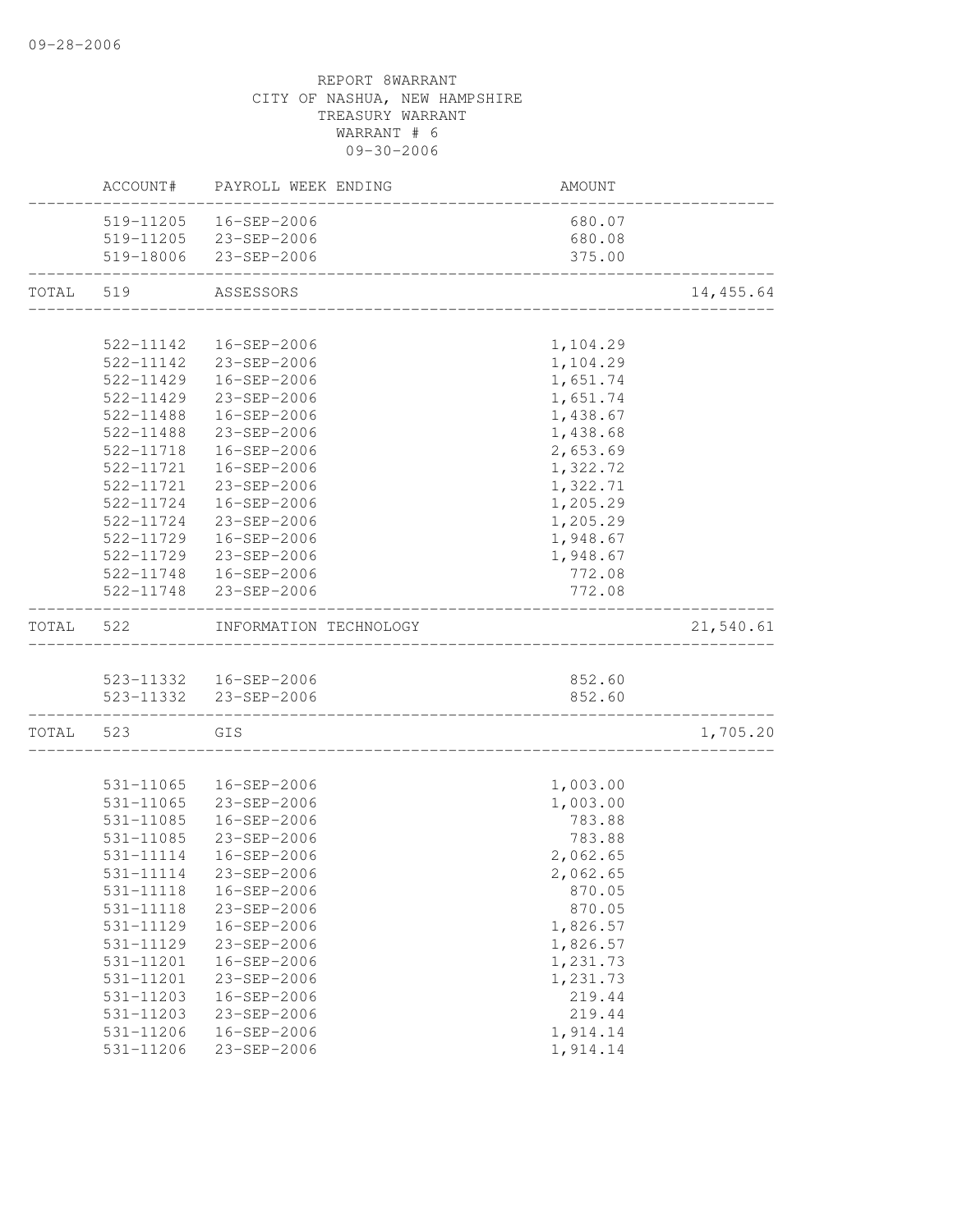REPORT 8WARRANT
CITY OF NASHUA, NEW HAMPSHIRE
TREASURY WARRANT
WARRANT # 6
09-30-2006

| | ACCOUNT# | PAYROLL WEEK ENDING | AMOUNT | |
|---|---|---|---|---|
| | 519-11205 | 16-SEP-2006 | 680.07 | |
| | 519-11205 | 23-SEP-2006 | 680.08 | |
| | 519-18006 | 23-SEP-2006 | 375.00 | |
| TOTAL | 519 | ASSESSORS | | 14,455.64 |
| | 522-11142 | 16-SEP-2006 | 1,104.29 | |
| | 522-11142 | 23-SEP-2006 | 1,104.29 | |
| | 522-11429 | 16-SEP-2006 | 1,651.74 | |
| | 522-11429 | 23-SEP-2006 | 1,651.74 | |
| | 522-11488 | 16-SEP-2006 | 1,438.67 | |
| | 522-11488 | 23-SEP-2006 | 1,438.68 | |
| | 522-11718 | 16-SEP-2006 | 2,653.69 | |
| | 522-11721 | 16-SEP-2006 | 1,322.72 | |
| | 522-11721 | 23-SEP-2006 | 1,322.71 | |
| | 522-11724 | 16-SEP-2006 | 1,205.29 | |
| | 522-11724 | 23-SEP-2006 | 1,205.29 | |
| | 522-11729 | 16-SEP-2006 | 1,948.67 | |
| | 522-11729 | 23-SEP-2006 | 1,948.67 | |
| | 522-11748 | 16-SEP-2006 | 772.08 | |
| | 522-11748 | 23-SEP-2006 | 772.08 | |
| TOTAL | 522 | INFORMATION TECHNOLOGY | | 21,540.61 |
| | 523-11332 | 16-SEP-2006 | 852.60 | |
| | 523-11332 | 23-SEP-2006 | 852.60 | |
| TOTAL | 523 | GIS | | 1,705.20 |
| | 531-11065 | 16-SEP-2006 | 1,003.00 | |
| | 531-11065 | 23-SEP-2006 | 1,003.00 | |
| | 531-11085 | 16-SEP-2006 | 783.88 | |
| | 531-11085 | 23-SEP-2006 | 783.88 | |
| | 531-11114 | 16-SEP-2006 | 2,062.65 | |
| | 531-11114 | 23-SEP-2006 | 2,062.65 | |
| | 531-11118 | 16-SEP-2006 | 870.05 | |
| | 531-11118 | 23-SEP-2006 | 870.05 | |
| | 531-11129 | 16-SEP-2006 | 1,826.57 | |
| | 531-11129 | 23-SEP-2006 | 1,826.57 | |
| | 531-11201 | 16-SEP-2006 | 1,231.73 | |
| | 531-11201 | 23-SEP-2006 | 1,231.73 | |
| | 531-11203 | 16-SEP-2006 | 219.44 | |
| | 531-11203 | 23-SEP-2006 | 219.44 | |
| | 531-11206 | 16-SEP-2006 | 1,914.14 | |
| | 531-11206 | 23-SEP-2006 | 1,914.14 | |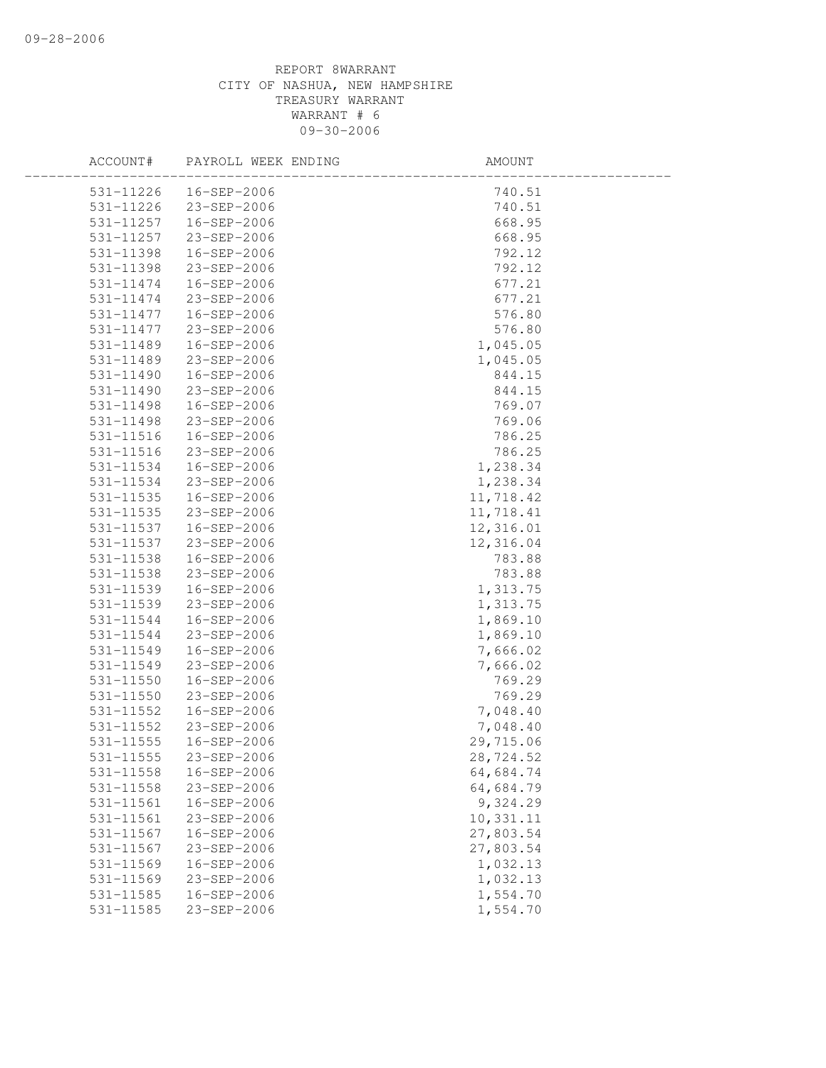REPORT 8WARRANT
CITY OF NASHUA, NEW HAMPSHIRE
TREASURY WARRANT
WARRANT # 6
09-30-2006

| ACCOUNT# | PAYROLL WEEK ENDING | AMOUNT |
|---|---|---|
| 531-11226 | 16-SEP-2006 | 740.51 |
| 531-11226 | 23-SEP-2006 | 740.51 |
| 531-11257 | 16-SEP-2006 | 668.95 |
| 531-11257 | 23-SEP-2006 | 668.95 |
| 531-11398 | 16-SEP-2006 | 792.12 |
| 531-11398 | 23-SEP-2006 | 792.12 |
| 531-11474 | 16-SEP-2006 | 677.21 |
| 531-11474 | 23-SEP-2006 | 677.21 |
| 531-11477 | 16-SEP-2006 | 576.80 |
| 531-11477 | 23-SEP-2006 | 576.80 |
| 531-11489 | 16-SEP-2006 | 1,045.05 |
| 531-11489 | 23-SEP-2006 | 1,045.05 |
| 531-11490 | 16-SEP-2006 | 844.15 |
| 531-11490 | 23-SEP-2006 | 844.15 |
| 531-11498 | 16-SEP-2006 | 769.07 |
| 531-11498 | 23-SEP-2006 | 769.06 |
| 531-11516 | 16-SEP-2006 | 786.25 |
| 531-11516 | 23-SEP-2006 | 786.25 |
| 531-11534 | 16-SEP-2006 | 1,238.34 |
| 531-11534 | 23-SEP-2006 | 1,238.34 |
| 531-11535 | 16-SEP-2006 | 11,718.42 |
| 531-11535 | 23-SEP-2006 | 11,718.41 |
| 531-11537 | 16-SEP-2006 | 12,316.01 |
| 531-11537 | 23-SEP-2006 | 12,316.04 |
| 531-11538 | 16-SEP-2006 | 783.88 |
| 531-11538 | 23-SEP-2006 | 783.88 |
| 531-11539 | 16-SEP-2006 | 1,313.75 |
| 531-11539 | 23-SEP-2006 | 1,313.75 |
| 531-11544 | 16-SEP-2006 | 1,869.10 |
| 531-11544 | 23-SEP-2006 | 1,869.10 |
| 531-11549 | 16-SEP-2006 | 7,666.02 |
| 531-11549 | 23-SEP-2006 | 7,666.02 |
| 531-11550 | 16-SEP-2006 | 769.29 |
| 531-11550 | 23-SEP-2006 | 769.29 |
| 531-11552 | 16-SEP-2006 | 7,048.40 |
| 531-11552 | 23-SEP-2006 | 7,048.40 |
| 531-11555 | 16-SEP-2006 | 29,715.06 |
| 531-11555 | 23-SEP-2006 | 28,724.52 |
| 531-11558 | 16-SEP-2006 | 64,684.74 |
| 531-11558 | 23-SEP-2006 | 64,684.79 |
| 531-11561 | 16-SEP-2006 | 9,324.29 |
| 531-11561 | 23-SEP-2006 | 10,331.11 |
| 531-11567 | 16-SEP-2006 | 27,803.54 |
| 531-11567 | 23-SEP-2006 | 27,803.54 |
| 531-11569 | 16-SEP-2006 | 1,032.13 |
| 531-11569 | 23-SEP-2006 | 1,032.13 |
| 531-11585 | 16-SEP-2006 | 1,554.70 |
| 531-11585 | 23-SEP-2006 | 1,554.70 |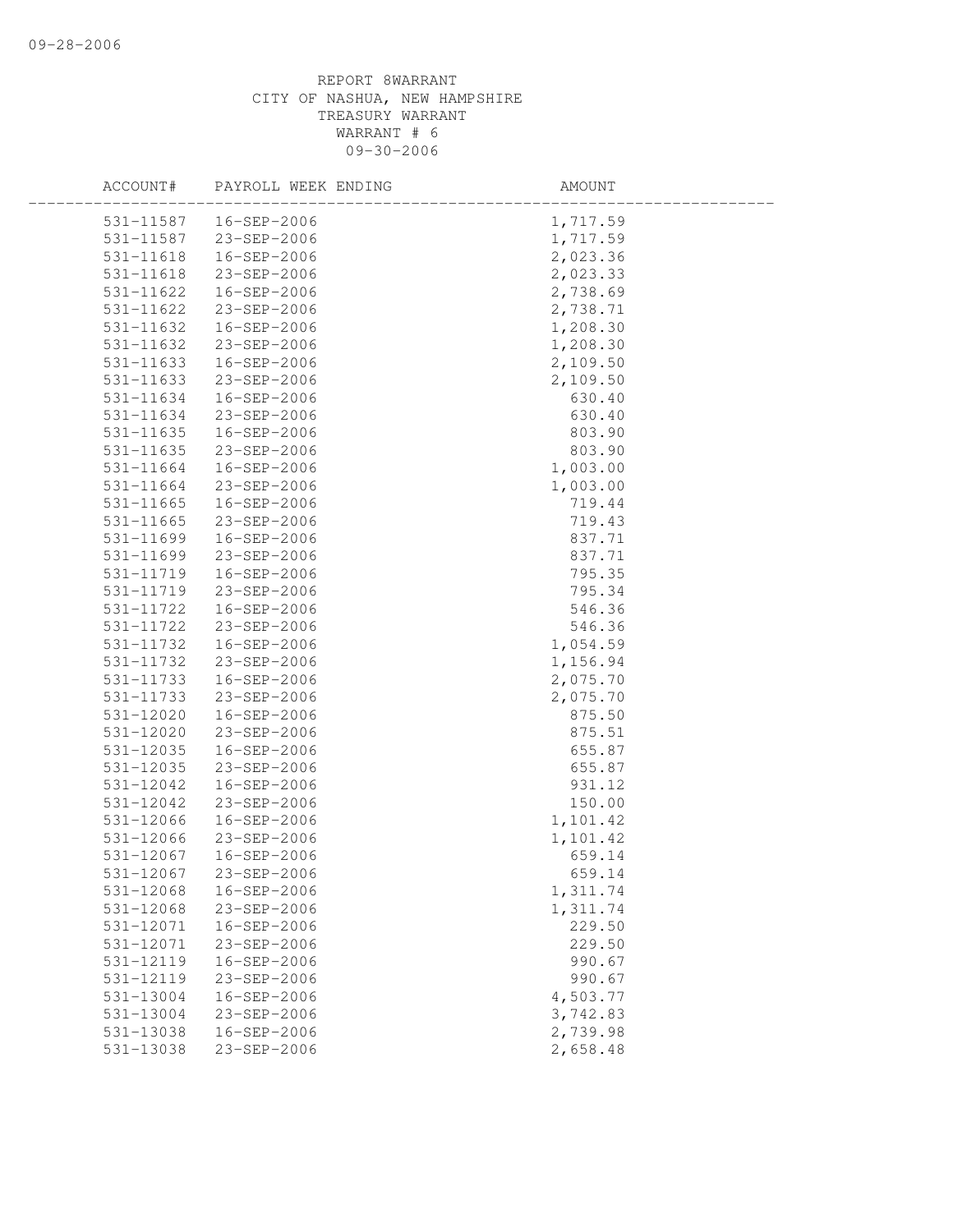REPORT 8WARRANT
CITY OF NASHUA, NEW HAMPSHIRE
TREASURY WARRANT
WARRANT # 6
09-30-2006

| ACCOUNT# | PAYROLL WEEK ENDING | AMOUNT |
|---|---|---|
| 531-11587 | 16-SEP-2006 | 1,717.59 |
| 531-11587 | 23-SEP-2006 | 1,717.59 |
| 531-11618 | 16-SEP-2006 | 2,023.36 |
| 531-11618 | 23-SEP-2006 | 2,023.33 |
| 531-11622 | 16-SEP-2006 | 2,738.69 |
| 531-11622 | 23-SEP-2006 | 2,738.71 |
| 531-11632 | 16-SEP-2006 | 1,208.30 |
| 531-11632 | 23-SEP-2006 | 1,208.30 |
| 531-11633 | 16-SEP-2006 | 2,109.50 |
| 531-11633 | 23-SEP-2006 | 2,109.50 |
| 531-11634 | 16-SEP-2006 | 630.40 |
| 531-11634 | 23-SEP-2006 | 630.40 |
| 531-11635 | 16-SEP-2006 | 803.90 |
| 531-11635 | 23-SEP-2006 | 803.90 |
| 531-11664 | 16-SEP-2006 | 1,003.00 |
| 531-11664 | 23-SEP-2006 | 1,003.00 |
| 531-11665 | 16-SEP-2006 | 719.44 |
| 531-11665 | 23-SEP-2006 | 719.43 |
| 531-11699 | 16-SEP-2006 | 837.71 |
| 531-11699 | 23-SEP-2006 | 837.71 |
| 531-11719 | 16-SEP-2006 | 795.35 |
| 531-11719 | 23-SEP-2006 | 795.34 |
| 531-11722 | 16-SEP-2006 | 546.36 |
| 531-11722 | 23-SEP-2006 | 546.36 |
| 531-11732 | 16-SEP-2006 | 1,054.59 |
| 531-11732 | 23-SEP-2006 | 1,156.94 |
| 531-11733 | 16-SEP-2006 | 2,075.70 |
| 531-11733 | 23-SEP-2006 | 2,075.70 |
| 531-12020 | 16-SEP-2006 | 875.50 |
| 531-12020 | 23-SEP-2006 | 875.51 |
| 531-12035 | 16-SEP-2006 | 655.87 |
| 531-12035 | 23-SEP-2006 | 655.87 |
| 531-12042 | 16-SEP-2006 | 931.12 |
| 531-12042 | 23-SEP-2006 | 150.00 |
| 531-12066 | 16-SEP-2006 | 1,101.42 |
| 531-12066 | 23-SEP-2006 | 1,101.42 |
| 531-12067 | 16-SEP-2006 | 659.14 |
| 531-12067 | 23-SEP-2006 | 659.14 |
| 531-12068 | 16-SEP-2006 | 1,311.74 |
| 531-12068 | 23-SEP-2006 | 1,311.74 |
| 531-12071 | 16-SEP-2006 | 229.50 |
| 531-12071 | 23-SEP-2006 | 229.50 |
| 531-12119 | 16-SEP-2006 | 990.67 |
| 531-12119 | 23-SEP-2006 | 990.67 |
| 531-13004 | 16-SEP-2006 | 4,503.77 |
| 531-13004 | 23-SEP-2006 | 3,742.83 |
| 531-13038 | 16-SEP-2006 | 2,739.98 |
| 531-13038 | 23-SEP-2006 | 2,658.48 |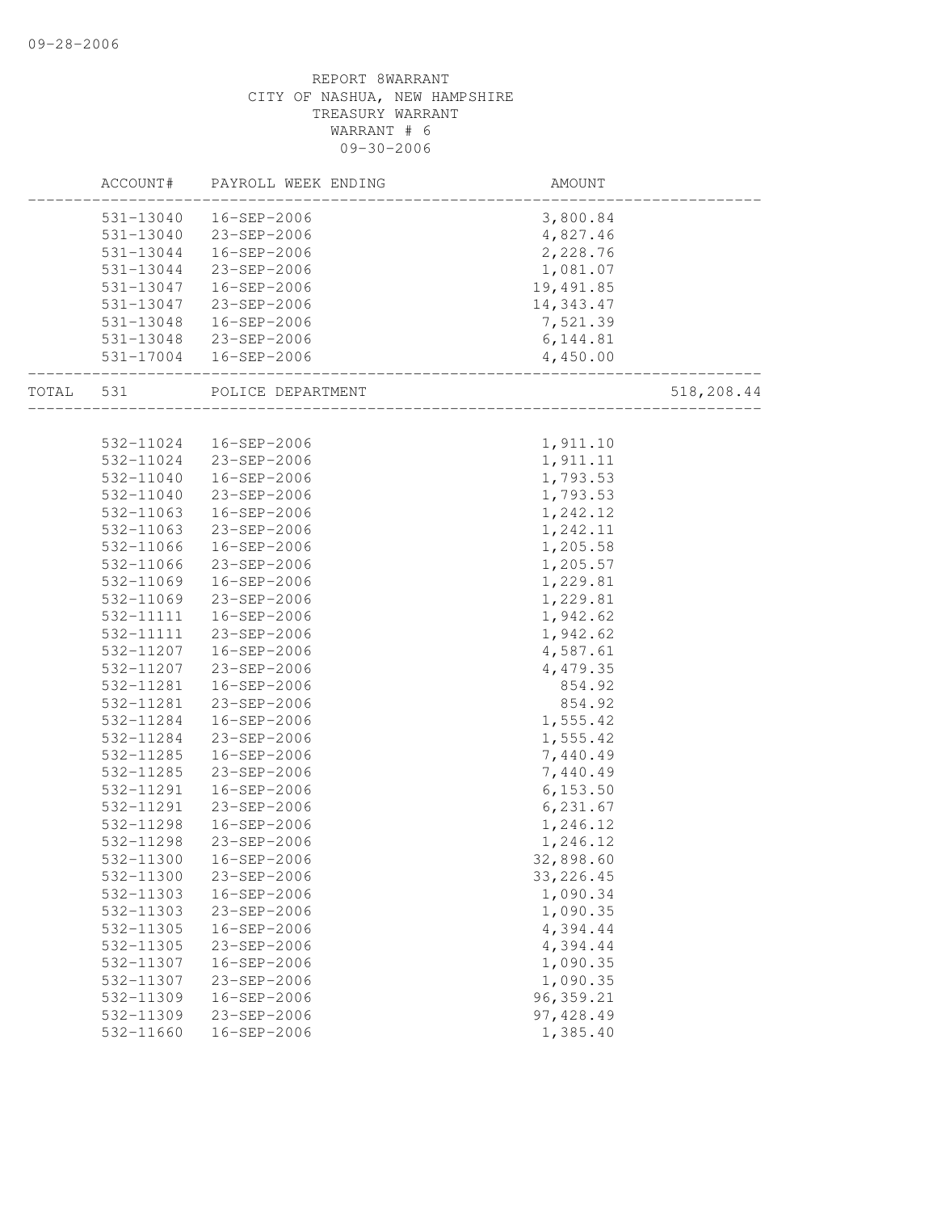REPORT 8WARRANT
CITY OF NASHUA, NEW HAMPSHIRE
TREASURY WARRANT
WARRANT # 6
09-30-2006

| ACCOUNT# | PAYROLL WEEK ENDING | AMOUNT | |
|---|---|---|---|
| 531-13040 | 16-SEP-2006 | 3,800.84 | |
| 531-13040 | 23-SEP-2006 | 4,827.46 | |
| 531-13044 | 16-SEP-2006 | 2,228.76 | |
| 531-13044 | 23-SEP-2006 | 1,081.07 | |
| 531-13047 | 16-SEP-2006 | 19,491.85 | |
| 531-13047 | 23-SEP-2006 | 14,343.47 | |
| 531-13048 | 16-SEP-2006 | 7,521.39 | |
| 531-13048 | 23-SEP-2006 | 6,144.81 | |
| 531-17004 | 16-SEP-2006 | 4,450.00 | |
| TOTAL 531 | POLICE DEPARTMENT | | 518,208.44 |
| 532-11024 | 16-SEP-2006 | 1,911.10 | |
| 532-11024 | 23-SEP-2006 | 1,911.11 | |
| 532-11040 | 16-SEP-2006 | 1,793.53 | |
| 532-11040 | 23-SEP-2006 | 1,793.53 | |
| 532-11063 | 16-SEP-2006 | 1,242.12 | |
| 532-11063 | 23-SEP-2006 | 1,242.11 | |
| 532-11066 | 16-SEP-2006 | 1,205.58 | |
| 532-11066 | 23-SEP-2006 | 1,205.57 | |
| 532-11069 | 16-SEP-2006 | 1,229.81 | |
| 532-11069 | 23-SEP-2006 | 1,229.81 | |
| 532-11111 | 16-SEP-2006 | 1,942.62 | |
| 532-11111 | 23-SEP-2006 | 1,942.62 | |
| 532-11207 | 16-SEP-2006 | 4,587.61 | |
| 532-11207 | 23-SEP-2006 | 4,479.35 | |
| 532-11281 | 16-SEP-2006 | 854.92 | |
| 532-11281 | 23-SEP-2006 | 854.92 | |
| 532-11284 | 16-SEP-2006 | 1,555.42 | |
| 532-11284 | 23-SEP-2006 | 1,555.42 | |
| 532-11285 | 16-SEP-2006 | 7,440.49 | |
| 532-11285 | 23-SEP-2006 | 7,440.49 | |
| 532-11291 | 16-SEP-2006 | 6,153.50 | |
| 532-11291 | 23-SEP-2006 | 6,231.67 | |
| 532-11298 | 16-SEP-2006 | 1,246.12 | |
| 532-11298 | 23-SEP-2006 | 1,246.12 | |
| 532-11300 | 16-SEP-2006 | 32,898.60 | |
| 532-11300 | 23-SEP-2006 | 33,226.45 | |
| 532-11303 | 16-SEP-2006 | 1,090.34 | |
| 532-11303 | 23-SEP-2006 | 1,090.35 | |
| 532-11305 | 16-SEP-2006 | 4,394.44 | |
| 532-11305 | 23-SEP-2006 | 4,394.44 | |
| 532-11307 | 16-SEP-2006 | 1,090.35 | |
| 532-11307 | 23-SEP-2006 | 1,090.35 | |
| 532-11309 | 16-SEP-2006 | 96,359.21 | |
| 532-11309 | 23-SEP-2006 | 97,428.49 | |
| 532-11660 | 16-SEP-2006 | 1,385.40 | |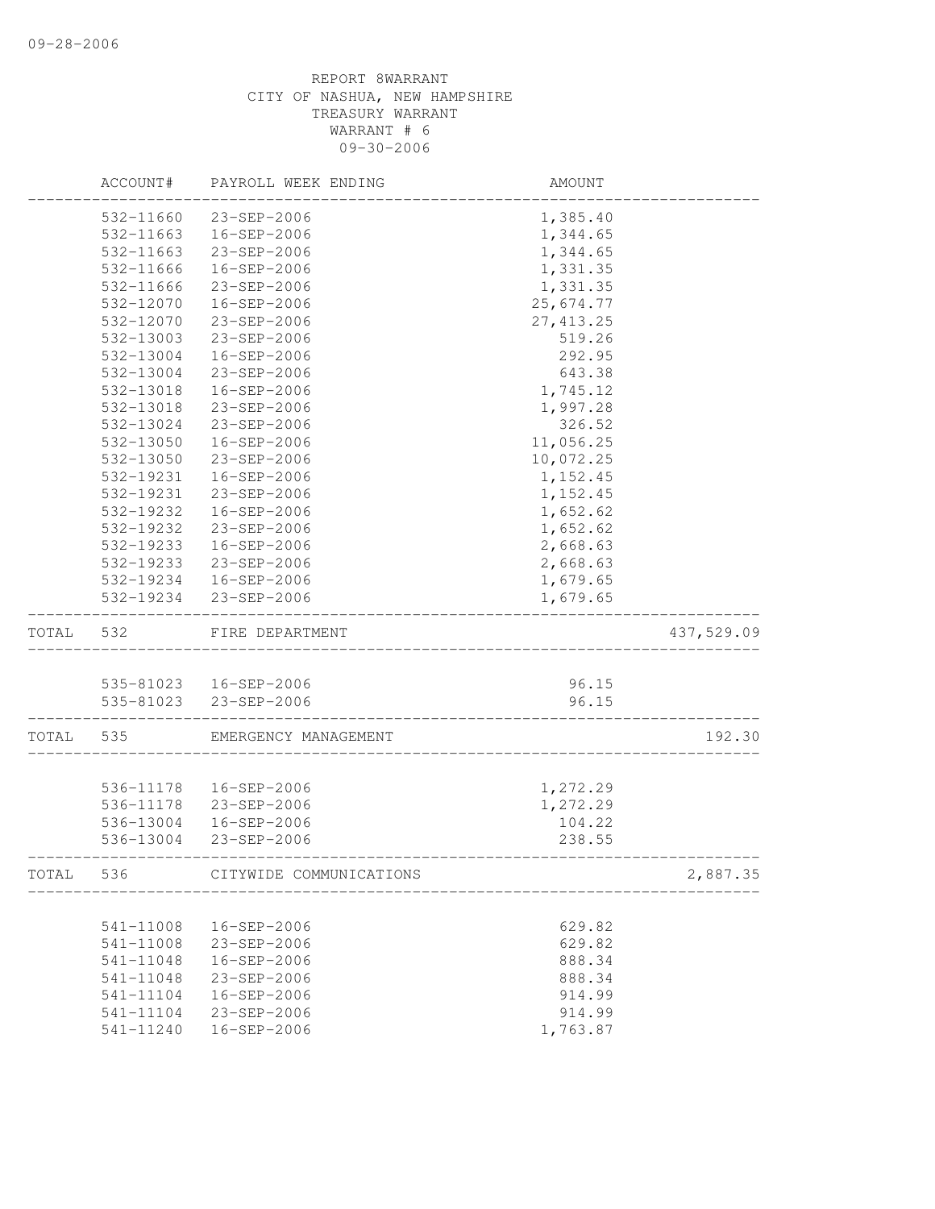09-28-2006

REPORT 8WARRANT
CITY OF NASHUA, NEW HAMPSHIRE
TREASURY WARRANT
WARRANT # 6
09-30-2006

| | ACCOUNT# | PAYROLL WEEK ENDING | AMOUNT | |
|---|---|---|---|---|
| | 532-11660 | 23-SEP-2006 | 1,385.40 | |
| | 532-11663 | 16-SEP-2006 | 1,344.65 | |
| | 532-11663 | 23-SEP-2006 | 1,344.65 | |
| | 532-11666 | 16-SEP-2006 | 1,331.35 | |
| | 532-11666 | 23-SEP-2006 | 1,331.35 | |
| | 532-12070 | 16-SEP-2006 | 25,674.77 | |
| | 532-12070 | 23-SEP-2006 | 27,413.25 | |
| | 532-13003 | 23-SEP-2006 | 519.26 | |
| | 532-13004 | 16-SEP-2006 | 292.95 | |
| | 532-13004 | 23-SEP-2006 | 643.38 | |
| | 532-13018 | 16-SEP-2006 | 1,745.12 | |
| | 532-13018 | 23-SEP-2006 | 1,997.28 | |
| | 532-13024 | 23-SEP-2006 | 326.52 | |
| | 532-13050 | 16-SEP-2006 | 11,056.25 | |
| | 532-13050 | 23-SEP-2006 | 10,072.25 | |
| | 532-19231 | 16-SEP-2006 | 1,152.45 | |
| | 532-19231 | 23-SEP-2006 | 1,152.45 | |
| | 532-19232 | 16-SEP-2006 | 1,652.62 | |
| | 532-19232 | 23-SEP-2006 | 1,652.62 | |
| | 532-19233 | 16-SEP-2006 | 2,668.63 | |
| | 532-19233 | 23-SEP-2006 | 2,668.63 | |
| | 532-19234 | 16-SEP-2006 | 1,679.65 | |
| | 532-19234 | 23-SEP-2006 | 1,679.65 | |
| TOTAL | 532 | FIRE DEPARTMENT | | 437,529.09 |
| | 535-81023 | 16-SEP-2006 | 96.15 | |
| | 535-81023 | 23-SEP-2006 | 96.15 | |
| TOTAL | 535 | EMERGENCY MANAGEMENT | | 192.30 |
| | 536-11178 | 16-SEP-2006 | 1,272.29 | |
| | 536-11178 | 23-SEP-2006 | 1,272.29 | |
| | 536-13004 | 16-SEP-2006 | 104.22 | |
| | 536-13004 | 23-SEP-2006 | 238.55 | |
| TOTAL | 536 | CITYWIDE COMMUNICATIONS | | 2,887.35 |
| | 541-11008 | 16-SEP-2006 | 629.82 | |
| | 541-11008 | 23-SEP-2006 | 629.82 | |
| | 541-11048 | 16-SEP-2006 | 888.34 | |
| | 541-11048 | 23-SEP-2006 | 888.34 | |
| | 541-11104 | 16-SEP-2006 | 914.99 | |
| | 541-11104 | 23-SEP-2006 | 914.99 | |
| | 541-11240 | 16-SEP-2006 | 1,763.87 | |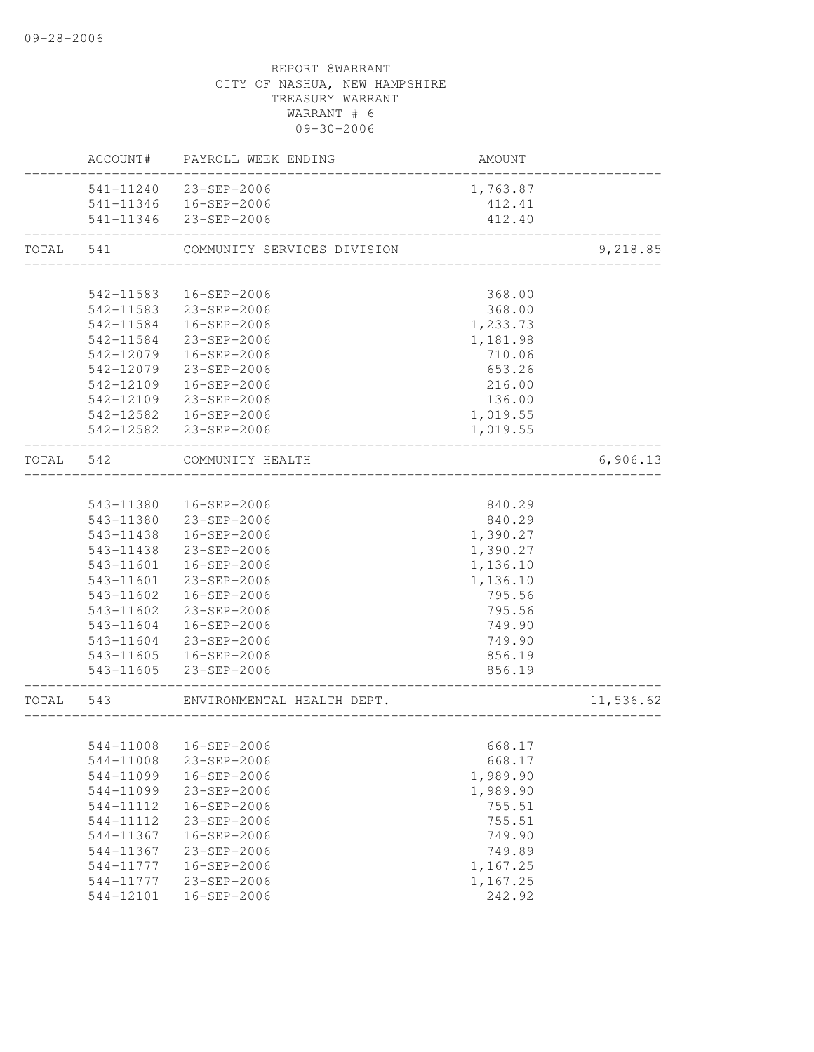09-28-2006

REPORT 8WARRANT
CITY OF NASHUA, NEW HAMPSHIRE
TREASURY WARRANT
WARRANT # 6
09-30-2006

| | ACCOUNT# | PAYROLL WEEK ENDING | AMOUNT | |
|---|---|---|---|---|
| | 541-11240 | 23-SEP-2006 | 1,763.87 | |
| | 541-11346 | 16-SEP-2006 | 412.41 | |
| | 541-11346 | 23-SEP-2006 | 412.40 | |
| TOTAL | 541 | COMMUNITY SERVICES DIVISION | | 9,218.85 |
| | 542-11583 | 16-SEP-2006 | 368.00 | |
| | 542-11583 | 23-SEP-2006 | 368.00 | |
| | 542-11584 | 16-SEP-2006 | 1,233.73 | |
| | 542-11584 | 23-SEP-2006 | 1,181.98 | |
| | 542-12079 | 16-SEP-2006 | 710.06 | |
| | 542-12079 | 23-SEP-2006 | 653.26 | |
| | 542-12109 | 16-SEP-2006 | 216.00 | |
| | 542-12109 | 23-SEP-2006 | 136.00 | |
| | 542-12582 | 16-SEP-2006 | 1,019.55 | |
| | 542-12582 | 23-SEP-2006 | 1,019.55 | |
| TOTAL | 542 | COMMUNITY HEALTH | | 6,906.13 |
| | 543-11380 | 16-SEP-2006 | 840.29 | |
| | 543-11380 | 23-SEP-2006 | 840.29 | |
| | 543-11438 | 16-SEP-2006 | 1,390.27 | |
| | 543-11438 | 23-SEP-2006 | 1,390.27 | |
| | 543-11601 | 16-SEP-2006 | 1,136.10 | |
| | 543-11601 | 23-SEP-2006 | 1,136.10 | |
| | 543-11602 | 16-SEP-2006 | 795.56 | |
| | 543-11602 | 23-SEP-2006 | 795.56 | |
| | 543-11604 | 16-SEP-2006 | 749.90 | |
| | 543-11604 | 23-SEP-2006 | 749.90 | |
| | 543-11605 | 16-SEP-2006 | 856.19 | |
| | 543-11605 | 23-SEP-2006 | 856.19 | |
| TOTAL | 543 | ENVIRONMENTAL HEALTH DEPT. | | 11,536.62 |
| | 544-11008 | 16-SEP-2006 | 668.17 | |
| | 544-11008 | 23-SEP-2006 | 668.17 | |
| | 544-11099 | 16-SEP-2006 | 1,989.90 | |
| | 544-11099 | 23-SEP-2006 | 1,989.90 | |
| | 544-11112 | 16-SEP-2006 | 755.51 | |
| | 544-11112 | 23-SEP-2006 | 755.51 | |
| | 544-11367 | 16-SEP-2006 | 749.90 | |
| | 544-11367 | 23-SEP-2006 | 749.89 | |
| | 544-11777 | 16-SEP-2006 | 1,167.25 | |
| | 544-11777 | 23-SEP-2006 | 1,167.25 | |
| | 544-12101 | 16-SEP-2006 | 242.92 | |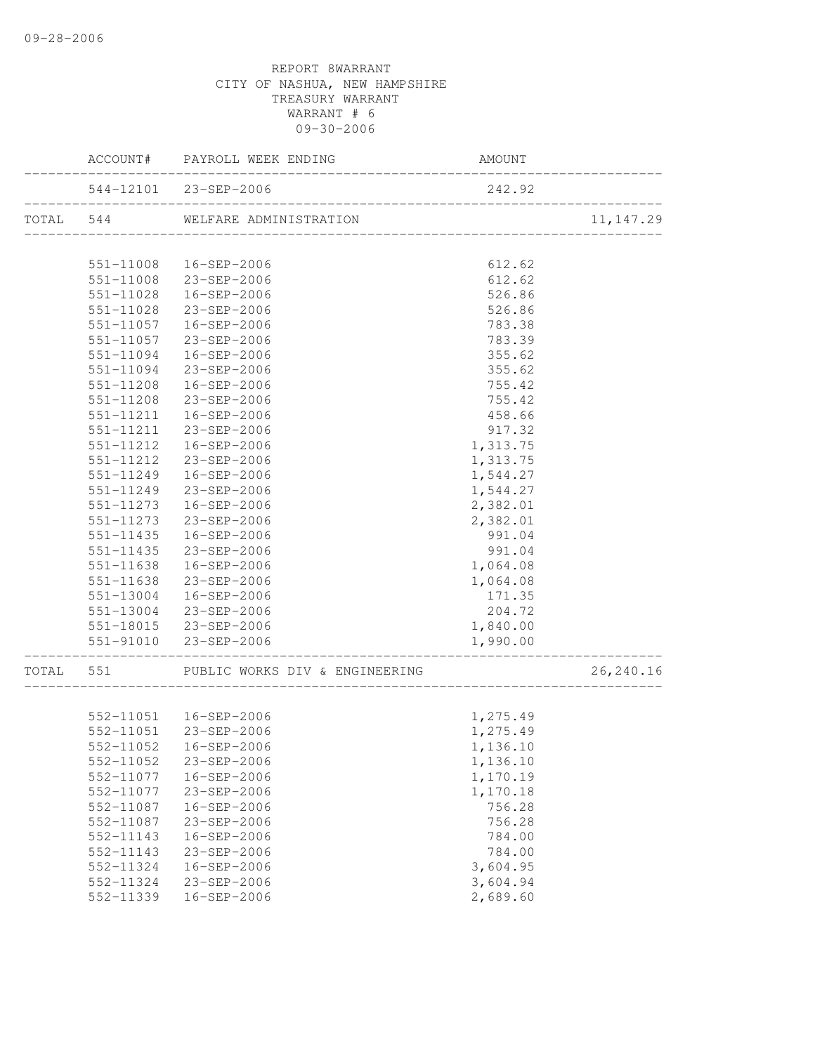REPORT 8WARRANT
CITY OF NASHUA, NEW HAMPSHIRE
TREASURY WARRANT
WARRANT # 6
09-30-2006

| | ACCOUNT# | PAYROLL WEEK ENDING | AMOUNT | |
|---|---|---|---|---|
| | 544-12101 | 23-SEP-2006 | 242.92 | |
| TOTAL | 544 | WELFARE ADMINISTRATION | | 11,147.29 |
| | 551-11008 | 16-SEP-2006 | 612.62 | |
| | 551-11008 | 23-SEP-2006 | 612.62 | |
| | 551-11028 | 16-SEP-2006 | 526.86 | |
| | 551-11028 | 23-SEP-2006 | 526.86 | |
| | 551-11057 | 16-SEP-2006 | 783.38 | |
| | 551-11057 | 23-SEP-2006 | 783.39 | |
| | 551-11094 | 16-SEP-2006 | 355.62 | |
| | 551-11094 | 23-SEP-2006 | 355.62 | |
| | 551-11208 | 16-SEP-2006 | 755.42 | |
| | 551-11208 | 23-SEP-2006 | 755.42 | |
| | 551-11211 | 16-SEP-2006 | 458.66 | |
| | 551-11211 | 23-SEP-2006 | 917.32 | |
| | 551-11212 | 16-SEP-2006 | 1,313.75 | |
| | 551-11212 | 23-SEP-2006 | 1,313.75 | |
| | 551-11249 | 16-SEP-2006 | 1,544.27 | |
| | 551-11249 | 23-SEP-2006 | 1,544.27 | |
| | 551-11273 | 16-SEP-2006 | 2,382.01 | |
| | 551-11273 | 23-SEP-2006 | 2,382.01 | |
| | 551-11435 | 16-SEP-2006 | 991.04 | |
| | 551-11435 | 23-SEP-2006 | 991.04 | |
| | 551-11638 | 16-SEP-2006 | 1,064.08 | |
| | 551-11638 | 23-SEP-2006 | 1,064.08 | |
| | 551-13004 | 16-SEP-2006 | 171.35 | |
| | 551-13004 | 23-SEP-2006 | 204.72 | |
| | 551-18015 | 23-SEP-2006 | 1,840.00 | |
| | 551-91010 | 23-SEP-2006 | 1,990.00 | |
| TOTAL | 551 | PUBLIC WORKS DIV & ENGINEERING | | 26,240.16 |
| | 552-11051 | 16-SEP-2006 | 1,275.49 | |
| | 552-11051 | 23-SEP-2006 | 1,275.49 | |
| | 552-11052 | 16-SEP-2006 | 1,136.10 | |
| | 552-11052 | 23-SEP-2006 | 1,136.10 | |
| | 552-11077 | 16-SEP-2006 | 1,170.19 | |
| | 552-11077 | 23-SEP-2006 | 1,170.18 | |
| | 552-11087 | 16-SEP-2006 | 756.28 | |
| | 552-11087 | 23-SEP-2006 | 756.28 | |
| | 552-11143 | 16-SEP-2006 | 784.00 | |
| | 552-11143 | 23-SEP-2006 | 784.00 | |
| | 552-11324 | 16-SEP-2006 | 3,604.95 | |
| | 552-11324 | 23-SEP-2006 | 3,604.94 | |
| | 552-11339 | 16-SEP-2006 | 2,689.60 | |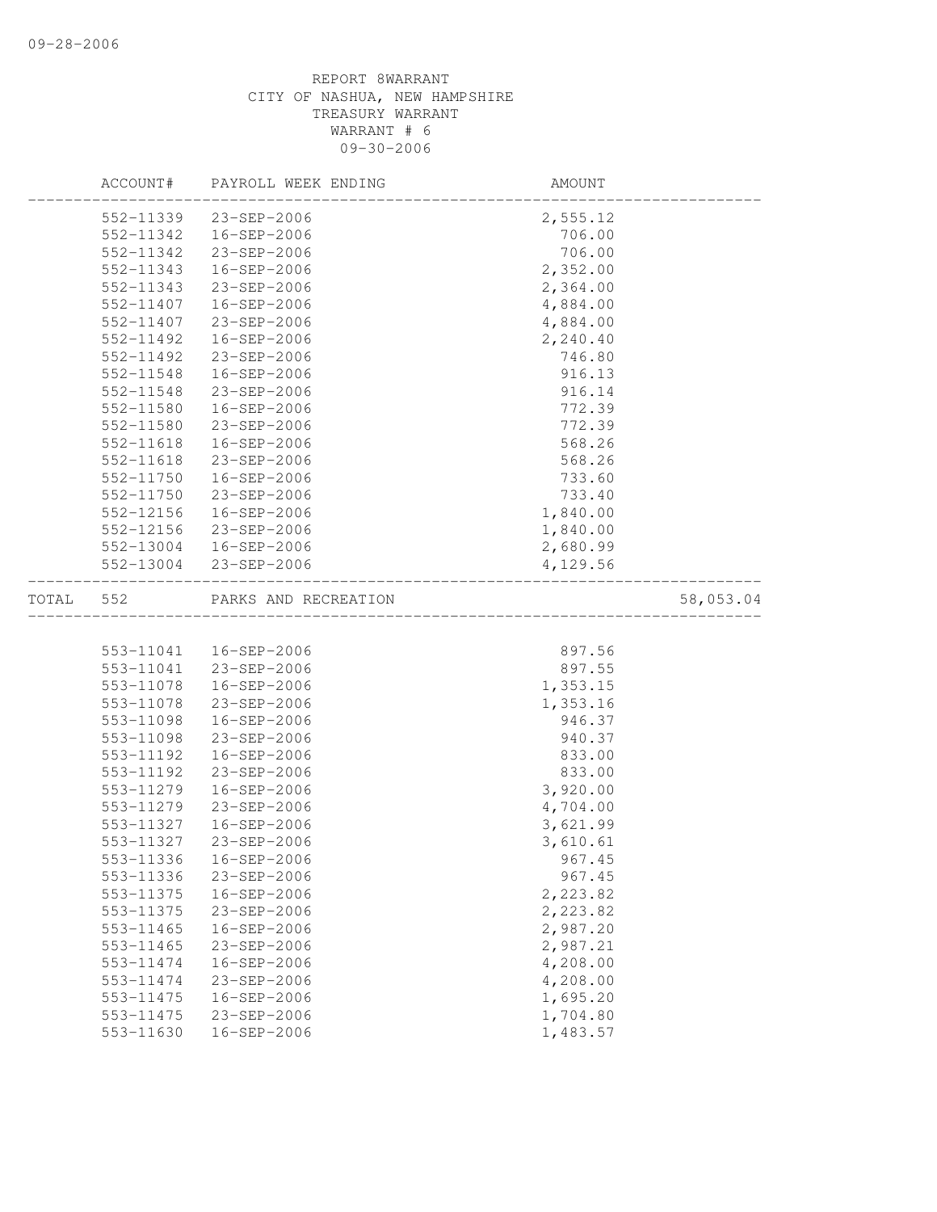REPORT 8WARRANT
CITY OF NASHUA, NEW HAMPSHIRE
TREASURY WARRANT
WARRANT # 6
09-30-2006

| | ACCOUNT# | PAYROLL WEEK ENDING | AMOUNT | |
|---|---|---|---|---|
| | 552-11339 | 23-SEP-2006 | 2,555.12 | |
| | 552-11342 | 16-SEP-2006 | 706.00 | |
| | 552-11342 | 23-SEP-2006 | 706.00 | |
| | 552-11343 | 16-SEP-2006 | 2,352.00 | |
| | 552-11343 | 23-SEP-2006 | 2,364.00 | |
| | 552-11407 | 16-SEP-2006 | 4,884.00 | |
| | 552-11407 | 23-SEP-2006 | 4,884.00 | |
| | 552-11492 | 16-SEP-2006 | 2,240.40 | |
| | 552-11492 | 23-SEP-2006 | 746.80 | |
| | 552-11548 | 16-SEP-2006 | 916.13 | |
| | 552-11548 | 23-SEP-2006 | 916.14 | |
| | 552-11580 | 16-SEP-2006 | 772.39 | |
| | 552-11580 | 23-SEP-2006 | 772.39 | |
| | 552-11618 | 16-SEP-2006 | 568.26 | |
| | 552-11618 | 23-SEP-2006 | 568.26 | |
| | 552-11750 | 16-SEP-2006 | 733.60 | |
| | 552-11750 | 23-SEP-2006 | 733.40 | |
| | 552-12156 | 16-SEP-2006 | 1,840.00 | |
| | 552-12156 | 23-SEP-2006 | 1,840.00 | |
| | 552-13004 | 16-SEP-2006 | 2,680.99 | |
| | 552-13004 | 23-SEP-2006 | 4,129.56 | |
| TOTAL | 552 | PARKS AND RECREATION | | 58,053.04 |
| | 553-11041 | 16-SEP-2006 | 897.56 | |
| | 553-11041 | 23-SEP-2006 | 897.55 | |
| | 553-11078 | 16-SEP-2006 | 1,353.15 | |
| | 553-11078 | 23-SEP-2006 | 1,353.16 | |
| | 553-11098 | 16-SEP-2006 | 946.37 | |
| | 553-11098 | 23-SEP-2006 | 940.37 | |
| | 553-11192 | 16-SEP-2006 | 833.00 | |
| | 553-11192 | 23-SEP-2006 | 833.00 | |
| | 553-11279 | 16-SEP-2006 | 3,920.00 | |
| | 553-11279 | 23-SEP-2006 | 4,704.00 | |
| | 553-11327 | 16-SEP-2006 | 3,621.99 | |
| | 553-11327 | 23-SEP-2006 | 3,610.61 | |
| | 553-11336 | 16-SEP-2006 | 967.45 | |
| | 553-11336 | 23-SEP-2006 | 967.45 | |
| | 553-11375 | 16-SEP-2006 | 2,223.82 | |
| | 553-11375 | 23-SEP-2006 | 2,223.82 | |
| | 553-11465 | 16-SEP-2006 | 2,987.20 | |
| | 553-11465 | 23-SEP-2006 | 2,987.21 | |
| | 553-11474 | 16-SEP-2006 | 4,208.00 | |
| | 553-11474 | 23-SEP-2006 | 4,208.00 | |
| | 553-11475 | 16-SEP-2006 | 1,695.20 | |
| | 553-11475 | 23-SEP-2006 | 1,704.80 | |
| | 553-11630 | 16-SEP-2006 | 1,483.57 | |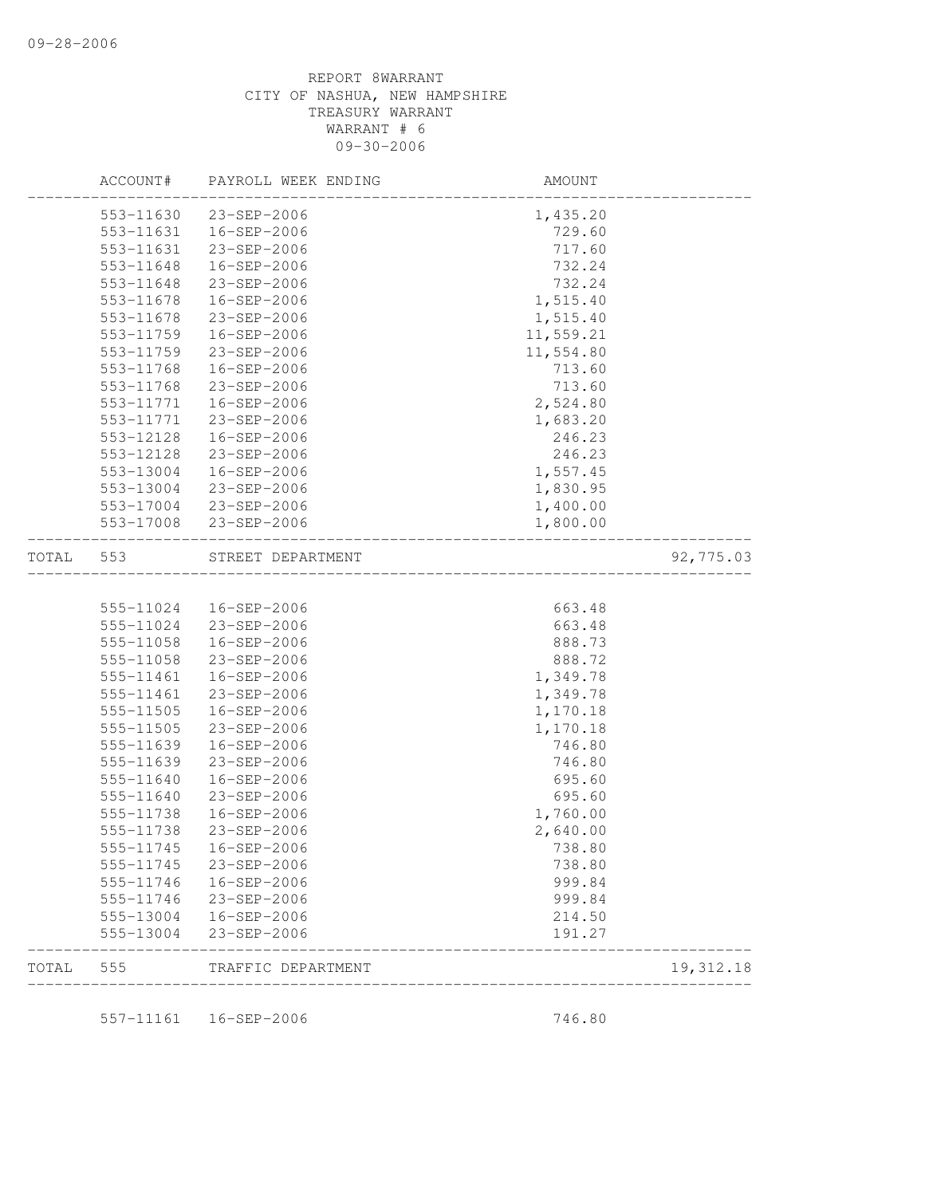REPORT 8WARRANT
CITY OF NASHUA, NEW HAMPSHIRE
TREASURY WARRANT
WARRANT # 6
09-30-2006

| | ACCOUNT# | PAYROLL WEEK ENDING | AMOUNT | |
|---|---|---|---|---|
| | 553-11630 | 23-SEP-2006 | 1,435.20 | |
| | 553-11631 | 16-SEP-2006 | 729.60 | |
| | 553-11631 | 23-SEP-2006 | 717.60 | |
| | 553-11648 | 16-SEP-2006 | 732.24 | |
| | 553-11648 | 23-SEP-2006 | 732.24 | |
| | 553-11678 | 16-SEP-2006 | 1,515.40 | |
| | 553-11678 | 23-SEP-2006 | 1,515.40 | |
| | 553-11759 | 16-SEP-2006 | 11,559.21 | |
| | 553-11759 | 23-SEP-2006 | 11,554.80 | |
| | 553-11768 | 16-SEP-2006 | 713.60 | |
| | 553-11768 | 23-SEP-2006 | 713.60 | |
| | 553-11771 | 16-SEP-2006 | 2,524.80 | |
| | 553-11771 | 23-SEP-2006 | 1,683.20 | |
| | 553-12128 | 16-SEP-2006 | 246.23 | |
| | 553-12128 | 23-SEP-2006 | 246.23 | |
| | 553-13004 | 16-SEP-2006 | 1,557.45 | |
| | 553-13004 | 23-SEP-2006 | 1,830.95 | |
| | 553-17004 | 23-SEP-2006 | 1,400.00 | |
| | 553-17008 | 23-SEP-2006 | 1,800.00 | |
| TOTAL | 553 | STREET DEPARTMENT | | 92,775.03 |
| | 555-11024 | 16-SEP-2006 | 663.48 | |
| | 555-11024 | 23-SEP-2006 | 663.48 | |
| | 555-11058 | 16-SEP-2006 | 888.73 | |
| | 555-11058 | 23-SEP-2006 | 888.72 | |
| | 555-11461 | 16-SEP-2006 | 1,349.78 | |
| | 555-11461 | 23-SEP-2006 | 1,349.78 | |
| | 555-11505 | 16-SEP-2006 | 1,170.18 | |
| | 555-11505 | 23-SEP-2006 | 1,170.18 | |
| | 555-11639 | 16-SEP-2006 | 746.80 | |
| | 555-11639 | 23-SEP-2006 | 746.80 | |
| | 555-11640 | 16-SEP-2006 | 695.60 | |
| | 555-11640 | 23-SEP-2006 | 695.60 | |
| | 555-11738 | 16-SEP-2006 | 1,760.00 | |
| | 555-11738 | 23-SEP-2006 | 2,640.00 | |
| | 555-11745 | 16-SEP-2006 | 738.80 | |
| | 555-11745 | 23-SEP-2006 | 738.80 | |
| | 555-11746 | 16-SEP-2006 | 999.84 | |
| | 555-11746 | 23-SEP-2006 | 999.84 | |
| | 555-13004 | 16-SEP-2006 | 214.50 | |
| | 555-13004 | 23-SEP-2006 | 191.27 | |
| TOTAL | 555 | TRAFFIC DEPARTMENT | | 19,312.18 |
| | 557-11161 | 16-SEP-2006 | 746.80 | |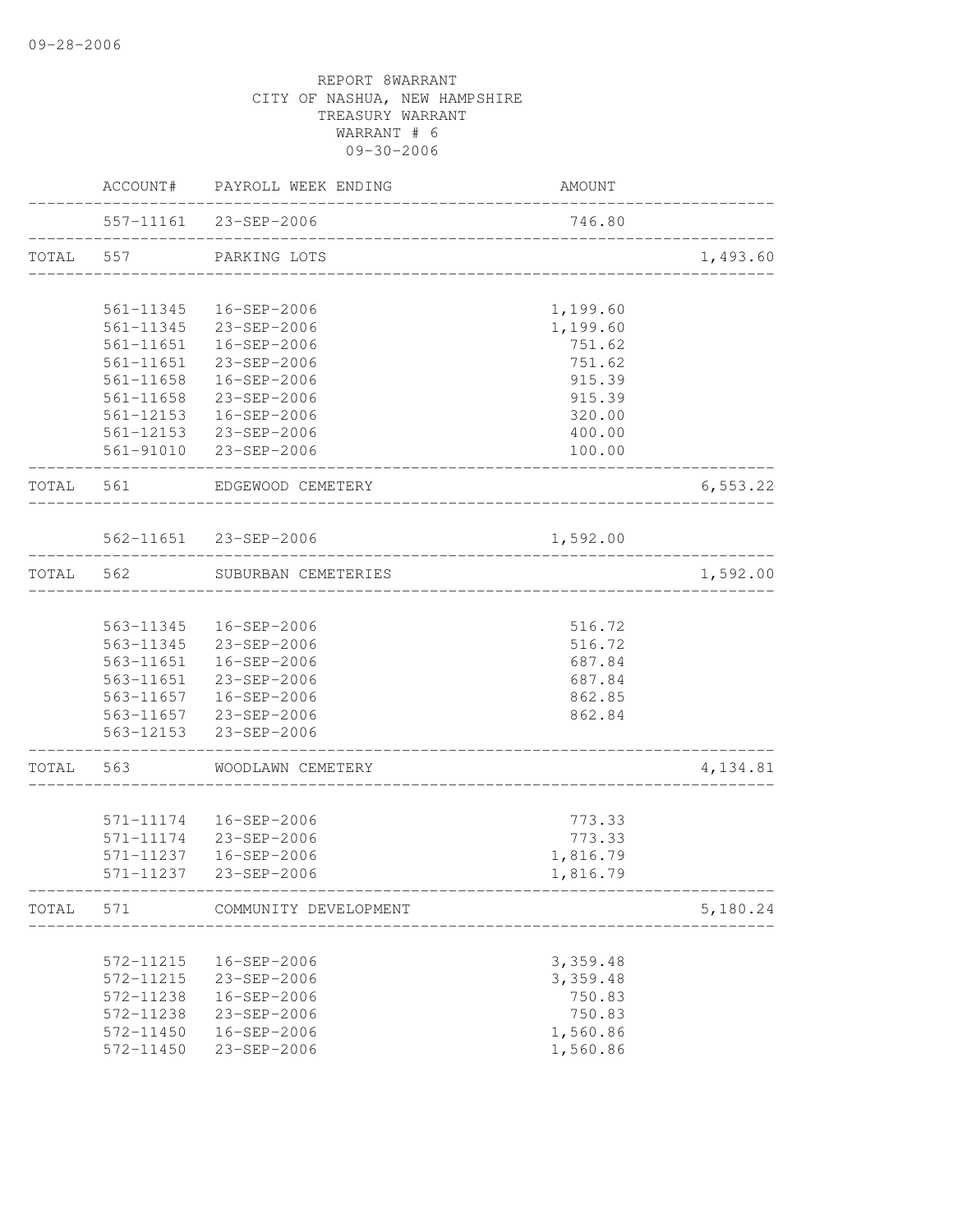REPORT 8WARRANT
CITY OF NASHUA, NEW HAMPSHIRE
TREASURY WARRANT
WARRANT # 6
09-30-2006

| | ACCOUNT# | PAYROLL WEEK ENDING | AMOUNT | |
|---|---|---|---|---|
| | 557-11161 | 23-SEP-2006 | 746.80 | |
| TOTAL | 557 | PARKING LOTS | | 1,493.60 |
| | 561-11345 | 16-SEP-2006 | 1,199.60 | |
| | 561-11345 | 23-SEP-2006 | 1,199.60 | |
| | 561-11651 | 16-SEP-2006 | 751.62 | |
| | 561-11651 | 23-SEP-2006 | 751.62 | |
| | 561-11658 | 16-SEP-2006 | 915.39 | |
| | 561-11658 | 23-SEP-2006 | 915.39 | |
| | 561-12153 | 16-SEP-2006 | 320.00 | |
| | 561-12153 | 23-SEP-2006 | 400.00 | |
| | 561-91010 | 23-SEP-2006 | 100.00 | |
| TOTAL | 561 | EDGEWOOD CEMETERY | | 6,553.22 |
| | 562-11651 | 23-SEP-2006 | 1,592.00 | |
| TOTAL | 562 | SUBURBAN CEMETERIES | | 1,592.00 |
| | 563-11345 | 16-SEP-2006 | 516.72 | |
| | 563-11345 | 23-SEP-2006 | 516.72 | |
| | 563-11651 | 16-SEP-2006 | 687.84 | |
| | 563-11651 | 23-SEP-2006 | 687.84 | |
| | 563-11657 | 16-SEP-2006 | 862.85 | |
| | 563-11657 | 23-SEP-2006 | 862.84 | |
| | 563-12153 | 23-SEP-2006 | | |
| TOTAL | 563 | WOODLAWN CEMETERY | | 4,134.81 |
| | 571-11174 | 16-SEP-2006 | 773.33 | |
| | 571-11174 | 23-SEP-2006 | 773.33 | |
| | 571-11237 | 16-SEP-2006 | 1,816.79 | |
| | 571-11237 | 23-SEP-2006 | 1,816.79 | |
| TOTAL | 571 | COMMUNITY DEVELOPMENT | | 5,180.24 |
| | 572-11215 | 16-SEP-2006 | 3,359.48 | |
| | 572-11215 | 23-SEP-2006 | 3,359.48 | |
| | 572-11238 | 16-SEP-2006 | 750.83 | |
| | 572-11238 | 23-SEP-2006 | 750.83 | |
| | 572-11450 | 16-SEP-2006 | 1,560.86 | |
| | 572-11450 | 23-SEP-2006 | 1,560.86 | |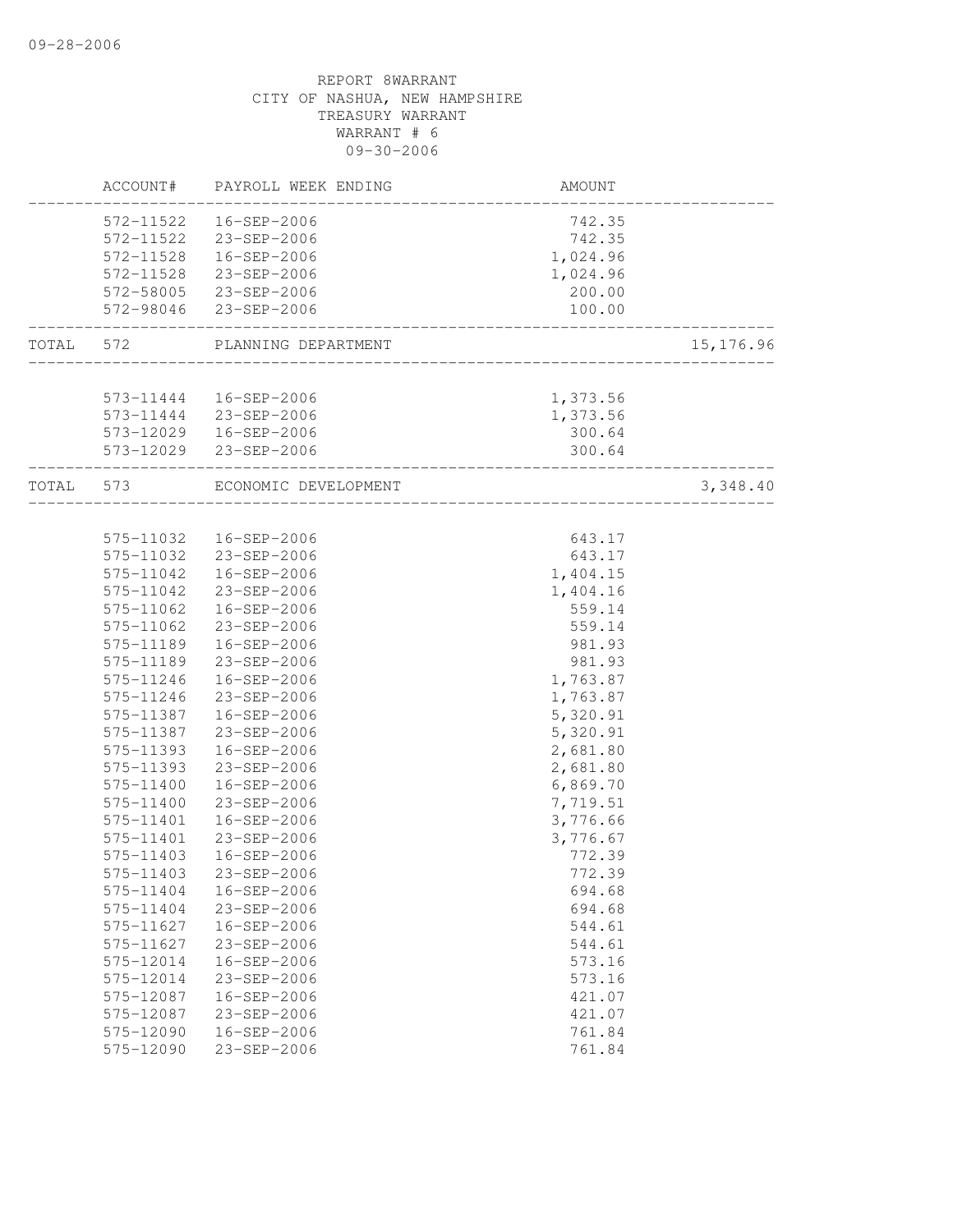REPORT 8WARRANT
CITY OF NASHUA, NEW HAMPSHIRE
TREASURY WARRANT
WARRANT # 6
09-30-2006

| | ACCOUNT# | PAYROLL WEEK ENDING | AMOUNT | |
|---|---|---|---|---|
| | 572-11522 | 16-SEP-2006 | 742.35 | |
| | 572-11522 | 23-SEP-2006 | 742.35 | |
| | 572-11528 | 16-SEP-2006 | 1,024.96 | |
| | 572-11528 | 23-SEP-2006 | 1,024.96 | |
| | 572-58005 | 23-SEP-2006 | 200.00 | |
| | 572-98046 | 23-SEP-2006 | 100.00 | |
| TOTAL | 572 | PLANNING DEPARTMENT | | 15,176.96 |
| | 573-11444 | 16-SEP-2006 | 1,373.56 | |
| | 573-11444 | 23-SEP-2006 | 1,373.56 | |
| | 573-12029 | 16-SEP-2006 | 300.64 | |
| | 573-12029 | 23-SEP-2006 | 300.64 | |
| TOTAL | 573 | ECONOMIC DEVELOPMENT | | 3,348.40 |
| | 575-11032 | 16-SEP-2006 | 643.17 | |
| | 575-11032 | 23-SEP-2006 | 643.17 | |
| | 575-11042 | 16-SEP-2006 | 1,404.15 | |
| | 575-11042 | 23-SEP-2006 | 1,404.16 | |
| | 575-11062 | 16-SEP-2006 | 559.14 | |
| | 575-11062 | 23-SEP-2006 | 559.14 | |
| | 575-11189 | 16-SEP-2006 | 981.93 | |
| | 575-11189 | 23-SEP-2006 | 981.93 | |
| | 575-11246 | 16-SEP-2006 | 1,763.87 | |
| | 575-11246 | 23-SEP-2006 | 1,763.87 | |
| | 575-11387 | 16-SEP-2006 | 5,320.91 | |
| | 575-11387 | 23-SEP-2006 | 5,320.91 | |
| | 575-11393 | 16-SEP-2006 | 2,681.80 | |
| | 575-11393 | 23-SEP-2006 | 2,681.80 | |
| | 575-11400 | 16-SEP-2006 | 6,869.70 | |
| | 575-11400 | 23-SEP-2006 | 7,719.51 | |
| | 575-11401 | 16-SEP-2006 | 3,776.66 | |
| | 575-11401 | 23-SEP-2006 | 3,776.67 | |
| | 575-11403 | 16-SEP-2006 | 772.39 | |
| | 575-11403 | 23-SEP-2006 | 772.39 | |
| | 575-11404 | 16-SEP-2006 | 694.68 | |
| | 575-11404 | 23-SEP-2006 | 694.68 | |
| | 575-11627 | 16-SEP-2006 | 544.61 | |
| | 575-11627 | 23-SEP-2006 | 544.61 | |
| | 575-12014 | 16-SEP-2006 | 573.16 | |
| | 575-12014 | 23-SEP-2006 | 573.16 | |
| | 575-12087 | 16-SEP-2006 | 421.07 | |
| | 575-12087 | 23-SEP-2006 | 421.07 | |
| | 575-12090 | 16-SEP-2006 | 761.84 | |
| | 575-12090 | 23-SEP-2006 | 761.84 | |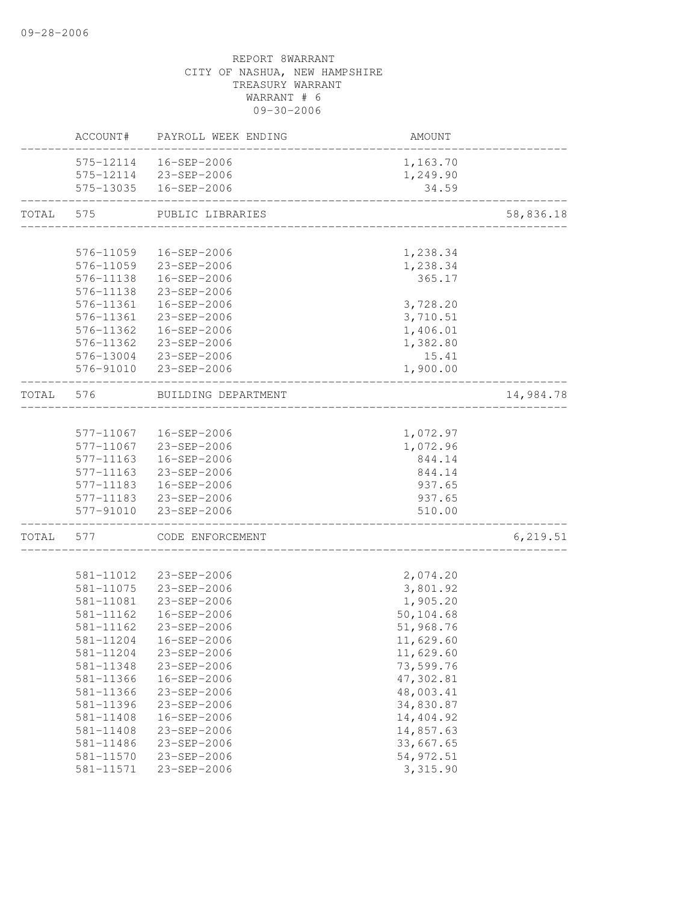REPORT 8WARRANT
CITY OF NASHUA, NEW HAMPSHIRE
TREASURY WARRANT
WARRANT # 6
09-30-2006

| | ACCOUNT# | PAYROLL WEEK ENDING | AMOUNT | |
|---|---|---|---|---|
| | 575-12114 | 16-SEP-2006 | 1,163.70 | |
| | 575-12114 | 23-SEP-2006 | 1,249.90 | |
| | 575-13035 | 16-SEP-2006 | 34.59 | |
| TOTAL | 575 | PUBLIC LIBRARIES | | 58,836.18 |
| | 576-11059 | 16-SEP-2006 | 1,238.34 | |
| | 576-11059 | 23-SEP-2006 | 1,238.34 | |
| | 576-11138 | 16-SEP-2006 | 365.17 | |
| | 576-11138 | 23-SEP-2006 | | |
| | 576-11361 | 16-SEP-2006 | 3,728.20 | |
| | 576-11361 | 23-SEP-2006 | 3,710.51 | |
| | 576-11362 | 16-SEP-2006 | 1,406.01 | |
| | 576-11362 | 23-SEP-2006 | 1,382.80 | |
| | 576-13004 | 23-SEP-2006 | 15.41 | |
| | 576-91010 | 23-SEP-2006 | 1,900.00 | |
| TOTAL | 576 | BUILDING DEPARTMENT | | 14,984.78 |
| | 577-11067 | 16-SEP-2006 | 1,072.97 | |
| | 577-11067 | 23-SEP-2006 | 1,072.96 | |
| | 577-11163 | 16-SEP-2006 | 844.14 | |
| | 577-11163 | 23-SEP-2006 | 844.14 | |
| | 577-11183 | 16-SEP-2006 | 937.65 | |
| | 577-11183 | 23-SEP-2006 | 937.65 | |
| | 577-91010 | 23-SEP-2006 | 510.00 | |
| TOTAL | 577 | CODE ENFORCEMENT | | 6,219.51 |
| | 581-11012 | 23-SEP-2006 | 2,074.20 | |
| | 581-11075 | 23-SEP-2006 | 3,801.92 | |
| | 581-11081 | 23-SEP-2006 | 1,905.20 | |
| | 581-11162 | 16-SEP-2006 | 50,104.68 | |
| | 581-11162 | 23-SEP-2006 | 51,968.76 | |
| | 581-11204 | 16-SEP-2006 | 11,629.60 | |
| | 581-11204 | 23-SEP-2006 | 11,629.60 | |
| | 581-11348 | 23-SEP-2006 | 73,599.76 | |
| | 581-11366 | 16-SEP-2006 | 47,302.81 | |
| | 581-11366 | 23-SEP-2006 | 48,003.41 | |
| | 581-11396 | 23-SEP-2006 | 34,830.87 | |
| | 581-11408 | 16-SEP-2006 | 14,404.92 | |
| | 581-11408 | 23-SEP-2006 | 14,857.63 | |
| | 581-11486 | 23-SEP-2006 | 33,667.65 | |
| | 581-11570 | 23-SEP-2006 | 54,972.51 | |
| | 581-11571 | 23-SEP-2006 | 3,315.90 | |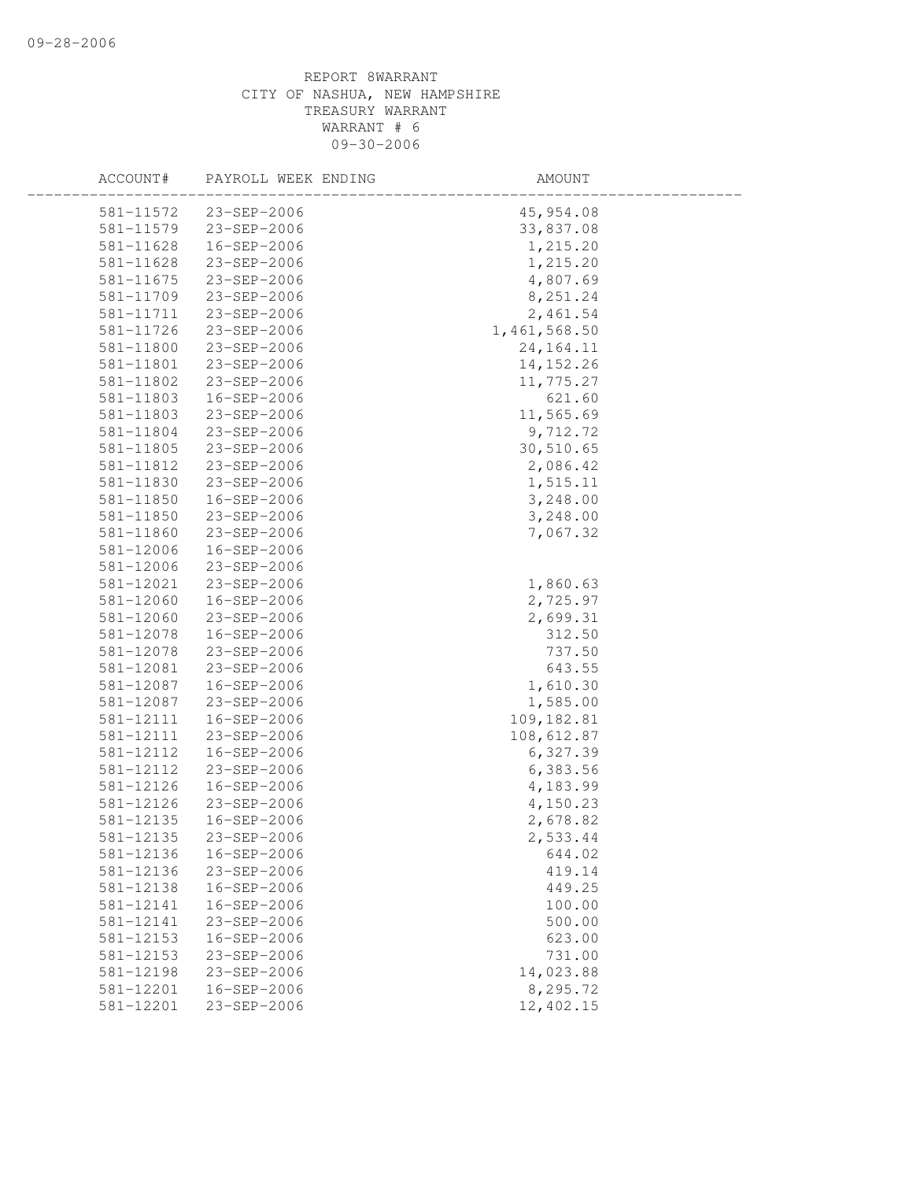REPORT 8WARRANT
CITY OF NASHUA, NEW HAMPSHIRE
TREASURY WARRANT
WARRANT # 6
09-30-2006

| ACCOUNT# | PAYROLL WEEK ENDING | AMOUNT |
|---|---|---|
| 581-11572 | 23-SEP-2006 | 45,954.08 |
| 581-11579 | 23-SEP-2006 | 33,837.08 |
| 581-11628 | 16-SEP-2006 | 1,215.20 |
| 581-11628 | 23-SEP-2006 | 1,215.20 |
| 581-11675 | 23-SEP-2006 | 4,807.69 |
| 581-11709 | 23-SEP-2006 | 8,251.24 |
| 581-11711 | 23-SEP-2006 | 2,461.54 |
| 581-11726 | 23-SEP-2006 | 1,461,568.50 |
| 581-11800 | 23-SEP-2006 | 24,164.11 |
| 581-11801 | 23-SEP-2006 | 14,152.26 |
| 581-11802 | 23-SEP-2006 | 11,775.27 |
| 581-11803 | 16-SEP-2006 | 621.60 |
| 581-11803 | 23-SEP-2006 | 11,565.69 |
| 581-11804 | 23-SEP-2006 | 9,712.72 |
| 581-11805 | 23-SEP-2006 | 30,510.65 |
| 581-11812 | 23-SEP-2006 | 2,086.42 |
| 581-11830 | 23-SEP-2006 | 1,515.11 |
| 581-11850 | 16-SEP-2006 | 3,248.00 |
| 581-11850 | 23-SEP-2006 | 3,248.00 |
| 581-11860 | 23-SEP-2006 | 7,067.32 |
| 581-12006 | 16-SEP-2006 | |
| 581-12006 | 23-SEP-2006 | |
| 581-12021 | 23-SEP-2006 | 1,860.63 |
| 581-12060 | 16-SEP-2006 | 2,725.97 |
| 581-12060 | 23-SEP-2006 | 2,699.31 |
| 581-12078 | 16-SEP-2006 | 312.50 |
| 581-12078 | 23-SEP-2006 | 737.50 |
| 581-12081 | 23-SEP-2006 | 643.55 |
| 581-12087 | 16-SEP-2006 | 1,610.30 |
| 581-12087 | 23-SEP-2006 | 1,585.00 |
| 581-12111 | 16-SEP-2006 | 109,182.81 |
| 581-12111 | 23-SEP-2006 | 108,612.87 |
| 581-12112 | 16-SEP-2006 | 6,327.39 |
| 581-12112 | 23-SEP-2006 | 6,383.56 |
| 581-12126 | 16-SEP-2006 | 4,183.99 |
| 581-12126 | 23-SEP-2006 | 4,150.23 |
| 581-12135 | 16-SEP-2006 | 2,678.82 |
| 581-12135 | 23-SEP-2006 | 2,533.44 |
| 581-12136 | 16-SEP-2006 | 644.02 |
| 581-12136 | 23-SEP-2006 | 419.14 |
| 581-12138 | 16-SEP-2006 | 449.25 |
| 581-12141 | 16-SEP-2006 | 100.00 |
| 581-12141 | 23-SEP-2006 | 500.00 |
| 581-12153 | 16-SEP-2006 | 623.00 |
| 581-12153 | 23-SEP-2006 | 731.00 |
| 581-12198 | 23-SEP-2006 | 14,023.88 |
| 581-12201 | 16-SEP-2006 | 8,295.72 |
| 581-12201 | 23-SEP-2006 | 12,402.15 |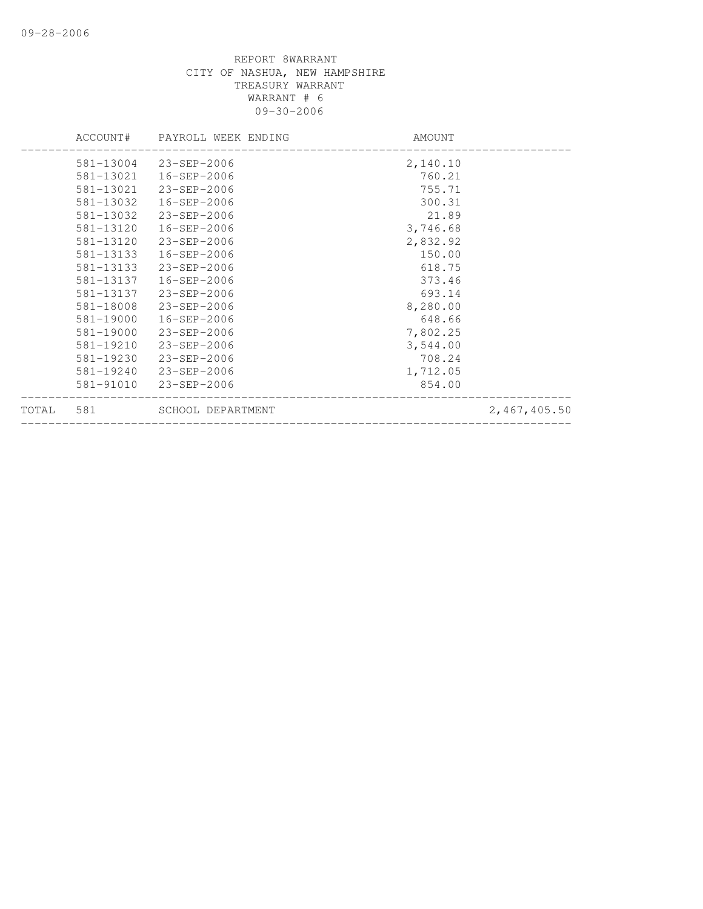REPORT 8WARRANT
CITY OF NASHUA, NEW HAMPSHIRE
TREASURY WARRANT
WARRANT # 6
09-30-2006

| | ACCOUNT# | PAYROLL WEEK ENDING | AMOUNT | |
|---|---|---|---|---|
| | 581-13004 | 23-SEP-2006 | 2,140.10 | |
| | 581-13021 | 16-SEP-2006 | 760.21 | |
| | 581-13021 | 23-SEP-2006 | 755.71 | |
| | 581-13032 | 16-SEP-2006 | 300.31 | |
| | 581-13032 | 23-SEP-2006 | 21.89 | |
| | 581-13120 | 16-SEP-2006 | 3,746.68 | |
| | 581-13120 | 23-SEP-2006 | 2,832.92 | |
| | 581-13133 | 16-SEP-2006 | 150.00 | |
| | 581-13133 | 23-SEP-2006 | 618.75 | |
| | 581-13137 | 16-SEP-2006 | 373.46 | |
| | 581-13137 | 23-SEP-2006 | 693.14 | |
| | 581-18008 | 23-SEP-2006 | 8,280.00 | |
| | 581-19000 | 16-SEP-2006 | 648.66 | |
| | 581-19000 | 23-SEP-2006 | 7,802.25 | |
| | 581-19210 | 23-SEP-2006 | 3,544.00 | |
| | 581-19230 | 23-SEP-2006 | 708.24 | |
| | 581-19240 | 23-SEP-2006 | 1,712.05 | |
| | 581-91010 | 23-SEP-2006 | 854.00 | |
| TOTAL | 581 | SCHOOL DEPARTMENT | | 2,467,405.50 |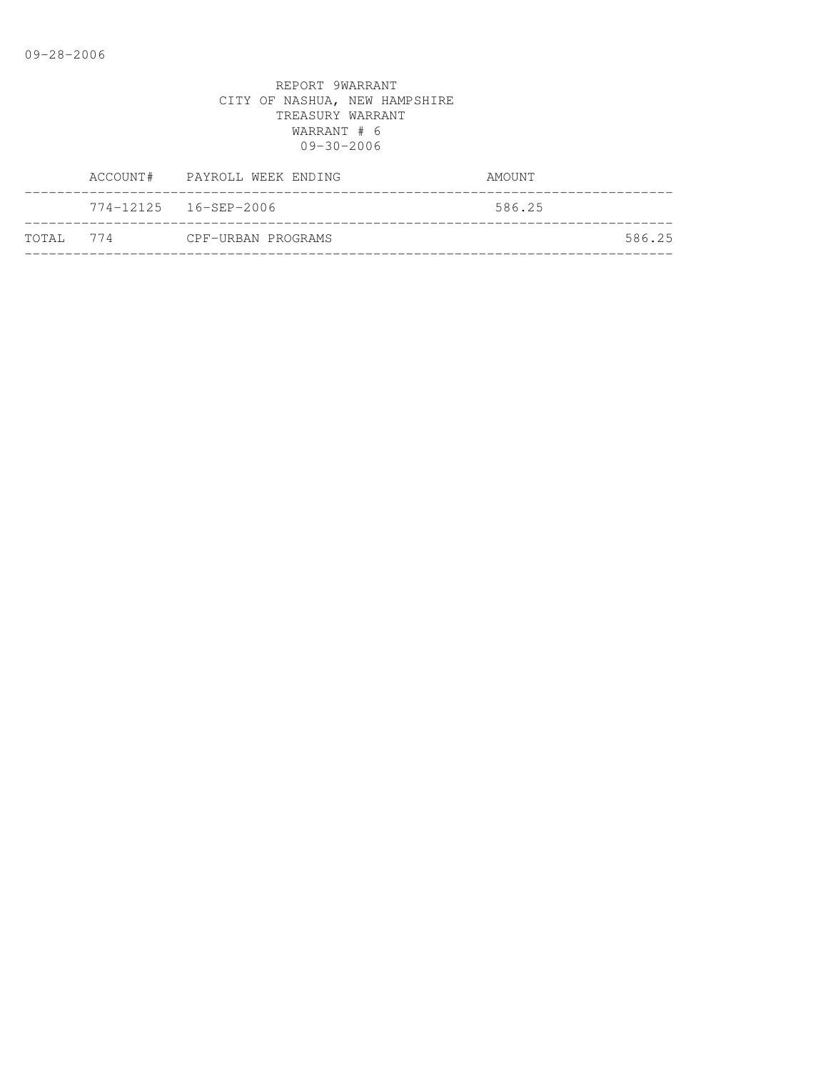09-28-2006

REPORT 9WARRANT
CITY OF NASHUA, NEW HAMPSHIRE
TREASURY WARRANT
WARRANT # 6
09-30-2006

| | ACCOUNT# | PAYROLL WEEK ENDING | AMOUNT | |
|---|---|---|---|---|
| | 774-12125 | 16-SEP-2006 | 586.25 | |
| TOTAL | 774 | CPF-URBAN PROGRAMS | | 586.25 |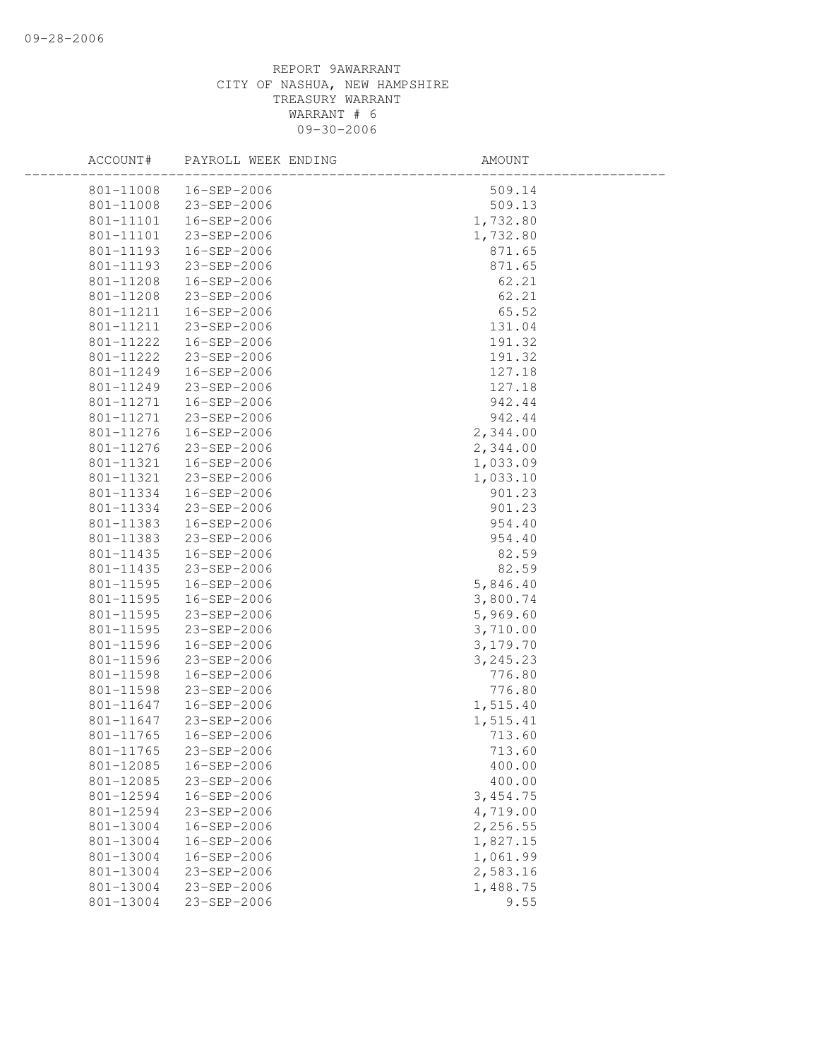REPORT 9AWARRANT
CITY OF NASHUA, NEW HAMPSHIRE
TREASURY WARRANT
WARRANT # 6
09-30-2006

| ACCOUNT# | PAYROLL WEEK ENDING | AMOUNT |
|---|---|---|
| 801-11008 | 16-SEP-2006 | 509.14 |
| 801-11008 | 23-SEP-2006 | 509.13 |
| 801-11101 | 16-SEP-2006 | 1,732.80 |
| 801-11101 | 23-SEP-2006 | 1,732.80 |
| 801-11193 | 16-SEP-2006 | 871.65 |
| 801-11193 | 23-SEP-2006 | 871.65 |
| 801-11208 | 16-SEP-2006 | 62.21 |
| 801-11208 | 23-SEP-2006 | 62.21 |
| 801-11211 | 16-SEP-2006 | 65.52 |
| 801-11211 | 23-SEP-2006 | 131.04 |
| 801-11222 | 16-SEP-2006 | 191.32 |
| 801-11222 | 23-SEP-2006 | 191.32 |
| 801-11249 | 16-SEP-2006 | 127.18 |
| 801-11249 | 23-SEP-2006 | 127.18 |
| 801-11271 | 16-SEP-2006 | 942.44 |
| 801-11271 | 23-SEP-2006 | 942.44 |
| 801-11276 | 16-SEP-2006 | 2,344.00 |
| 801-11276 | 23-SEP-2006 | 2,344.00 |
| 801-11321 | 16-SEP-2006 | 1,033.09 |
| 801-11321 | 23-SEP-2006 | 1,033.10 |
| 801-11334 | 16-SEP-2006 | 901.23 |
| 801-11334 | 23-SEP-2006 | 901.23 |
| 801-11383 | 16-SEP-2006 | 954.40 |
| 801-11383 | 23-SEP-2006 | 954.40 |
| 801-11435 | 16-SEP-2006 | 82.59 |
| 801-11435 | 23-SEP-2006 | 82.59 |
| 801-11595 | 16-SEP-2006 | 5,846.40 |
| 801-11595 | 16-SEP-2006 | 3,800.74 |
| 801-11595 | 23-SEP-2006 | 5,969.60 |
| 801-11595 | 23-SEP-2006 | 3,710.00 |
| 801-11596 | 16-SEP-2006 | 3,179.70 |
| 801-11596 | 23-SEP-2006 | 3,245.23 |
| 801-11598 | 16-SEP-2006 | 776.80 |
| 801-11598 | 23-SEP-2006 | 776.80 |
| 801-11647 | 16-SEP-2006 | 1,515.40 |
| 801-11647 | 23-SEP-2006 | 1,515.41 |
| 801-11765 | 16-SEP-2006 | 713.60 |
| 801-11765 | 23-SEP-2006 | 713.60 |
| 801-12085 | 16-SEP-2006 | 400.00 |
| 801-12085 | 23-SEP-2006 | 400.00 |
| 801-12594 | 16-SEP-2006 | 3,454.75 |
| 801-12594 | 23-SEP-2006 | 4,719.00 |
| 801-13004 | 16-SEP-2006 | 2,256.55 |
| 801-13004 | 16-SEP-2006 | 1,827.15 |
| 801-13004 | 16-SEP-2006 | 1,061.99 |
| 801-13004 | 23-SEP-2006 | 2,583.16 |
| 801-13004 | 23-SEP-2006 | 1,488.75 |
| 801-13004 | 23-SEP-2006 | 9.55 |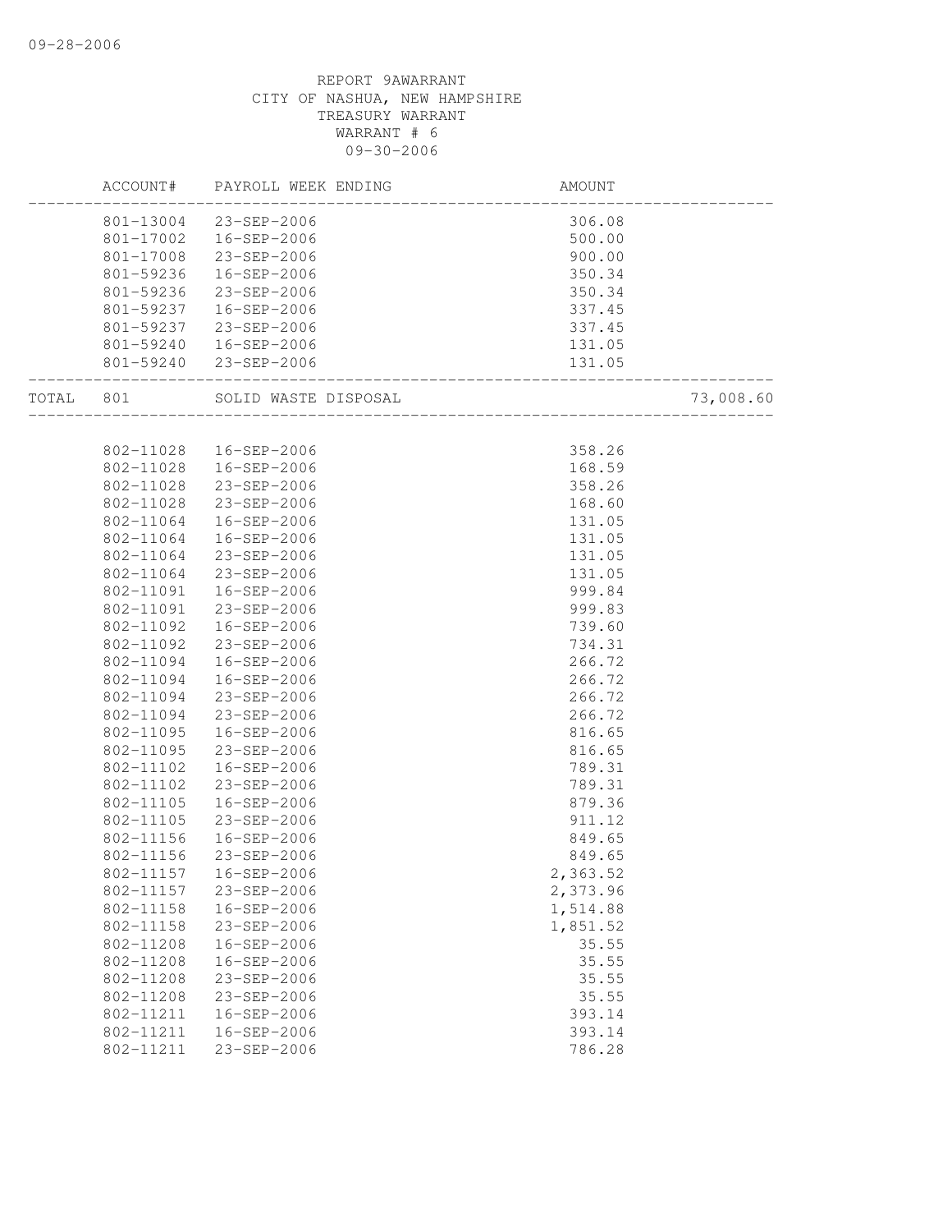09-28-2006

REPORT 9AWARRANT
CITY OF NASHUA, NEW HAMPSHIRE
TREASURY WARRANT
WARRANT # 6
09-30-2006

| ACCOUNT# | PAYROLL WEEK ENDING | AMOUNT | |
|---|---|---|---|
| 801-13004 | 23-SEP-2006 | 306.08 | |
| 801-17002 | 16-SEP-2006 | 500.00 | |
| 801-17008 | 23-SEP-2006 | 900.00 | |
| 801-59236 | 16-SEP-2006 | 350.34 | |
| 801-59236 | 23-SEP-2006 | 350.34 | |
| 801-59237 | 16-SEP-2006 | 337.45 | |
| 801-59237 | 23-SEP-2006 | 337.45 | |
| 801-59240 | 16-SEP-2006 | 131.05 | |
| 801-59240 | 23-SEP-2006 | 131.05 | |
| TOTAL 801 | SOLID WASTE DISPOSAL | | 73,008.60 |
| 802-11028 | 16-SEP-2006 | 358.26 | |
| 802-11028 | 16-SEP-2006 | 168.59 | |
| 802-11028 | 23-SEP-2006 | 358.26 | |
| 802-11028 | 23-SEP-2006 | 168.60 | |
| 802-11064 | 16-SEP-2006 | 131.05 | |
| 802-11064 | 16-SEP-2006 | 131.05 | |
| 802-11064 | 23-SEP-2006 | 131.05 | |
| 802-11064 | 23-SEP-2006 | 131.05 | |
| 802-11091 | 16-SEP-2006 | 999.84 | |
| 802-11091 | 23-SEP-2006 | 999.83 | |
| 802-11092 | 16-SEP-2006 | 739.60 | |
| 802-11092 | 23-SEP-2006 | 734.31 | |
| 802-11094 | 16-SEP-2006 | 266.72 | |
| 802-11094 | 16-SEP-2006 | 266.72 | |
| 802-11094 | 23-SEP-2006 | 266.72 | |
| 802-11094 | 23-SEP-2006 | 266.72 | |
| 802-11095 | 16-SEP-2006 | 816.65 | |
| 802-11095 | 23-SEP-2006 | 816.65 | |
| 802-11102 | 16-SEP-2006 | 789.31 | |
| 802-11102 | 23-SEP-2006 | 789.31 | |
| 802-11105 | 16-SEP-2006 | 879.36 | |
| 802-11105 | 23-SEP-2006 | 911.12 | |
| 802-11156 | 16-SEP-2006 | 849.65 | |
| 802-11156 | 23-SEP-2006 | 849.65 | |
| 802-11157 | 16-SEP-2006 | 2,363.52 | |
| 802-11157 | 23-SEP-2006 | 2,373.96 | |
| 802-11158 | 16-SEP-2006 | 1,514.88 | |
| 802-11158 | 23-SEP-2006 | 1,851.52 | |
| 802-11208 | 16-SEP-2006 | 35.55 | |
| 802-11208 | 16-SEP-2006 | 35.55 | |
| 802-11208 | 23-SEP-2006 | 35.55 | |
| 802-11208 | 23-SEP-2006 | 35.55 | |
| 802-11211 | 16-SEP-2006 | 393.14 | |
| 802-11211 | 16-SEP-2006 | 393.14 | |
| 802-11211 | 23-SEP-2006 | 786.28 | |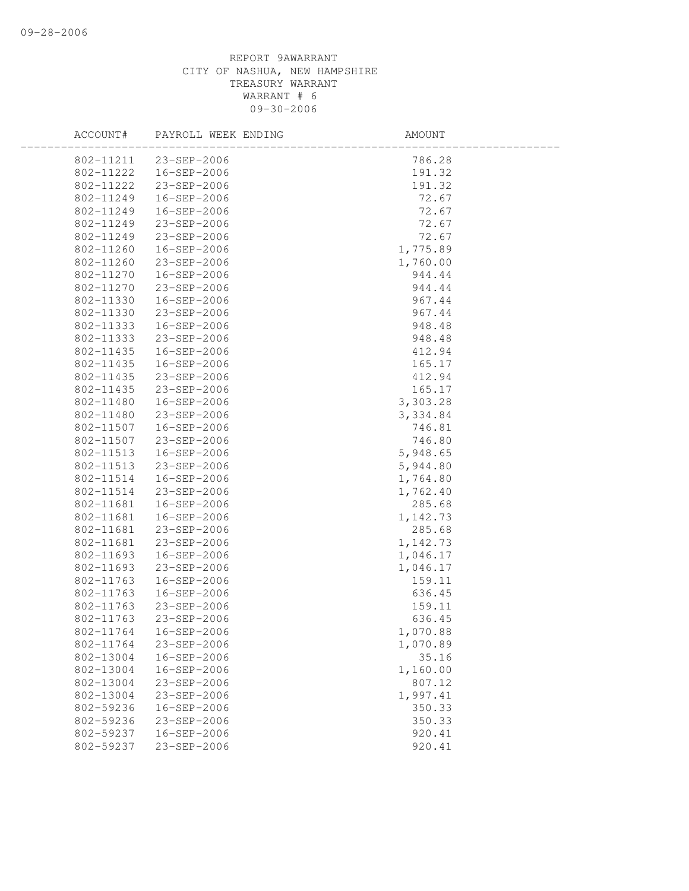REPORT 9AWARRANT
CITY OF NASHUA, NEW HAMPSHIRE
TREASURY WARRANT
WARRANT # 6
09-30-2006

| ACCOUNT# | PAYROLL WEEK ENDING | AMOUNT |
|---|---|---|
| 802-11211 | 23-SEP-2006 | 786.28 |
| 802-11222 | 16-SEP-2006 | 191.32 |
| 802-11222 | 23-SEP-2006 | 191.32 |
| 802-11249 | 16-SEP-2006 | 72.67 |
| 802-11249 | 16-SEP-2006 | 72.67 |
| 802-11249 | 23-SEP-2006 | 72.67 |
| 802-11249 | 23-SEP-2006 | 72.67 |
| 802-11260 | 16-SEP-2006 | 1,775.89 |
| 802-11260 | 23-SEP-2006 | 1,760.00 |
| 802-11270 | 16-SEP-2006 | 944.44 |
| 802-11270 | 23-SEP-2006 | 944.44 |
| 802-11330 | 16-SEP-2006 | 967.44 |
| 802-11330 | 23-SEP-2006 | 967.44 |
| 802-11333 | 16-SEP-2006 | 948.48 |
| 802-11333 | 23-SEP-2006 | 948.48 |
| 802-11435 | 16-SEP-2006 | 412.94 |
| 802-11435 | 16-SEP-2006 | 165.17 |
| 802-11435 | 23-SEP-2006 | 412.94 |
| 802-11435 | 23-SEP-2006 | 165.17 |
| 802-11480 | 16-SEP-2006 | 3,303.28 |
| 802-11480 | 23-SEP-2006 | 3,334.84 |
| 802-11507 | 16-SEP-2006 | 746.81 |
| 802-11507 | 23-SEP-2006 | 746.80 |
| 802-11513 | 16-SEP-2006 | 5,948.65 |
| 802-11513 | 23-SEP-2006 | 5,944.80 |
| 802-11514 | 16-SEP-2006 | 1,764.80 |
| 802-11514 | 23-SEP-2006 | 1,762.40 |
| 802-11681 | 16-SEP-2006 | 285.68 |
| 802-11681 | 16-SEP-2006 | 1,142.73 |
| 802-11681 | 23-SEP-2006 | 285.68 |
| 802-11681 | 23-SEP-2006 | 1,142.73 |
| 802-11693 | 16-SEP-2006 | 1,046.17 |
| 802-11693 | 23-SEP-2006 | 1,046.17 |
| 802-11763 | 16-SEP-2006 | 159.11 |
| 802-11763 | 16-SEP-2006 | 636.45 |
| 802-11763 | 23-SEP-2006 | 159.11 |
| 802-11763 | 23-SEP-2006 | 636.45 |
| 802-11764 | 16-SEP-2006 | 1,070.88 |
| 802-11764 | 23-SEP-2006 | 1,070.89 |
| 802-13004 | 16-SEP-2006 | 35.16 |
| 802-13004 | 16-SEP-2006 | 1,160.00 |
| 802-13004 | 23-SEP-2006 | 807.12 |
| 802-13004 | 23-SEP-2006 | 1,997.41 |
| 802-59236 | 16-SEP-2006 | 350.33 |
| 802-59236 | 23-SEP-2006 | 350.33 |
| 802-59237 | 16-SEP-2006 | 920.41 |
| 802-59237 | 23-SEP-2006 | 920.41 |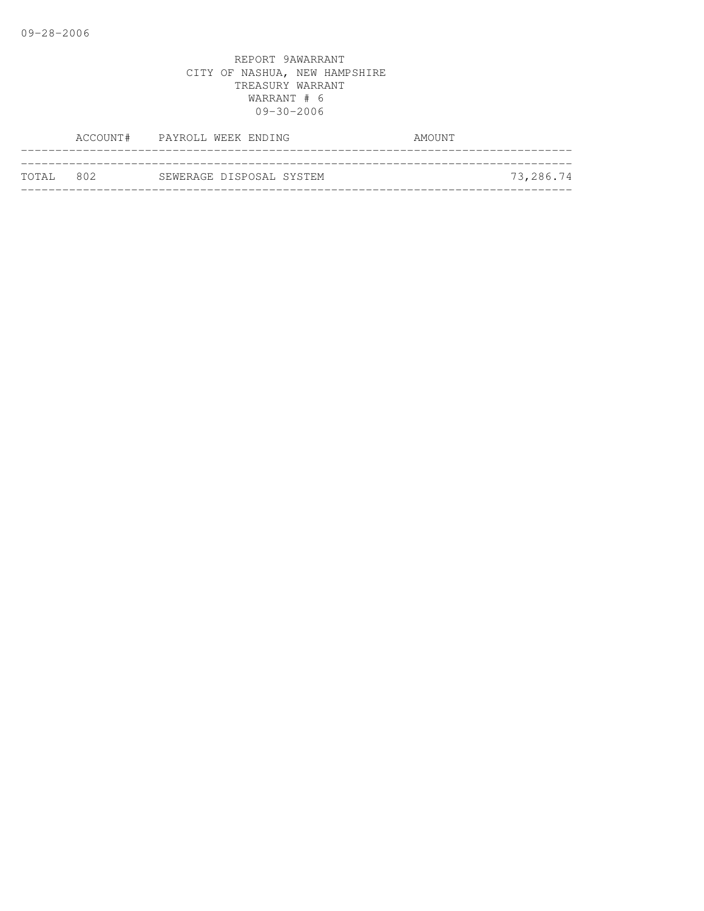09-28-2006

REPORT 9AWARRANT
CITY OF NASHUA, NEW HAMPSHIRE
TREASURY WARRANT
WARRANT # 6
09-30-2006

| | ACCOUNT# | PAYROLL WEEK ENDING | AMOUNT |
|---|---|---|---|
| TOTAL | 802 | SEWERAGE DISPOSAL SYSTEM | 73,286.74 |